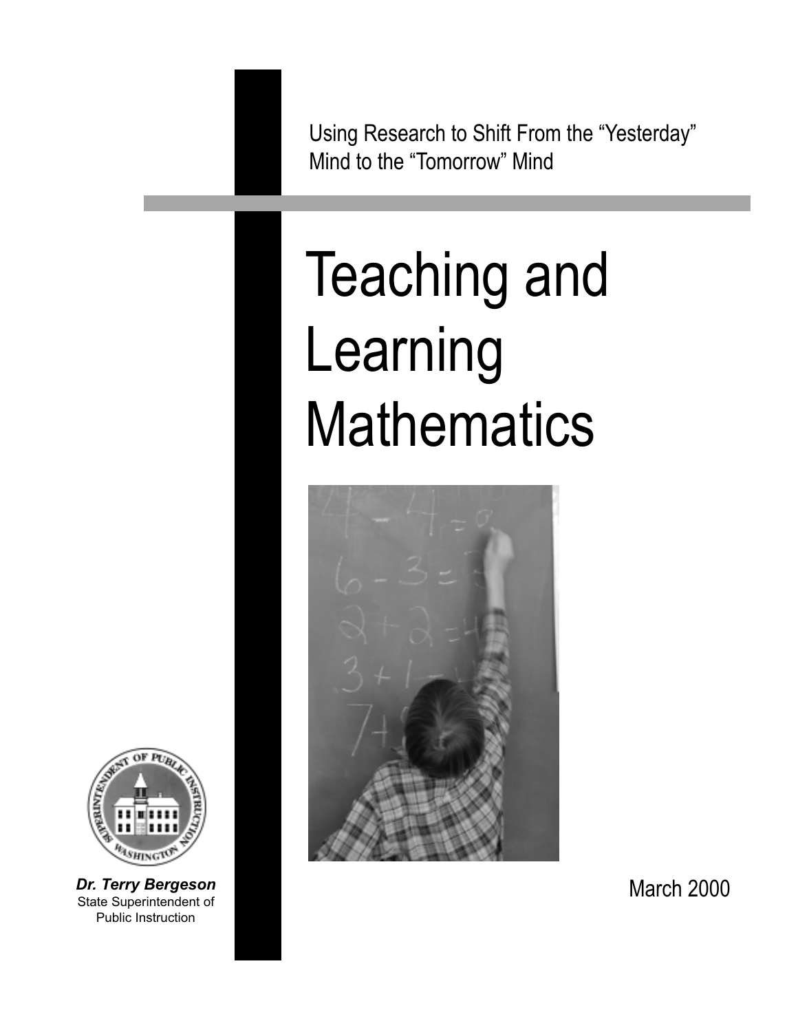Using Research to Shift From the "Yesterday" Mind to the "Tomorrow" Mind

# Teaching and Learning Mathematics

March 2000

***Dr. Terry Bergeson***
State Superintendent of Public Instruction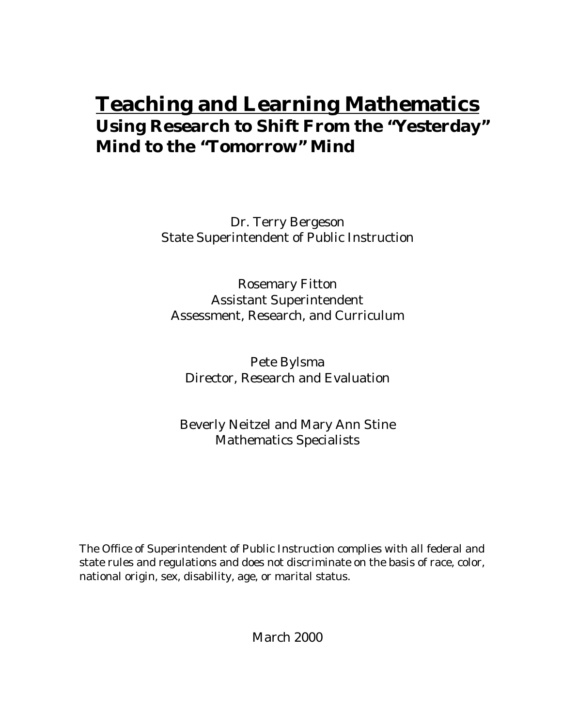# Teaching and Learning Mathematics

## Using Research to Shift From the "Yesterday" Mind to the "Tomorrow" Mind

Dr. Terry Bergeson
State Superintendent of Public Instruction

Rosemary Fitton
Assistant Superintendent
Assessment, Research, and Curriculum

Pete Bylsma
Director, Research and Evaluation

Beverly Neitzel and Mary Ann Stine
Mathematics Specialists

The Office of Superintendent of Public Instruction complies with all federal and state rules and regulations and does not discriminate on the basis of race, color, national origin, sex, disability, age, or marital status.

March 2000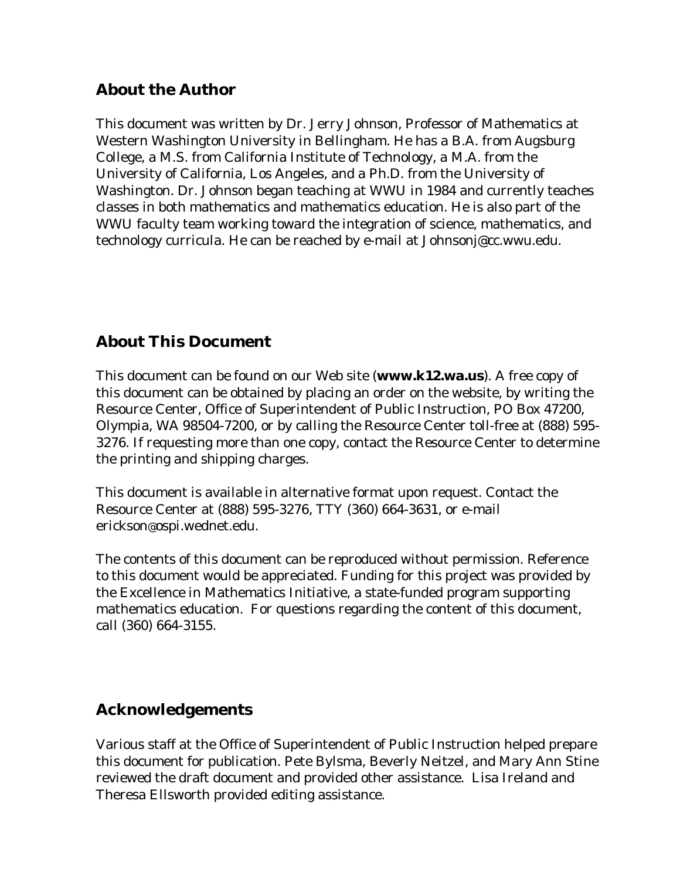## About the Author

This document was written by Dr. Jerry Johnson, Professor of Mathematics at Western Washington University in Bellingham. He has a B.A. from Augsburg College, a M.S. from California Institute of Technology, a M.A. from the University of California, Los Angeles, and a Ph.D. from the University of Washington. Dr. Johnson began teaching at WWU in 1984 and currently teaches classes in both mathematics and mathematics education. He is also part of the WWU faculty team working toward the integration of science, mathematics, and technology curricula. He can be reached by e-mail at Johnsonj@cc.wwu.edu.

## About This Document

This document can be found on our Web site (**www.k12.wa.us**). A free copy of this document can be obtained by placing an order on the website, by writing the Resource Center, Office of Superintendent of Public Instruction, PO Box 47200, Olympia, WA 98504-7200, or by calling the Resource Center toll-free at (888) 595-3276. If requesting more than one copy, contact the Resource Center to determine the printing and shipping charges.

This document is available in alternative format upon request. Contact the Resource Center at (888) 595-3276, TTY (360) 664-3631, or e-mail erickson@ospi.wednet.edu.

The contents of this document can be reproduced without permission. Reference to this document would be appreciated. Funding for this project was provided by the Excellence in Mathematics Initiative, a state-funded program supporting mathematics education. For questions regarding the content of this document, call (360) 664-3155.

## Acknowledgements

Various staff at the Office of Superintendent of Public Instruction helped prepare this document for publication. Pete Bylsma, Beverly Neitzel, and Mary Ann Stine reviewed the draft document and provided other assistance. Lisa Ireland and Theresa Ellsworth provided editing assistance.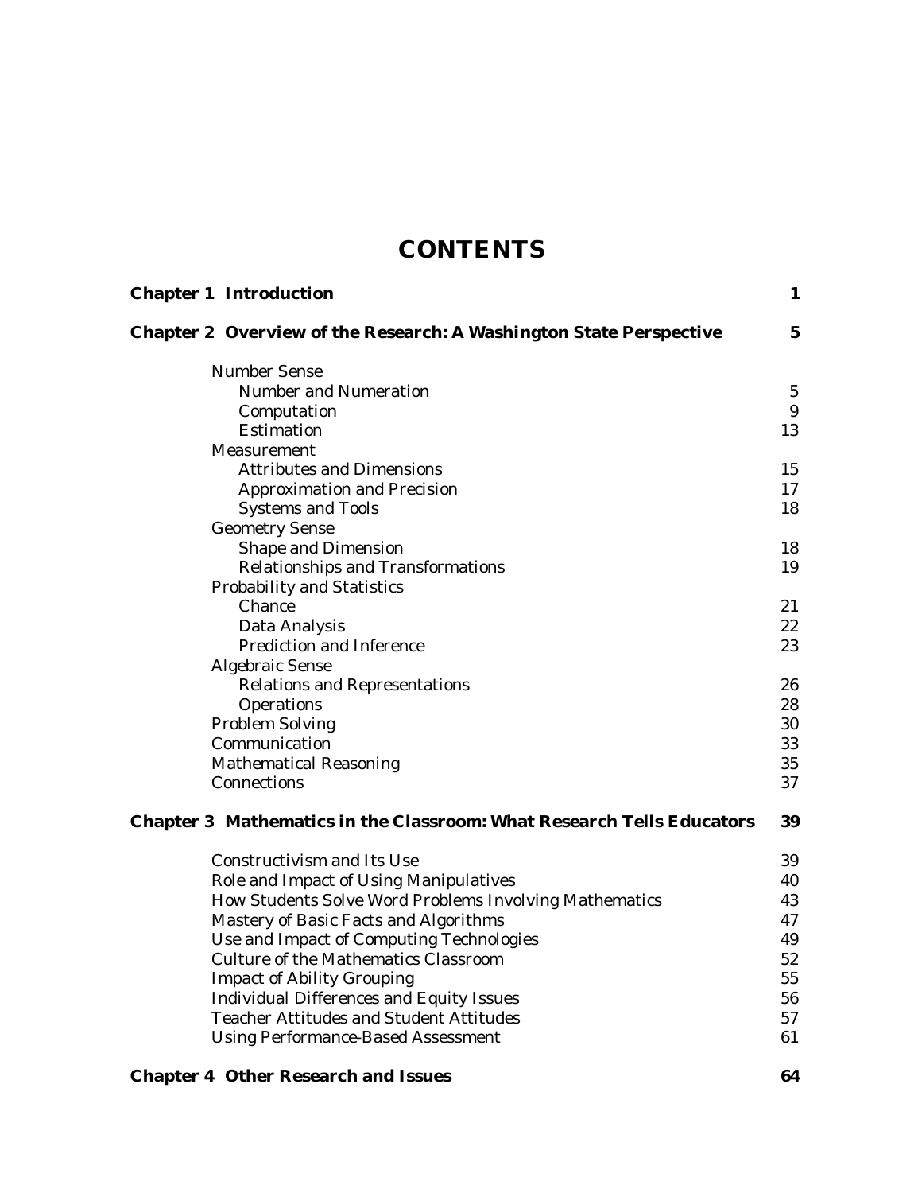# CONTENTS

| | |
|---|---|
| **Chapter 1 Introduction** | **1** |
| **Chapter 2 Overview of the Research: A Washington State Perspective** | **5** |
| Number Sense | |
| Number and Numeration | 5 |
| Computation | 9 |
| Estimation | 13 |
| Measurement | |
| Attributes and Dimensions | 15 |
| Approximation and Precision | 17 |
| Systems and Tools | 18 |
| Geometry Sense | |
| Shape and Dimension | 18 |
| Relationships and Transformations | 19 |
| Probability and Statistics | |
| Chance | 21 |
| Data Analysis | 22 |
| Prediction and Inference | 23 |
| Algebraic Sense | |
| Relations and Representations | 26 |
| Operations | 28 |
| Problem Solving | 30 |
| Communication | 33 |
| Mathematical Reasoning | 35 |
| Connections | 37 |
| **Chapter 3 Mathematics in the Classroom: What Research Tells Educators** | **39** |
| Constructivism and Its Use | 39 |
| Role and Impact of Using Manipulatives | 40 |
| How Students Solve Word Problems Involving Mathematics | 43 |
| Mastery of Basic Facts and Algorithms | 47 |
| Use and Impact of Computing Technologies | 49 |
| Culture of the Mathematics Classroom | 52 |
| Impact of Ability Grouping | 55 |
| Individual Differences and Equity Issues | 56 |
| Teacher Attitudes and Student Attitudes | 57 |
| Using Performance-Based Assessment | 61 |
| **Chapter 4 Other Research and Issues** | **64** |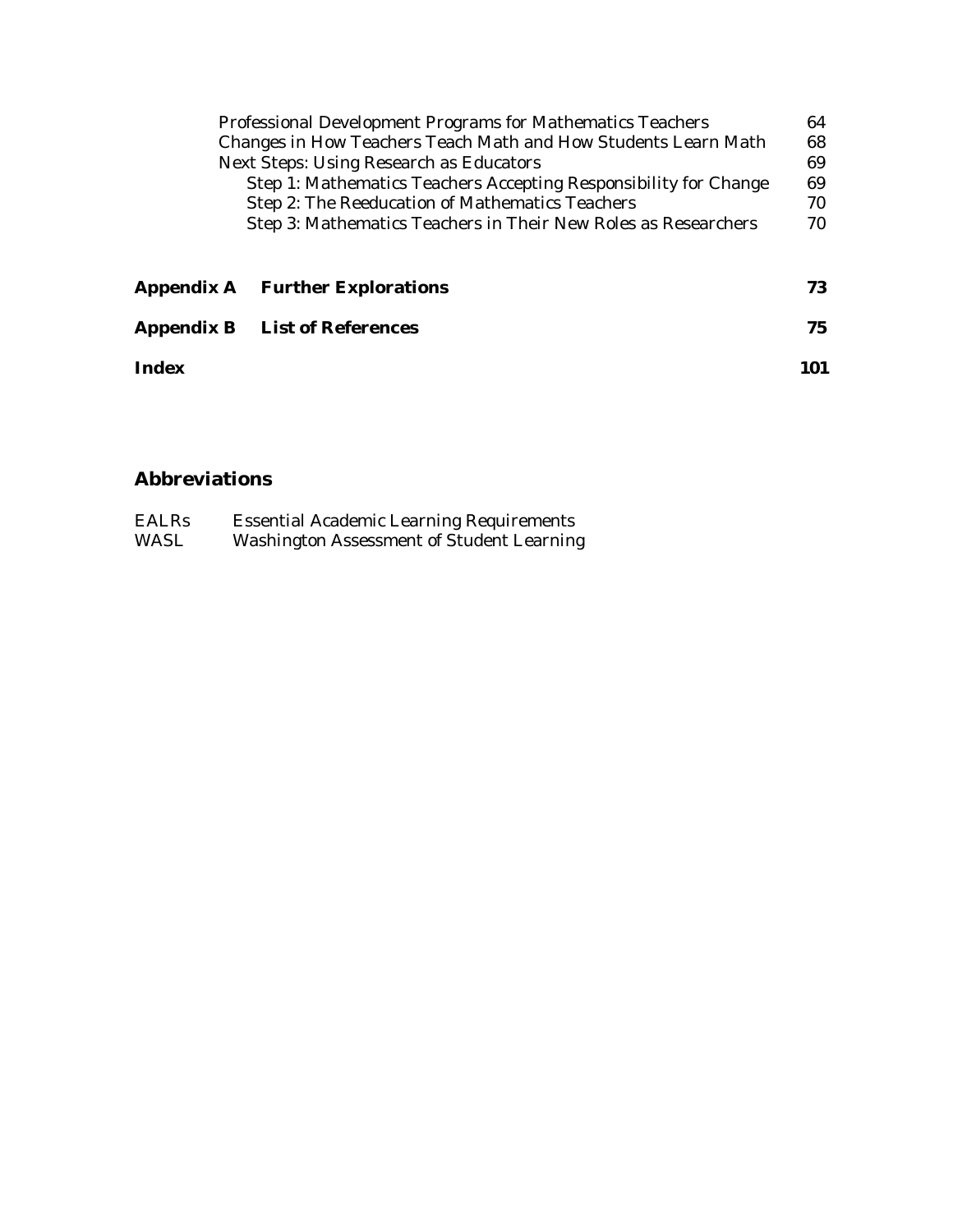| | | |
|---|---|---|
| | Professional Development Programs for Mathematics Teachers | 64 |
| | Changes in How Teachers Teach Math and How Students Learn Math | 68 |
| | Next Steps: Using Research as Educators | 69 |
| | Step 1: Mathematics Teachers Accepting Responsibility for Change | 69 |
| | Step 2: The Reeducation of Mathematics Teachers | 70 |
| | Step 3: Mathematics Teachers in Their New Roles as Researchers | 70 |
| **Appendix A** | **Further Explorations** | **73** |
| **Appendix B** | **List of References** | **75** |
| **Index** | | **101** |

## Abbreviations

| | |
|---|---|
| EALRs | Essential Academic Learning Requirements |
| WASL | Washington Assessment of Student Learning |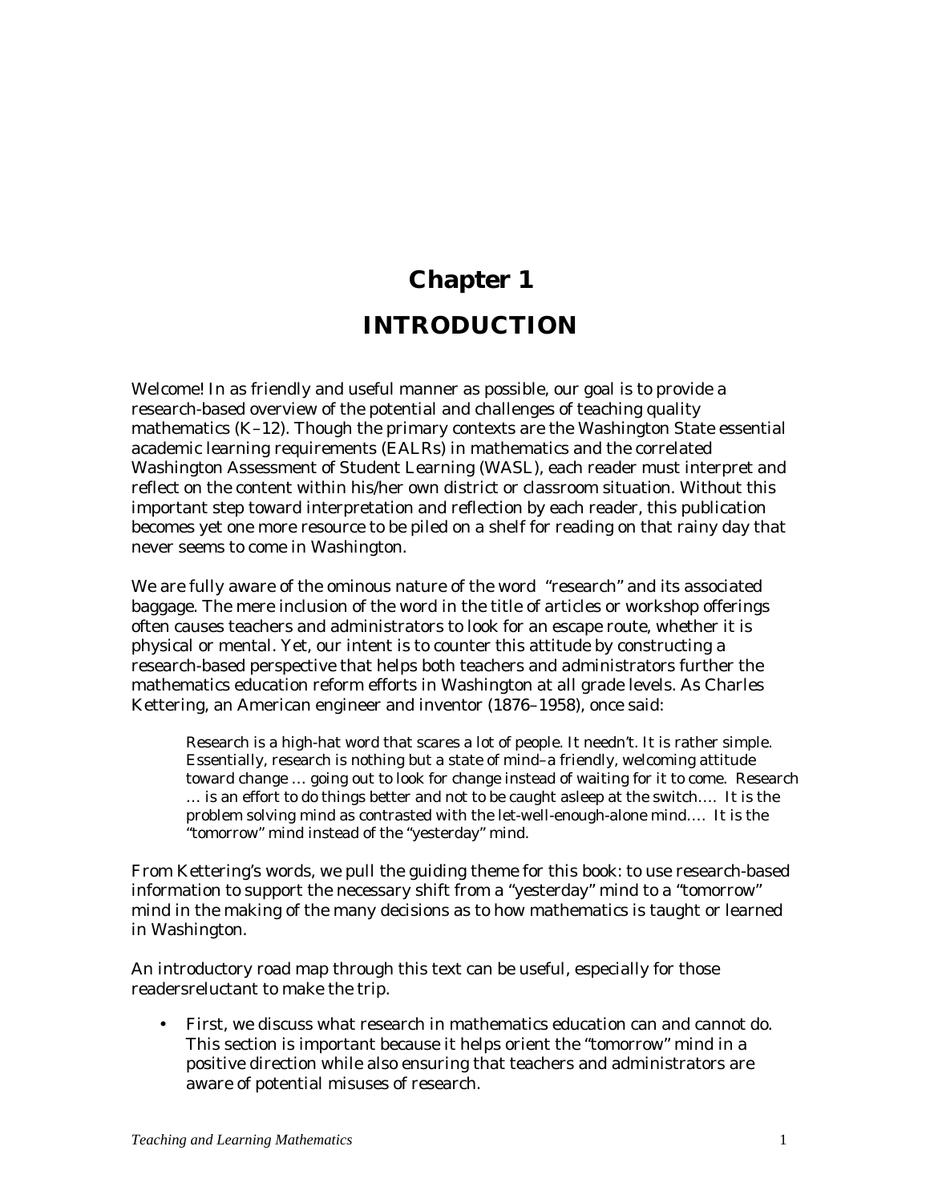# Chapter 1

# INTRODUCTION

Welcome! In as friendly and useful manner as possible, our goal is to provide a research-based overview of the potential and challenges of teaching quality mathematics (K–12). Though the primary contexts are the Washington State essential academic learning requirements (EALRs) in mathematics and the correlated Washington Assessment of Student Learning (WASL), each reader must interpret and reflect on the content within his/her own district or classroom situation. Without this important step toward interpretation and reflection by each reader, this publication becomes yet one more resource to be piled on a shelf for reading on that rainy day that never seems to come in Washington.

We are fully aware of the ominous nature of the word "research" and its associated baggage. The mere inclusion of the word in the title of articles or workshop offerings often causes teachers and administrators to look for an escape route, whether it is physical or mental. Yet, our intent is to counter this attitude by constructing a research-based perspective that helps both teachers and administrators further the mathematics education reform efforts in Washington at all grade levels. As Charles Kettering, an American engineer and inventor (1876–1958), once said:

> Research is a high-hat word that scares a lot of people. It needn't. It is rather simple. Essentially, research is nothing but a state of mind–a friendly, welcoming attitude toward change … going out to look for change instead of waiting for it to come. Research … is an effort to do things better and not to be caught asleep at the switch…. It is the problem solving mind as contrasted with the let-well-enough-alone mind…. It is the "tomorrow" mind instead of the "yesterday" mind.

From Kettering's words, we pull the guiding theme for this book: to use research-based information to support the necessary shift from a "yesterday" mind to a "tomorrow" mind in the making of the many decisions as to how mathematics is taught or learned in Washington.

An introductory road map through this text can be useful, especially for those readersreluctant to make the trip.

- First, we discuss what research in mathematics education can and cannot do. This section is important because it helps orient the "tomorrow" mind in a positive direction while also ensuring that teachers and administrators are aware of potential misuses of research.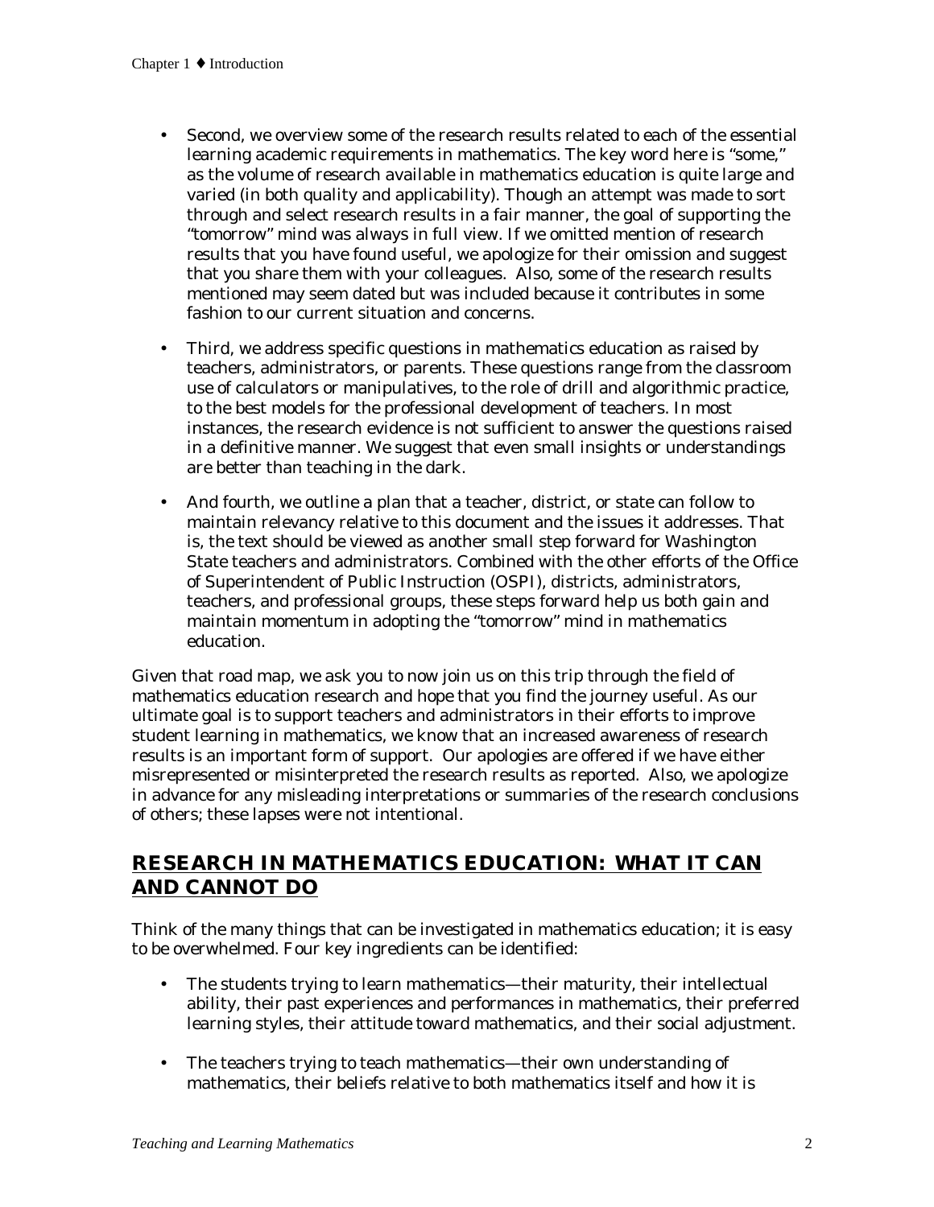- Second, we overview some of the research results related to each of the essential learning academic requirements in mathematics. The key word here is "some," as the volume of research available in mathematics education is quite large and varied (in both quality and applicability). Though an attempt was made to sort through and select research results in a fair manner, the goal of supporting the "tomorrow" mind was always in full view. If we omitted mention of research results that you have found useful, we apologize for their omission and suggest that you share them with your colleagues. Also, some of the research results mentioned may seem dated but was included because it contributes in some fashion to our current situation and concerns.

- Third, we address specific questions in mathematics education as raised by teachers, administrators, or parents. These questions range from the classroom use of calculators or manipulatives, to the role of drill and algorithmic practice, to the best models for the professional development of teachers. In most instances, the research evidence is not sufficient to answer the questions raised in a definitive manner. We suggest that even small insights or understandings are better than teaching in the dark.

- And fourth, we outline a plan that a teacher, district, or state can follow to maintain relevancy relative to this document and the issues it addresses. That is, the text should be viewed as another small step forward for Washington State teachers and administrators. Combined with the other efforts of the Office of Superintendent of Public Instruction (OSPI), districts, administrators, teachers, and professional groups, these steps forward help us both gain and maintain momentum in adopting the "tomorrow" mind in mathematics education.

Given that road map, we ask you to now join us on this trip through the field of mathematics education research and hope that you find the journey useful. As our ultimate goal is to support teachers and administrators in their efforts to improve student learning in mathematics, we know that an increased awareness of research results is an important form of support. Our apologies are offered if we have either misrepresented or misinterpreted the research results as reported. Also, we apologize in advance for any misleading interpretations or summaries of the research conclusions of others; these lapses were not intentional.

## RESEARCH IN MATHEMATICS EDUCATION: WHAT IT CAN AND CANNOT DO

Think of the many things that can be investigated in mathematics education; it is easy to be overwhelmed. Four key ingredients can be identified:

- The students trying to learn mathematics—their maturity, their intellectual ability, their past experiences and performances in mathematics, their preferred learning styles, their attitude toward mathematics, and their social adjustment.

- The teachers trying to teach mathematics—their own understanding of mathematics, their beliefs relative to both mathematics itself and how it is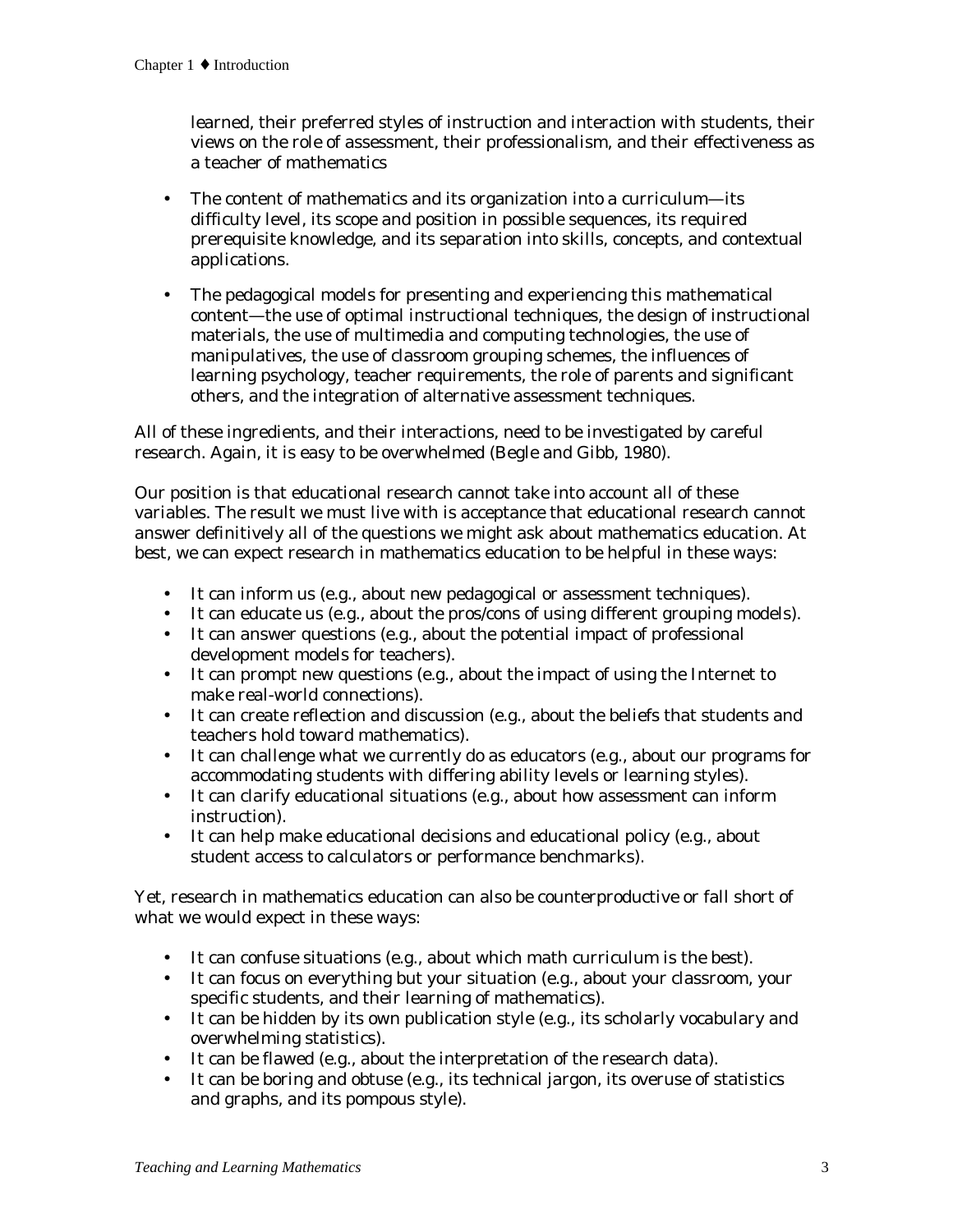learned, their preferred styles of instruction and interaction with students, their views on the role of assessment, their professionalism, and their effectiveness as a teacher of mathematics

- The content of mathematics and its organization into a curriculum—its difficulty level, its scope and position in possible sequences, its required prerequisite knowledge, and its separation into skills, concepts, and contextual applications.
- The pedagogical models for presenting and experiencing this mathematical content—the use of optimal instructional techniques, the design of instructional materials, the use of multimedia and computing technologies, the use of manipulatives, the use of classroom grouping schemes, the influences of learning psychology, teacher requirements, the role of parents and significant others, and the integration of alternative assessment techniques.

All of these ingredients, and their interactions, need to be investigated by careful research. Again, it is easy to be overwhelmed (Begle and Gibb, 1980).

Our position is that educational research cannot take into account all of these variables. The result we must live with is acceptance that educational research cannot answer definitively all of the questions we might ask about mathematics education. At best, we can expect research in mathematics education to be helpful in these ways:

- It can inform us (e.g., about new pedagogical or assessment techniques).
- It can educate us (e.g., about the pros/cons of using different grouping models).
- It can answer questions (e.g., about the potential impact of professional development models for teachers).
- It can prompt new questions (e.g., about the impact of using the Internet to make real-world connections).
- It can create reflection and discussion (e.g., about the beliefs that students and teachers hold toward mathematics).
- It can challenge what we currently do as educators (e.g., about our programs for accommodating students with differing ability levels or learning styles).
- It can clarify educational situations (e.g., about how assessment can inform instruction).
- It can help make educational decisions and educational policy (e.g., about student access to calculators or performance benchmarks).

Yet, research in mathematics education can also be counterproductive or fall short of what we would expect in these ways:

- It can confuse situations (e.g., about which math curriculum is the best).
- It can focus on everything but your situation (e.g., about your classroom, your specific students, and their learning of mathematics).
- It can be hidden by its own publication style (e.g., its scholarly vocabulary and overwhelming statistics).
- It can be flawed (e.g., about the interpretation of the research data).
- It can be boring and obtuse (e.g., its technical jargon, its overuse of statistics and graphs, and its pompous style).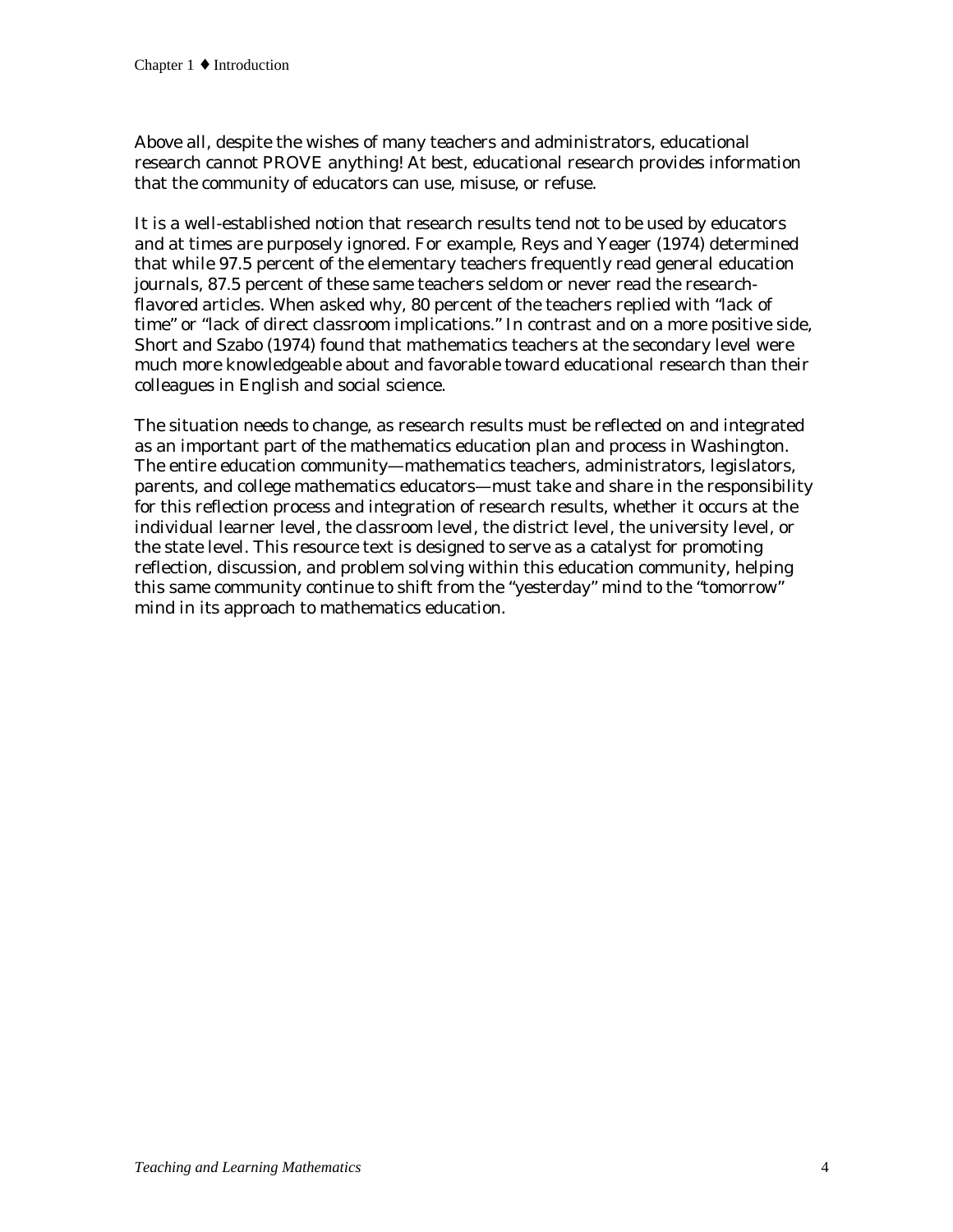Above all, despite the wishes of many teachers and administrators, educational research cannot PROVE anything! At best, educational research provides information that the community of educators can use, misuse, or refuse.

It is a well-established notion that research results tend not to be used by educators and at times are purposely ignored. For example, Reys and Yeager (1974) determined that while 97.5 percent of the elementary teachers frequently read general education journals, 87.5 percent of these same teachers seldom or never read the research-flavored articles. When asked why, 80 percent of the teachers replied with "lack of time" or "lack of direct classroom implications." In contrast and on a more positive side, Short and Szabo (1974) found that mathematics teachers at the secondary level were much more knowledgeable about and favorable toward educational research than their colleagues in English and social science.

The situation needs to change, as research results must be reflected on and integrated as an important part of the mathematics education plan and process in Washington. The entire education community—mathematics teachers, administrators, legislators, parents, and college mathematics educators—must take and share in the responsibility for this reflection process and integration of research results, whether it occurs at the individual learner level, the classroom level, the district level, the university level, or the state level. This resource text is designed to serve as a catalyst for promoting reflection, discussion, and problem solving within this education community, helping this same community continue to shift from the "yesterday" mind to the "tomorrow" mind in its approach to mathematics education.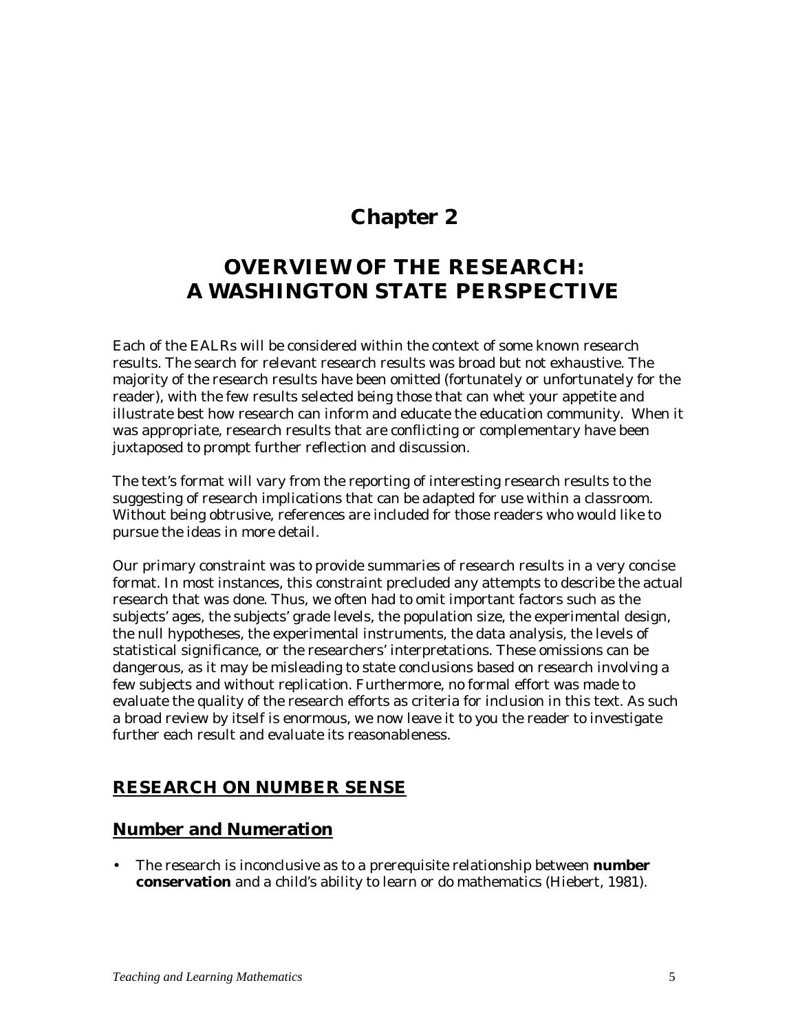# Chapter 2

# OVERVIEW OF THE RESEARCH: A WASHINGTON STATE PERSPECTIVE

Each of the EALRs will be considered within the context of some known research results. The search for relevant research results was broad but not exhaustive. The majority of the research results have been omitted (fortunately or unfortunately for the reader), with the few results selected being those that can whet your appetite and illustrate best how research can inform and educate the education community. When it was appropriate, research results that are conflicting or complementary have been juxtaposed to prompt further reflection and discussion.

The text's format will vary from the reporting of interesting research results to the suggesting of research implications that can be adapted for use within a classroom. Without being obtrusive, references are included for those readers who would like to pursue the ideas in more detail.

Our primary constraint was to provide summaries of research results in a very concise format. In most instances, this constraint precluded any attempts to describe the actual research that was done. Thus, we often had to omit important factors such as the subjects' ages, the subjects' grade levels, the population size, the experimental design, the null hypotheses, the experimental instruments, the data analysis, the levels of statistical significance, or the researchers' interpretations. These omissions can be dangerous, as it may be misleading to state conclusions based on research involving a few subjects and without replication. Furthermore, no formal effort was made to evaluate the quality of the research efforts as criteria for inclusion in this text. As such a broad review by itself is enormous, we now leave it to you the reader to investigate further each result and evaluate its reasonableness.

## RESEARCH ON NUMBER SENSE

### Number and Numeration

- The research is inconclusive as to a prerequisite relationship between **number conservation** and a child's ability to learn or do mathematics (Hiebert, 1981).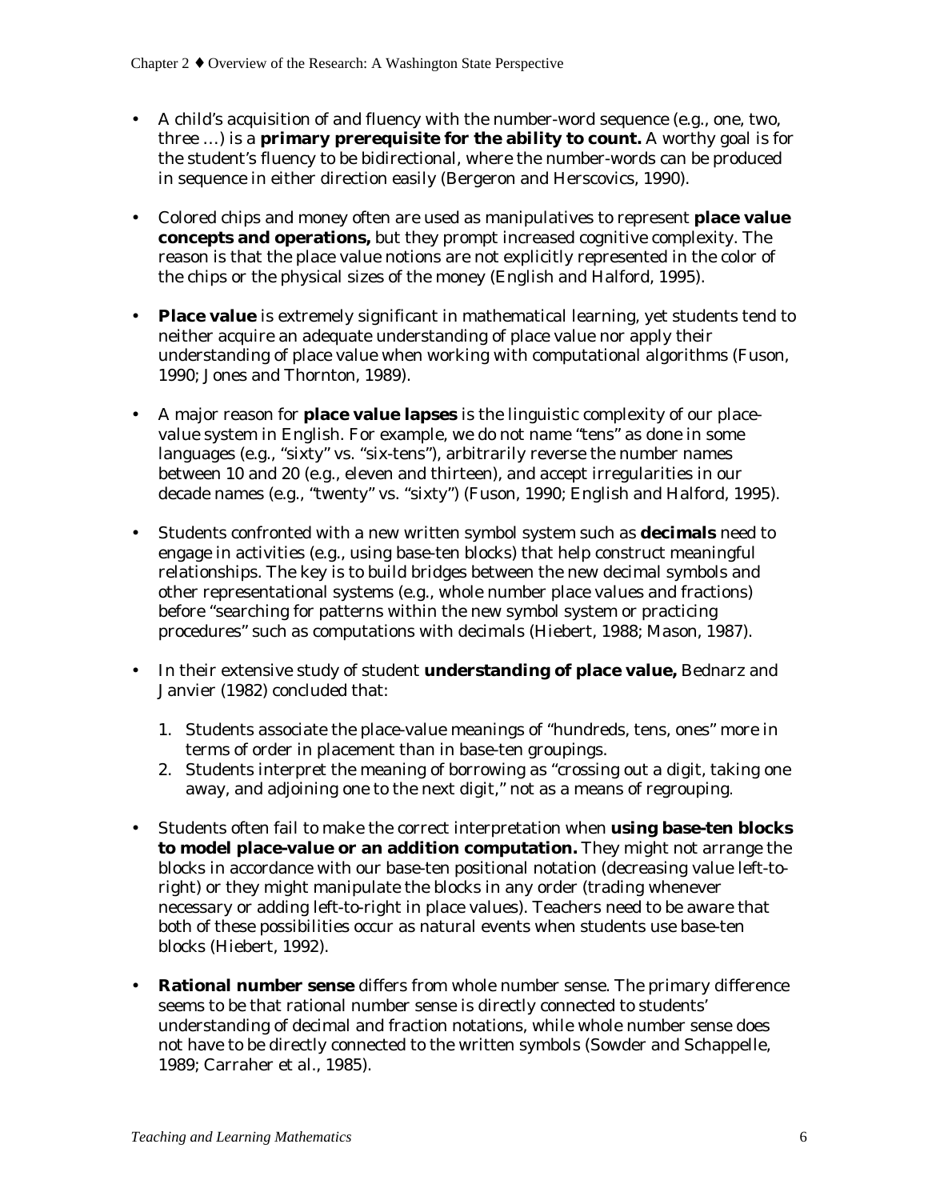- A child's acquisition of and fluency with the number-word sequence (e.g., one, two, three …) is a **primary prerequisite for the ability to count.** A worthy goal is for the student's fluency to be bidirectional, where the number-words can be produced in sequence in either direction easily (Bergeron and Herscovics, 1990).

- Colored chips and money often are used as manipulatives to represent **place value concepts and operations,** but they prompt increased cognitive complexity. The reason is that the place value notions are not explicitly represented in the color of the chips or the physical sizes of the money (English and Halford, 1995).

- **Place value** is extremely significant in mathematical learning, yet students tend to neither acquire an adequate understanding of place value nor apply their understanding of place value when working with computational algorithms (Fuson, 1990; Jones and Thornton, 1989).

- A major reason for **place value lapses** is the linguistic complexity of our place-value system in English. For example, we do not name "tens" as done in some languages (e.g., "sixty" vs. "six-tens"), arbitrarily reverse the number names between 10 and 20 (e.g., eleven and thirteen), and accept irregularities in our decade names (e.g., "twenty" vs. "sixty") (Fuson, 1990; English and Halford, 1995).

- Students confronted with a new written symbol system such as **decimals** need to engage in activities (e.g., using base-ten blocks) that help construct meaningful relationships. The key is to build bridges between the new decimal symbols and other representational systems (e.g., whole number place values and fractions) before "searching for patterns within the new symbol system or practicing procedures" such as computations with decimals (Hiebert, 1988; Mason, 1987).

- In their extensive study of student **understanding of place value,** Bednarz and Janvier (1982) concluded that:

  1. Students associate the place-value meanings of "hundreds, tens, ones" more in terms of order in placement than in base-ten groupings.
  2. Students interpret the meaning of borrowing as "crossing out a digit, taking one away, and adjoining one to the next digit," not as a means of regrouping.

- Students often fail to make the correct interpretation when **using base-ten blocks to model place-value or an addition computation.** They might not arrange the blocks in accordance with our base-ten positional notation (decreasing value left-to-right) or they might manipulate the blocks in any order (trading whenever necessary or adding left-to-right in place values). Teachers need to be aware that both of these possibilities occur as natural events when students use base-ten blocks (Hiebert, 1992).

- **Rational number sense** differs from whole number sense. The primary difference seems to be that rational number sense is directly connected to students' understanding of decimal and fraction notations, while whole number sense does not have to be directly connected to the written symbols (Sowder and Schappelle, 1989; Carraher et al., 1985).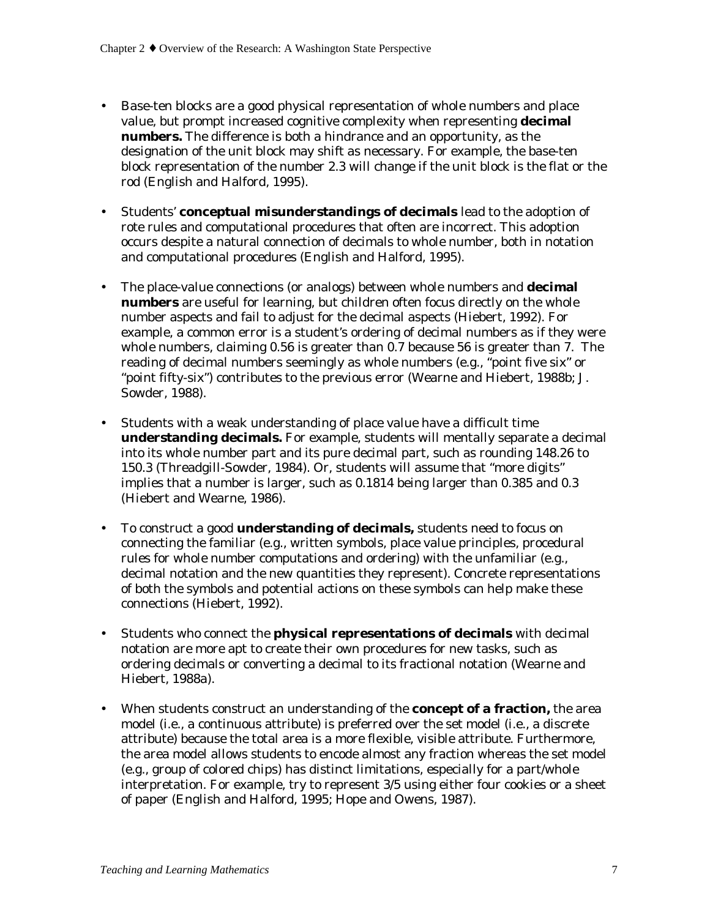- Base-ten blocks are a good physical representation of whole numbers and place value, but prompt increased cognitive complexity when representing **decimal numbers.** The difference is both a hindrance and an opportunity, as the designation of the unit block may shift as necessary. For example, the base-ten block representation of the number 2.3 will change if the unit block is the flat or the rod (English and Halford, 1995).

- Students' **conceptual misunderstandings of decimals** lead to the adoption of rote rules and computational procedures that often are incorrect. This adoption occurs despite a natural connection of decimals to whole number, both in notation and computational procedures (English and Halford, 1995).

- The place-value connections (or analogs) between whole numbers and **decimal numbers** are useful for learning, but children often focus directly on the whole number aspects and fail to adjust for the decimal aspects (Hiebert, 1992). For example, a common error is a student's ordering of decimal numbers as if they were whole numbers, claiming 0.56 is greater than 0.7 because 56 is greater than 7. The reading of decimal numbers seemingly as whole numbers (e.g., "point five six" or "point fifty-six") contributes to the previous error (Wearne and Hiebert, 1988b; J. Sowder, 1988).

- Students with a weak understanding of place value have a difficult time **understanding decimals.** For example, students will mentally separate a decimal into its whole number part and its pure decimal part, such as rounding 148.26 to 150.3 (Threadgill-Sowder, 1984). Or, students will assume that "more digits" implies that a number is larger, such as 0.1814 being larger than 0.385 and 0.3 (Hiebert and Wearne, 1986).

- To construct a good **understanding of decimals,** students need to focus on connecting the familiar (e.g., written symbols, place value principles, procedural rules for whole number computations and ordering) with the unfamiliar (e.g., decimal notation and the new quantities they represent). Concrete representations of both the symbols and potential actions on these symbols can help make these connections (Hiebert, 1992).

- Students who connect the **physical representations of decimals** with decimal notation are more apt to create their own procedures for new tasks, such as ordering decimals or converting a decimal to its fractional notation (Wearne and Hiebert, 1988a).

- When students construct an understanding of the **concept of a fraction,** the area model (i.e., a continuous attribute) is preferred over the set model (i.e., a discrete attribute) because the total area is a more flexible, visible attribute. Furthermore, the area model allows students to encode almost any fraction whereas the set model (e.g., group of colored chips) has distinct limitations, especially for a part/whole interpretation. For example, try to represent 3/5 using either four cookies or a sheet of paper (English and Halford, 1995; Hope and Owens, 1987).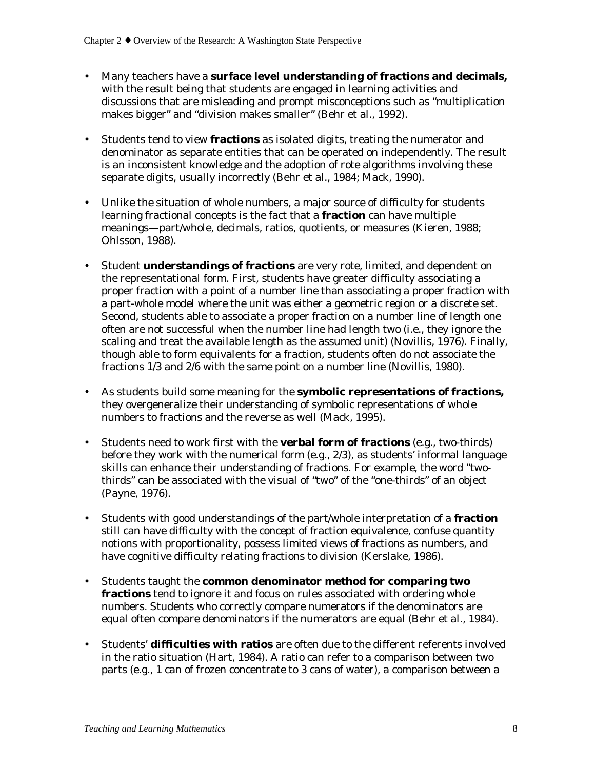- Many teachers have a **surface level understanding of fractions and decimals,** with the result being that students are engaged in learning activities and discussions that are misleading and prompt misconceptions such as "multiplication makes bigger" and "division makes smaller" (Behr et al., 1992).

- Students tend to view **fractions** as isolated digits, treating the numerator and denominator as separate entities that can be operated on independently. The result is an inconsistent knowledge and the adoption of rote algorithms involving these separate digits, usually incorrectly (Behr et al., 1984; Mack, 1990).

- Unlike the situation of whole numbers, a major source of difficulty for students learning fractional concepts is the fact that a **fraction** can have multiple meanings—part/whole, decimals, ratios, quotients, or measures (Kieren, 1988; Ohlsson, 1988).

- Student **understandings of fractions** are very rote, limited, and dependent on the representational form. First, students have greater difficulty associating a proper fraction with a point of a number line than associating a proper fraction with a part-whole model where the unit was either a geometric region or a discrete set. Second, students able to associate a proper fraction on a number line of length one often are not successful when the number line had length two (i.e., they ignore the scaling and treat the available length as the assumed unit) (Novillis, 1976). Finally, though able to form equivalents for a fraction, students often do not associate the fractions 1/3 and 2/6 with the same point on a number line (Novillis, 1980).

- As students build some meaning for the **symbolic representations of fractions,** they overgeneralize their understanding of symbolic representations of whole numbers to fractions and the reverse as well (Mack, 1995).

- Students need to work first with the **verbal form of fractions** (e.g., two-thirds) before they work with the numerical form (e.g., 2/3), as students' informal language skills can enhance their understanding of fractions. For example, the word "two-thirds" can be associated with the visual of "two" of the "one-thirds" of an object (Payne, 1976).

- Students with good understandings of the part/whole interpretation of a **fraction** still can have difficulty with the concept of fraction equivalence, confuse quantity notions with proportionality, possess limited views of fractions as numbers, and have cognitive difficulty relating fractions to division (Kerslake, 1986).

- Students taught the **common denominator method for comparing two fractions** tend to ignore it and focus on rules associated with ordering whole numbers. Students who correctly compare numerators if the denominators are equal often compare denominators if the numerators are equal (Behr et al., 1984).

- Students' **difficulties with ratios** are often due to the different referents involved in the ratio situation (Hart, 1984). A ratio can refer to a comparison between two parts (e.g., 1 can of frozen concentrate to 3 cans of water), a comparison between a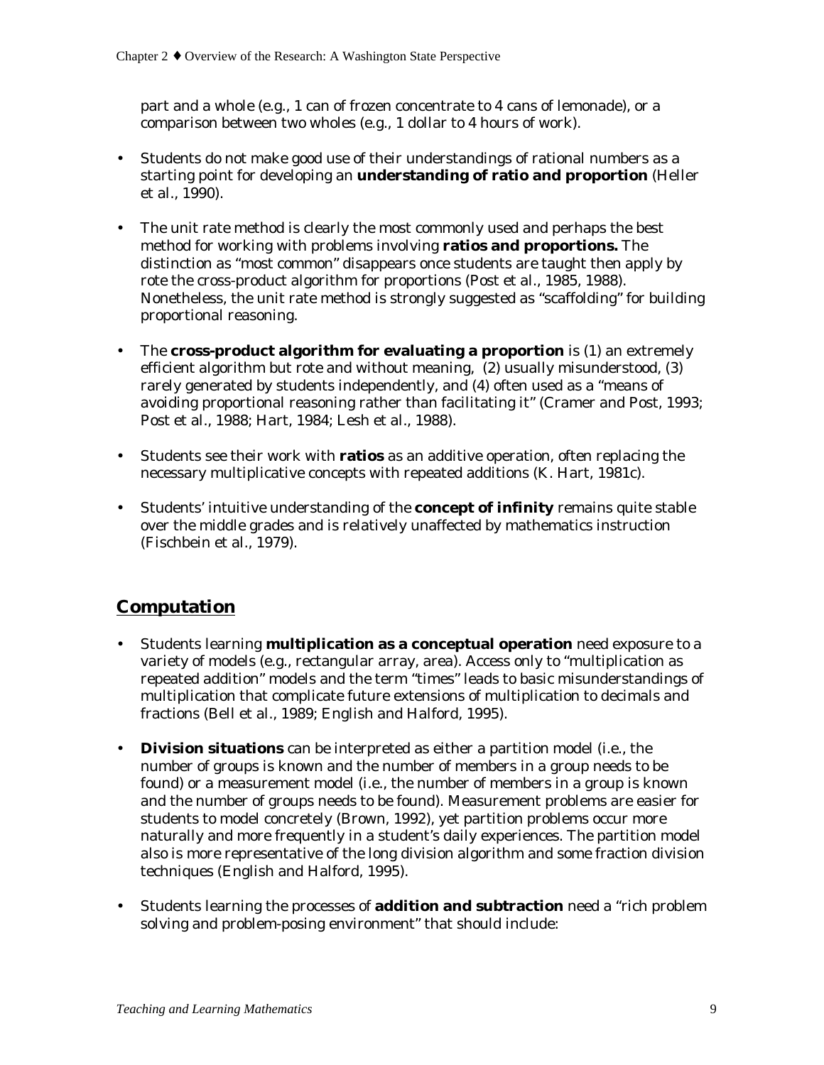part and a whole (e.g., 1 can of frozen concentrate to 4 cans of lemonade), or a comparison between two wholes (e.g., 1 dollar to 4 hours of work).

- Students do not make good use of their understandings of rational numbers as a starting point for developing an **understanding of ratio and proportion** (Heller et al., 1990).
- The unit rate method is clearly the most commonly used and perhaps the best method for working with problems involving **ratios and proportions.** The distinction as "most common" disappears once students are taught then apply by rote the cross-product algorithm for proportions (Post et al., 1985, 1988). Nonetheless, the unit rate method is strongly suggested as "scaffolding" for building proportional reasoning.
- The **cross-product algorithm for evaluating a proportion** is (1) an extremely efficient algorithm but rote and without meaning, (2) usually misunderstood, (3) rarely generated by students independently, and (4) often used as a "means of avoiding proportional reasoning rather than facilitating it" (Cramer and Post, 1993; Post et al., 1988; Hart, 1984; Lesh et al., 1988).
- Students see their work with **ratios** as an additive operation, often replacing the necessary multiplicative concepts with repeated additions (K. Hart, 1981c).
- Students' intuitive understanding of the **concept of infinity** remains quite stable over the middle grades and is relatively unaffected by mathematics instruction (Fischbein et al., 1979).

## Computation

- Students learning **multiplication as a conceptual operation** need exposure to a variety of models (e.g., rectangular array, area). Access only to "multiplication as repeated addition" models and the term "times" leads to basic misunderstandings of multiplication that complicate future extensions of multiplication to decimals and fractions (Bell et al., 1989; English and Halford, 1995).
- **Division situations** can be interpreted as either a partition model (i.e., the number of groups is known and the number of members in a group needs to be found) or a measurement model (i.e., the number of members in a group is known and the number of groups needs to be found). Measurement problems are easier for students to model concretely (Brown, 1992), yet partition problems occur more naturally and more frequently in a student's daily experiences. The partition model also is more representative of the long division algorithm and some fraction division techniques (English and Halford, 1995).
- Students learning the processes of **addition and subtraction** need a "rich problem solving and problem-posing environment" that should include: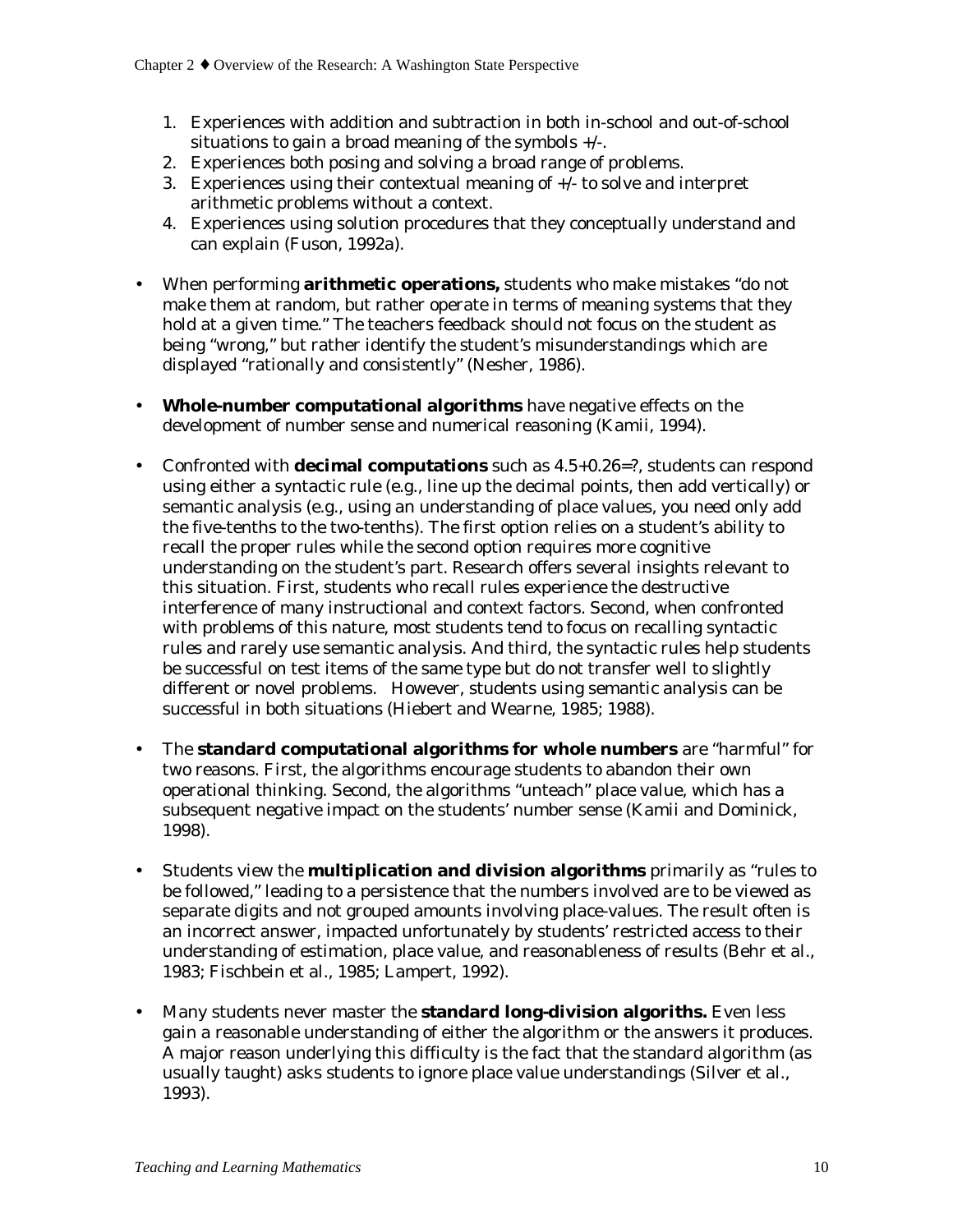1. Experiences with addition and subtraction in both in-school and out-of-school situations to gain a broad meaning of the symbols +/-.
2. Experiences both posing and solving a broad range of problems.
3. Experiences using their contextual meaning of +/- to solve and interpret arithmetic problems without a context.
4. Experiences using solution procedures that they conceptually understand and can explain (Fuson, 1992a).

- When performing **arithmetic operations,** students who make mistakes "do not make them at random, but rather operate in terms of meaning systems that they hold at a given time." The teachers feedback should not focus on the student as being "wrong," but rather identify the student's misunderstandings which are displayed "rationally and consistently" (Nesher, 1986).

- **Whole-number computational algorithms** have negative effects on the development of number sense and numerical reasoning (Kamii, 1994).

- Confronted with **decimal computations** such as 4.5+0.26=?, students can respond using either a syntactic rule (e.g., line up the decimal points, then add vertically) or semantic analysis (e.g., using an understanding of place values, you need only add the five-tenths to the two-tenths). The first option relies on a student's ability to recall the proper rules while the second option requires more cognitive understanding on the student's part. Research offers several insights relevant to this situation. First, students who recall rules experience the destructive interference of many instructional and context factors. Second, when confronted with problems of this nature, most students tend to focus on recalling syntactic rules and rarely use semantic analysis. And third, the syntactic rules help students be successful on test items of the same type but do not transfer well to slightly different or novel problems. However, students using semantic analysis can be successful in both situations (Hiebert and Wearne, 1985; 1988).

- The **standard computational algorithms for whole numbers** are "harmful" for two reasons. First, the algorithms encourage students to abandon their own operational thinking. Second, the algorithms "unteach" place value, which has a subsequent negative impact on the students' number sense (Kamii and Dominick, 1998).

- Students view the **multiplication and division algorithms** primarily as "rules to be followed," leading to a persistence that the numbers involved are to be viewed as separate digits and not grouped amounts involving place-values. The result often is an incorrect answer, impacted unfortunately by students' restricted access to their understanding of estimation, place value, and reasonableness of results (Behr et al., 1983; Fischbein et al., 1985; Lampert, 1992).

- Many students never master the **standard long-division algoriths.** Even less gain a reasonable understanding of either the algorithm or the answers it produces. A major reason underlying this difficulty is the fact that the standard algorithm (as usually taught) asks students to ignore place value understandings (Silver et al., 1993).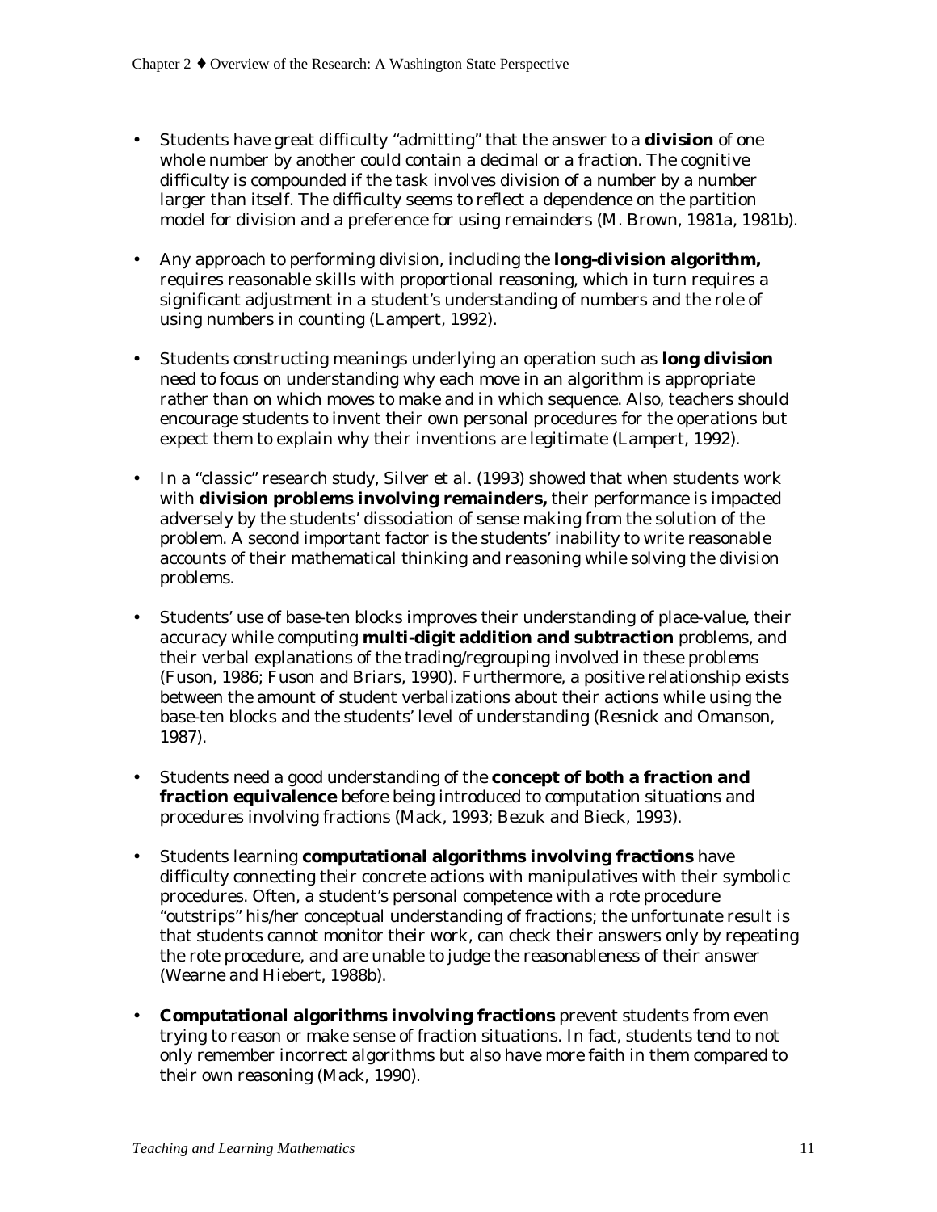- Students have great difficulty "admitting" that the answer to a **division** of one whole number by another could contain a decimal or a fraction. The cognitive difficulty is compounded if the task involves division of a number by a number larger than itself. The difficulty seems to reflect a dependence on the partition model for division and a preference for using remainders (M. Brown, 1981a, 1981b).

- Any approach to performing division, including the **long-division algorithm,** requires reasonable skills with proportional reasoning, which in turn requires a significant adjustment in a student's understanding of numbers and the role of using numbers in counting (Lampert, 1992).

- Students constructing meanings underlying an operation such as **long division** need to focus on understanding why each move in an algorithm is appropriate rather than on which moves to make and in which sequence. Also, teachers should encourage students to invent their own personal procedures for the operations but expect them to explain why their inventions are legitimate (Lampert, 1992).

- In a "classic" research study, Silver et al. (1993) showed that when students work with **division problems involving remainders,** their performance is impacted adversely by the students' dissociation of sense making from the solution of the problem. A second important factor is the students' inability to write reasonable accounts of their mathematical thinking and reasoning while solving the division problems.

- Students' use of base-ten blocks improves their understanding of place-value, their accuracy while computing **multi-digit addition and subtraction** problems, and their verbal explanations of the trading/regrouping involved in these problems (Fuson, 1986; Fuson and Briars, 1990). Furthermore, a positive relationship exists between the amount of student verbalizations about their actions while using the base-ten blocks and the students' level of understanding (Resnick and Omanson, 1987).

- Students need a good understanding of the **concept of both a fraction and fraction equivalence** before being introduced to computation situations and procedures involving fractions (Mack, 1993; Bezuk and Bieck, 1993).

- Students learning **computational algorithms involving fractions** have difficulty connecting their concrete actions with manipulatives with their symbolic procedures. Often, a student's personal competence with a rote procedure "outstrips" his/her conceptual understanding of fractions; the unfortunate result is that students cannot monitor their work, can check their answers only by repeating the rote procedure, and are unable to judge the reasonableness of their answer (Wearne and Hiebert, 1988b).

- **Computational algorithms involving fractions** prevent students from even trying to reason or make sense of fraction situations. In fact, students tend to not only remember incorrect algorithms but also have more faith in them compared to their own reasoning (Mack, 1990).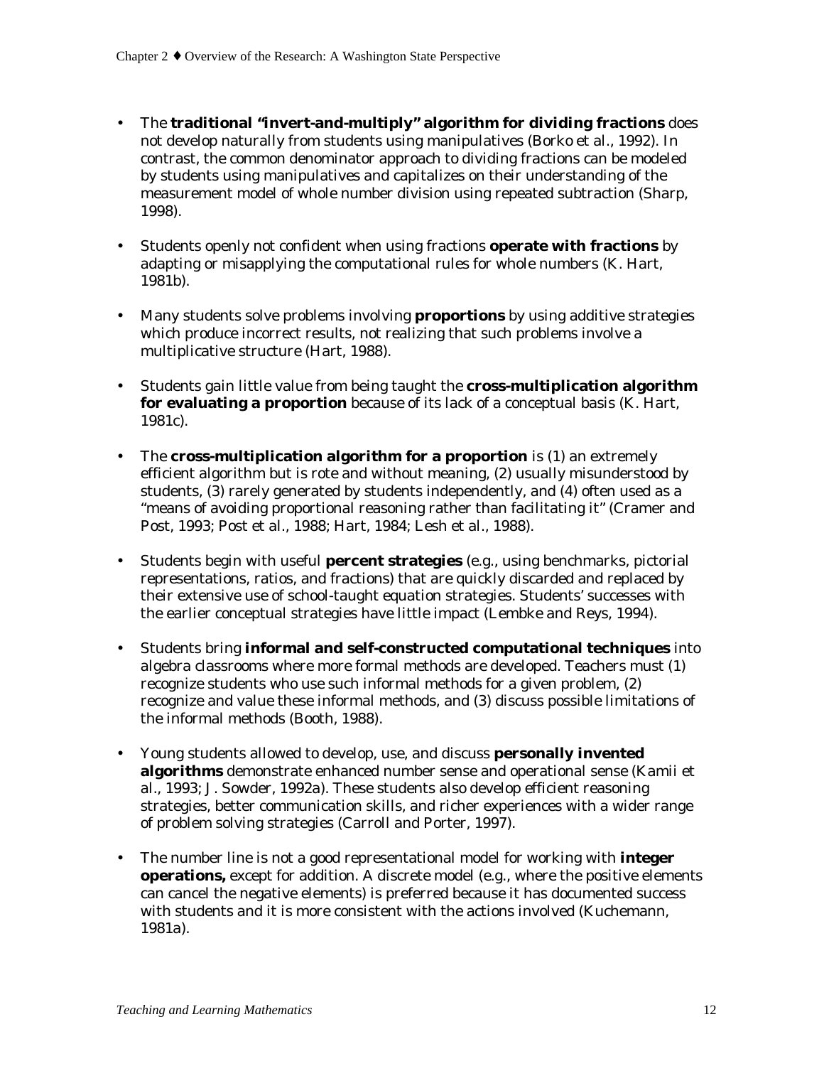- The **traditional "invert-and-multiply" algorithm for dividing fractions** does not develop naturally from students using manipulatives (Borko et al., 1992). In contrast, the common denominator approach to dividing fractions can be modeled by students using manipulatives and capitalizes on their understanding of the measurement model of whole number division using repeated subtraction (Sharp, 1998).

- Students openly not confident when using fractions **operate with fractions** by adapting or misapplying the computational rules for whole numbers (K. Hart, 1981b).

- Many students solve problems involving **proportions** by using additive strategies which produce incorrect results, not realizing that such problems involve a multiplicative structure (Hart, 1988).

- Students gain little value from being taught the **cross-multiplication algorithm for evaluating a proportion** because of its lack of a conceptual basis (K. Hart, 1981c).

- The **cross-multiplication algorithm for a proportion** is (1) an extremely efficient algorithm but is rote and without meaning, (2) usually misunderstood by students, (3) rarely generated by students independently, and (4) often used as a "means of avoiding proportional reasoning rather than facilitating it" (Cramer and Post, 1993; Post et al., 1988; Hart, 1984; Lesh et al., 1988).

- Students begin with useful **percent strategies** (e.g., using benchmarks, pictorial representations, ratios, and fractions) that are quickly discarded and replaced by their extensive use of school-taught equation strategies. Students' successes with the earlier conceptual strategies have little impact (Lembke and Reys, 1994).

- Students bring **informal and self-constructed computational techniques** into algebra classrooms where more formal methods are developed. Teachers must (1) recognize students who use such informal methods for a given problem, (2) recognize and value these informal methods, and (3) discuss possible limitations of the informal methods (Booth, 1988).

- Young students allowed to develop, use, and discuss **personally invented algorithms** demonstrate enhanced number sense and operational sense (Kamii et al., 1993; J. Sowder, 1992a). These students also develop efficient reasoning strategies, better communication skills, and richer experiences with a wider range of problem solving strategies (Carroll and Porter, 1997).

- The number line is not a good representational model for working with **integer operations,** except for addition. A discrete model (e.g., where the positive elements can cancel the negative elements) is preferred because it has documented success with students and it is more consistent with the actions involved (Kuchemann, 1981a).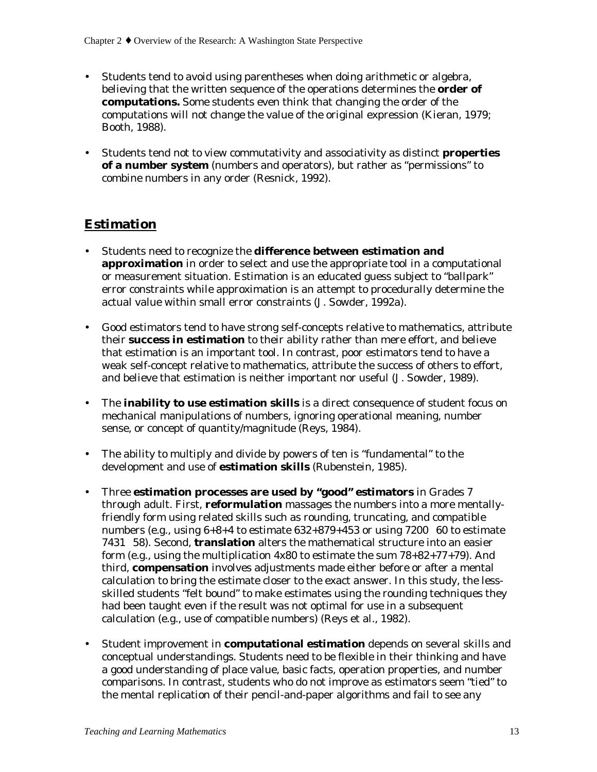- Students tend to avoid using parentheses when doing arithmetic or algebra, believing that the written sequence of the operations determines the **order of computations.** Some students even think that changing the order of the computations will not change the value of the original expression (Kieran, 1979; Booth, 1988).

- Students tend not to view commutativity and associativity as distinct **properties of a number system** (numbers and operators), but rather as "permissions" to combine numbers in any order (Resnick, 1992).

## Estimation

- Students need to recognize the **difference between estimation and approximation** in order to select and use the appropriate tool in a computational or measurement situation. Estimation is an educated guess subject to "ballpark" error constraints while approximation is an attempt to procedurally determine the actual value within small error constraints (J. Sowder, 1992a).

- Good estimators tend to have strong self-concepts relative to mathematics, attribute their **success in estimation** to their ability rather than mere effort, and believe that estimation is an important tool. In contrast, poor estimators tend to have a weak self-concept relative to mathematics, attribute the success of others to effort, and believe that estimation is neither important nor useful (J. Sowder, 1989).

- The **inability to use estimation skills** is a direct consequence of student focus on mechanical manipulations of numbers, ignoring operational meaning, number sense, or concept of quantity/magnitude (Reys, 1984).

- The ability to multiply and divide by powers of ten is "fundamental" to the development and use of **estimation skills** (Rubenstein, 1985).

- Three **estimation processes are used by "good" estimators** in Grades 7 through adult. First, **reformulation** massages the numbers into a more mentally-friendly form using related skills such as rounding, truncating, and compatible numbers (e.g., using 6+8+4 to estimate 632+879+453 or using 7200 60 to estimate 7431 58). Second, **translation** alters the mathematical structure into an easier form (e.g., using the multiplication 4x80 to estimate the sum 78+82+77+79). And third, **compensation** involves adjustments made either before or after a mental calculation to bring the estimate closer to the exact answer. In this study, the less-skilled students "felt bound" to make estimates using the rounding techniques they had been taught even if the result was not optimal for use in a subsequent calculation (e.g., use of compatible numbers) (Reys et al., 1982).

- Student improvement in **computational estimation** depends on several skills and conceptual understandings. Students need to be flexible in their thinking and have a good understanding of place value, basic facts, operation properties, and number comparisons. In contrast, students who do not improve as estimators seem "tied" to the mental replication of their pencil-and-paper algorithms and fail to see any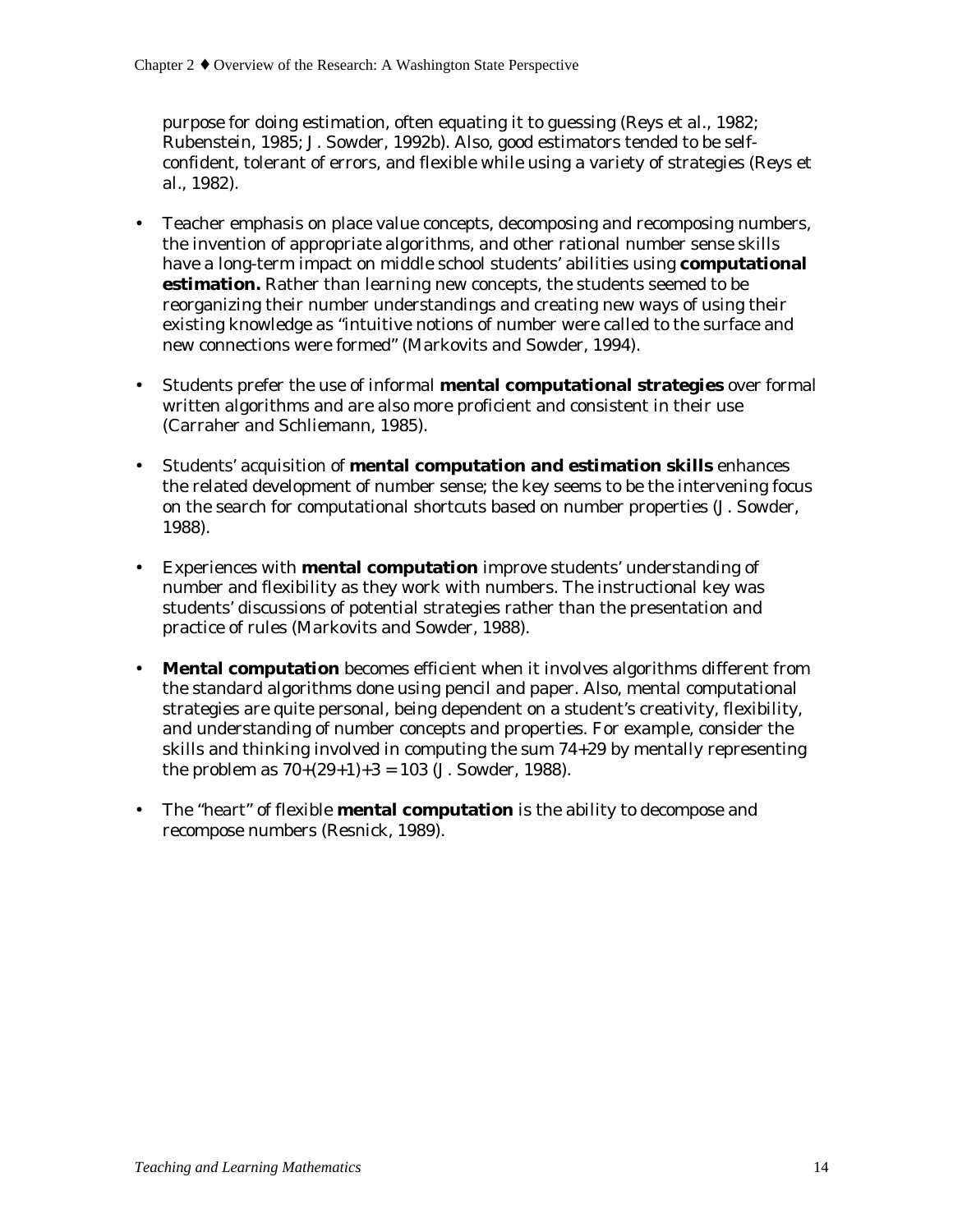purpose for doing estimation, often equating it to guessing (Reys et al., 1982; Rubenstein, 1985; J. Sowder, 1992b). Also, good estimators tended to be self-confident, tolerant of errors, and flexible while using a variety of strategies (Reys et al., 1982).

- Teacher emphasis on place value concepts, decomposing and recomposing numbers, the invention of appropriate algorithms, and other rational number sense skills have a long-term impact on middle school students' abilities using **computational estimation.** Rather than learning new concepts, the students seemed to be reorganizing their number understandings and creating new ways of using their existing knowledge as "intuitive notions of number were called to the surface and new connections were formed" (Markovits and Sowder, 1994).

- Students prefer the use of informal **mental computational strategies** over formal written algorithms and are also more proficient and consistent in their use (Carraher and Schliemann, 1985).

- Students' acquisition of **mental computation and estimation skills** enhances the related development of number sense; the key seems to be the intervening focus on the search for computational shortcuts based on number properties (J. Sowder, 1988).

- Experiences with **mental computation** improve students' understanding of number and flexibility as they work with numbers. The instructional key was students' discussions of potential strategies rather than the presentation and practice of rules (Markovits and Sowder, 1988).

- **Mental computation** becomes efficient when it involves algorithms different from the standard algorithms done using pencil and paper. Also, mental computational strategies are quite personal, being dependent on a student's creativity, flexibility, and understanding of number concepts and properties. For example, consider the skills and thinking involved in computing the sum 74+29 by mentally representing the problem as 70+(29+1)+3 = 103 (J. Sowder, 1988).

- The "heart" of flexible **mental computation** is the ability to decompose and recompose numbers (Resnick, 1989).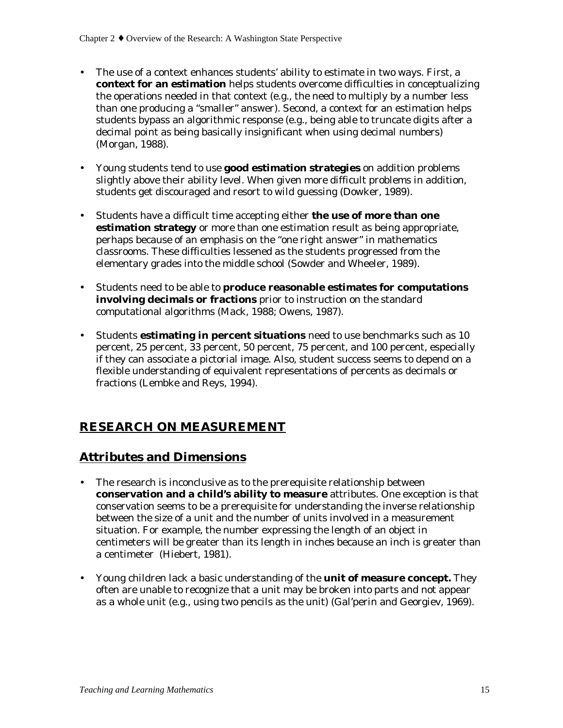- The use of a context enhances students' ability to estimate in two ways. First, a **context for an estimation** helps students overcome difficulties in conceptualizing the operations needed in that context (e.g., the need to multiply by a number less than one producing a "smaller" answer). Second, a context for an estimation helps students bypass an algorithmic response (e.g., being able to truncate digits after a decimal point as being basically insignificant when using decimal numbers) (Morgan, 1988).

- Young students tend to use **good estimation strategies** on addition problems slightly above their ability level. When given more difficult problems in addition, students get discouraged and resort to wild guessing (Dowker, 1989).

- Students have a difficult time accepting either **the use of more than one estimation strategy** or more than one estimation result as being appropriate, perhaps because of an emphasis on the "one right answer" in mathematics classrooms. These difficulties lessened as the students progressed from the elementary grades into the middle school (Sowder and Wheeler, 1989).

- Students need to be able to **produce reasonable estimates for computations involving decimals or fractions** prior to instruction on the standard computational algorithms (Mack, 1988; Owens, 1987).

- Students **estimating in percent situations** need to use benchmarks such as 10 percent, 25 percent, 33 percent, 50 percent, 75 percent, and 100 percent, especially if they can associate a pictorial image. Also, student success seems to depend on a flexible understanding of equivalent representations of percents as decimals or fractions (Lembke and Reys, 1994).

## RESEARCH ON MEASUREMENT

### Attributes and Dimensions

- The research is inconclusive as to the prerequisite relationship between **conservation and a child's ability to measure** attributes. One exception is that conservation seems to be a prerequisite for understanding the inverse relationship between the size of a unit and the number of units involved in a measurement situation. For example, the number expressing the length of an object in centimeters will be greater than its length in inches because an inch is greater than a centimeter (Hiebert, 1981).

- Young children lack a basic understanding of the **unit of measure concept.** They often are unable to recognize that a unit may be broken into parts and not appear as a whole unit (e.g., using two pencils as the unit) (Gal'perin and Georgiev, 1969).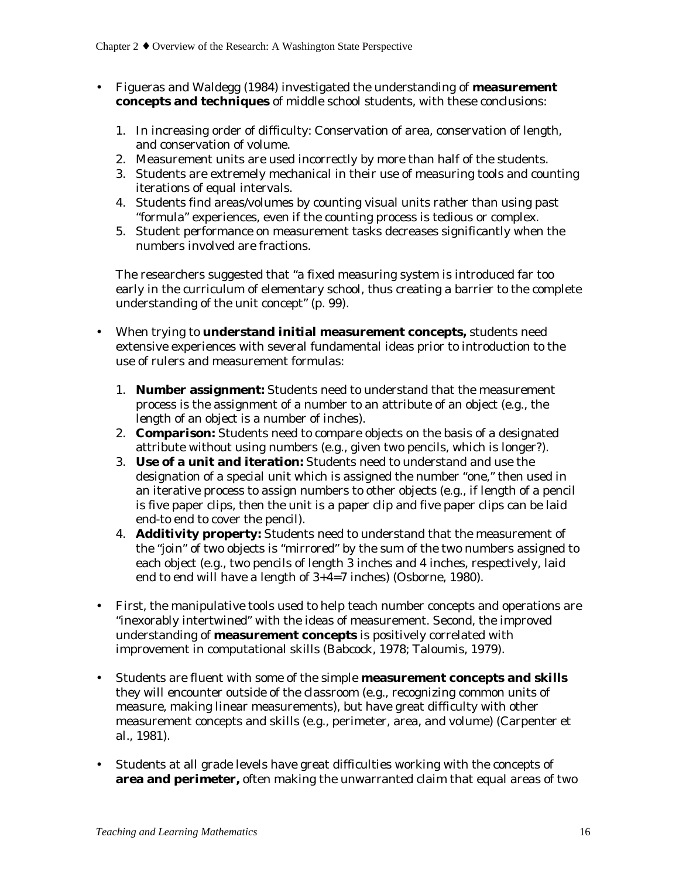- Figueras and Waldegg (1984) investigated the understanding of **measurement concepts and techniques** of middle school students, with these conclusions:

  1. In increasing order of difficulty: Conservation of area, conservation of length, and conservation of volume.
  2. Measurement units are used incorrectly by more than half of the students.
  3. Students are extremely mechanical in their use of measuring tools and counting iterations of equal intervals.
  4. Students find areas/volumes by counting visual units rather than using past "formula" experiences, even if the counting process is tedious or complex.
  5. Student performance on measurement tasks decreases significantly when the numbers involved are fractions.

  The researchers suggested that "a fixed measuring system is introduced far too early in the curriculum of elementary school, thus creating a barrier to the complete understanding of the unit concept" (p. 99).

- When trying to **understand initial measurement concepts,** students need extensive experiences with several fundamental ideas prior to introduction to the use of rulers and measurement formulas:

  1. **Number assignment:** Students need to understand that the measurement process is the assignment of a number to an attribute of an object (e.g., the length of an object is a number of inches).
  2. **Comparison:** Students need to compare objects on the basis of a designated attribute without using numbers (e.g., given two pencils, which is longer?).
  3. **Use of a unit and iteration:** Students need to understand and use the designation of a special unit which is assigned the number "one," then used in an iterative process to assign numbers to other objects (e.g., if length of a pencil is five paper clips, then the unit is a paper clip and five paper clips can be laid end-to end to cover the pencil).
  4. **Additivity property:** Students need to understand that the measurement of the "join" of two objects is "mirrored" by the sum of the two numbers assigned to each object (e.g., two pencils of length 3 inches and 4 inches, respectively, laid end to end will have a length of 3+4=7 inches) (Osborne, 1980).

- First, the manipulative tools used to help teach number concepts and operations are "inexorably intertwined" with the ideas of measurement. Second, the improved understanding of **measurement concepts** is positively correlated with improvement in computational skills (Babcock, 1978; Taloumis, 1979).

- Students are fluent with some of the simple **measurement concepts and skills** they will encounter outside of the classroom (e.g., recognizing common units of measure, making linear measurements), but have great difficulty with other measurement concepts and skills (e.g., perimeter, area, and volume) (Carpenter et al., 1981).

- Students at all grade levels have great difficulties working with the concepts of **area and perimeter,** often making the unwarranted claim that equal areas of two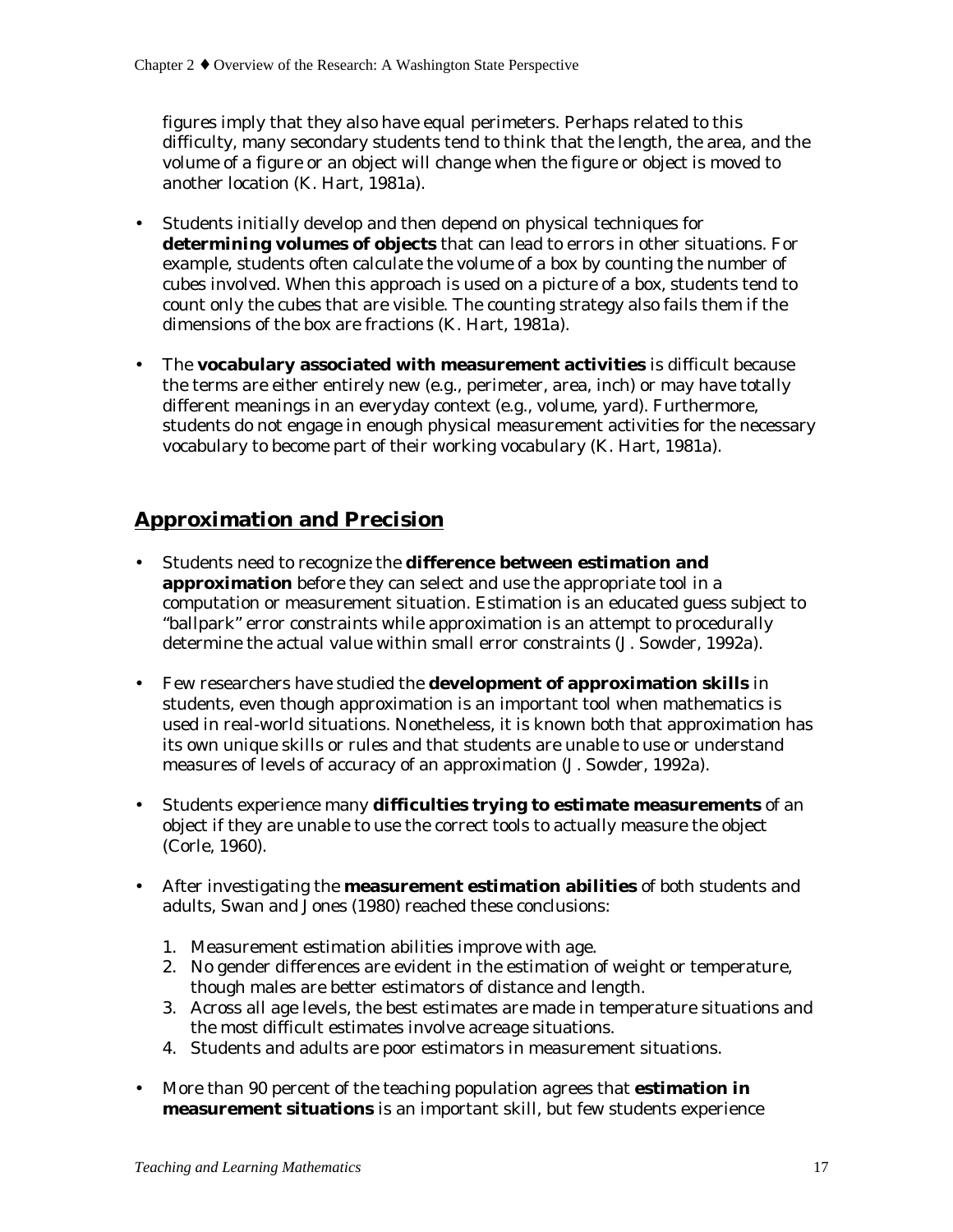figures imply that they also have equal perimeters. Perhaps related to this difficulty, many secondary students tend to think that the length, the area, and the volume of a figure or an object will change when the figure or object is moved to another location (K. Hart, 1981a).

- Students initially develop and then depend on physical techniques for **determining volumes of objects** that can lead to errors in other situations. For example, students often calculate the volume of a box by counting the number of cubes involved. When this approach is used on a picture of a box, students tend to count only the cubes that are visible. The counting strategy also fails them if the dimensions of the box are fractions (K. Hart, 1981a).
- The **vocabulary associated with measurement activities** is difficult because the terms are either entirely new (e.g., perimeter, area, inch) or may have totally different meanings in an everyday context (e.g., volume, yard). Furthermore, students do not engage in enough physical measurement activities for the necessary vocabulary to become part of their working vocabulary (K. Hart, 1981a).

## Approximation and Precision

- Students need to recognize the **difference between estimation and approximation** before they can select and use the appropriate tool in a computation or measurement situation. Estimation is an educated guess subject to "ballpark" error constraints while approximation is an attempt to procedurally determine the actual value within small error constraints (J. Sowder, 1992a).
- Few researchers have studied the **development of approximation skills** in students, even though approximation is an important tool when mathematics is used in real-world situations. Nonetheless, it is known both that approximation has its own unique skills or rules and that students are unable to use or understand measures of levels of accuracy of an approximation (J. Sowder, 1992a).
- Students experience many **difficulties trying to estimate measurements** of an object if they are unable to use the correct tools to actually measure the object (Corle, 1960).
- After investigating the **measurement estimation abilities** of both students and adults, Swan and Jones (1980) reached these conclusions:
  1. Measurement estimation abilities improve with age.
  2. No gender differences are evident in the estimation of weight or temperature, though males are better estimators of distance and length.
  3. Across all age levels, the best estimates are made in temperature situations and the most difficult estimates involve acreage situations.
  4. Students and adults are poor estimators in measurement situations.
- More than 90 percent of the teaching population agrees that **estimation in measurement situations** is an important skill, but few students experience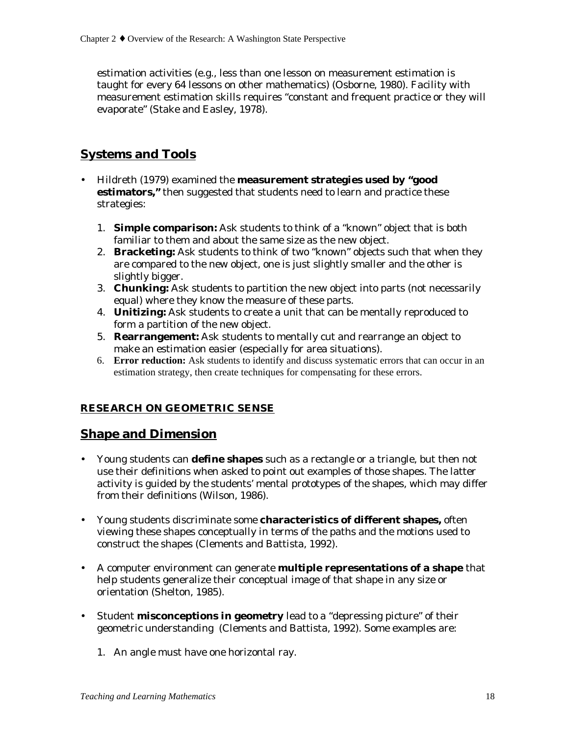estimation activities (e.g., less than one lesson on measurement estimation is taught for every 64 lessons on other mathematics) (Osborne, 1980). Facility with measurement estimation skills requires "constant and frequent practice or they will evaporate" (Stake and Easley, 1978).

## Systems and Tools

- Hildreth (1979) examined the **measurement strategies used by "good estimators,"** then suggested that students need to learn and practice these strategies:

  1. **Simple comparison:** Ask students to think of a "known" object that is both familiar to them and about the same size as the new object.
  2. **Bracketing:** Ask students to think of two "known" objects such that when they are compared to the new object, one is just slightly smaller and the other is slightly bigger.
  3. **Chunking:** Ask students to partition the new object into parts (not necessarily equal) where they know the measure of these parts.
  4. **Unitizing:** Ask students to create a unit that can be mentally reproduced to form a partition of the new object.
  5. **Rearrangement:** Ask students to mentally cut and rearrange an object to make an estimation easier (especially for area situations).
  6. **Error reduction:** Ask students to identify and discuss systematic errors that can occur in an estimation strategy, then create techniques for compensating for these errors.

### RESEARCH ON GEOMETRIC SENSE

## Shape and Dimension

- Young students can **define shapes** such as a rectangle or a triangle, but then not use their definitions when asked to point out examples of those shapes. The latter activity is guided by the students' mental prototypes of the shapes, which may differ from their definitions (Wilson, 1986).

- Young students discriminate some **characteristics of different shapes,** often viewing these shapes conceptually in terms of the paths and the motions used to construct the shapes (Clements and Battista, 1992).

- A computer environment can generate **multiple representations of a shape** that help students generalize their conceptual image of that shape in any size or orientation (Shelton, 1985).

- Student **misconceptions in geometry** lead to a "depressing picture" of their geometric understanding (Clements and Battista, 1992). Some examples are:

  1. An angle must have one horizontal ray.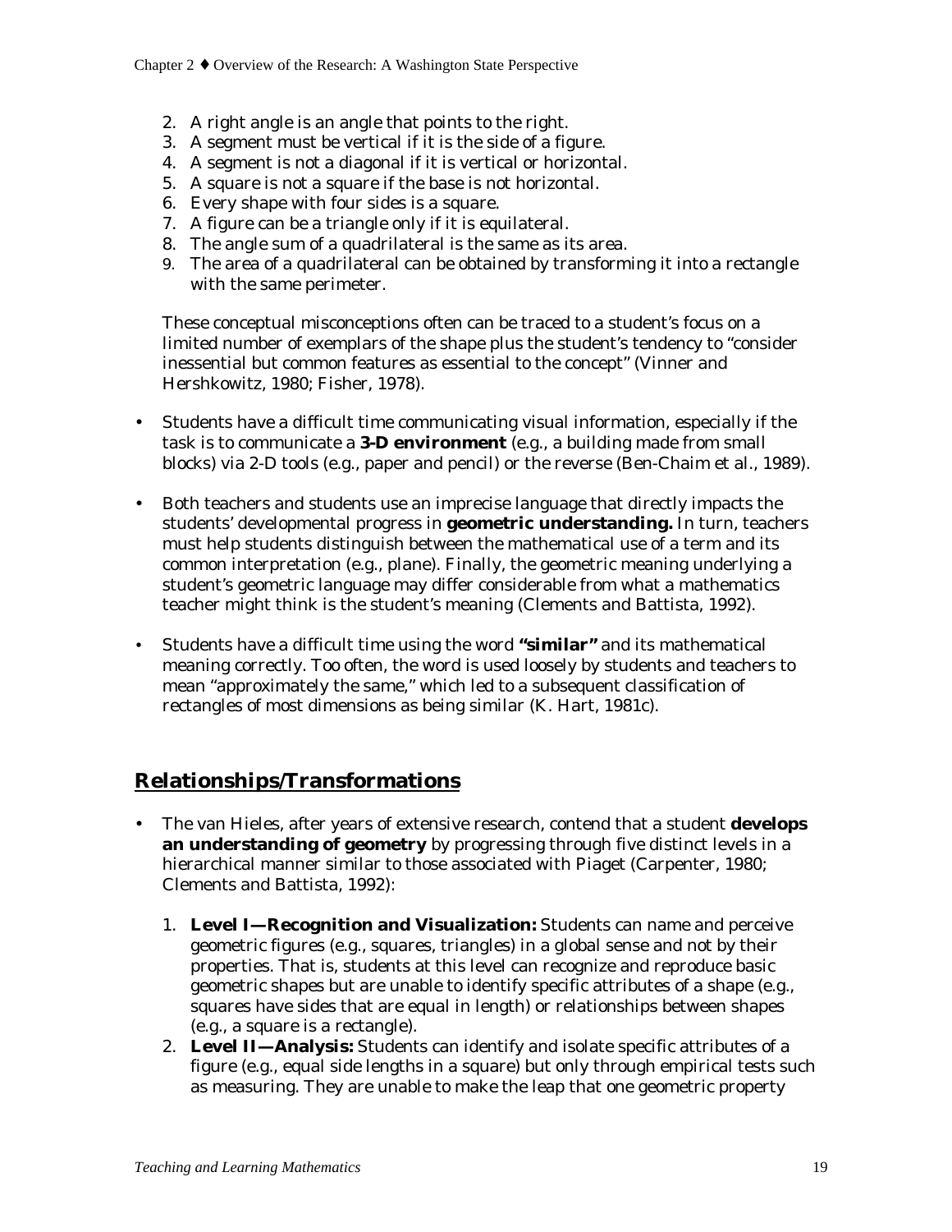2. A right angle is an angle that points to the right.
3. A segment must be vertical if it is the side of a figure.
4. A segment is not a diagonal if it is vertical or horizontal.
5. A square is not a square if the base is not horizontal.
6. Every shape with four sides is a square.
7. A figure can be a triangle only if it is equilateral.
8. The angle sum of a quadrilateral is the same as its area.
9. The area of a quadrilateral can be obtained by transforming it into a rectangle with the same perimeter.

These conceptual misconceptions often can be traced to a student's focus on a limited number of exemplars of the shape plus the student's tendency to "consider inessential but common features as essential to the concept" (Vinner and Hershkowitz, 1980; Fisher, 1978).

- Students have a difficult time communicating visual information, especially if the task is to communicate a **3-D environment** (e.g., a building made from small blocks) via 2-D tools (e.g., paper and pencil) or the reverse (Ben-Chaim et al., 1989).

- Both teachers and students use an imprecise language that directly impacts the students' developmental progress in **geometric understanding.** In turn, teachers must help students distinguish between the mathematical use of a term and its common interpretation (e.g., plane). Finally, the geometric meaning underlying a student's geometric language may differ considerable from what a mathematics teacher might think is the student's meaning (Clements and Battista, 1992).

- Students have a difficult time using the word **"similar"** and its mathematical meaning correctly. Too often, the word is used loosely by students and teachers to mean "approximately the same," which led to a subsequent classification of rectangles of most dimensions as being similar (K. Hart, 1981c).

## Relationships/Transformations

- The van Hieles, after years of extensive research, contend that a student **develops an understanding of geometry** by progressing through five distinct levels in a hierarchical manner similar to those associated with Piaget (Carpenter, 1980; Clements and Battista, 1992):

  1. **Level I—Recognition and Visualization:** Students can name and perceive geometric figures (e.g., squares, triangles) in a global sense and not by their properties. That is, students at this level can recognize and reproduce basic geometric shapes but are unable to identify specific attributes of a shape (e.g., squares have sides that are equal in length) or relationships between shapes (e.g., a square is a rectangle).
  2. **Level II—Analysis:** Students can identify and isolate specific attributes of a figure (e.g., equal side lengths in a square) but only through empirical tests such as measuring. They are unable to make the leap that one geometric property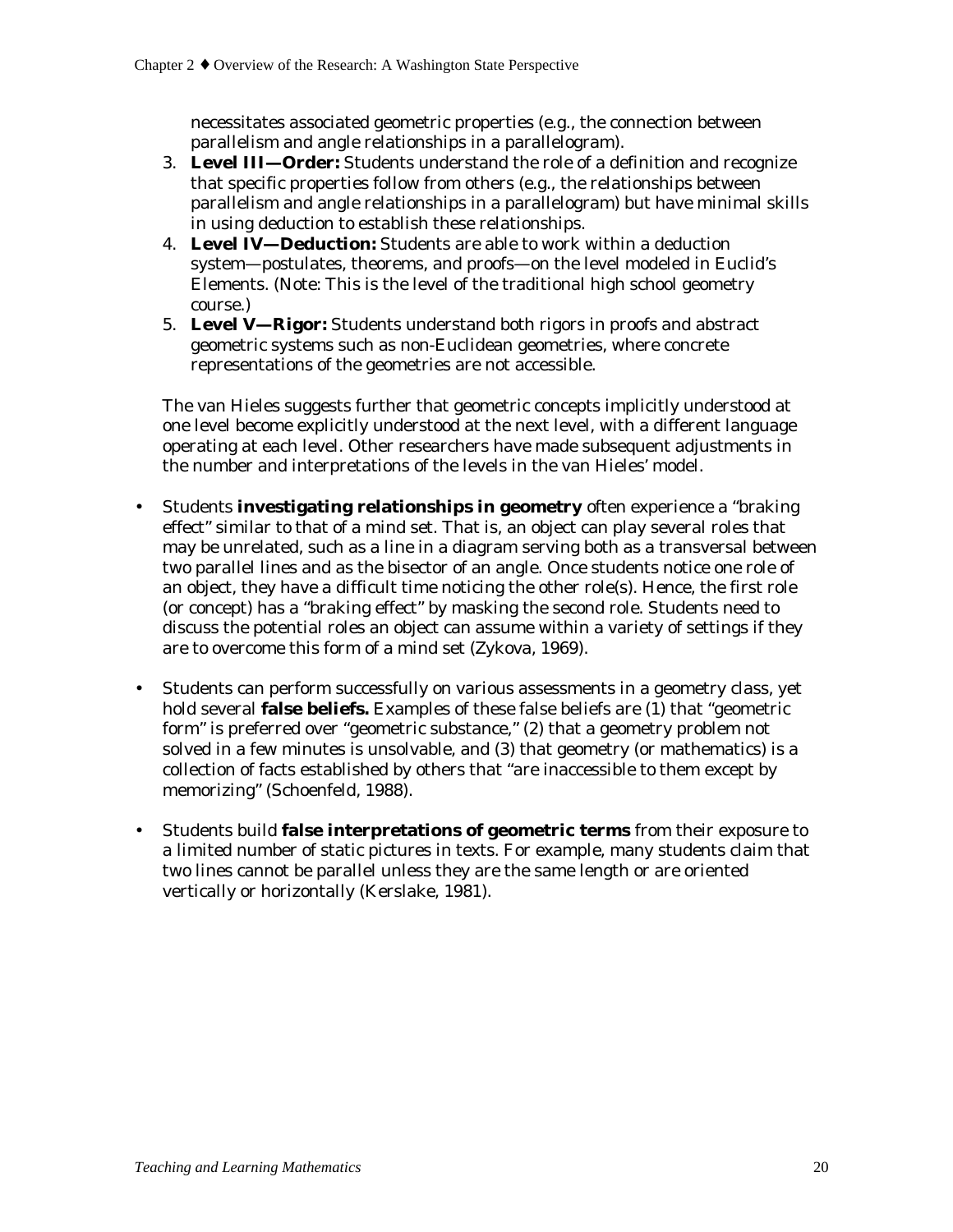necessitates associated geometric properties (e.g., the connection between parallelism and angle relationships in a parallelogram).

3. **Level III—Order:** Students understand the role of a definition and recognize that specific properties follow from others (e.g., the relationships between parallelism and angle relationships in a parallelogram) but have minimal skills in using deduction to establish these relationships.
4. **Level IV—Deduction:** Students are able to work within a deduction system—postulates, theorems, and proofs—on the level modeled in Euclid's Elements. (Note: This is the level of the traditional high school geometry course.)
5. **Level V—Rigor:** Students understand both rigors in proofs and abstract geometric systems such as non-Euclidean geometries, where concrete representations of the geometries are not accessible.

The van Hieles suggests further that geometric concepts implicitly understood at one level become explicitly understood at the next level, with a different language operating at each level. Other researchers have made subsequent adjustments in the number and interpretations of the levels in the van Hieles' model.

- Students **investigating relationships in geometry** often experience a "braking effect" similar to that of a mind set. That is, an object can play several roles that may be unrelated, such as a line in a diagram serving both as a transversal between two parallel lines and as the bisector of an angle. Once students notice one role of an object, they have a difficult time noticing the other role(s). Hence, the first role (or concept) has a "braking effect" by masking the second role. Students need to discuss the potential roles an object can assume within a variety of settings if they are to overcome this form of a mind set (Zykova, 1969).

- Students can perform successfully on various assessments in a geometry class, yet hold several **false beliefs.** Examples of these false beliefs are (1) that "geometric form" is preferred over "geometric substance," (2) that a geometry problem not solved in a few minutes is unsolvable, and (3) that geometry (or mathematics) is a collection of facts established by others that "are inaccessible to them except by memorizing" (Schoenfeld, 1988).

- Students build **false interpretations of geometric terms** from their exposure to a limited number of static pictures in texts. For example, many students claim that two lines cannot be parallel unless they are the same length or are oriented vertically or horizontally (Kerslake, 1981).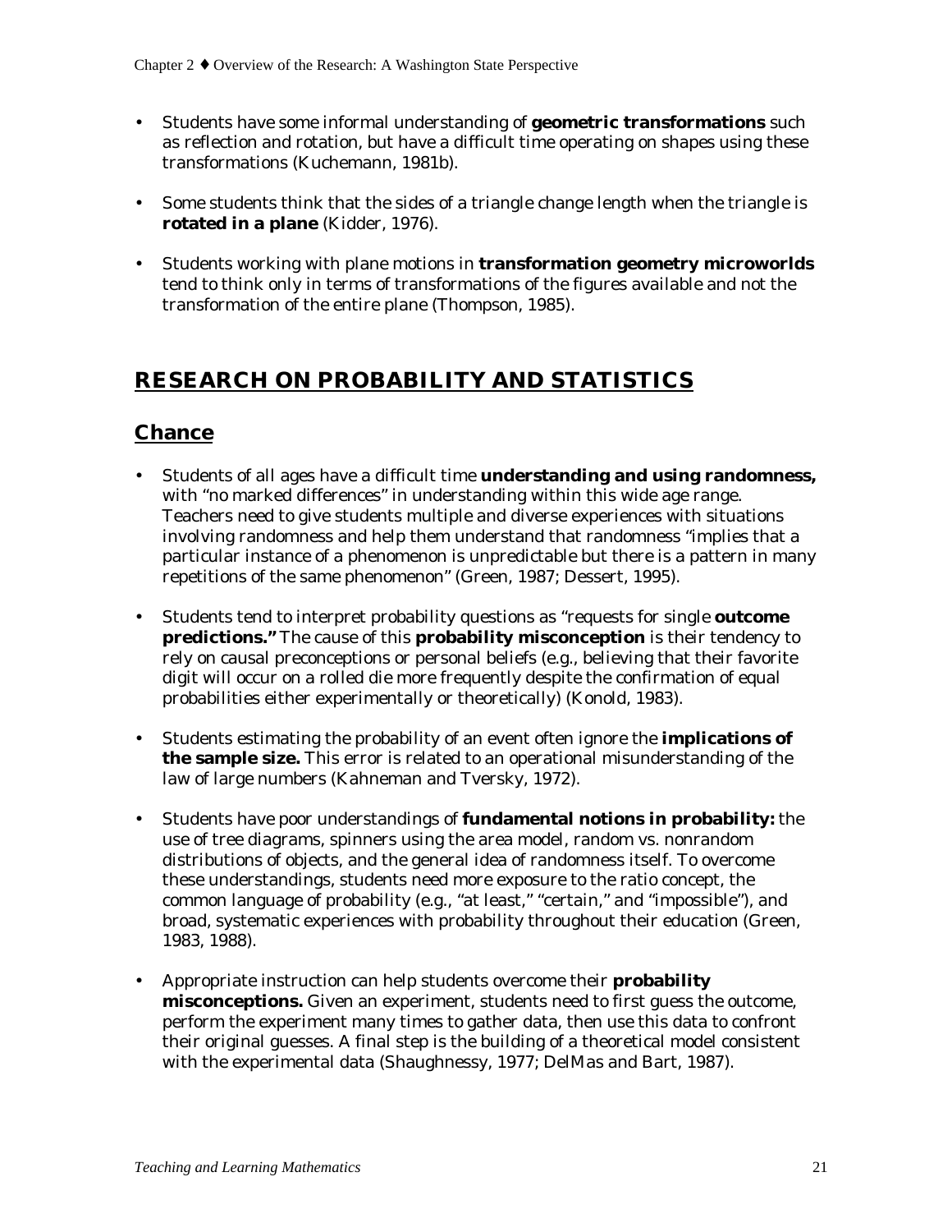- Students have some informal understanding of **geometric transformations** such as reflection and rotation, but have a difficult time operating on shapes using these transformations (Kuchemann, 1981b).

- Some students think that the sides of a triangle change length when the triangle is **rotated in a plane** (Kidder, 1976).

- Students working with plane motions in **transformation geometry microworlds** tend to think only in terms of transformations of the figures available and not the transformation of the entire plane (Thompson, 1985).

## RESEARCH ON PROBABILITY AND STATISTICS

### Chance

- Students of all ages have a difficult time **understanding and using randomness,** with "no marked differences" in understanding within this wide age range. Teachers need to give students multiple and diverse experiences with situations involving randomness and help them understand that randomness "implies that a particular instance of a phenomenon is unpredictable but there is a pattern in many repetitions of the same phenomenon" (Green, 1987; Dessert, 1995).

- Students tend to interpret probability questions as "requests for single **outcome predictions."** The cause of this **probability misconception** is their tendency to rely on causal preconceptions or personal beliefs (e.g., believing that their favorite digit will occur on a rolled die more frequently despite the confirmation of equal probabilities either experimentally or theoretically) (Konold, 1983).

- Students estimating the probability of an event often ignore the **implications of the sample size.** This error is related to an operational misunderstanding of the law of large numbers (Kahneman and Tversky, 1972).

- Students have poor understandings of **fundamental notions in probability:** the use of tree diagrams, spinners using the area model, random vs. nonrandom distributions of objects, and the general idea of randomness itself. To overcome these understandings, students need more exposure to the ratio concept, the common language of probability (e.g., "at least," "certain," and "impossible"), and broad, systematic experiences with probability throughout their education (Green, 1983, 1988).

- Appropriate instruction can help students overcome their **probability misconceptions.** Given an experiment, students need to first guess the outcome, perform the experiment many times to gather data, then use this data to confront their original guesses. A final step is the building of a theoretical model consistent with the experimental data (Shaughnessy, 1977; DelMas and Bart, 1987).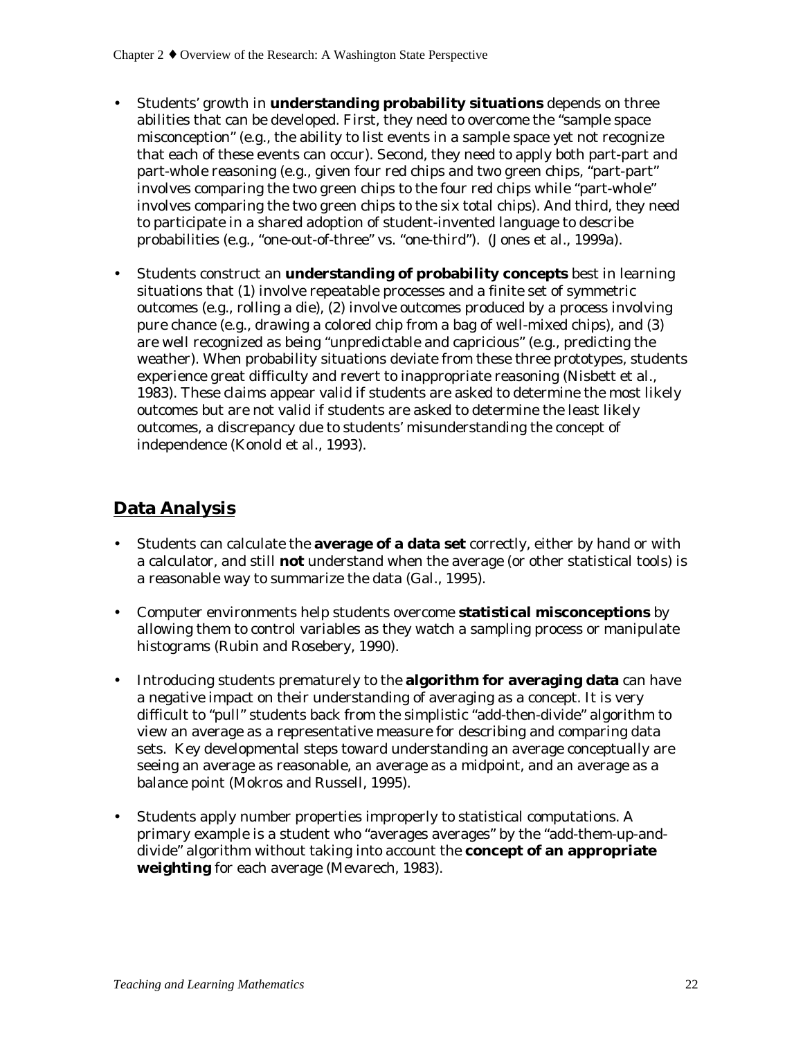- Students' growth in **understanding probability situations** depends on three abilities that can be developed. First, they need to overcome the "sample space misconception" (e.g., the ability to list events in a sample space yet not recognize that each of these events can occur). Second, they need to apply both part-part and part-whole reasoning (e.g., given four red chips and two green chips, "part-part" involves comparing the two green chips to the four red chips while "part-whole" involves comparing the two green chips to the six total chips). And third, they need to participate in a shared adoption of student-invented language to describe probabilities (e.g., "one-out-of-three" vs. "one-third"). (Jones et al., 1999a).

- Students construct an **understanding of probability concepts** best in learning situations that (1) involve repeatable processes and a finite set of symmetric outcomes (e.g., rolling a die), (2) involve outcomes produced by a process involving pure chance (e.g., drawing a colored chip from a bag of well-mixed chips), and (3) are well recognized as being "unpredictable and capricious" (e.g., predicting the weather). When probability situations deviate from these three prototypes, students experience great difficulty and revert to inappropriate reasoning (Nisbett et al., 1983). These claims appear valid if students are asked to determine the most likely outcomes but are not valid if students are asked to determine the least likely outcomes, a discrepancy due to students' misunderstanding the concept of independence (Konold et al., 1993).

## Data Analysis

- Students can calculate the **average of a data set** correctly, either by hand or with a calculator, and still **not** understand when the average (or other statistical tools) is a reasonable way to summarize the data (Gal., 1995).

- Computer environments help students overcome **statistical misconceptions** by allowing them to control variables as they watch a sampling process or manipulate histograms (Rubin and Rosebery, 1990).

- Introducing students prematurely to the **algorithm for averaging data** can have a negative impact on their understanding of averaging as a concept. It is very difficult to "pull" students back from the simplistic "add-then-divide" algorithm to view an average as a representative measure for describing and comparing data sets. Key developmental steps toward understanding an average conceptually are seeing an average as reasonable, an average as a midpoint, and an average as a balance point (Mokros and Russell, 1995).

- Students apply number properties improperly to statistical computations. A primary example is a student who "averages averages" by the "add-them-up-and-divide" algorithm without taking into account the **concept of an appropriate weighting** for each average (Mevarech, 1983).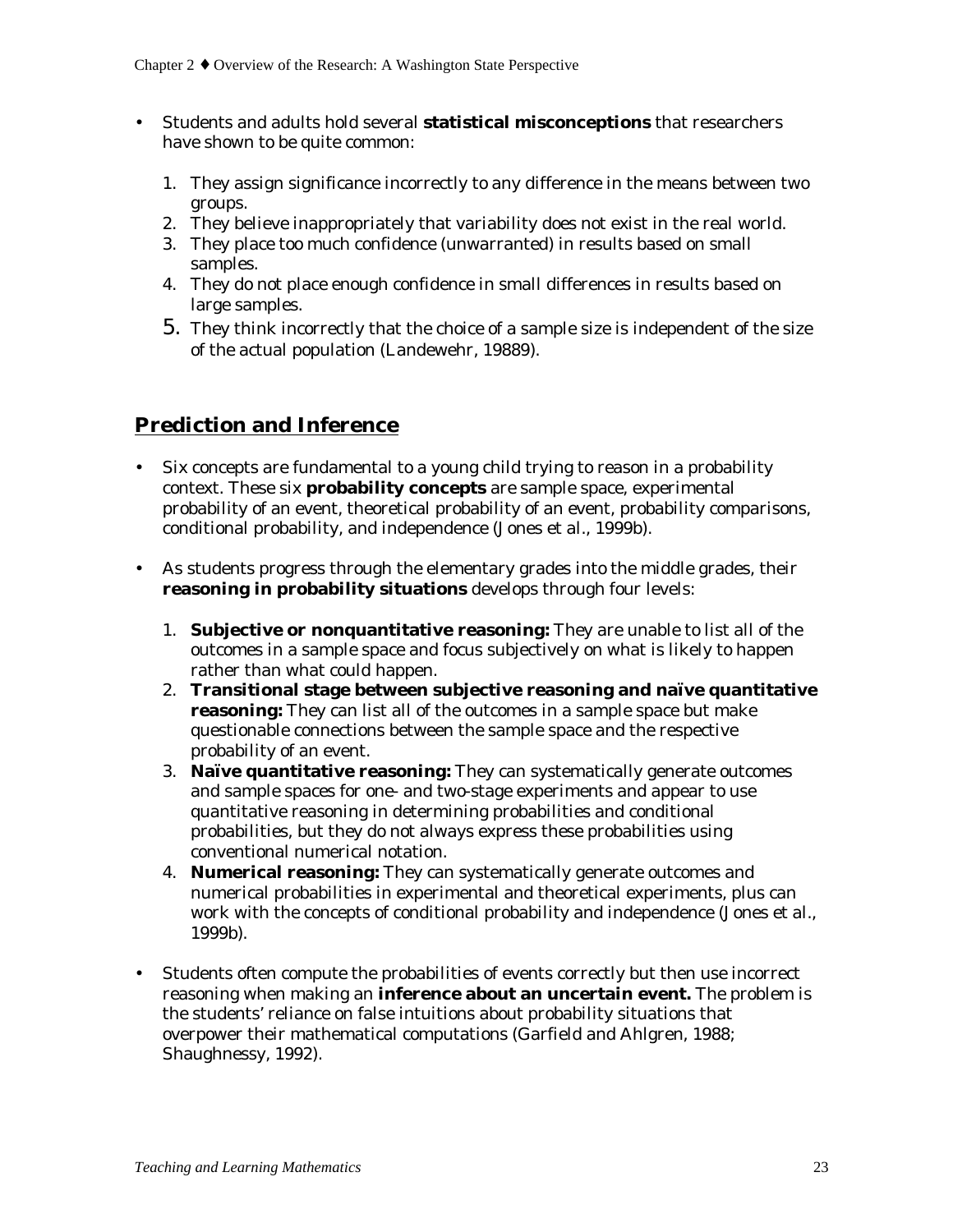- Students and adults hold several **statistical misconceptions** that researchers have shown to be quite common:

  1. They assign significance incorrectly to any difference in the means between two groups.
  2. They believe inappropriately that variability does not exist in the real world.
  3. They place too much confidence (unwarranted) in results based on small samples.
  4. They do not place enough confidence in small differences in results based on large samples.
  5. They think incorrectly that the choice of a sample size is independent of the size of the actual population (Landewehr, 19889).

## Prediction and Inference

- Six concepts are fundamental to a young child trying to reason in a probability context. These six **probability concepts** are sample space, experimental probability of an event, theoretical probability of an event, probability comparisons, conditional probability, and independence (Jones et al., 1999b).

- As students progress through the elementary grades into the middle grades, their **reasoning in probability situations** develops through four levels:

  1. **Subjective or nonquantitative reasoning:** They are unable to list all of the outcomes in a sample space and focus subjectively on what is likely to happen rather than what could happen.
  2. **Transitional stage between subjective reasoning and naïve quantitative reasoning:** They can list all of the outcomes in a sample space but make questionable connections between the sample space and the respective probability of an event.
  3. **Naïve quantitative reasoning:** They can systematically generate outcomes and sample spaces for one- and two-stage experiments and appear to use quantitative reasoning in determining probabilities and conditional probabilities, but they do not always express these probabilities using conventional numerical notation.
  4. **Numerical reasoning:** They can systematically generate outcomes and numerical probabilities in experimental and theoretical experiments, plus can work with the concepts of conditional probability and independence (Jones et al., 1999b).

- Students often compute the probabilities of events correctly but then use incorrect reasoning when making an **inference about an uncertain event.** The problem is the students' reliance on false intuitions about probability situations that overpower their mathematical computations (Garfield and Ahlgren, 1988; Shaughnessy, 1992).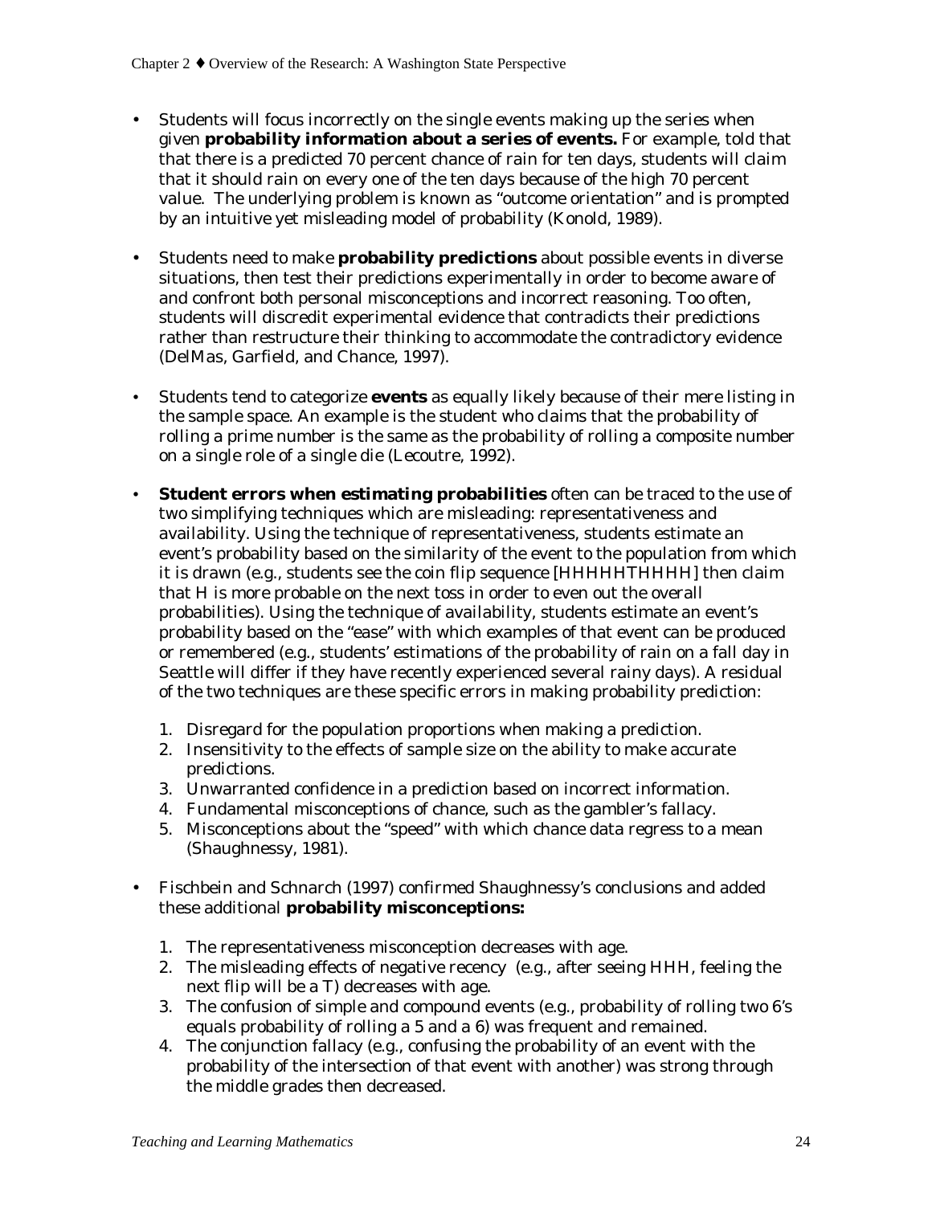- Students will focus incorrectly on the single events making up the series when given **probability information about a series of events.** For example, told that that there is a predicted 70 percent chance of rain for ten days, students will claim that it should rain on every one of the ten days because of the high 70 percent value. The underlying problem is known as "outcome orientation" and is prompted by an intuitive yet misleading model of probability (Konold, 1989).

- Students need to make **probability predictions** about possible events in diverse situations, then test their predictions experimentally in order to become aware of and confront both personal misconceptions and incorrect reasoning. Too often, students will discredit experimental evidence that contradicts their predictions rather than restructure their thinking to accommodate the contradictory evidence (DelMas, Garfield, and Chance, 1997).

- Students tend to categorize **events** as equally likely because of their mere listing in the sample space. An example is the student who claims that the probability of rolling a prime number is the same as the probability of rolling a composite number on a single role of a single die (Lecoutre, 1992).

- **Student errors when estimating probabilities** often can be traced to the use of two simplifying techniques which are misleading: representativeness and availability. Using the technique of representativeness, students estimate an event's probability based on the similarity of the event to the population from which it is drawn (e.g., students see the coin flip sequence [HHHHHTHHHH] then claim that H is more probable on the next toss in order to even out the overall probabilities). Using the technique of availability, students estimate an event's probability based on the "ease" with which examples of that event can be produced or remembered (e.g., students' estimations of the probability of rain on a fall day in Seattle will differ if they have recently experienced several rainy days). A residual of the two techniques are these specific errors in making probability prediction:

  1. Disregard for the population proportions when making a prediction.
  2. Insensitivity to the effects of sample size on the ability to make accurate predictions.
  3. Unwarranted confidence in a prediction based on incorrect information.
  4. Fundamental misconceptions of chance, such as the gambler's fallacy.
  5. Misconceptions about the "speed" with which chance data regress to a mean (Shaughnessy, 1981).

- Fischbein and Schnarch (1997) confirmed Shaughnessy's conclusions and added these additional **probability misconceptions:**

  1. The representativeness misconception decreases with age.
  2. The misleading effects of negative recency (e.g., after seeing HHH, feeling the next flip will be a T) decreases with age.
  3. The confusion of simple and compound events (e.g., probability of rolling two 6's equals probability of rolling a 5 and a 6) was frequent and remained.
  4. The conjunction fallacy (e.g., confusing the probability of an event with the probability of the intersection of that event with another) was strong through the middle grades then decreased.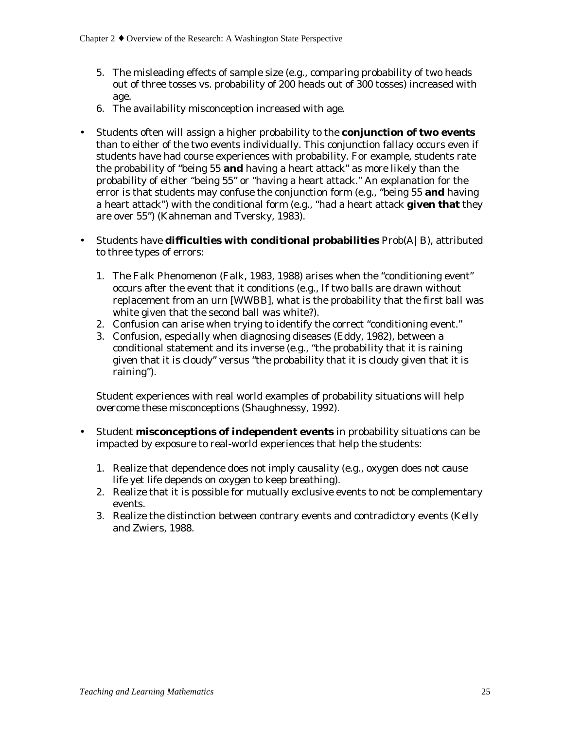5. The misleading effects of sample size (e.g., comparing probability of two heads out of three tosses vs. probability of 200 heads out of 300 tosses) increased with age.
6. The availability misconception increased with age.

- Students often will assign a higher probability to the **conjunction of two events** than to either of the two events individually. This conjunction fallacy occurs even if students have had course experiences with probability. For example, students rate the probability of "being 55 **and** having a heart attack" as more likely than the probability of either "being 55" or "having a heart attack." An explanation for the error is that students may confuse the conjunction form (e.g., "being 55 **and** having a heart attack") with the conditional form (e.g., "had a heart attack **given that** they are over 55") (Kahneman and Tversky, 1983).

- Students have **difficulties with conditional probabilities** Prob(A|B), attributed to three types of errors:

  1. The Falk Phenomenon (Falk, 1983, 1988) arises when the "conditioning event" occurs after the event that it conditions (e.g., If two balls are drawn without replacement from an urn [WWBB], what is the probability that the first ball was white given that the second ball was white?).
  2. Confusion can arise when trying to identify the correct "conditioning event."
  3. Confusion, especially when diagnosing diseases (Eddy, 1982), between a conditional statement and its inverse (e.g., "the probability that it is raining given that it is cloudy" versus "the probability that it is cloudy given that it is raining").

  Student experiences with real world examples of probability situations will help overcome these misconceptions (Shaughnessy, 1992).

- Student **misconceptions of independent events** in probability situations can be impacted by exposure to real-world experiences that help the students:

  1. Realize that dependence does not imply causality (e.g., oxygen does not cause life yet life depends on oxygen to keep breathing).
  2. Realize that it is possible for mutually exclusive events to not be complementary events.
  3. Realize the distinction between contrary events and contradictory events (Kelly and Zwiers, 1988.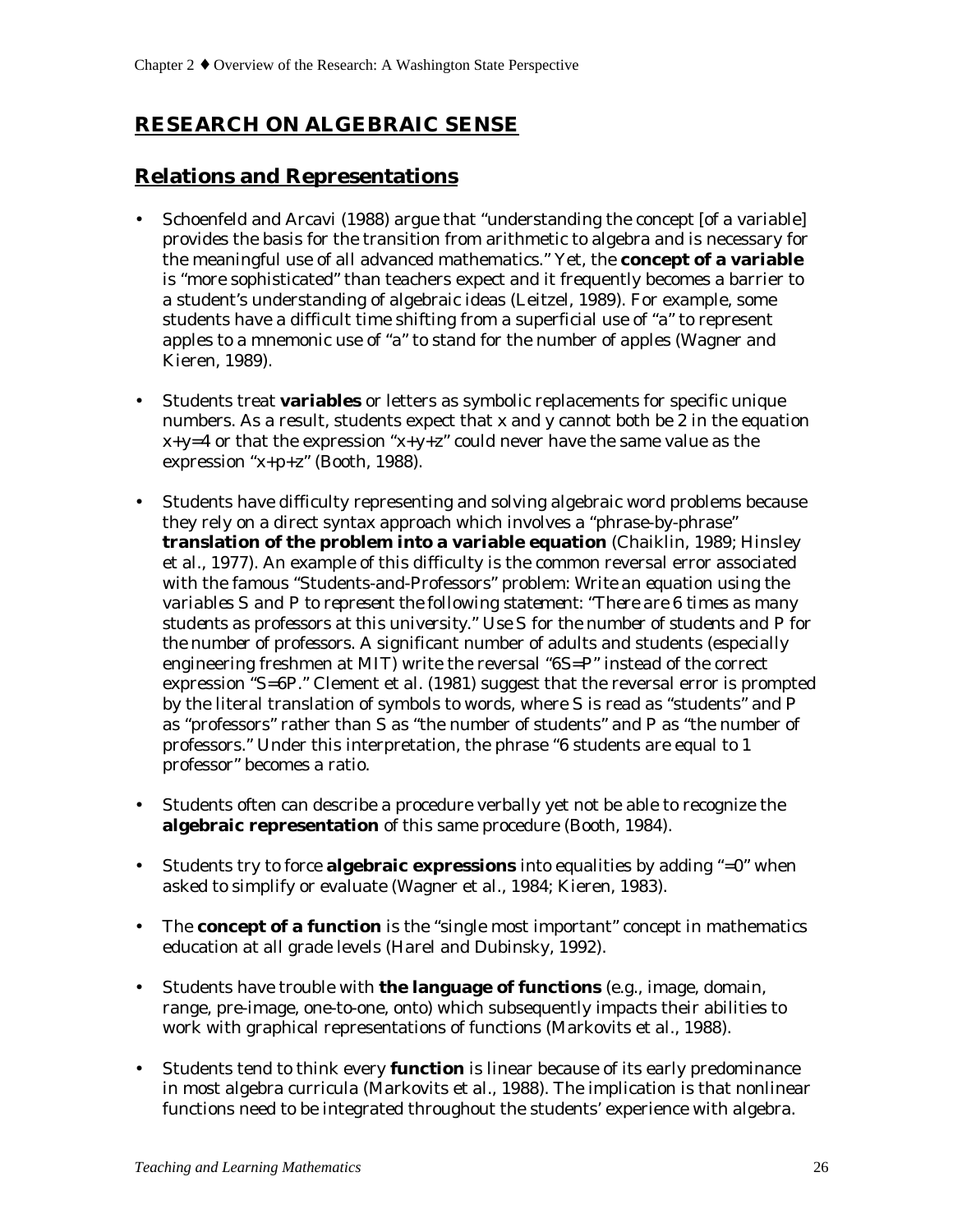## RESEARCH ON ALGEBRAIC SENSE

### Relations and Representations

- Schoenfeld and Arcavi (1988) argue that "understanding the concept [of a variable] provides the basis for the transition from arithmetic to algebra and is necessary for the meaningful use of all advanced mathematics." Yet, the **concept of a variable** is "more sophisticated" than teachers expect and it frequently becomes a barrier to a student's understanding of algebraic ideas (Leitzel, 1989). For example, some students have a difficult time shifting from a superficial use of "a" to represent apples to a mnemonic use of "a" to stand for the number of apples (Wagner and Kieren, 1989).

- Students treat **variables** or letters as symbolic replacements for specific unique numbers. As a result, students expect that x and y cannot both be 2 in the equation $x+y=4$ or that the expression "$x+y+z$" could never have the same value as the expression "$x+p+z$" (Booth, 1988).

- Students have difficulty representing and solving algebraic word problems because they rely on a direct syntax approach which involves a "phrase-by-phrase" **translation of the problem into a variable equation** (Chaiklin, 1989; Hinsley et al., 1977). An example of this difficulty is the common reversal error associated with the famous "Students-and-Professors" problem: *Write an equation using the variables S and P to represent the following statement: "There are 6 times as many students as professors at this university." Use S for the number of students and P for the number of professors.* A significant number of adults and students (especially engineering freshmen at MIT) write the reversal "$6S=P$" instead of the correct expression "$S=6P$." Clement et al. (1981) suggest that the reversal error is prompted by the literal translation of symbols to words, where S is read as "students" and P as "professors" rather than S as "the number of students" and P as "the number of professors." Under this interpretation, the phrase "6 students are equal to 1 professor" becomes a ratio.

- Students often can describe a procedure verbally yet not be able to recognize the **algebraic representation** of this same procedure (Booth, 1984).

- Students try to force **algebraic expressions** into equalities by adding "$=0$" when asked to simplify or evaluate (Wagner et al., 1984; Kieren, 1983).

- The **concept of a function** is the "single most important" concept in mathematics education at all grade levels (Harel and Dubinsky, 1992).

- Students have trouble with **the language of functions** (e.g., image, domain, range, pre-image, one-to-one, onto) which subsequently impacts their abilities to work with graphical representations of functions (Markovits et al., 1988).

- Students tend to think every **function** is linear because of its early predominance in most algebra curricula (Markovits et al., 1988). The implication is that nonlinear functions need to be integrated throughout the students' experience with algebra.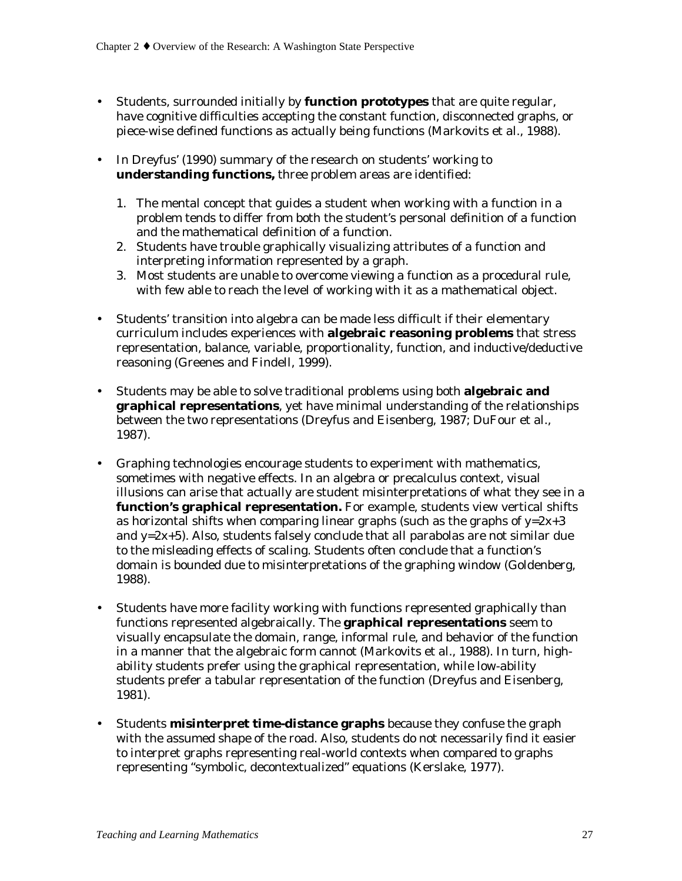- Students, surrounded initially by **function prototypes** that are quite regular, have cognitive difficulties accepting the constant function, disconnected graphs, or piece-wise defined functions as actually being functions (Markovits et al., 1988).

- In Dreyfus' (1990) summary of the research on students' working to **understanding functions,** three problem areas are identified:

  1. The mental concept that guides a student when working with a function in a problem tends to differ from both the student's personal definition of a function and the mathematical definition of a function.
  2. Students have trouble graphically visualizing attributes of a function and interpreting information represented by a graph.
  3. Most students are unable to overcome viewing a function as a procedural rule, with few able to reach the level of working with it as a mathematical object.

- Students' transition into algebra can be made less difficult if their elementary curriculum includes experiences with **algebraic reasoning problems** that stress representation, balance, variable, proportionality, function, and inductive/deductive reasoning (Greenes and Findell, 1999).

- Students may be able to solve traditional problems using both **algebraic and graphical representations**, yet have minimal understanding of the relationships between the two representations (Dreyfus and Eisenberg, 1987; DuFour et al., 1987).

- Graphing technologies encourage students to experiment with mathematics, sometimes with negative effects. In an algebra or precalculus context, visual illusions can arise that actually are student misinterpretations of what they see in a **function's graphical representation.** For example, students view vertical shifts as horizontal shifts when comparing linear graphs (such as the graphs of $y=2x+3$ and $y=2x+5$). Also, students falsely conclude that all parabolas are not similar due to the misleading effects of scaling. Students often conclude that a function's domain is bounded due to misinterpretations of the graphing window (Goldenberg, 1988).

- Students have more facility working with functions represented graphically than functions represented algebraically. The **graphical representations** seem to visually encapsulate the domain, range, informal rule, and behavior of the function in a manner that the algebraic form cannot (Markovits et al., 1988). In turn, high-ability students prefer using the graphical representation, while low-ability students prefer a tabular representation of the function (Dreyfus and Eisenberg, 1981).

- Students **misinterpret time-distance graphs** because they confuse the graph with the assumed shape of the road. Also, students do not necessarily find it easier to interpret graphs representing real-world contexts when compared to graphs representing "symbolic, decontextualized" equations (Kerslake, 1977).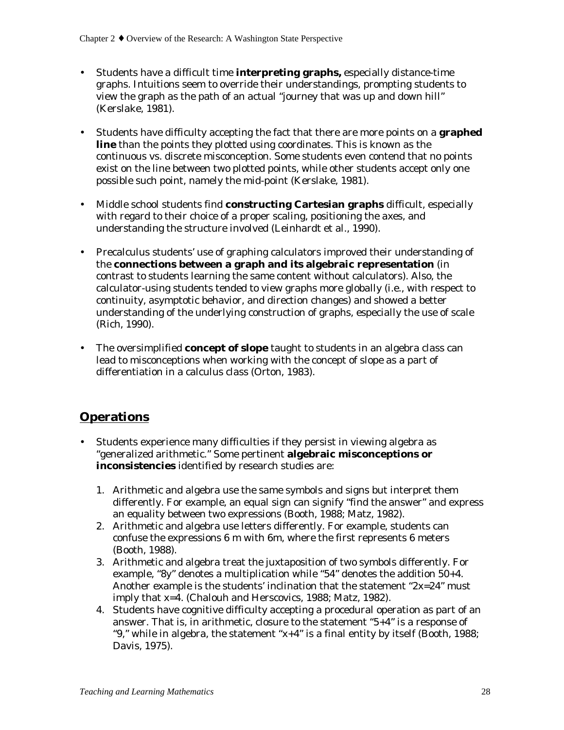- Students have a difficult time **interpreting graphs,** especially distance-time graphs. Intuitions seem to override their understandings, prompting students to view the graph as the path of an actual "journey that was up and down hill" (Kerslake, 1981).

- Students have difficulty accepting the fact that there are more points on a **graphed line** than the points they plotted using coordinates. This is known as the continuous vs. discrete misconception. Some students even contend that no points exist on the line between two plotted points, while other students accept only one possible such point, namely the mid-point (Kerslake, 1981).

- Middle school students find **constructing Cartesian graphs** difficult, especially with regard to their choice of a proper scaling, positioning the axes, and understanding the structure involved (Leinhardt et al., 1990).

- Precalculus students' use of graphing calculators improved their understanding of the **connections between a graph and its algebraic representation** (in contrast to students learning the same content without calculators). Also, the calculator-using students tended to view graphs more globally (i.e., with respect to continuity, asymptotic behavior, and direction changes) and showed a better understanding of the underlying construction of graphs, especially the use of scale (Rich, 1990).

- The oversimplified **concept of slope** taught to students in an algebra class can lead to misconceptions when working with the concept of slope as a part of differentiation in a calculus class (Orton, 1983).

## Operations

- Students experience many difficulties if they persist in viewing algebra as "generalized arithmetic." Some pertinent **algebraic misconceptions or inconsistencies** identified by research studies are:

  1. Arithmetic and algebra use the same symbols and signs but interpret them differently. For example, an equal sign can signify "find the answer" and express an equality between two expressions (Booth, 1988; Matz, 1982).
  2. Arithmetic and algebra use letters differently. For example, students can confuse the expressions 6 m with 6m, where the first represents 6 meters (Booth, 1988).
  3. Arithmetic and algebra treat the juxtaposition of two symbols differently. For example, "8y" denotes a multiplication while "54" denotes the addition 50+4. Another example is the students' inclination that the statement "2x=24" must imply that x=4. (Chalouh and Herscovics, 1988; Matz, 1982).
  4. Students have cognitive difficulty accepting a procedural operation as part of an answer. That is, in arithmetic, closure to the statement "5+4" is a response of "9," while in algebra, the statement "x+4" is a final entity by itself (Booth, 1988; Davis, 1975).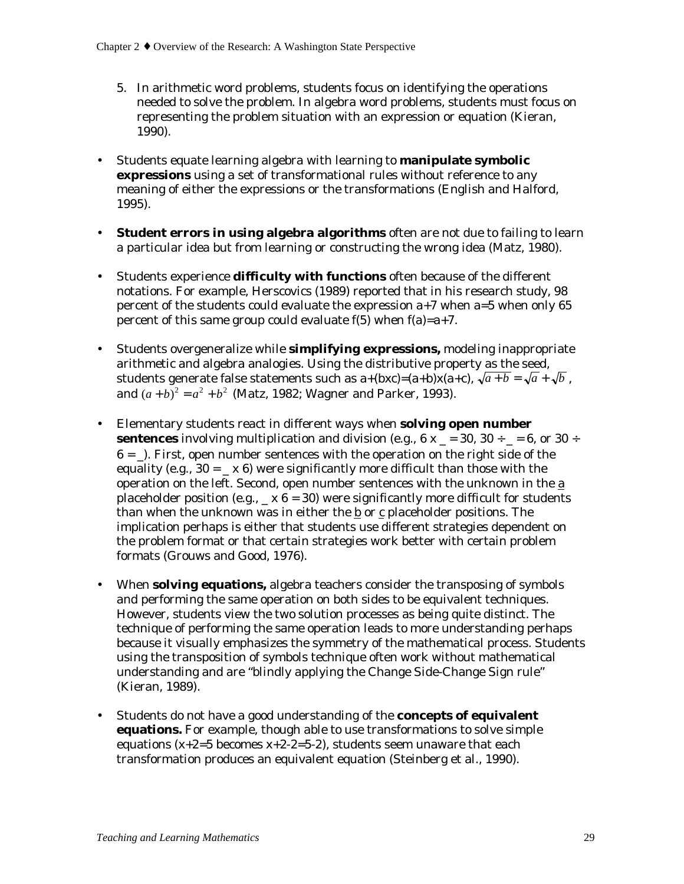5. In arithmetic word problems, students focus on identifying the operations needed to solve the problem. In algebra word problems, students must focus on representing the problem situation with an expression or equation (Kieran, 1990).

- Students equate learning algebra with learning to **manipulate symbolic expressions** using a set of transformational rules without reference to any meaning of either the expressions or the transformations (English and Halford, 1995).

- **Student errors in using algebra algorithms** often are not due to failing to learn a particular idea but from learning or constructing the wrong idea (Matz, 1980).

- Students experience **difficulty with functions** often because of the different notations. For example, Herscovics (1989) reported that in his research study, 98 percent of the students could evaluate the expression $a+7$ when $a=5$ when only 65 percent of this same group could evaluate $f(5)$ when $f(a)=a+7$.

- Students overgeneralize while **simplifying expressions,** modeling inappropriate arithmetic and algebra analogies. Using the distributive property as the seed, students generate false statements such as $a+(b \times c)=(a+b) \times (a+c)$, $\sqrt{a+b} = \sqrt{a} + \sqrt{b}$, and $(a+b)^2 = a^2 + b^2$ (Matz, 1982; Wagner and Parker, 1993).

- Elementary students react in different ways when **solving open number sentences** involving multiplication and division (e.g., 6 x _ = 30, 30 ÷ _ = 6, or 30 ÷ 6 = _). First, open number sentences with the operation on the right side of the equality (e.g., 30 = _ x 6) were significantly more difficult than those with the operation on the left. Second, open number sentences with the unknown in the a placeholder position (e.g., _ x 6 = 30) were significantly more difficult for students than when the unknown was in either the b or c placeholder positions. The implication perhaps is either that students use different strategies dependent on the problem format or that certain strategies work better with certain problem formats (Grouws and Good, 1976).

- When **solving equations,** algebra teachers consider the transposing of symbols and performing the same operation on both sides to be equivalent techniques. However, students view the two solution processes as being quite distinct. The technique of performing the same operation leads to more understanding perhaps because it visually emphasizes the symmetry of the mathematical process. Students using the transposition of symbols technique often work without mathematical understanding and are "blindly applying the Change Side-Change Sign rule" (Kieran, 1989).

- Students do not have a good understanding of the **concepts of equivalent equations.** For example, though able to use transformations to solve simple equations ($x+2=5$ becomes $x+2-2=5-2$), students seem unaware that each transformation produces an equivalent equation (Steinberg et al., 1990).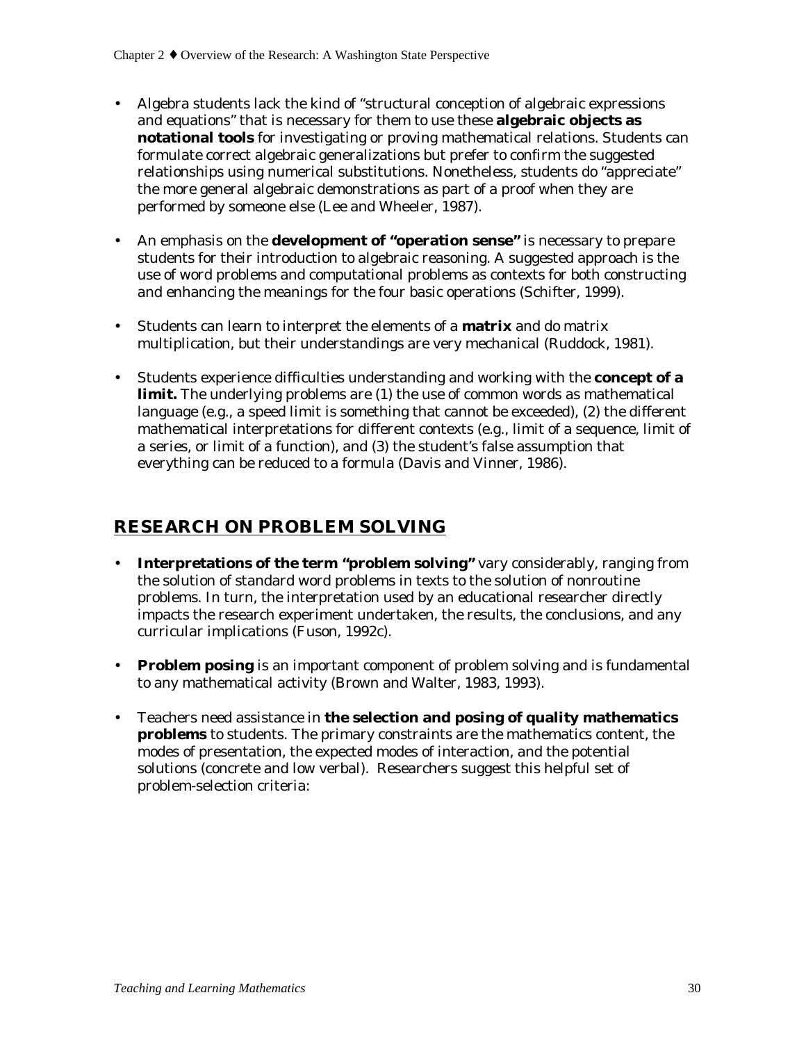- Algebra students lack the kind of "structural conception of algebraic expressions and equations" that is necessary for them to use these **algebraic objects as notational tools** for investigating or proving mathematical relations. Students can formulate correct algebraic generalizations but prefer to confirm the suggested relationships using numerical substitutions. Nonetheless, students do "appreciate" the more general algebraic demonstrations as part of a proof when they are performed by someone else (Lee and Wheeler, 1987).

- An emphasis on the **development of "operation sense"** is necessary to prepare students for their introduction to algebraic reasoning. A suggested approach is the use of word problems and computational problems as contexts for both constructing and enhancing the meanings for the four basic operations (Schifter, 1999).

- Students can learn to interpret the elements of a **matrix** and do matrix multiplication, but their understandings are very mechanical (Ruddock, 1981).

- Students experience difficulties understanding and working with the **concept of a limit.** The underlying problems are (1) the use of common words as mathematical language (e.g., a speed limit is something that cannot be exceeded), (2) the different mathematical interpretations for different contexts (e.g., limit of a sequence, limit of a series, or limit of a function), and (3) the student's false assumption that everything can be reduced to a formula (Davis and Vinner, 1986).

## RESEARCH ON PROBLEM SOLVING

- **Interpretations of the term "problem solving"** vary considerably, ranging from the solution of standard word problems in texts to the solution of nonroutine problems. In turn, the interpretation used by an educational researcher directly impacts the research experiment undertaken, the results, the conclusions, and any curricular implications (Fuson, 1992c).

- **Problem posing** is an important component of problem solving and is fundamental to any mathematical activity (Brown and Walter, 1983, 1993).

- Teachers need assistance in **the selection and posing of quality mathematics problems** to students. The primary constraints are the mathematics content, the modes of presentation, the expected modes of interaction, and the potential solutions (concrete and low verbal). Researchers suggest this helpful set of problem-selection criteria: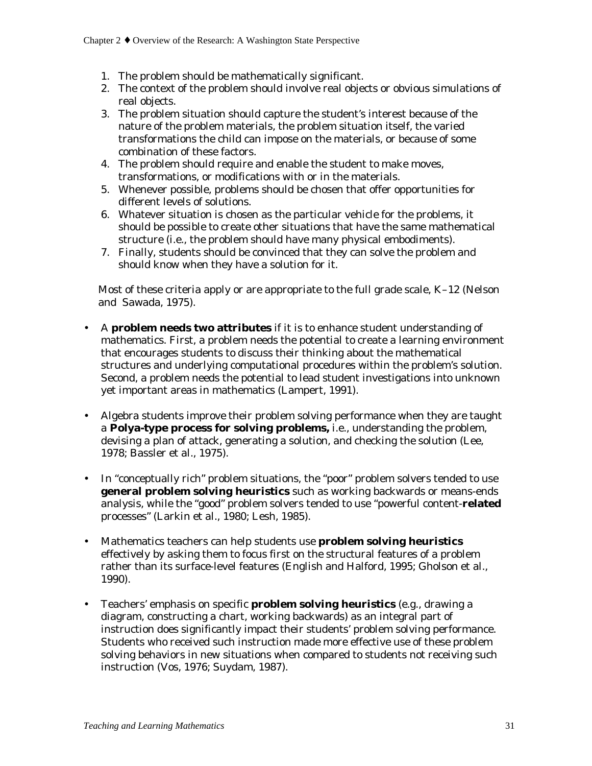1. The problem should be mathematically significant.
2. The context of the problem should involve real objects or obvious simulations of real objects.
3. The problem situation should capture the student's interest because of the nature of the problem materials, the problem situation itself, the varied transformations the child can impose on the materials, or because of some combination of these factors.
4. The problem should require and enable the student to make moves, transformations, or modifications with or in the materials.
5. Whenever possible, problems should be chosen that offer opportunities for different levels of solutions.
6. Whatever situation is chosen as the particular vehicle for the problems, it should be possible to create other situations that have the same mathematical structure (i.e., the problem should have many physical embodiments).
7. Finally, students should be convinced that they can solve the problem and should know when they have a solution for it.

Most of these criteria apply or are appropriate to the full grade scale, K–12 (Nelson and Sawada, 1975).

- A **problem needs two attributes** if it is to enhance student understanding of mathematics. First, a problem needs the potential to create a learning environment that encourages students to discuss their thinking about the mathematical structures and underlying computational procedures within the problem's solution. Second, a problem needs the potential to lead student investigations into unknown yet important areas in mathematics (Lampert, 1991).

- Algebra students improve their problem solving performance when they are taught a **Polya-type process for solving problems,** i.e., understanding the problem, devising a plan of attack, generating a solution, and checking the solution (Lee, 1978; Bassler et al., 1975).

- In "conceptually rich" problem situations, the "poor" problem solvers tended to use **general problem solving heuristics** such as working backwards or means-ends analysis, while the "good" problem solvers tended to use "powerful content-**related** processes" (Larkin et al., 1980; Lesh, 1985).

- Mathematics teachers can help students use **problem solving heuristics** effectively by asking them to focus first on the structural features of a problem rather than its surface-level features (English and Halford, 1995; Gholson et al., 1990).

- Teachers' emphasis on specific **problem solving heuristics** (e.g., drawing a diagram, constructing a chart, working backwards) as an integral part of instruction does significantly impact their students' problem solving performance. Students who received such instruction made more effective use of these problem solving behaviors in new situations when compared to students not receiving such instruction (Vos, 1976; Suydam, 1987).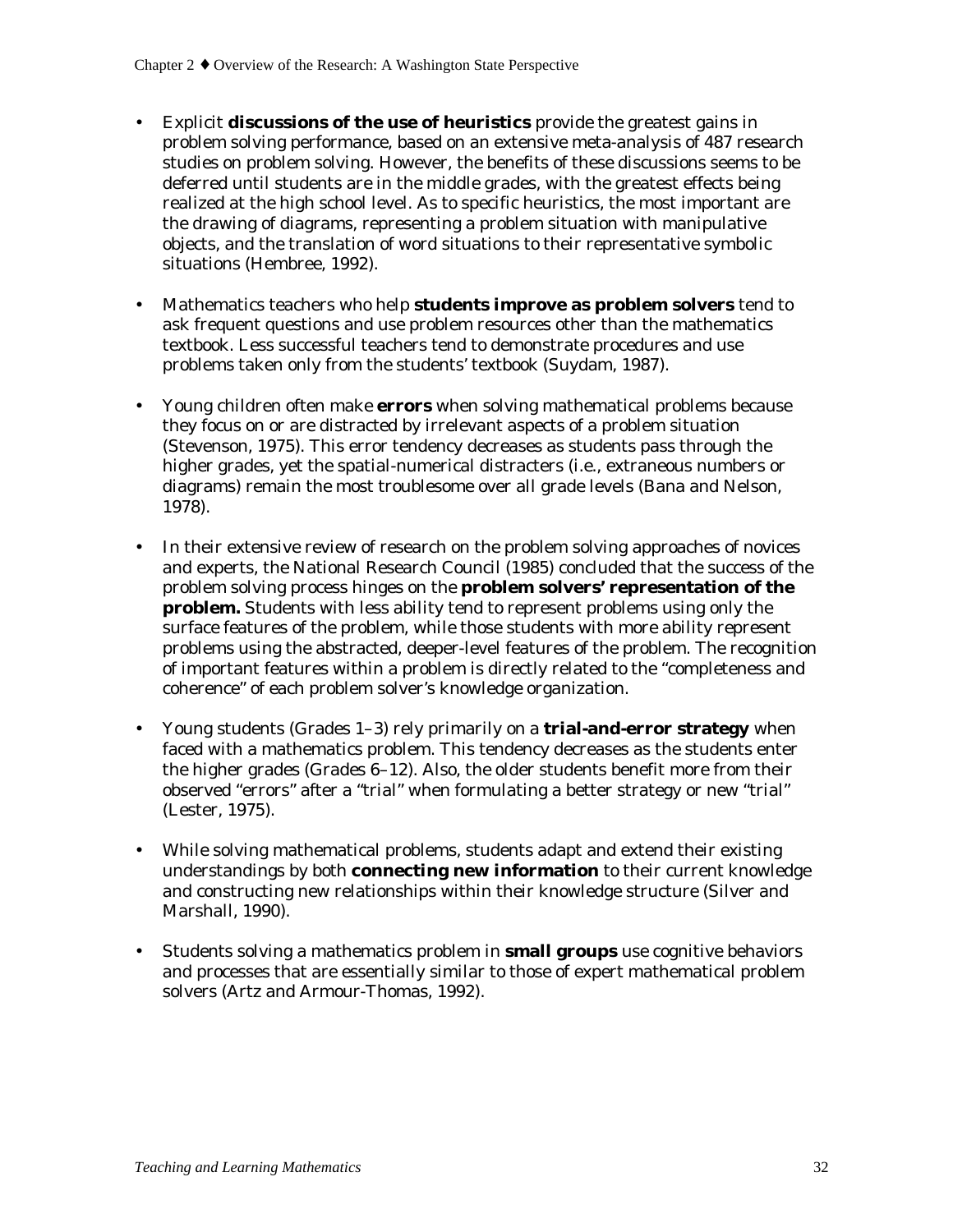- Explicit **discussions of the use of heuristics** provide the greatest gains in problem solving performance, based on an extensive meta-analysis of 487 research studies on problem solving. However, the benefits of these discussions seems to be deferred until students are in the middle grades, with the greatest effects being realized at the high school level. As to specific heuristics, the most important are the drawing of diagrams, representing a problem situation with manipulative objects, and the translation of word situations to their representative symbolic situations (Hembree, 1992).

- Mathematics teachers who help **students improve as problem solvers** tend to ask frequent questions and use problem resources other than the mathematics textbook. Less successful teachers tend to demonstrate procedures and use problems taken only from the students' textbook (Suydam, 1987).

- Young children often make **errors** when solving mathematical problems because they focus on or are distracted by irrelevant aspects of a problem situation (Stevenson, 1975). This error tendency decreases as students pass through the higher grades, yet the spatial-numerical distracters (i.e., extraneous numbers or diagrams) remain the most troublesome over all grade levels (Bana and Nelson, 1978).

- In their extensive review of research on the problem solving approaches of novices and experts, the National Research Council (1985) concluded that the success of the problem solving process hinges on the **problem solvers' representation of the problem.** Students with less ability tend to represent problems using only the surface features of the problem, while those students with more ability represent problems using the abstracted, deeper-level features of the problem. The recognition of important features within a problem is directly related to the "completeness and coherence" of each problem solver's knowledge organization.

- Young students (Grades 1–3) rely primarily on a **trial-and-error strategy** when faced with a mathematics problem. This tendency decreases as the students enter the higher grades (Grades 6–12). Also, the older students benefit more from their observed "errors" after a "trial" when formulating a better strategy or new "trial" (Lester, 1975).

- While solving mathematical problems, students adapt and extend their existing understandings by both **connecting new information** to their current knowledge and constructing new relationships within their knowledge structure (Silver and Marshall, 1990).

- Students solving a mathematics problem in **small groups** use cognitive behaviors and processes that are essentially similar to those of expert mathematical problem solvers (Artz and Armour-Thomas, 1992).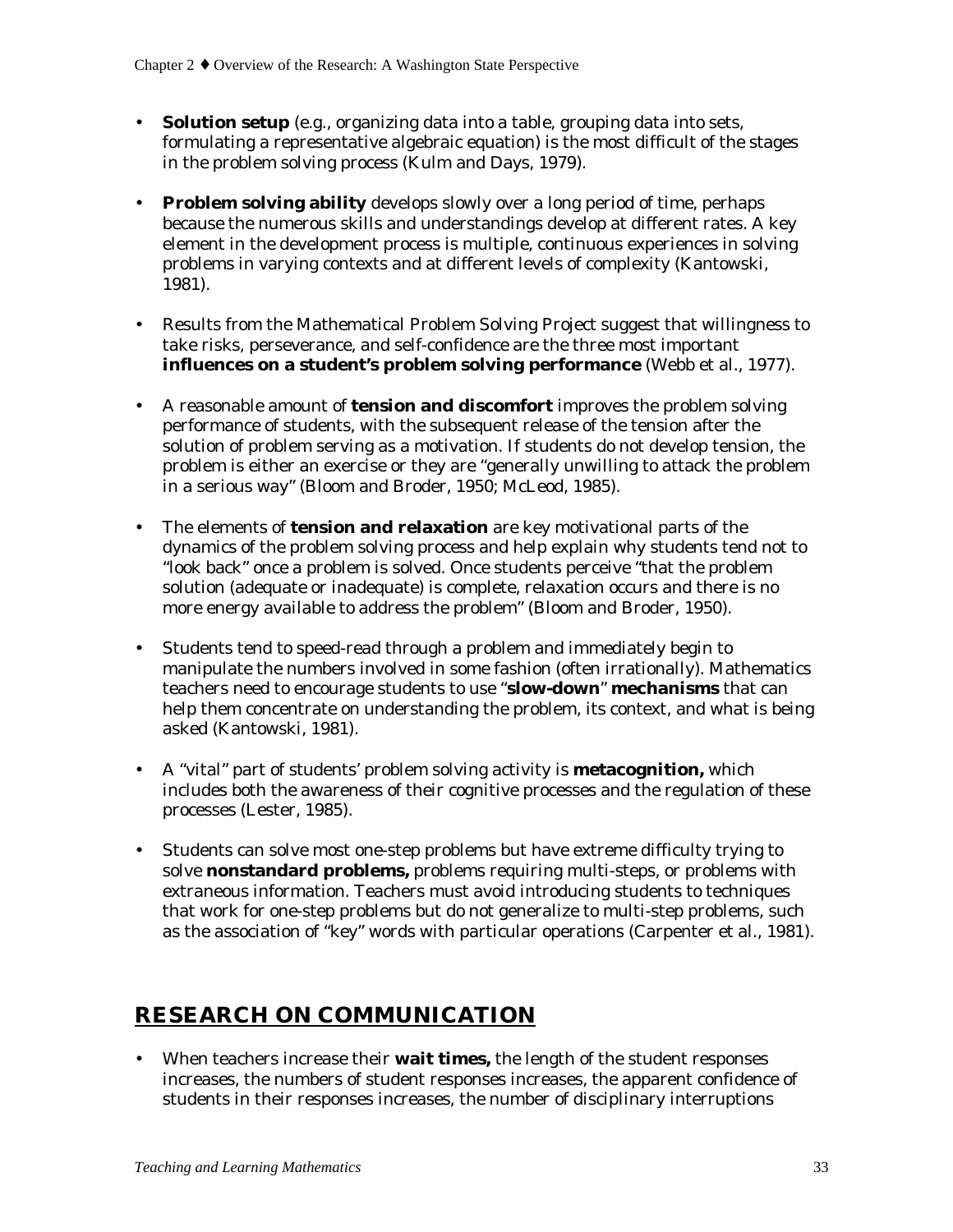- **Solution setup** (e.g., organizing data into a table, grouping data into sets, formulating a representative algebraic equation) is the most difficult of the stages in the problem solving process (Kulm and Days, 1979).

- **Problem solving ability** develops slowly over a long period of time, perhaps because the numerous skills and understandings develop at different rates. A key element in the development process is multiple, continuous experiences in solving problems in varying contexts and at different levels of complexity (Kantowski, 1981).

- Results from the Mathematical Problem Solving Project suggest that willingness to take risks, perseverance, and self-confidence are the three most important **influences on a student's problem solving performance** (Webb et al., 1977).

- A reasonable amount of **tension and discomfort** improves the problem solving performance of students, with the subsequent release of the tension after the solution of problem serving as a motivation. If students do not develop tension, the problem is either an exercise or they are "generally unwilling to attack the problem in a serious way" (Bloom and Broder, 1950; McLeod, 1985).

- The elements of **tension and relaxation** are key motivational parts of the dynamics of the problem solving process and help explain why students tend not to "look back" once a problem is solved. Once students perceive "that the problem solution (adequate or inadequate) is complete, relaxation occurs and there is no more energy available to address the problem" (Bloom and Broder, 1950).

- Students tend to speed-read through a problem and immediately begin to manipulate the numbers involved in some fashion (often irrationally). Mathematics teachers need to encourage students to use "**slow-down**" **mechanisms** that can help them concentrate on understanding the problem, its context, and what is being asked (Kantowski, 1981).

- A "vital" part of students' problem solving activity is **metacognition,** which includes both the awareness of their cognitive processes and the regulation of these processes (Lester, 1985).

- Students can solve most one-step problems but have extreme difficulty trying to solve **nonstandard problems,** problems requiring multi-steps, or problems with extraneous information. Teachers must avoid introducing students to techniques that work for one-step problems but do not generalize to multi-step problems, such as the association of "key" words with particular operations (Carpenter et al., 1981).

## RESEARCH ON COMMUNICATION

- When teachers increase their **wait times,** the length of the student responses increases, the numbers of student responses increases, the apparent confidence of students in their responses increases, the number of disciplinary interruptions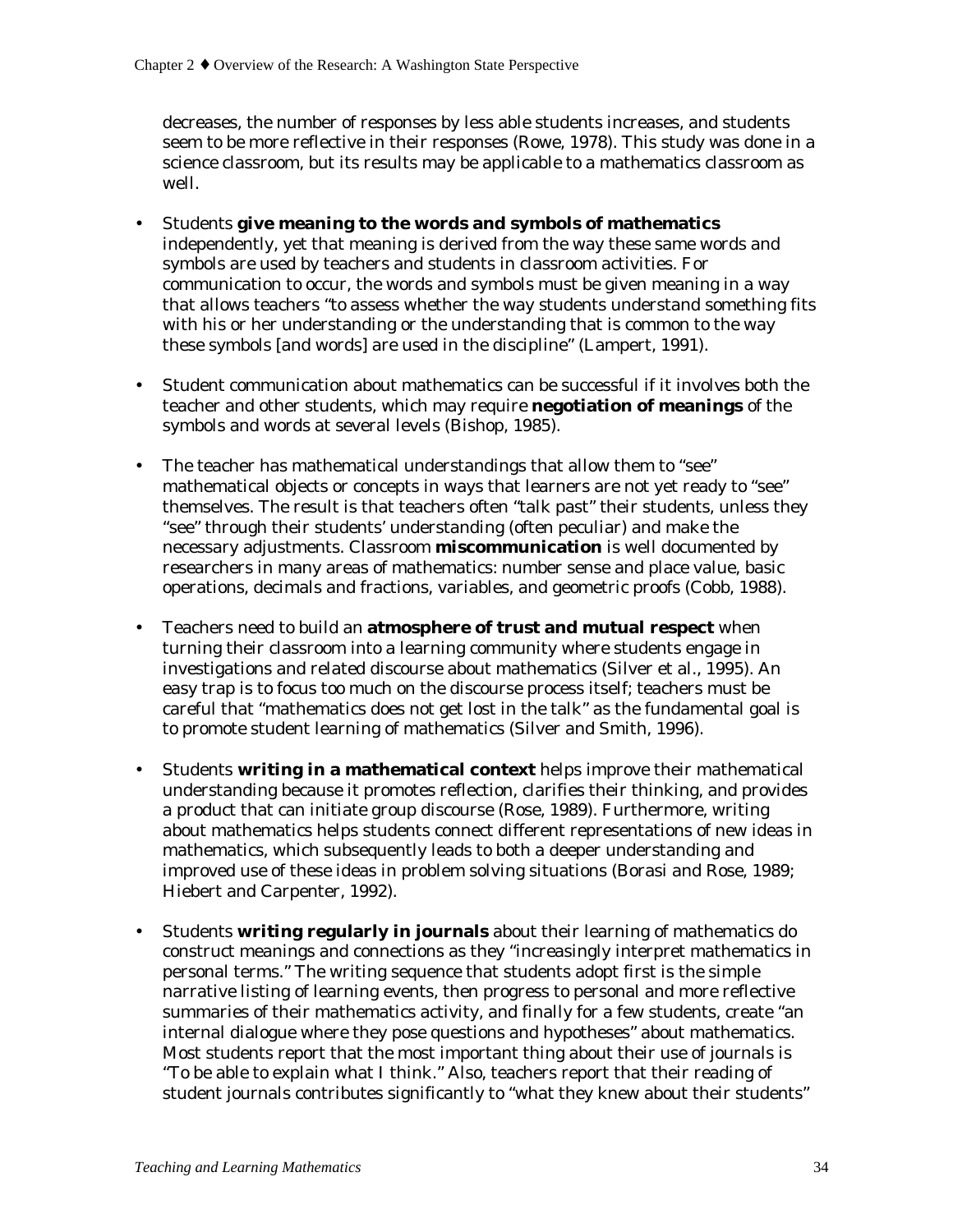decreases, the number of responses by less able students increases, and students seem to be more reflective in their responses (Rowe, 1978). This study was done in a science classroom, but its results may be applicable to a mathematics classroom as well.

- Students **give meaning to the words and symbols of mathematics** independently, yet that meaning is derived from the way these same words and symbols are used by teachers and students in classroom activities. For communication to occur, the words and symbols must be given meaning in a way that allows teachers "to assess whether the way students understand something fits with his or her understanding or the understanding that is common to the way these symbols [and words] are used in the discipline" (Lampert, 1991).

- Student communication about mathematics can be successful if it involves both the teacher and other students, which may require **negotiation of meanings** of the symbols and words at several levels (Bishop, 1985).

- The teacher has mathematical understandings that allow them to "see" mathematical objects or concepts in ways that learners are not yet ready to "see" themselves. The result is that teachers often "talk past" their students, unless they "see" through their students' understanding (often peculiar) and make the necessary adjustments. Classroom **miscommunication** is well documented by researchers in many areas of mathematics: number sense and place value, basic operations, decimals and fractions, variables, and geometric proofs (Cobb, 1988).

- Teachers need to build an **atmosphere of trust and mutual respect** when turning their classroom into a learning community where students engage in investigations and related discourse about mathematics (Silver et al., 1995). An easy trap is to focus too much on the discourse process itself; teachers must be careful that "mathematics does not get lost in the talk" as the fundamental goal is to promote student learning of mathematics (Silver and Smith, 1996).

- Students **writing in a mathematical context** helps improve their mathematical understanding because it promotes reflection, clarifies their thinking, and provides a product that can initiate group discourse (Rose, 1989). Furthermore, writing about mathematics helps students connect different representations of new ideas in mathematics, which subsequently leads to both a deeper understanding and improved use of these ideas in problem solving situations (Borasi and Rose, 1989; Hiebert and Carpenter, 1992).

- Students **writing regularly in journals** about their learning of mathematics do construct meanings and connections as they "increasingly interpret mathematics in personal terms." The writing sequence that students adopt first is the simple narrative listing of learning events, then progress to personal and more reflective summaries of their mathematics activity, and finally for a few students, create "an internal dialogue where they pose questions and hypotheses" about mathematics. Most students report that the most important thing about their use of journals is "To be able to explain what I think." Also, teachers report that their reading of student journals contributes significantly to "what they knew about their students"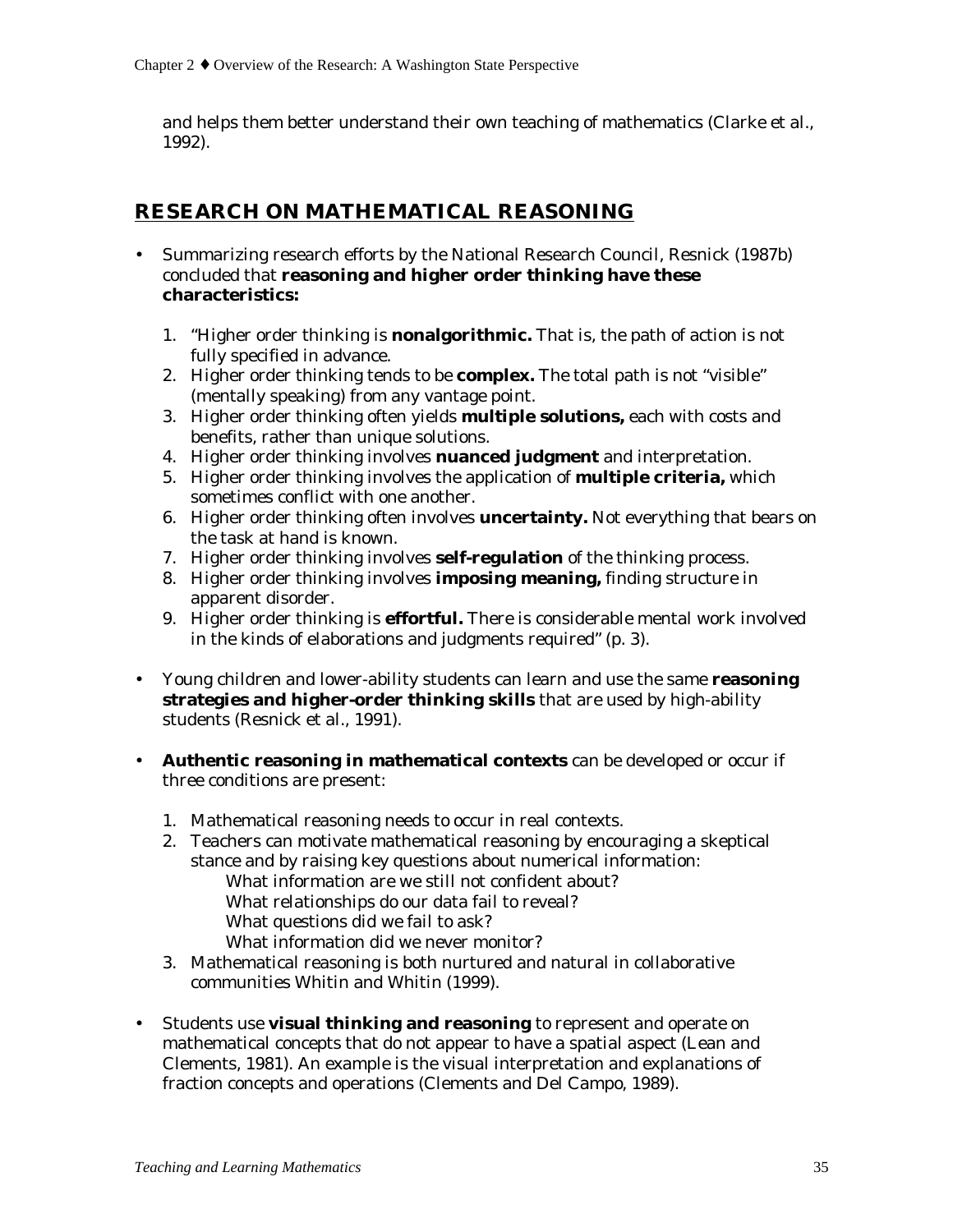and helps them better understand their own teaching of mathematics (Clarke et al., 1992).

## RESEARCH ON MATHEMATICAL REASONING

- Summarizing research efforts by the National Research Council, Resnick (1987b) concluded that **reasoning and higher order thinking have these characteristics:**

  1. "Higher order thinking is **nonalgorithmic.** That is, the path of action is not fully specified in advance.
  2. Higher order thinking tends to be **complex.** The total path is not "visible" (mentally speaking) from any vantage point.
  3. Higher order thinking often yields **multiple solutions,** each with costs and benefits, rather than unique solutions.
  4. Higher order thinking involves **nuanced judgment** and interpretation.
  5. Higher order thinking involves the application of **multiple criteria,** which sometimes conflict with one another.
  6. Higher order thinking often involves **uncertainty.** Not everything that bears on the task at hand is known.
  7. Higher order thinking involves **self-regulation** of the thinking process.
  8. Higher order thinking involves **imposing meaning,** finding structure in apparent disorder.
  9. Higher order thinking is **effortful.** There is considerable mental work involved in the kinds of elaborations and judgments required" (p. 3).

- Young children and lower-ability students can learn and use the same **reasoning strategies and higher-order thinking skills** that are used by high-ability students (Resnick et al., 1991).

- **Authentic reasoning in mathematical contexts** can be developed or occur if three conditions are present:

  1. Mathematical reasoning needs to occur in real contexts.
  2. Teachers can motivate mathematical reasoning by encouraging a skeptical stance and by raising key questions about numerical information:
     What information are we still not confident about?
     What relationships do our data fail to reveal?
     What questions did we fail to ask?
     What information did we never monitor?
  3. Mathematical reasoning is both nurtured and natural in collaborative communities Whitin and Whitin (1999).

- Students use **visual thinking and reasoning** to represent and operate on mathematical concepts that do not appear to have a spatial aspect (Lean and Clements, 1981). An example is the visual interpretation and explanations of fraction concepts and operations (Clements and Del Campo, 1989).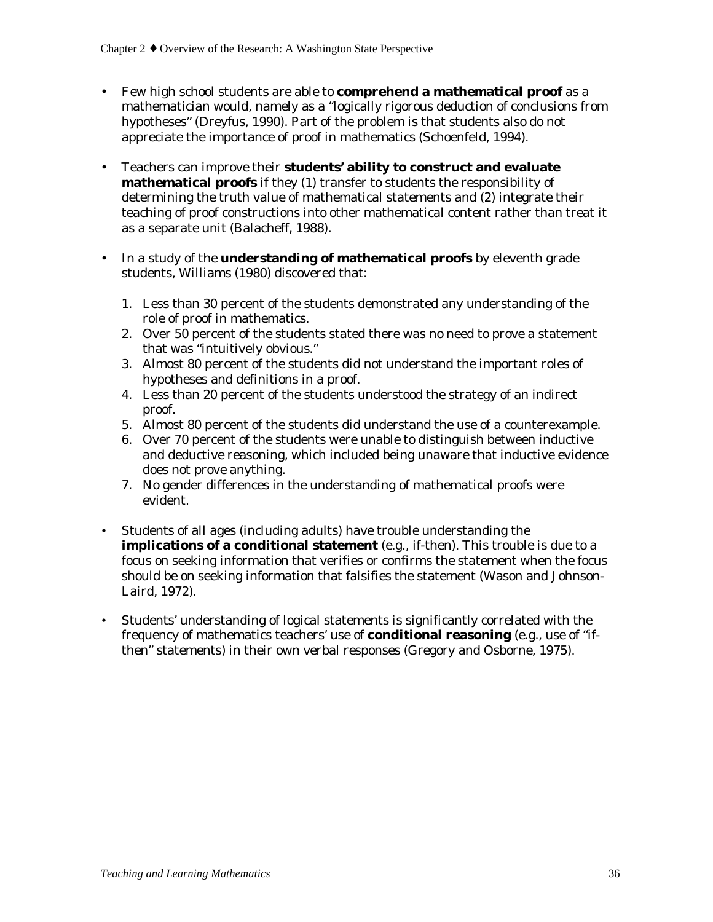- Few high school students are able to **comprehend a mathematical proof** as a mathematician would, namely as a "logically rigorous deduction of conclusions from hypotheses" (Dreyfus, 1990). Part of the problem is that students also do not appreciate the importance of proof in mathematics (Schoenfeld, 1994).

- Teachers can improve their **students' ability to construct and evaluate mathematical proofs** if they (1) transfer to students the responsibility of determining the truth value of mathematical statements and (2) integrate their teaching of proof constructions into other mathematical content rather than treat it as a separate unit (Balacheff, 1988).

- In a study of the **understanding of mathematical proofs** by eleventh grade students, Williams (1980) discovered that:

  1. Less than 30 percent of the students demonstrated any understanding of the role of proof in mathematics.
  2. Over 50 percent of the students stated there was no need to prove a statement that was "intuitively obvious."
  3. Almost 80 percent of the students did not understand the important roles of hypotheses and definitions in a proof.
  4. Less than 20 percent of the students understood the strategy of an indirect proof.
  5. Almost 80 percent of the students did understand the use of a counterexample.
  6. Over 70 percent of the students were unable to distinguish between inductive and deductive reasoning, which included being unaware that inductive evidence does not prove anything.
  7. No gender differences in the understanding of mathematical proofs were evident.

- Students of all ages (including adults) have trouble understanding the **implications of a conditional statement** (e.g., if-then). This trouble is due to a focus on seeking information that verifies or confirms the statement when the focus should be on seeking information that falsifies the statement (Wason and Johnson-Laird, 1972).

- Students' understanding of logical statements is significantly correlated with the frequency of mathematics teachers' use of **conditional reasoning** (e.g., use of "if-then" statements) in their own verbal responses (Gregory and Osborne, 1975).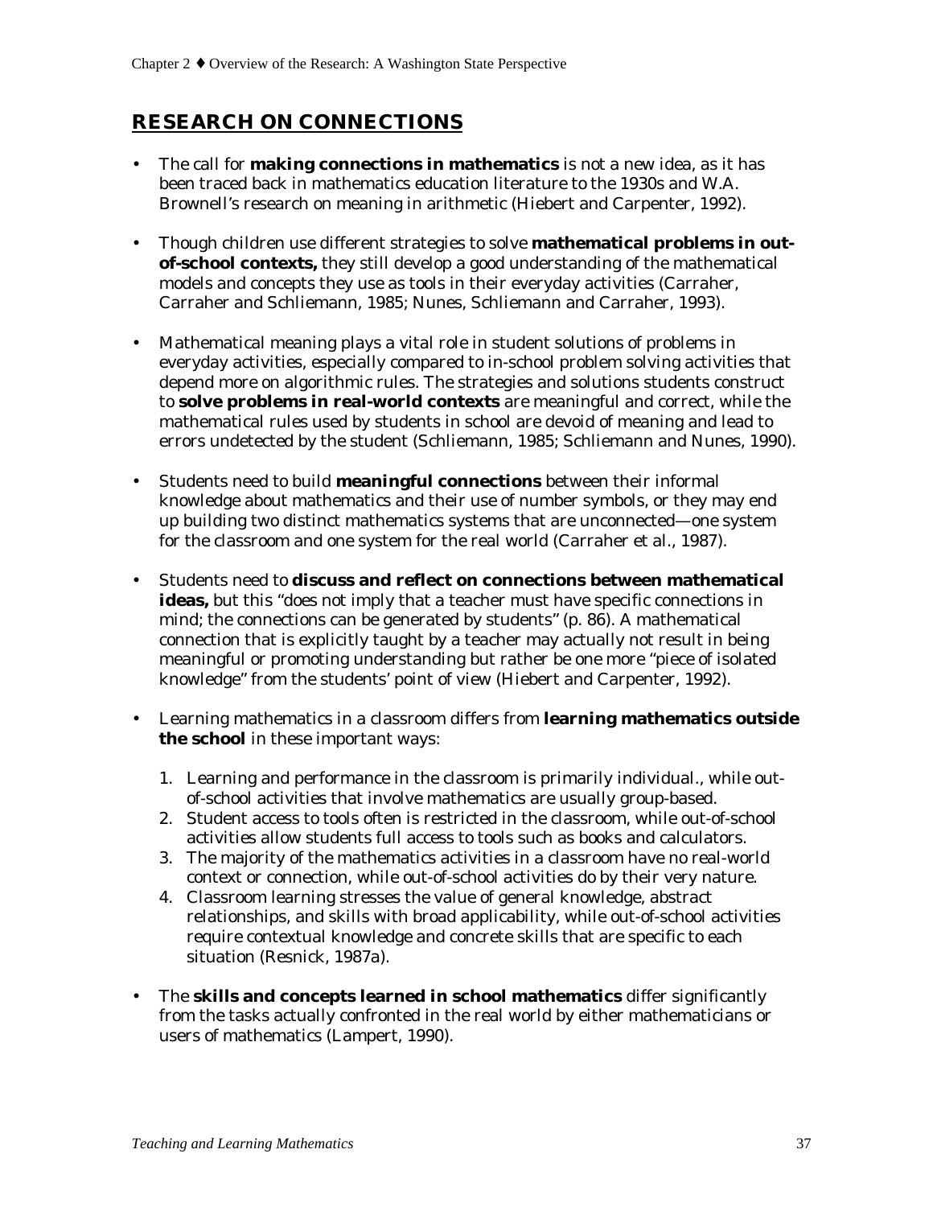## RESEARCH ON CONNECTIONS

- The call for **making connections in mathematics** is not a new idea, as it has been traced back in mathematics education literature to the 1930s and W.A. Brownell's research on meaning in arithmetic (Hiebert and Carpenter, 1992).

- Though children use different strategies to solve **mathematical problems in out-of-school contexts,** they still develop a good understanding of the mathematical models and concepts they use as tools in their everyday activities (Carraher, Carraher and Schliemann, 1985; Nunes, Schliemann and Carraher, 1993).

- Mathematical meaning plays a vital role in student solutions of problems in everyday activities, especially compared to in-school problem solving activities that depend more on algorithmic rules. The strategies and solutions students construct to **solve problems in real-world contexts** are meaningful and correct, while the mathematical rules used by students in school are devoid of meaning and lead to errors undetected by the student (Schliemann, 1985; Schliemann and Nunes, 1990).

- Students need to build **meaningful connections** between their informal knowledge about mathematics and their use of number symbols, or they may end up building two distinct mathematics systems that are unconnected—one system for the classroom and one system for the real world (Carraher et al., 1987).

- Students need to **discuss and reflect on connections between mathematical ideas,** but this "does not imply that a teacher must have specific connections in mind; the connections can be generated by students" (p. 86). A mathematical connection that is explicitly taught by a teacher may actually not result in being meaningful or promoting understanding but rather be one more "piece of isolated knowledge" from the students' point of view (Hiebert and Carpenter, 1992).

- Learning mathematics in a classroom differs from **learning mathematics outside the school** in these important ways:

  1. Learning and performance in the classroom is primarily individual., while out-of-school activities that involve mathematics are usually group-based.
  2. Student access to tools often is restricted in the classroom, while out-of-school activities allow students full access to tools such as books and calculators.
  3. The majority of the mathematics activities in a classroom have no real-world context or connection, while out-of-school activities do by their very nature.
  4. Classroom learning stresses the value of general knowledge, abstract relationships, and skills with broad applicability, while out-of-school activities require contextual knowledge and concrete skills that are specific to each situation (Resnick, 1987a).

- The **skills and concepts learned in school mathematics** differ significantly from the tasks actually confronted in the real world by either mathematicians or users of mathematics (Lampert, 1990).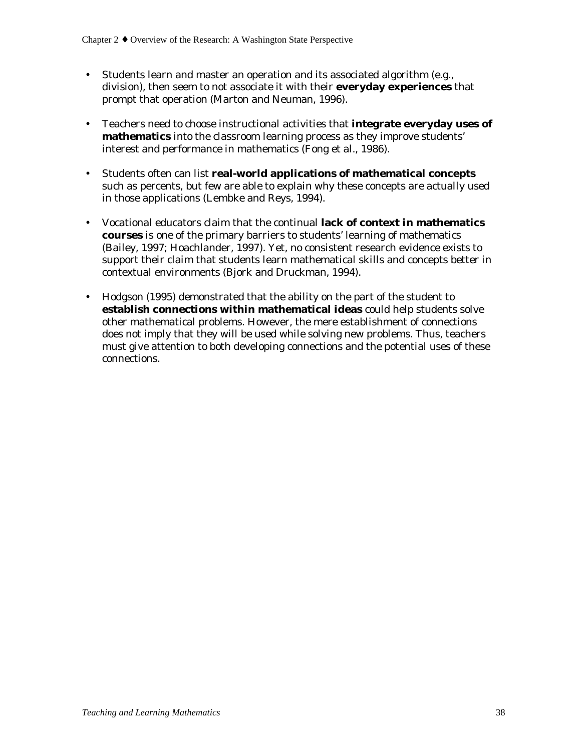- Students learn and master an operation and its associated algorithm (e.g., division), then seem to not associate it with their **everyday experiences** that prompt that operation (Marton and Neuman, 1996).

- Teachers need to choose instructional activities that **integrate everyday uses of mathematics** into the classroom learning process as they improve students' interest and performance in mathematics (Fong et al., 1986).

- Students often can list **real-world applications of mathematical concepts** such as percents, but few are able to explain why these concepts are actually used in those applications (Lembke and Reys, 1994).

- Vocational educators claim that the continual **lack of context in mathematics courses** is one of the primary barriers to students' learning of mathematics (Bailey, 1997; Hoachlander, 1997). Yet, no consistent research evidence exists to support their claim that students learn mathematical skills and concepts better in contextual environments (Bjork and Druckman, 1994).

- Hodgson (1995) demonstrated that the ability on the part of the student to **establish connections within mathematical ideas** could help students solve other mathematical problems. However, the mere establishment of connections does not imply that they will be used while solving new problems. Thus, teachers must give attention to both developing connections and the potential uses of these connections.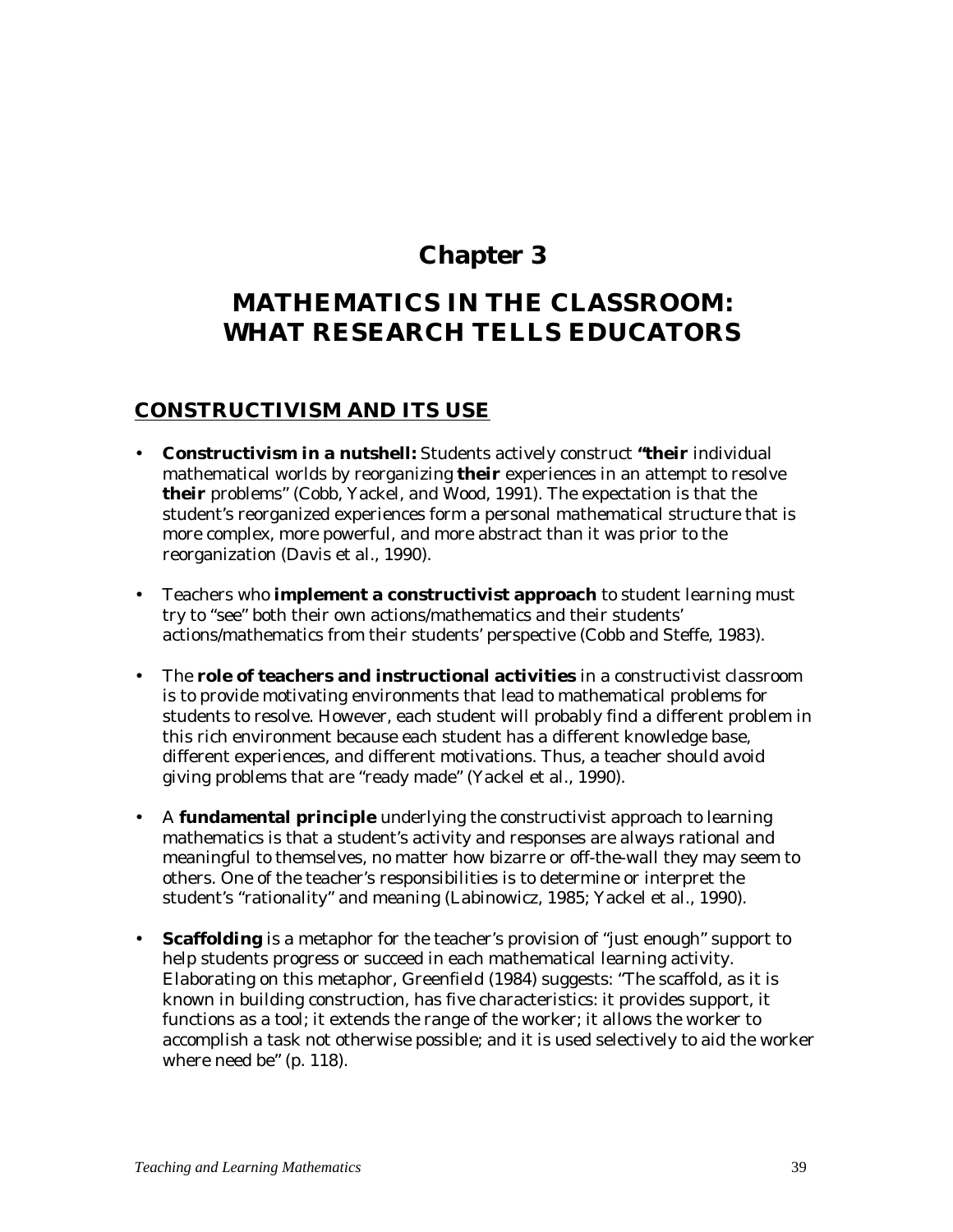# Chapter 3

# MATHEMATICS IN THE CLASSROOM: WHAT RESEARCH TELLS EDUCATORS

## CONSTRUCTIVISM AND ITS USE

- **Constructivism in a nutshell:** Students actively construct **"their** individual mathematical worlds by reorganizing **their** experiences in an attempt to resolve **their** problems" (Cobb, Yackel, and Wood, 1991). The expectation is that the student's reorganized experiences form a personal mathematical structure that is more complex, more powerful, and more abstract than it was prior to the reorganization (Davis et al., 1990).

- Teachers who **implement a constructivist approach** to student learning must try to "see" both their own actions/mathematics and their students' actions/mathematics from their students' perspective (Cobb and Steffe, 1983).

- The **role of teachers and instructional activities** in a constructivist classroom is to provide motivating environments that lead to mathematical problems for students to resolve. However, each student will probably find a different problem in this rich environment because each student has a different knowledge base, different experiences, and different motivations. Thus, a teacher should avoid giving problems that are "ready made" (Yackel et al., 1990).

- A **fundamental principle** underlying the constructivist approach to learning mathematics is that a student's activity and responses are always rational and meaningful to themselves, no matter how bizarre or off-the-wall they may seem to others. One of the teacher's responsibilities is to determine or interpret the student's "rationality" and meaning (Labinowicz, 1985; Yackel et al., 1990).

- **Scaffolding** is a metaphor for the teacher's provision of "just enough" support to help students progress or succeed in each mathematical learning activity. Elaborating on this metaphor, Greenfield (1984) suggests: "The scaffold, as it is known in building construction, has five characteristics: it provides support, it functions as a tool; it extends the range of the worker; it allows the worker to accomplish a task not otherwise possible; and it is used selectively to aid the worker where need be" (p. 118).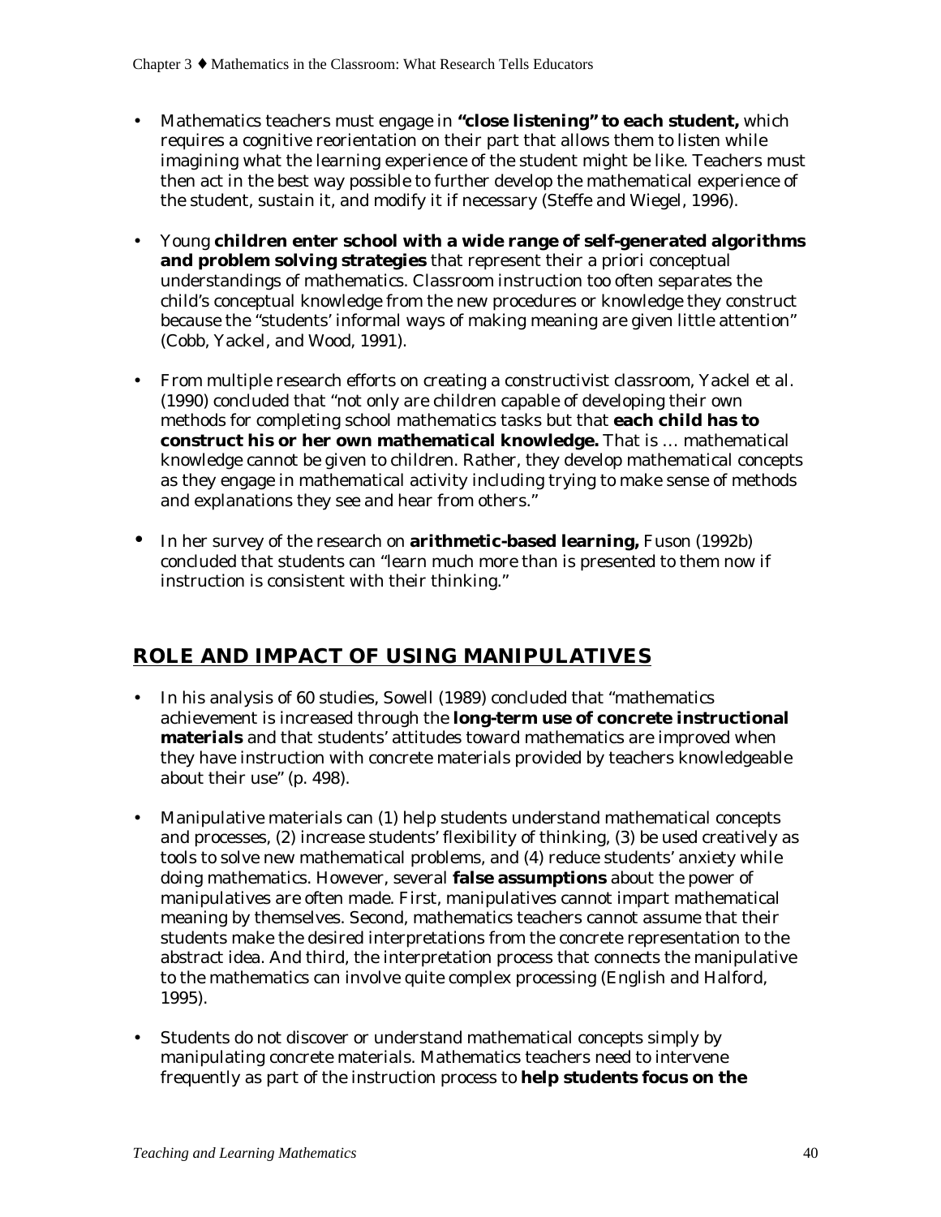- Mathematics teachers must engage in **"close listening" to each student,** which requires a cognitive reorientation on their part that allows them to listen while imagining what the learning experience of the student might be like. Teachers must then act in the best way possible to further develop the mathematical experience of the student, sustain it, and modify it if necessary (Steffe and Wiegel, 1996).

- Young **children enter school with a wide range of self-generated algorithms and problem solving strategies** that represent their a priori conceptual understandings of mathematics. Classroom instruction too often separates the child's conceptual knowledge from the new procedures or knowledge they construct because the "students' informal ways of making meaning are given little attention" (Cobb, Yackel, and Wood, 1991).

- From multiple research efforts on creating a constructivist classroom, Yackel et al. (1990) concluded that "not only are children capable of developing their own methods for completing school mathematics tasks but that **each child has to construct his or her own mathematical knowledge.** That is … mathematical knowledge cannot be given to children. Rather, they develop mathematical concepts as they engage in mathematical activity including trying to make sense of methods and explanations they see and hear from others."

- In her survey of the research on **arithmetic-based learning,** Fuson (1992b) concluded that students can "learn much more than is presented to them now if instruction is consistent with their thinking."

## ROLE AND IMPACT OF USING MANIPULATIVES

- In his analysis of 60 studies, Sowell (1989) concluded that "mathematics achievement is increased through the **long-term use of concrete instructional materials** and that students' attitudes toward mathematics are improved when they have instruction with concrete materials provided by teachers knowledgeable about their use" (p. 498).

- Manipulative materials can (1) help students understand mathematical concepts and processes, (2) increase students' flexibility of thinking, (3) be used creatively as tools to solve new mathematical problems, and (4) reduce students' anxiety while doing mathematics. However, several **false assumptions** about the power of manipulatives are often made. First, manipulatives cannot impart mathematical meaning by themselves. Second, mathematics teachers cannot assume that their students make the desired interpretations from the concrete representation to the abstract idea. And third, the interpretation process that connects the manipulative to the mathematics can involve quite complex processing (English and Halford, 1995).

- Students do not discover or understand mathematical concepts simply by manipulating concrete materials. Mathematics teachers need to intervene frequently as part of the instruction process to **help students focus on the**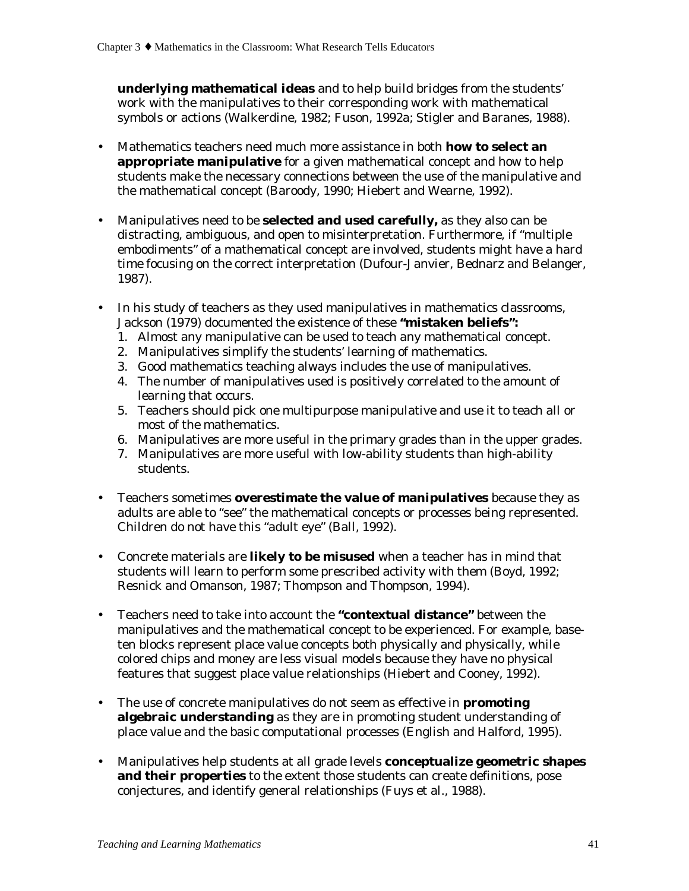**underlying mathematical ideas** and to help build bridges from the students' work with the manipulatives to their corresponding work with mathematical symbols or actions (Walkerdine, 1982; Fuson, 1992a; Stigler and Baranes, 1988).

- Mathematics teachers need much more assistance in both **how to select an appropriate manipulative** for a given mathematical concept and how to help students make the necessary connections between the use of the manipulative and the mathematical concept (Baroody, 1990; Hiebert and Wearne, 1992).

- Manipulatives need to be **selected and used carefully,** as they also can be distracting, ambiguous, and open to misinterpretation. Furthermore, if "multiple embodiments" of a mathematical concept are involved, students might have a hard time focusing on the correct interpretation (Dufour-Janvier, Bednarz and Belanger, 1987).

- In his study of teachers as they used manipulatives in mathematics classrooms, Jackson (1979) documented the existence of these **"mistaken beliefs":**
  1. Almost any manipulative can be used to teach any mathematical concept.
  2. Manipulatives simplify the students' learning of mathematics.
  3. Good mathematics teaching always includes the use of manipulatives.
  4. The number of manipulatives used is positively correlated to the amount of learning that occurs.
  5. Teachers should pick one multipurpose manipulative and use it to teach all or most of the mathematics.
  6. Manipulatives are more useful in the primary grades than in the upper grades.
  7. Manipulatives are more useful with low-ability students than high-ability students.

- Teachers sometimes **overestimate the value of manipulatives** because they as adults are able to "see" the mathematical concepts or processes being represented. Children do not have this "adult eye" (Ball, 1992).

- Concrete materials are **likely to be misused** when a teacher has in mind that students will learn to perform some prescribed activity with them (Boyd, 1992; Resnick and Omanson, 1987; Thompson and Thompson, 1994).

- Teachers need to take into account the **"contextual distance"** between the manipulatives and the mathematical concept to be experienced. For example, base-ten blocks represent place value concepts both physically and physically, while colored chips and money are less visual models because they have no physical features that suggest place value relationships (Hiebert and Cooney, 1992).

- The use of concrete manipulatives do not seem as effective in **promoting algebraic understanding** as they are in promoting student understanding of place value and the basic computational processes (English and Halford, 1995).

- Manipulatives help students at all grade levels **conceptualize geometric shapes and their properties** to the extent those students can create definitions, pose conjectures, and identify general relationships (Fuys et al., 1988).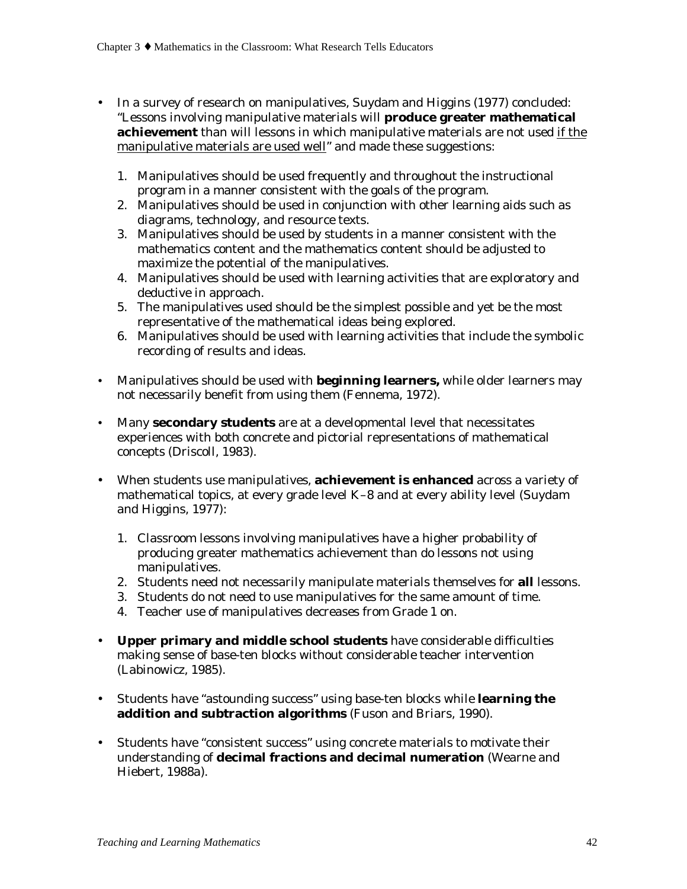- In a survey of research on manipulatives, Suydam and Higgins (1977) concluded: "Lessons involving manipulative materials will **produce greater mathematical achievement** than will lessons in which manipulative materials are not used <u>if the manipulative materials are used well</u>" and made these suggestions:

  1. Manipulatives should be used frequently and throughout the instructional program in a manner consistent with the goals of the program.
  2. Manipulatives should be used in conjunction with other learning aids such as diagrams, technology, and resource texts.
  3. Manipulatives should be used by students in a manner consistent with the mathematics content and the mathematics content should be adjusted to maximize the potential of the manipulatives.
  4. Manipulatives should be used with learning activities that are exploratory and deductive in approach.
  5. The manipulatives used should be the simplest possible and yet be the most representative of the mathematical ideas being explored.
  6. Manipulatives should be used with learning activities that include the symbolic recording of results and ideas.

- Manipulatives should be used with **beginning learners,** while older learners may not necessarily benefit from using them (Fennema, 1972).

- Many **secondary students** are at a developmental level that necessitates experiences with both concrete and pictorial representations of mathematical concepts (Driscoll, 1983).

- When students use manipulatives, **achievement is enhanced** across a variety of mathematical topics, at every grade level K–8 and at every ability level (Suydam and Higgins, 1977):

  1. Classroom lessons involving manipulatives have a higher probability of producing greater mathematics achievement than do lessons not using manipulatives.
  2. Students need not necessarily manipulate materials themselves for **all** lessons.
  3. Students do not need to use manipulatives for the same amount of time.
  4. Teacher use of manipulatives decreases from Grade 1 on.

- **Upper primary and middle school students** have considerable difficulties making sense of base-ten blocks without considerable teacher intervention (Labinowicz, 1985).

- Students have "astounding success" using base-ten blocks while **learning the addition and subtraction algorithms** (Fuson and Briars, 1990).

- Students have "consistent success" using concrete materials to motivate their understanding of **decimal fractions and decimal numeration** (Wearne and Hiebert, 1988a).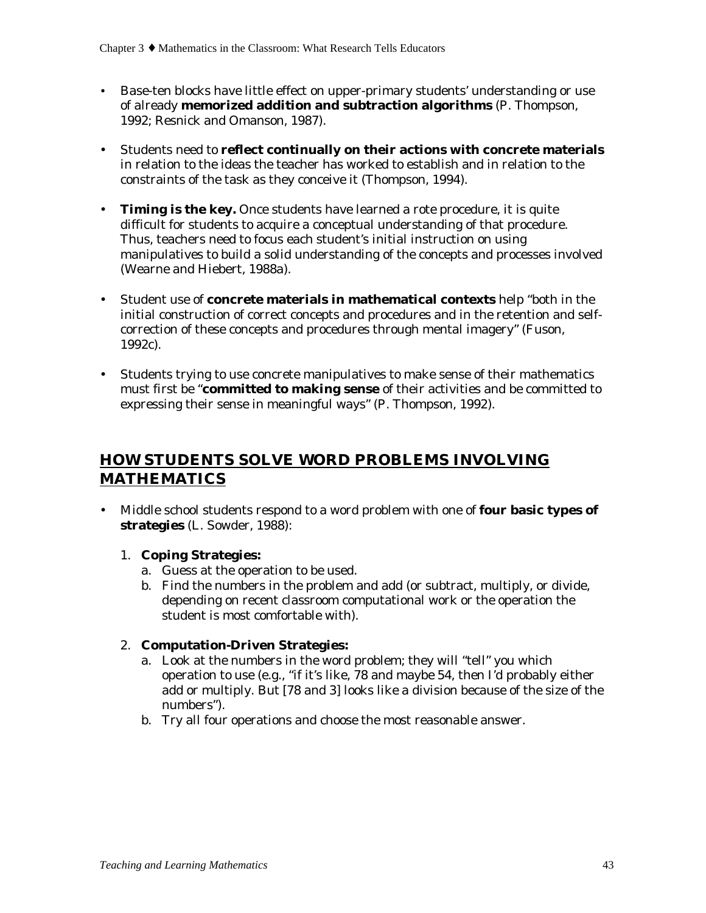- Base-ten blocks have little effect on upper-primary students' understanding or use of already **memorized addition and subtraction algorithms** (P. Thompson, 1992; Resnick and Omanson, 1987).

- Students need to **reflect continually on their actions with concrete materials** in relation to the ideas the teacher has worked to establish and in relation to the constraints of the task as they conceive it (Thompson, 1994).

- **Timing is the key.** Once students have learned a rote procedure, it is quite difficult for students to acquire a conceptual understanding of that procedure. Thus, teachers need to focus each student's initial instruction on using manipulatives to build a solid understanding of the concepts and processes involved (Wearne and Hiebert, 1988a).

- Student use of **concrete materials in mathematical contexts** help "both in the initial construction of correct concepts and procedures and in the retention and self-correction of these concepts and procedures through mental imagery" (Fuson, 1992c).

- Students trying to use concrete manipulatives to make sense of their mathematics must first be "**committed to making sense** of their activities and be committed to expressing their sense in meaningful ways" (P. Thompson, 1992).

## HOW STUDENTS SOLVE WORD PROBLEMS INVOLVING MATHEMATICS

- Middle school students respond to a word problem with one of **four basic types of strategies** (L. Sowder, 1988):

  1. **Coping Strategies:**
     a. Guess at the operation to be used.
     b. Find the numbers in the problem and add (or subtract, multiply, or divide, depending on recent classroom computational work or the operation the student is most comfortable with).

  2. **Computation-Driven Strategies:**
     a. Look at the numbers in the word problem; they will "tell" you which operation to use (e.g., "if it's like, 78 and maybe 54, then I'd probably either add or multiply. But [78 and 3] looks like a division because of the size of the numbers").
     b. Try all four operations and choose the most reasonable answer.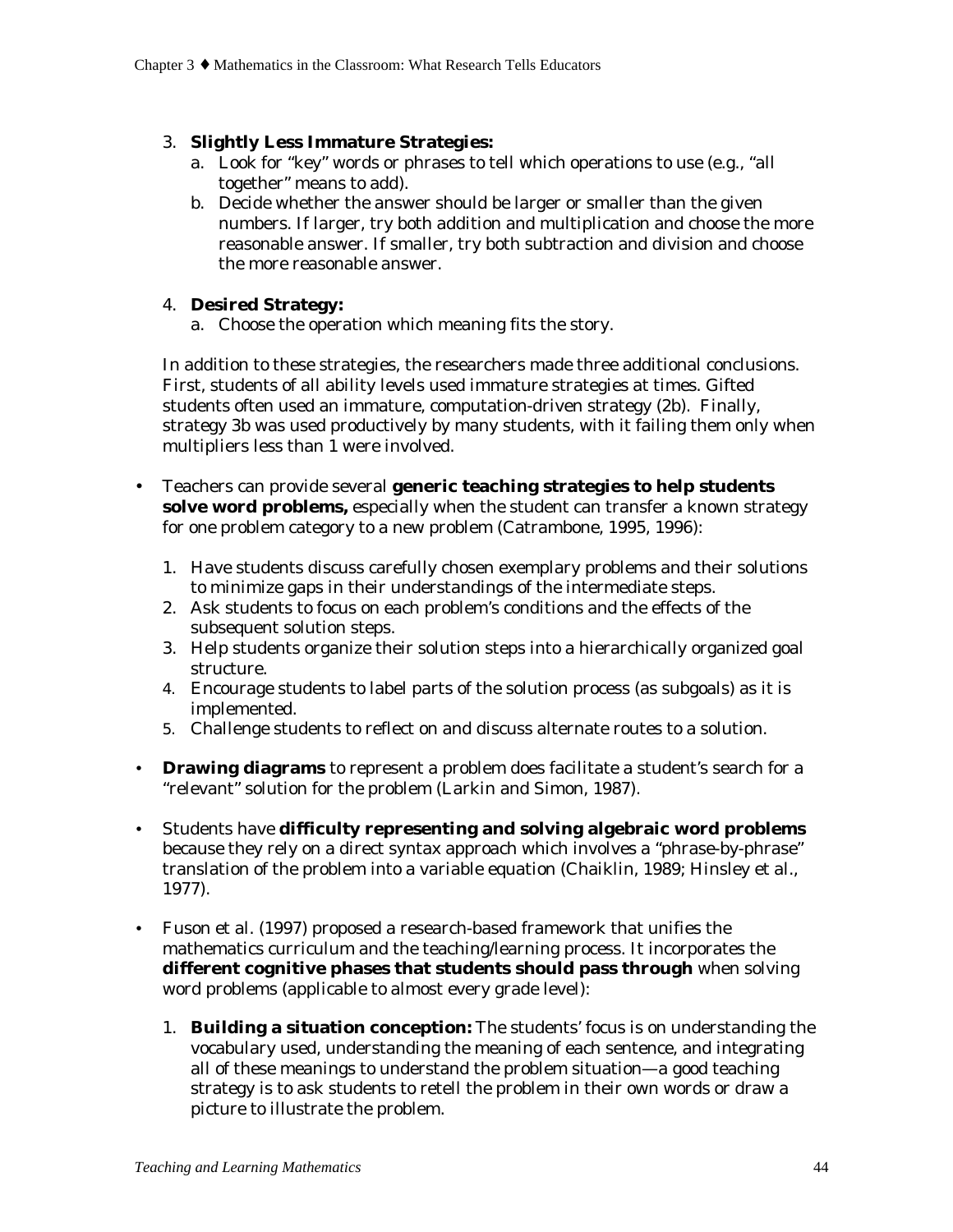3. **Slightly Less Immature Strategies:**
    a. Look for "key" words or phrases to tell which operations to use (e.g., "all together" means to add).
    b. Decide whether the answer should be larger or smaller than the given numbers. If larger, try both addition and multiplication and choose the more reasonable answer. If smaller, try both subtraction and division and choose the more reasonable answer.

4. **Desired Strategy:**
    a. Choose the operation which meaning fits the story.

In addition to these strategies, the researchers made three additional conclusions. First, students of all ability levels used immature strategies at times. Gifted students often used an immature, computation-driven strategy (2b). Finally, strategy 3b was used productively by many students, with it failing them only when multipliers less than 1 were involved.

- Teachers can provide several **generic teaching strategies to help students solve word problems,** especially when the student can transfer a known strategy for one problem category to a new problem (Catrambone, 1995, 1996):

    1. Have students discuss carefully chosen exemplary problems and their solutions to minimize gaps in their understandings of the intermediate steps.
    2. Ask students to focus on each problem's conditions and the effects of the subsequent solution steps.
    3. Help students organize their solution steps into a hierarchically organized goal structure.
    4. Encourage students to label parts of the solution process (as subgoals) as it is implemented.
    5. Challenge students to reflect on and discuss alternate routes to a solution.

- **Drawing diagrams** to represent a problem does facilitate a student's search for a "relevant" solution for the problem (Larkin and Simon, 1987).

- Students have **difficulty representing and solving algebraic word problems** because they rely on a direct syntax approach which involves a "phrase-by-phrase" translation of the problem into a variable equation (Chaiklin, 1989; Hinsley et al., 1977).

- Fuson et al. (1997) proposed a research-based framework that unifies the mathematics curriculum and the teaching/learning process. It incorporates the **different cognitive phases that students should pass through** when solving word problems (applicable to almost every grade level):

    1. **Building a situation conception:** The students' focus is on understanding the vocabulary used, understanding the meaning of each sentence, and integrating all of these meanings to understand the problem situation—a good teaching strategy is to ask students to retell the problem in their own words or draw a picture to illustrate the problem.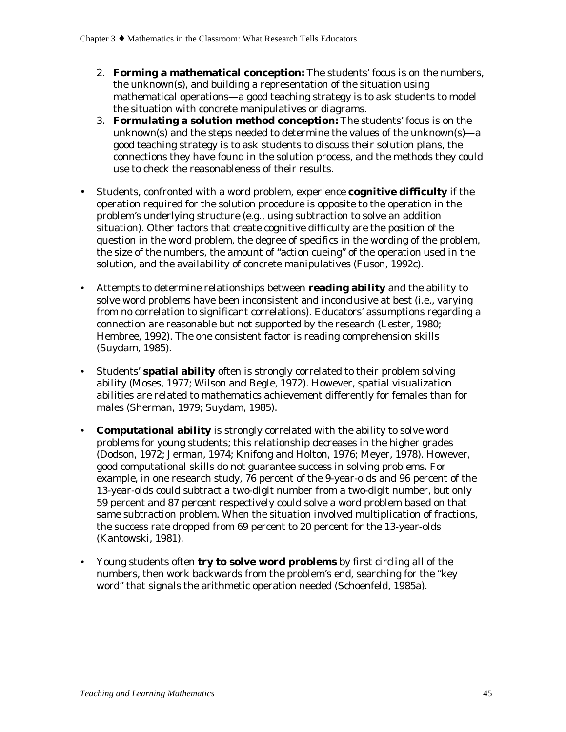2. **Forming a mathematical conception:** The students' focus is on the numbers, the unknown(s), and building a representation of the situation using mathematical operations—a good teaching strategy is to ask students to model the situation with concrete manipulatives or diagrams.
3. **Formulating a solution method conception:** The students' focus is on the unknown(s) and the steps needed to determine the values of the unknown(s)—a good teaching strategy is to ask students to discuss their solution plans, the connections they have found in the solution process, and the methods they could use to check the reasonableness of their results.

- Students, confronted with a word problem, experience **cognitive difficulty** if the operation required for the solution procedure is opposite to the operation in the problem's underlying structure (e.g., using subtraction to solve an addition situation). Other factors that create cognitive difficulty are the position of the question in the word problem, the degree of specifics in the wording of the problem, the size of the numbers, the amount of "action cueing" of the operation used in the solution, and the availability of concrete manipulatives (Fuson, 1992c).

- Attempts to determine relationships between **reading ability** and the ability to solve word problems have been inconsistent and inconclusive at best (i.e., varying from no correlation to significant correlations). Educators' assumptions regarding a connection are reasonable but not supported by the research (Lester, 1980; Hembree, 1992). The one consistent factor is reading comprehension skills (Suydam, 1985).

- Students' **spatial ability** often is strongly correlated to their problem solving ability (Moses, 1977; Wilson and Begle, 1972). However, spatial visualization abilities are related to mathematics achievement differently for females than for males (Sherman, 1979; Suydam, 1985).

- **Computational ability** is strongly correlated with the ability to solve word problems for young students; this relationship decreases in the higher grades (Dodson, 1972; Jerman, 1974; Knifong and Holton, 1976; Meyer, 1978). However, good computational skills do not guarantee success in solving problems. For example, in one research study, 76 percent of the 9-year-olds and 96 percent of the 13-year-olds could subtract a two-digit number from a two-digit number, but only 59 percent and 87 percent respectively could solve a word problem based on that same subtraction problem. When the situation involved multiplication of fractions, the success rate dropped from 69 percent to 20 percent for the 13-year-olds (Kantowski, 1981).

- Young students often **try to solve word problems** by first circling all of the numbers, then work backwards from the problem's end, searching for the "key word" that signals the arithmetic operation needed (Schoenfeld, 1985a).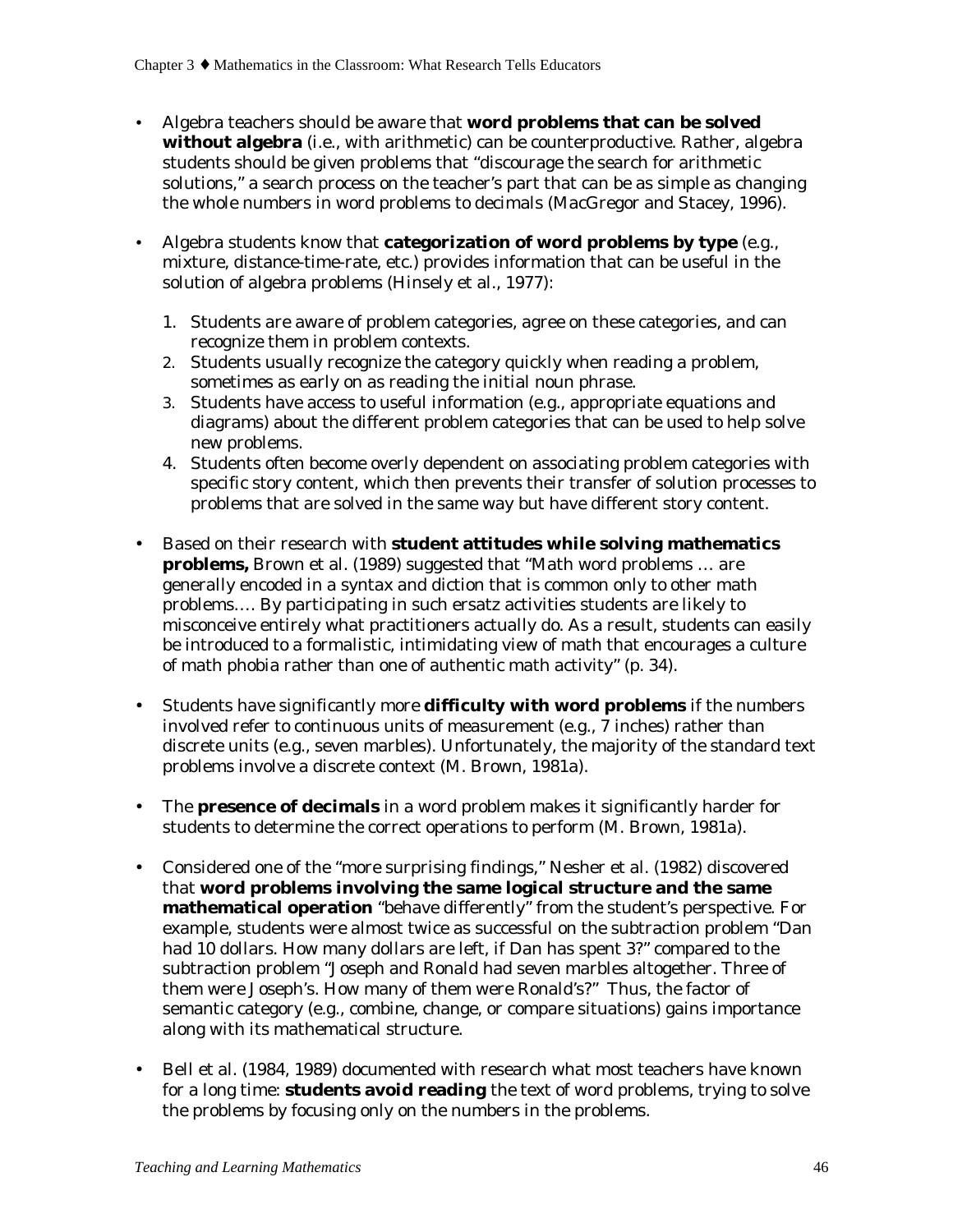- Algebra teachers should be aware that **word problems that can be solved without algebra** (i.e., with arithmetic) can be counterproductive. Rather, algebra students should be given problems that "discourage the search for arithmetic solutions," a search process on the teacher's part that can be as simple as changing the whole numbers in word problems to decimals (MacGregor and Stacey, 1996).

- Algebra students know that **categorization of word problems by type** (e.g., mixture, distance-time-rate, etc.) provides information that can be useful in the solution of algebra problems (Hinsely et al., 1977):

  1. Students are aware of problem categories, agree on these categories, and can recognize them in problem contexts.
  2. Students usually recognize the category quickly when reading a problem, sometimes as early on as reading the initial noun phrase.
  3. Students have access to useful information (e.g., appropriate equations and diagrams) about the different problem categories that can be used to help solve new problems.
  4. Students often become overly dependent on associating problem categories with specific story content, which then prevents their transfer of solution processes to problems that are solved in the same way but have different story content.

- Based on their research with **student attitudes while solving mathematics problems,** Brown et al. (1989) suggested that "Math word problems … are generally encoded in a syntax and diction that is common only to other math problems…. By participating in such ersatz activities students are likely to misconceive entirely what practitioners actually do. As a result, students can easily be introduced to a formalistic, intimidating view of math that encourages a culture of math phobia rather than one of authentic math activity" (p. 34).

- Students have significantly more **difficulty with word problems** if the numbers involved refer to continuous units of measurement (e.g., 7 inches) rather than discrete units (e.g., seven marbles). Unfortunately, the majority of the standard text problems involve a discrete context (M. Brown, 1981a).

- The **presence of decimals** in a word problem makes it significantly harder for students to determine the correct operations to perform (M. Brown, 1981a).

- Considered one of the "more surprising findings," Nesher et al. (1982) discovered that **word problems involving the same logical structure and the same mathematical operation** "behave differently" from the student's perspective. For example, students were almost twice as successful on the subtraction problem "Dan had 10 dollars. How many dollars are left, if Dan has spent 3?" compared to the subtraction problem "Joseph and Ronald had seven marbles altogether. Three of them were Joseph's. How many of them were Ronald's?" Thus, the factor of semantic category (e.g., combine, change, or compare situations) gains importance along with its mathematical structure.

- Bell et al. (1984, 1989) documented with research what most teachers have known for a long time: **students avoid reading** the text of word problems, trying to solve the problems by focusing only on the numbers in the problems.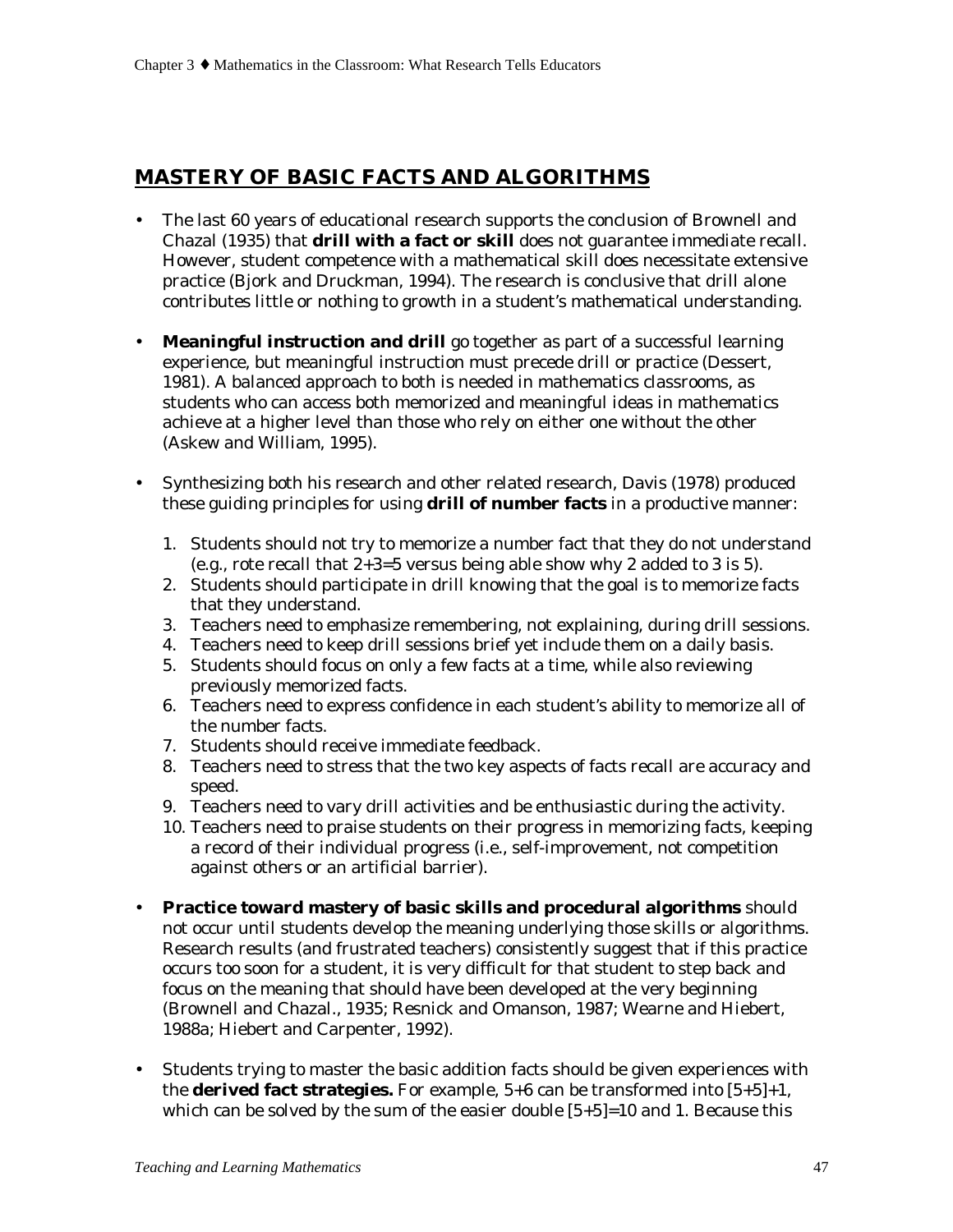## MASTERY OF BASIC FACTS AND ALGORITHMS

- The last 60 years of educational research supports the conclusion of Brownell and Chazal (1935) that **drill with a fact or skill** does not guarantee immediate recall. However, student competence with a mathematical skill does necessitate extensive practice (Bjork and Druckman, 1994). The research is conclusive that drill alone contributes little or nothing to growth in a student's mathematical understanding.

- **Meaningful instruction and drill** go together as part of a successful learning experience, but meaningful instruction must precede drill or practice (Dessert, 1981). A balanced approach to both is needed in mathematics classrooms, as students who can access both memorized and meaningful ideas in mathematics achieve at a higher level than those who rely on either one without the other (Askew and William, 1995).

- Synthesizing both his research and other related research, Davis (1978) produced these guiding principles for using **drill of number facts** in a productive manner:

  1. Students should not try to memorize a number fact that they do not understand (e.g., rote recall that 2+3=5 versus being able show why 2 added to 3 is 5).
  2. Students should participate in drill knowing that the goal is to memorize facts that they understand.
  3. Teachers need to emphasize remembering, not explaining, during drill sessions.
  4. Teachers need to keep drill sessions brief yet include them on a daily basis.
  5. Students should focus on only a few facts at a time, while also reviewing previously memorized facts.
  6. Teachers need to express confidence in each student's ability to memorize all of the number facts.
  7. Students should receive immediate feedback.
  8. Teachers need to stress that the two key aspects of facts recall are accuracy and speed.
  9. Teachers need to vary drill activities and be enthusiastic during the activity.
  10. Teachers need to praise students on their progress in memorizing facts, keeping a record of their individual progress (i.e., self-improvement, not competition against others or an artificial barrier).

- **Practice toward mastery of basic skills and procedural algorithms** should not occur until students develop the meaning underlying those skills or algorithms. Research results (and frustrated teachers) consistently suggest that if this practice occurs too soon for a student, it is very difficult for that student to step back and focus on the meaning that should have been developed at the very beginning (Brownell and Chazal., 1935; Resnick and Omanson, 1987; Wearne and Hiebert, 1988a; Hiebert and Carpenter, 1992).

- Students trying to master the basic addition facts should be given experiences with the **derived fact strategies.** For example, 5+6 can be transformed into [5+5]+1, which can be solved by the sum of the easier double [5+5]=10 and 1. Because this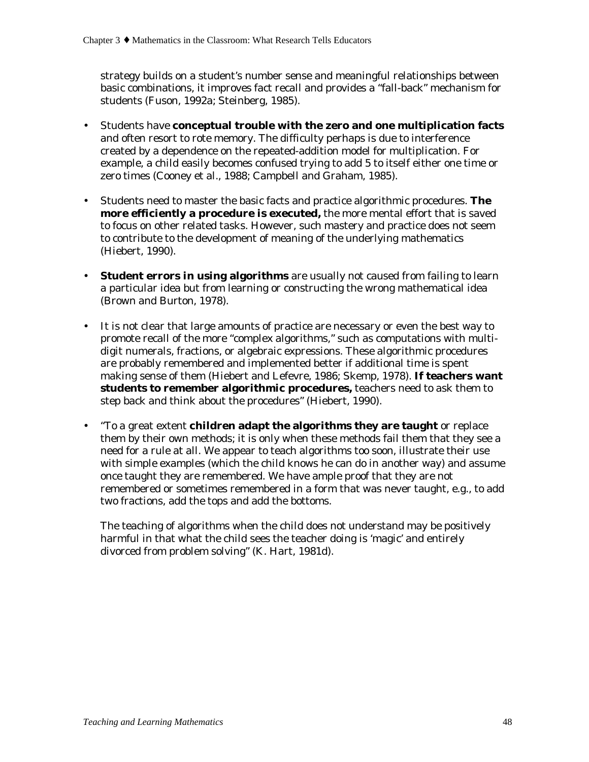strategy builds on a student's number sense and meaningful relationships between basic combinations, it improves fact recall and provides a "fall-back" mechanism for students (Fuson, 1992a; Steinberg, 1985).

- Students have **conceptual trouble with the zero and one multiplication facts** and often resort to rote memory. The difficulty perhaps is due to interference created by a dependence on the repeated-addition model for multiplication. For example, a child easily becomes confused trying to add 5 to itself either one time or zero times (Cooney et al., 1988; Campbell and Graham, 1985).

- Students need to master the basic facts and practice algorithmic procedures. **The more efficiently a procedure is executed,** the more mental effort that is saved to focus on other related tasks. However, such mastery and practice does not seem to contribute to the development of meaning of the underlying mathematics (Hiebert, 1990).

- **Student errors in using algorithms** are usually not caused from failing to learn a particular idea but from learning or constructing the wrong mathematical idea (Brown and Burton, 1978).

- It is not clear that large amounts of practice are necessary or even the best way to promote recall of the more "complex algorithms," such as computations with multi-digit numerals, fractions, or algebraic expressions. These algorithmic procedures are probably remembered and implemented better if additional time is spent making sense of them (Hiebert and Lefevre, 1986; Skemp, 1978). **If teachers want students to remember algorithmic procedures,** teachers need to ask them to step back and think about the procedures" (Hiebert, 1990).

- "To a great extent **children adapt the algorithms they are taught** or replace them by their own methods; it is only when these methods fail them that they see a need for a rule at all. We appear to teach algorithms too soon, illustrate their use with simple examples (which the child knows he can do in another way) and assume once taught they are remembered. We have ample proof that they are not remembered or sometimes remembered in a form that was never taught, e.g., to add two fractions, add the tops and add the bottoms.

  The teaching of algorithms when the child does not understand may be positively harmful in that what the child sees the teacher doing is 'magic' and entirely divorced from problem solving" (K. Hart, 1981d).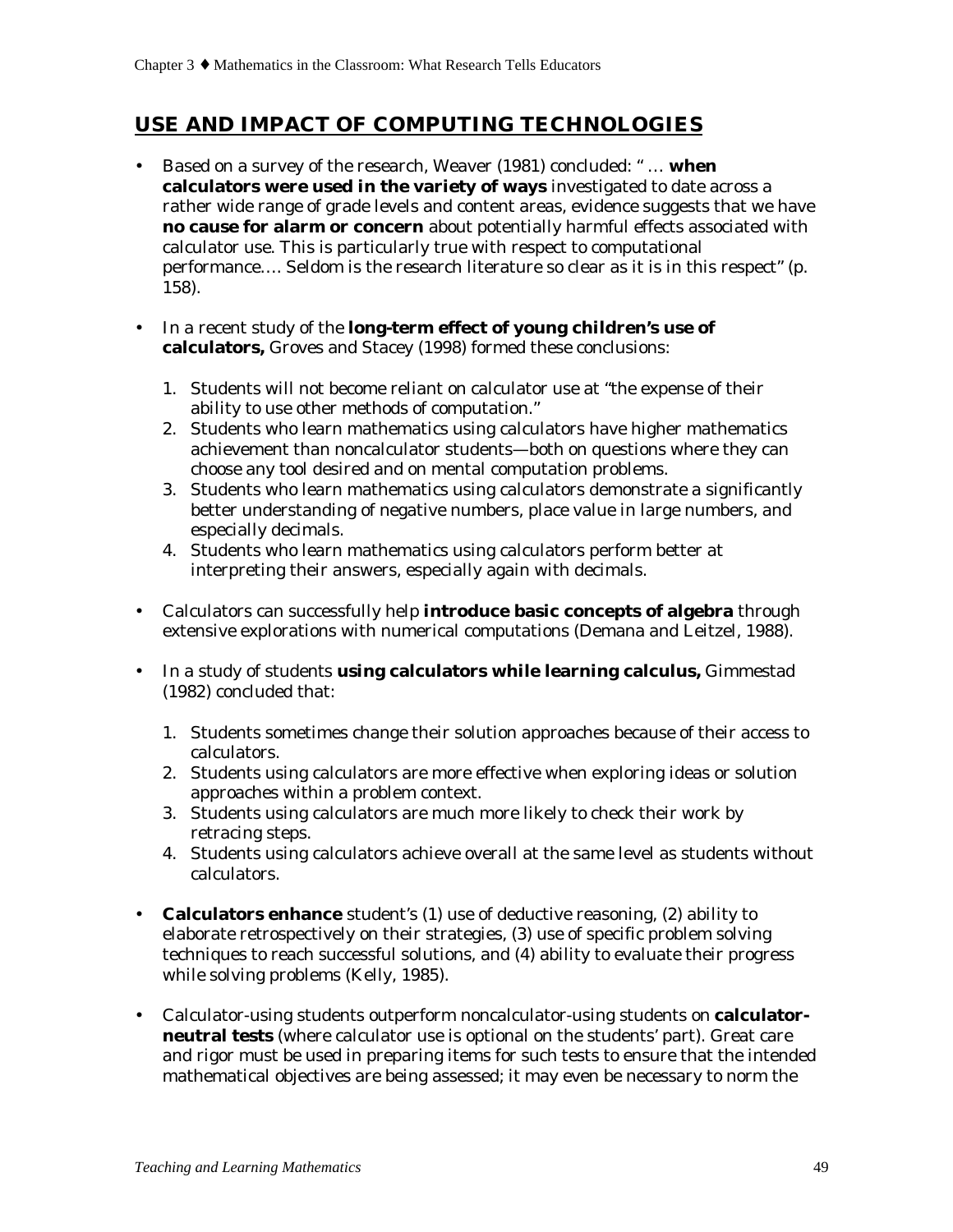## USE AND IMPACT OF COMPUTING TECHNOLOGIES

- Based on a survey of the research, Weaver (1981) concluded: " … **when calculators were used in the variety of ways** investigated to date across a rather wide range of grade levels and content areas, evidence suggests that we have **no cause for alarm or concern** about potentially harmful effects associated with calculator use. This is particularly true with respect to computational performance…. Seldom is the research literature so clear as it is in this respect" (p. 158).

- In a recent study of the **long-term effect of young children's use of calculators,** Groves and Stacey (1998) formed these conclusions:

  1. Students will not become reliant on calculator use at "the expense of their ability to use other methods of computation."
  2. Students who learn mathematics using calculators have higher mathematics achievement than noncalculator students—both on questions where they can choose any tool desired and on mental computation problems.
  3. Students who learn mathematics using calculators demonstrate a significantly better understanding of negative numbers, place value in large numbers, and especially decimals.
  4. Students who learn mathematics using calculators perform better at interpreting their answers, especially again with decimals.

- Calculators can successfully help **introduce basic concepts of algebra** through extensive explorations with numerical computations (Demana and Leitzel, 1988).

- In a study of students **using calculators while learning calculus,** Gimmestad (1982) concluded that:

  1. Students sometimes change their solution approaches because of their access to calculators.
  2. Students using calculators are more effective when exploring ideas or solution approaches within a problem context.
  3. Students using calculators are much more likely to check their work by retracing steps.
  4. Students using calculators achieve overall at the same level as students without calculators.

- **Calculators enhance** student's (1) use of deductive reasoning, (2) ability to elaborate retrospectively on their strategies, (3) use of specific problem solving techniques to reach successful solutions, and (4) ability to evaluate their progress while solving problems (Kelly, 1985).

- Calculator-using students outperform noncalculator-using students on **calculator-neutral tests** (where calculator use is optional on the students' part). Great care and rigor must be used in preparing items for such tests to ensure that the intended mathematical objectives are being assessed; it may even be necessary to norm the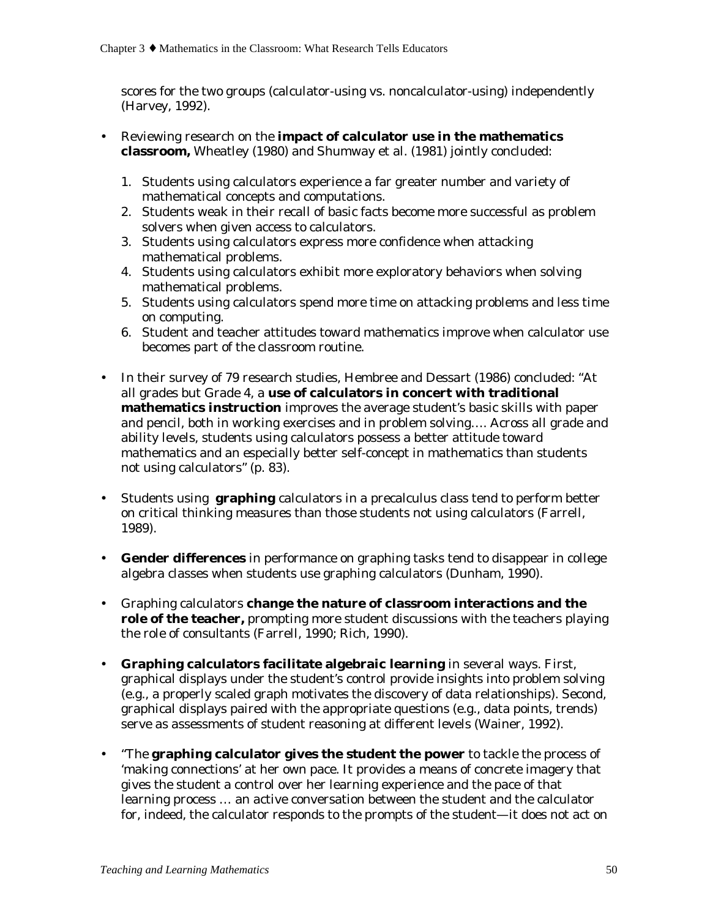scores for the two groups (calculator-using vs. noncalculator-using) independently (Harvey, 1992).

- Reviewing research on the **impact of calculator use in the mathematics classroom,** Wheatley (1980) and Shumway et al. (1981) jointly concluded:

  1. Students using calculators experience a far greater number and variety of mathematical concepts and computations.
  2. Students weak in their recall of basic facts become more successful as problem solvers when given access to calculators.
  3. Students using calculators express more confidence when attacking mathematical problems.
  4. Students using calculators exhibit more exploratory behaviors when solving mathematical problems.
  5. Students using calculators spend more time on attacking problems and less time on computing.
  6. Student and teacher attitudes toward mathematics improve when calculator use becomes part of the classroom routine.

- In their survey of 79 research studies, Hembree and Dessart (1986) concluded: "At all grades but Grade 4, a **use of calculators in concert with traditional mathematics instruction** improves the average student's basic skills with paper and pencil, both in working exercises and in problem solving…. Across all grade and ability levels, students using calculators possess a better attitude toward mathematics and an especially better self-concept in mathematics than students not using calculators" (p. 83).

- Students using **graphing** calculators in a precalculus class tend to perform better on critical thinking measures than those students not using calculators (Farrell, 1989).

- **Gender differences** in performance on graphing tasks tend to disappear in college algebra classes when students use graphing calculators (Dunham, 1990).

- Graphing calculators **change the nature of classroom interactions and the role of the teacher,** prompting more student discussions with the teachers playing the role of consultants (Farrell, 1990; Rich, 1990).

- **Graphing calculators facilitate algebraic learning** in several ways. First, graphical displays under the student's control provide insights into problem solving (e.g., a properly scaled graph motivates the discovery of data relationships). Second, graphical displays paired with the appropriate questions (e.g., data points, trends) serve as assessments of student reasoning at different levels (Wainer, 1992).

- "The **graphing calculator gives the student the power** to tackle the process of 'making connections' at her own pace. It provides a means of concrete imagery that gives the student a control over her learning experience and the pace of that learning process … an active conversation between the student and the calculator for, indeed, the calculator responds to the prompts of the student—it does not act on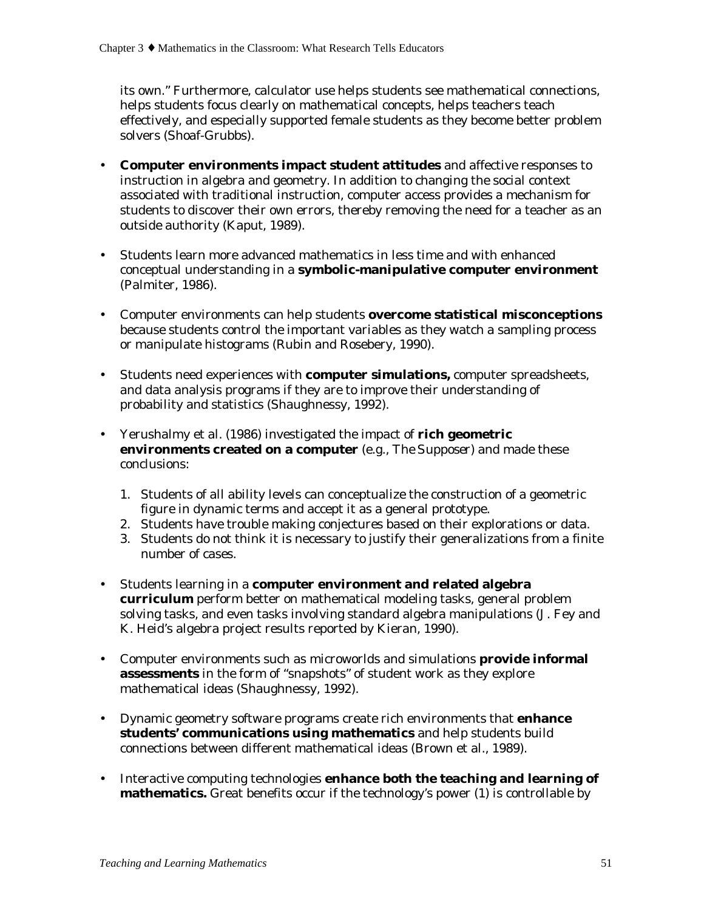its own." Furthermore, calculator use helps students see mathematical connections, helps students focus clearly on mathematical concepts, helps teachers teach effectively, and especially supported female students as they become better problem solvers (Shoaf-Grubbs).

- **Computer environments impact student attitudes** and affective responses to instruction in algebra and geometry. In addition to changing the social context associated with traditional instruction, computer access provides a mechanism for students to discover their own errors, thereby removing the need for a teacher as an outside authority (Kaput, 1989).

- Students learn more advanced mathematics in less time and with enhanced conceptual understanding in a **symbolic-manipulative computer environment** (Palmiter, 1986).

- Computer environments can help students **overcome statistical misconceptions** because students control the important variables as they watch a sampling process or manipulate histograms (Rubin and Rosebery, 1990).

- Students need experiences with **computer simulations,** computer spreadsheets, and data analysis programs if they are to improve their understanding of probability and statistics (Shaughnessy, 1992).

- Yerushalmy et al. (1986) investigated the impact of **rich geometric environments created on a computer** (e.g., *The Supposer*) and made these conclusions:

  1. Students of all ability levels can conceptualize the construction of a geometric figure in dynamic terms and accept it as a general prototype.
  2. Students have trouble making conjectures based on their explorations or data.
  3. Students do not think it is necessary to justify their generalizations from a finite number of cases.

- Students learning in a **computer environment and related algebra curriculum** perform better on mathematical modeling tasks, general problem solving tasks, and even tasks involving standard algebra manipulations (J. Fey and K. Heid's algebra project results reported by Kieran, 1990).

- Computer environments such as microworlds and simulations **provide informal assessments** in the form of "snapshots" of student work as they explore mathematical ideas (Shaughnessy, 1992).

- Dynamic geometry software programs create rich environments that **enhance students' communications using mathematics** and help students build connections between different mathematical ideas (Brown et al., 1989).

- Interactive computing technologies **enhance both the teaching and learning of mathematics.** Great benefits occur if the technology's power (1) is controllable by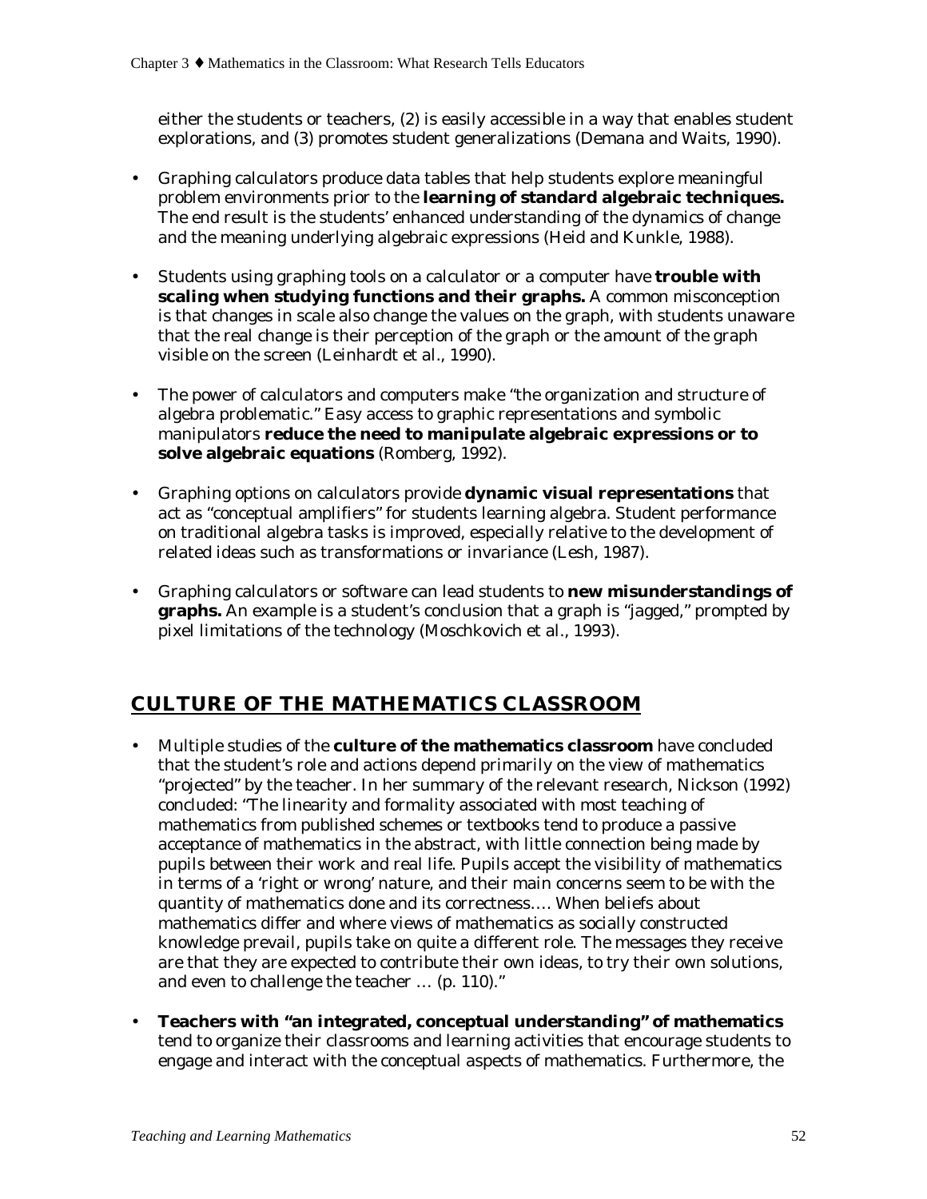either the students or teachers, (2) is easily accessible in a way that enables student explorations, and (3) promotes student generalizations (Demana and Waits, 1990).

- Graphing calculators produce data tables that help students explore meaningful problem environments prior to the **learning of standard algebraic techniques.** The end result is the students' enhanced understanding of the dynamics of change and the meaning underlying algebraic expressions (Heid and Kunkle, 1988).

- Students using graphing tools on a calculator or a computer have **trouble with scaling when studying functions and their graphs.** A common misconception is that changes in scale also change the values on the graph, with students unaware that the real change is their perception of the graph or the amount of the graph visible on the screen (Leinhardt et al., 1990).

- The power of calculators and computers make "the organization and structure of algebra problematic." Easy access to graphic representations and symbolic manipulators **reduce the need to manipulate algebraic expressions or to solve algebraic equations** (Romberg, 1992).

- Graphing options on calculators provide **dynamic visual representations** that act as "conceptual amplifiers" for students learning algebra. Student performance on traditional algebra tasks is improved, especially relative to the development of related ideas such as transformations or invariance (Lesh, 1987).

- Graphing calculators or software can lead students to **new misunderstandings of graphs.** An example is a student's conclusion that a graph is "jagged," prompted by pixel limitations of the technology (Moschkovich et al., 1993).

## CULTURE OF THE MATHEMATICS CLASSROOM

- Multiple studies of the **culture of the mathematics classroom** have concluded that the student's role and actions depend primarily on the view of mathematics "projected" by the teacher. In her summary of the relevant research, Nickson (1992) concluded: "The linearity and formality associated with most teaching of mathematics from published schemes or textbooks tend to produce a passive acceptance of mathematics in the abstract, with little connection being made by pupils between their work and real life. Pupils accept the visibility of mathematics in terms of a 'right or wrong' nature, and their main concerns seem to be with the quantity of mathematics done and its correctness…. When beliefs about mathematics differ and where views of mathematics as socially constructed knowledge prevail, pupils take on quite a different role. The messages they receive are that they are expected to contribute their own ideas, to try their own solutions, and even to challenge the teacher … (p. 110)."

- **Teachers with "an integrated, conceptual understanding" of mathematics** tend to organize their classrooms and learning activities that encourage students to engage and interact with the conceptual aspects of mathematics. Furthermore, the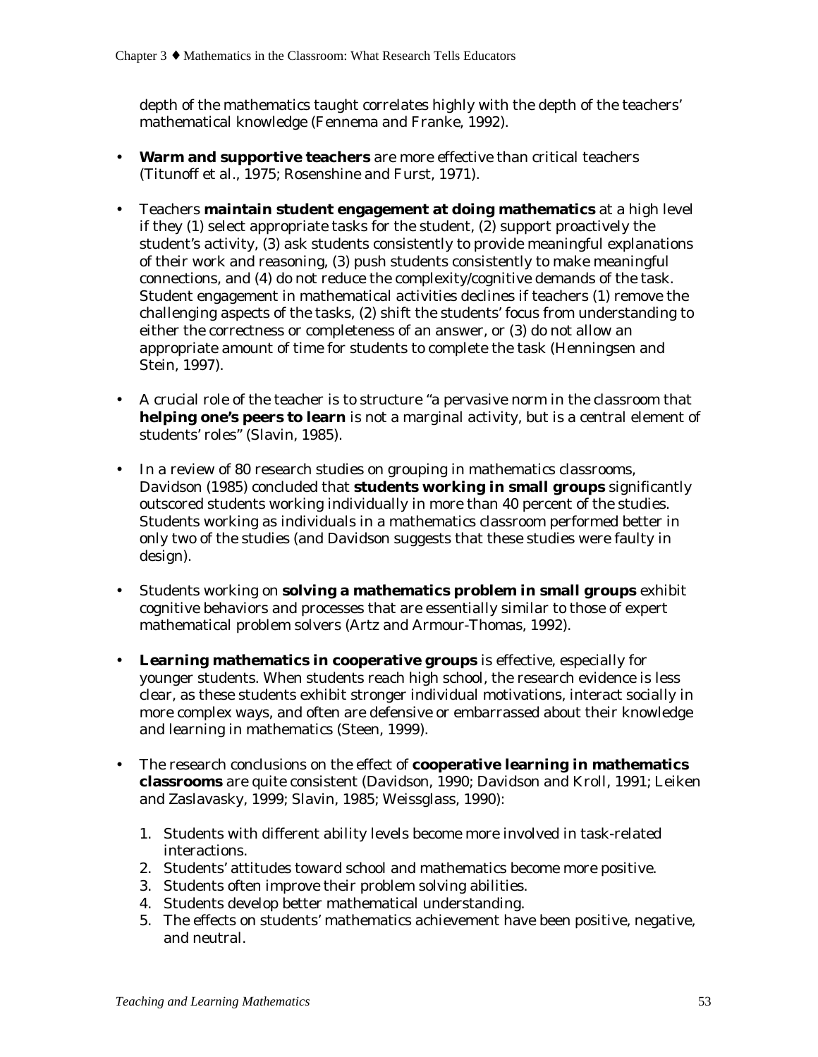depth of the mathematics taught correlates highly with the depth of the teachers' mathematical knowledge (Fennema and Franke, 1992).

- **Warm and supportive teachers** are more effective than critical teachers (Titunoff et al., 1975; Rosenshine and Furst, 1971).

- Teachers **maintain student engagement at doing mathematics** at a high level if they (1) select appropriate tasks for the student, (2) support proactively the student's activity, (3) ask students consistently to provide meaningful explanations of their work and reasoning, (3) push students consistently to make meaningful connections, and (4) do not reduce the complexity/cognitive demands of the task. Student engagement in mathematical activities declines if teachers (1) remove the challenging aspects of the tasks, (2) shift the students' focus from understanding to either the correctness or completeness of an answer, or (3) do not allow an appropriate amount of time for students to complete the task (Henningsen and Stein, 1997).

- A crucial role of the teacher is to structure "a pervasive norm in the classroom that **helping one's peers to learn** is not a marginal activity, but is a central element of students' roles" (Slavin, 1985).

- In a review of 80 research studies on grouping in mathematics classrooms, Davidson (1985) concluded that **students working in small groups** significantly outscored students working individually in more than 40 percent of the studies. Students working as individuals in a mathematics classroom performed better in only two of the studies (and Davidson suggests that these studies were faulty in design).

- Students working on **solving a mathematics problem in small groups** exhibit cognitive behaviors and processes that are essentially similar to those of expert mathematical problem solvers (Artz and Armour-Thomas, 1992).

- **Learning mathematics in cooperative groups** is effective, especially for younger students. When students reach high school, the research evidence is less clear, as these students exhibit stronger individual motivations, interact socially in more complex ways, and often are defensive or embarrassed about their knowledge and learning in mathematics (Steen, 1999).

- The research conclusions on the effect of **cooperative learning in mathematics classrooms** are quite consistent (Davidson, 1990; Davidson and Kroll, 1991; Leiken and Zaslavasky, 1999; Slavin, 1985; Weissglass, 1990):

  1. Students with different ability levels become more involved in task-related interactions.
  2. Students' attitudes toward school and mathematics become more positive.
  3. Students often improve their problem solving abilities.
  4. Students develop better mathematical understanding.
  5. The effects on students' mathematics achievement have been positive, negative, and neutral.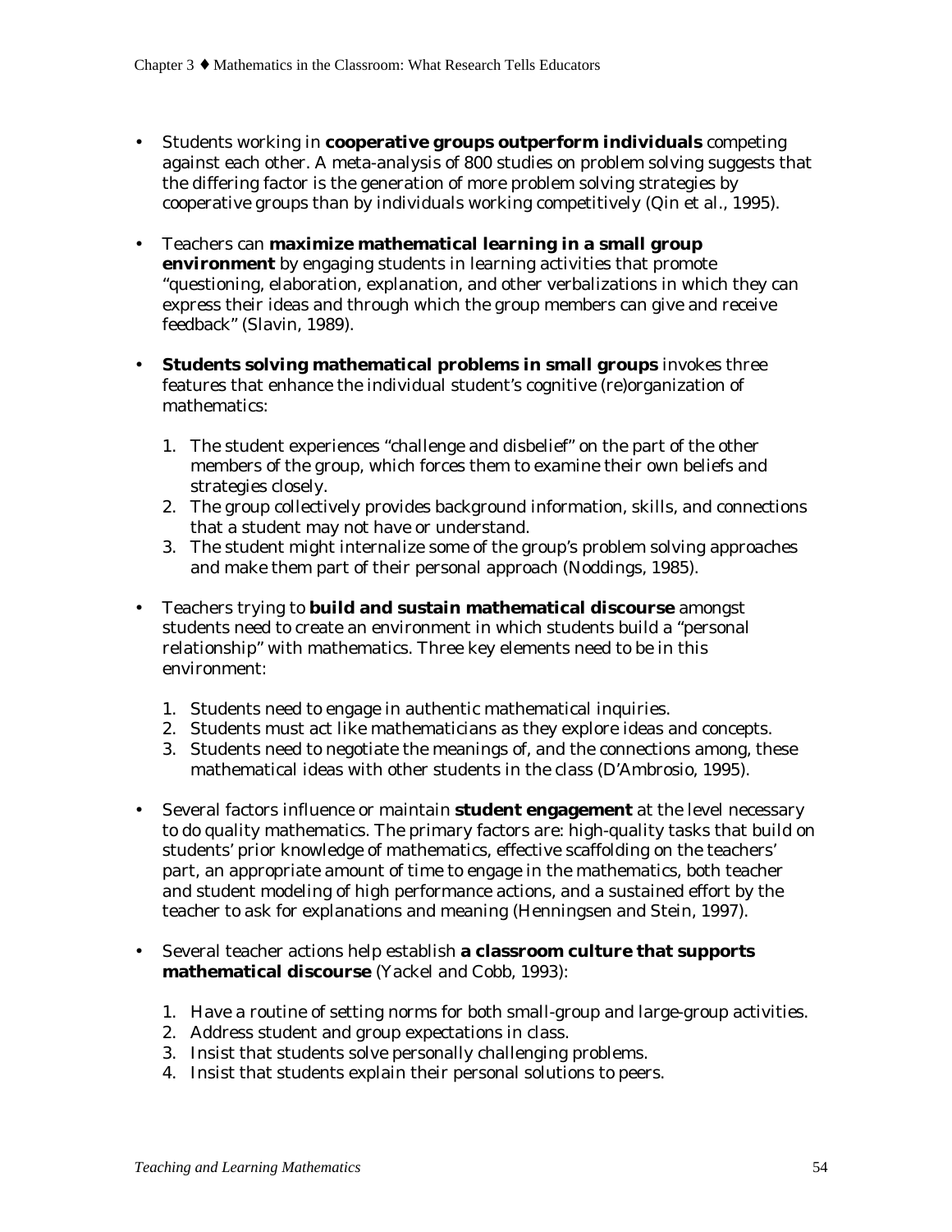- Students working in **cooperative groups outperform individuals** competing against each other. A meta-analysis of 800 studies on problem solving suggests that the differing factor is the generation of more problem solving strategies by cooperative groups than by individuals working competitively (Qin et al., 1995).

- Teachers can **maximize mathematical learning in a small group environment** by engaging students in learning activities that promote "questioning, elaboration, explanation, and other verbalizations in which they can express their ideas and through which the group members can give and receive feedback" (Slavin, 1989).

- **Students solving mathematical problems in small groups** invokes three features that enhance the individual student's cognitive (re)organization of mathematics:

  1. The student experiences "challenge and disbelief" on the part of the other members of the group, which forces them to examine their own beliefs and strategies closely.
  2. The group collectively provides background information, skills, and connections that a student may not have or understand.
  3. The student might internalize some of the group's problem solving approaches and make them part of their personal approach (Noddings, 1985).

- Teachers trying to **build and sustain mathematical discourse** amongst students need to create an environment in which students build a "personal relationship" with mathematics. Three key elements need to be in this environment:

  1. Students need to engage in authentic mathematical inquiries.
  2. Students must act like mathematicians as they explore ideas and concepts.
  3. Students need to negotiate the meanings of, and the connections among, these mathematical ideas with other students in the class (D'Ambrosio, 1995).

- Several factors influence or maintain **student engagement** at the level necessary to do quality mathematics. The primary factors are: high-quality tasks that build on students' prior knowledge of mathematics, effective scaffolding on the teachers' part, an appropriate amount of time to engage in the mathematics, both teacher and student modeling of high performance actions, and a sustained effort by the teacher to ask for explanations and meaning (Henningsen and Stein, 1997).

- Several teacher actions help establish **a classroom culture that supports mathematical discourse** (Yackel and Cobb, 1993):

  1. Have a routine of setting norms for both small-group and large-group activities.
  2. Address student and group expectations in class.
  3. Insist that students solve personally challenging problems.
  4. Insist that students explain their personal solutions to peers.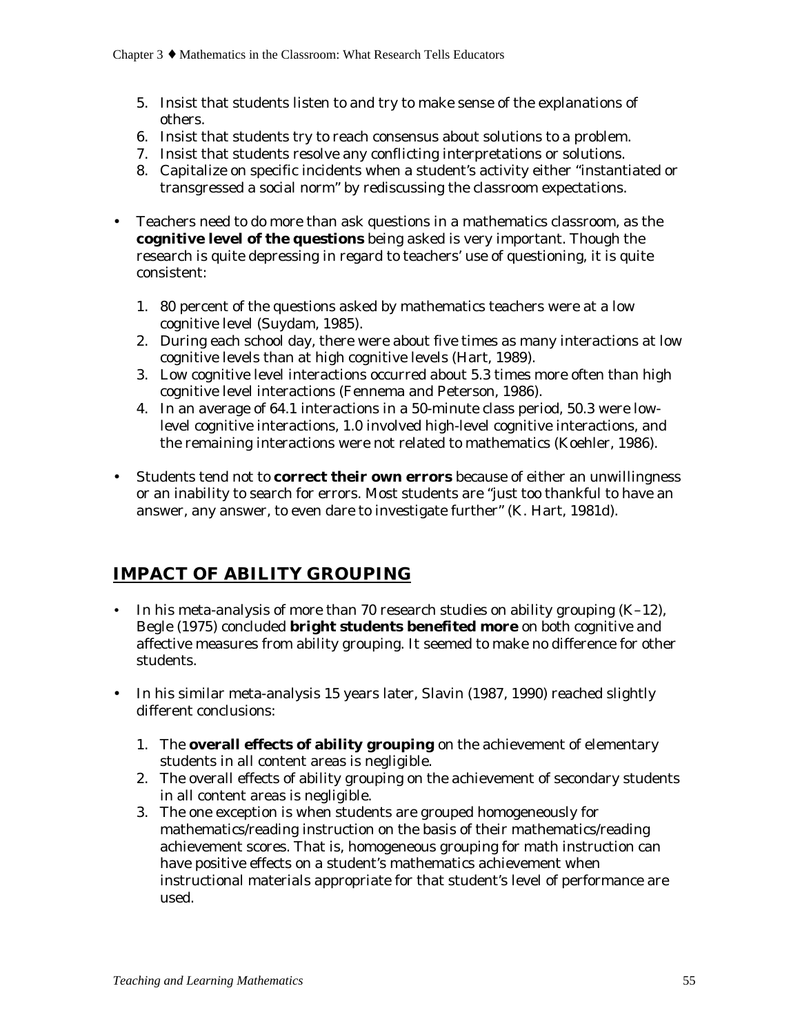5. Insist that students listen to and try to make sense of the explanations of others.
6. Insist that students try to reach consensus about solutions to a problem.
7. Insist that students resolve any conflicting interpretations or solutions.
8. Capitalize on specific incidents when a student's activity either "instantiated or transgressed a social norm" by rediscussing the classroom expectations.

- Teachers need to do more than ask questions in a mathematics classroom, as the **cognitive level of the questions** being asked is very important. Though the research is quite depressing in regard to teachers' use of questioning, it is quite consistent:

  1. 80 percent of the questions asked by mathematics teachers were at a low cognitive level (Suydam, 1985).
  2. During each school day, there were about five times as many interactions at low cognitive levels than at high cognitive levels (Hart, 1989).
  3. Low cognitive level interactions occurred about 5.3 times more often than high cognitive level interactions (Fennema and Peterson, 1986).
  4. In an average of 64.1 interactions in a 50-minute class period, 50.3 were low-level cognitive interactions, 1.0 involved high-level cognitive interactions, and the remaining interactions were not related to mathematics (Koehler, 1986).

- Students tend not to **correct their own errors** because of either an unwillingness or an inability to search for errors. Most students are "just too thankful to have an answer, any answer, to even dare to investigate further" (K. Hart, 1981d).

## IMPACT OF ABILITY GROUPING

- In his meta-analysis of more than 70 research studies on ability grouping (K–12), Begle (1975) concluded **bright students benefited more** on both cognitive and affective measures from ability grouping. It seemed to make no difference for other students.

- In his similar meta-analysis 15 years later, Slavin (1987, 1990) reached slightly different conclusions:

  1. The **overall effects of ability grouping** on the achievement of elementary students in all content areas is negligible.
  2. The overall effects of ability grouping on the achievement of secondary students in all content areas is negligible.
  3. The one exception is when students are grouped homogeneously for mathematics/reading instruction on the basis of their mathematics/reading achievement scores. That is, homogeneous grouping for math instruction can have positive effects on a student's mathematics achievement when instructional materials appropriate for that student's level of performance are used.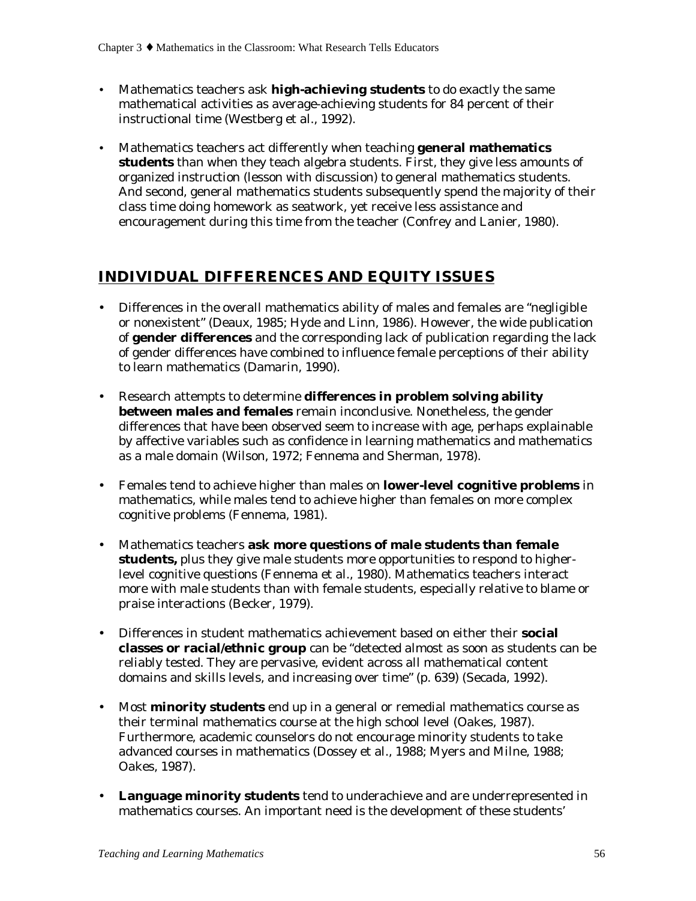- Mathematics teachers ask **high-achieving students** to do exactly the same mathematical activities as average-achieving students for 84 percent of their instructional time (Westberg et al., 1992).

- Mathematics teachers act differently when teaching **general mathematics students** than when they teach algebra students. First, they give less amounts of organized instruction (lesson with discussion) to general mathematics students. And second, general mathematics students subsequently spend the majority of their class time doing homework as seatwork, yet receive less assistance and encouragement during this time from the teacher (Confrey and Lanier, 1980).

## INDIVIDUAL DIFFERENCES AND EQUITY ISSUES

- Differences in the overall mathematics ability of males and females are "negligible or nonexistent" (Deaux, 1985; Hyde and Linn, 1986). However, the wide publication of **gender differences** and the corresponding lack of publication regarding the lack of gender differences have combined to influence female perceptions of their ability to learn mathematics (Damarin, 1990).

- Research attempts to determine **differences in problem solving ability between males and females** remain inconclusive. Nonetheless, the gender differences that have been observed seem to increase with age, perhaps explainable by affective variables such as confidence in learning mathematics and mathematics as a male domain (Wilson, 1972; Fennema and Sherman, 1978).

- Females tend to achieve higher than males on **lower-level cognitive problems** in mathematics, while males tend to achieve higher than females on more complex cognitive problems (Fennema, 1981).

- Mathematics teachers **ask more questions of male students than female students,** plus they give male students more opportunities to respond to higher-level cognitive questions (Fennema et al., 1980). Mathematics teachers interact more with male students than with female students, especially relative to blame or praise interactions (Becker, 1979).

- Differences in student mathematics achievement based on either their **social classes or racial/ethnic group** can be "detected almost as soon as students can be reliably tested. They are pervasive, evident across all mathematical content domains and skills levels, and increasing over time" (p. 639) (Secada, 1992).

- Most **minority students** end up in a general or remedial mathematics course as their terminal mathematics course at the high school level (Oakes, 1987). Furthermore, academic counselors do not encourage minority students to take advanced courses in mathematics (Dossey et al., 1988; Myers and Milne, 1988; Oakes, 1987).

- **Language minority students** tend to underachieve and are underrepresented in mathematics courses. An important need is the development of these students'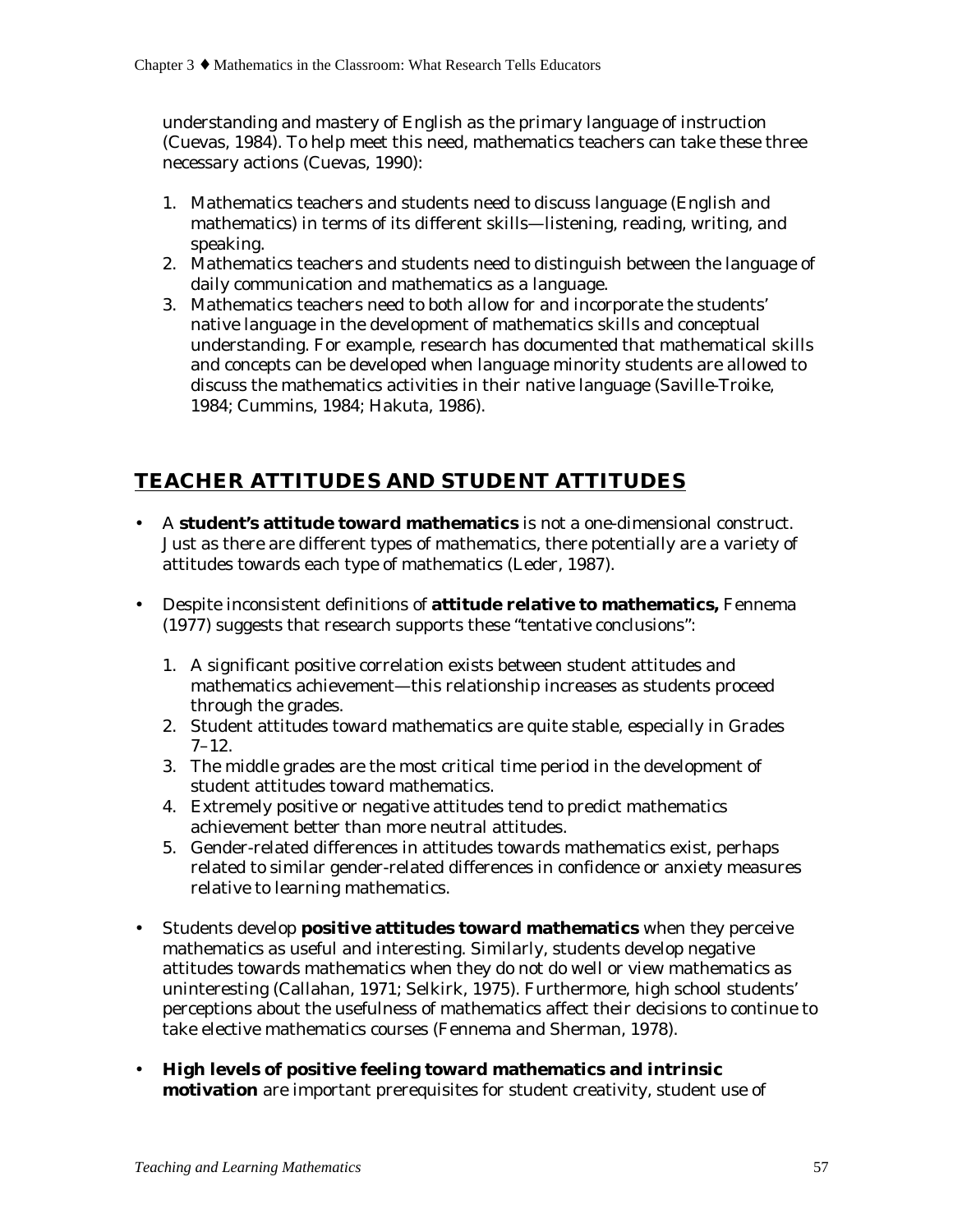understanding and mastery of English as the primary language of instruction (Cuevas, 1984). To help meet this need, mathematics teachers can take these three necessary actions (Cuevas, 1990):

1. Mathematics teachers and students need to discuss language (English and mathematics) in terms of its different skills—listening, reading, writing, and speaking.
2. Mathematics teachers and students need to distinguish between the language of daily communication and mathematics as a language.
3. Mathematics teachers need to both allow for and incorporate the students' native language in the development of mathematics skills and conceptual understanding. For example, research has documented that mathematical skills and concepts can be developed when language minority students are allowed to discuss the mathematics activities in their native language (Saville-Troike, 1984; Cummins, 1984; Hakuta, 1986).

## TEACHER ATTITUDES AND STUDENT ATTITUDES

- A **student's attitude toward mathematics** is not a one-dimensional construct. Just as there are different types of mathematics, there potentially are a variety of attitudes towards each type of mathematics (Leder, 1987).

- Despite inconsistent definitions of **attitude relative to mathematics,** Fennema (1977) suggests that research supports these "tentative conclusions":

  1. A significant positive correlation exists between student attitudes and mathematics achievement—this relationship increases as students proceed through the grades.
  2. Student attitudes toward mathematics are quite stable, especially in Grades 7–12.
  3. The middle grades are the most critical time period in the development of student attitudes toward mathematics.
  4. Extremely positive or negative attitudes tend to predict mathematics achievement better than more neutral attitudes.
  5. Gender-related differences in attitudes towards mathematics exist, perhaps related to similar gender-related differences in confidence or anxiety measures relative to learning mathematics.

- Students develop **positive attitudes toward mathematics** when they perceive mathematics as useful and interesting. Similarly, students develop negative attitudes towards mathematics when they do not do well or view mathematics as uninteresting (Callahan, 1971; Selkirk, 1975). Furthermore, high school students' perceptions about the usefulness of mathematics affect their decisions to continue to take elective mathematics courses (Fennema and Sherman, 1978).

- **High levels of positive feeling toward mathematics and intrinsic motivation** are important prerequisites for student creativity, student use of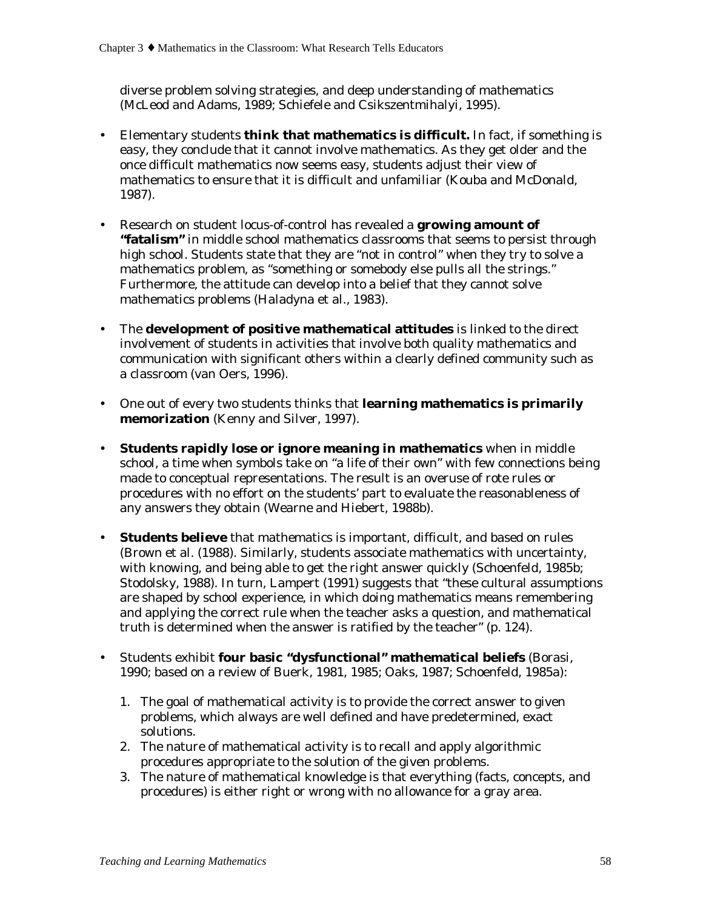diverse problem solving strategies, and deep understanding of mathematics (McLeod and Adams, 1989; Schiefele and Csikszentmihalyi, 1995).

- Elementary students **think that mathematics is difficult.** In fact, if something is easy, they conclude that it cannot involve mathematics. As they get older and the once difficult mathematics now seems easy, students adjust their view of mathematics to ensure that it is difficult and unfamiliar (Kouba and McDonald, 1987).

- Research on student locus-of-control has revealed a **growing amount of "fatalism"** in middle school mathematics classrooms that seems to persist through high school. Students state that they are "not in control" when they try to solve a mathematics problem, as "something or somebody else pulls all the strings." Furthermore, the attitude can develop into a belief that they cannot solve mathematics problems (Haladyna et al., 1983).

- The **development of positive mathematical attitudes** is linked to the direct involvement of students in activities that involve both quality mathematics and communication with significant others within a clearly defined community such as a classroom (van Oers, 1996).

- One out of every two students thinks that **learning mathematics is primarily memorization** (Kenny and Silver, 1997).

- **Students rapidly lose or ignore meaning in mathematics** when in middle school, a time when symbols take on "a life of their own" with few connections being made to conceptual representations. The result is an overuse of rote rules or procedures with no effort on the students' part to evaluate the reasonableness of any answers they obtain (Wearne and Hiebert, 1988b).

- **Students believe** that mathematics is important, difficult, and based on rules (Brown et al. (1988). Similarly, students associate mathematics with uncertainty, with knowing, and being able to get the right answer quickly (Schoenfeld, 1985b; Stodolsky, 1988). In turn, Lampert (1991) suggests that "these cultural assumptions are shaped by school experience, in which doing mathematics means remembering and applying the correct rule when the teacher asks a question, and mathematical truth is determined when the answer is ratified by the teacher" (p. 124).

- Students exhibit **four basic "dysfunctional" mathematical beliefs** (Borasi, 1990; based on a review of Buerk, 1981, 1985; Oaks, 1987; Schoenfeld, 1985a):

  1. The goal of mathematical activity is to provide the correct answer to given problems, which always are well defined and have predetermined, exact solutions.
  2. The nature of mathematical activity is to recall and apply algorithmic procedures appropriate to the solution of the given problems.
  3. The nature of mathematical knowledge is that everything (facts, concepts, and procedures) is either right or wrong with no allowance for a gray area.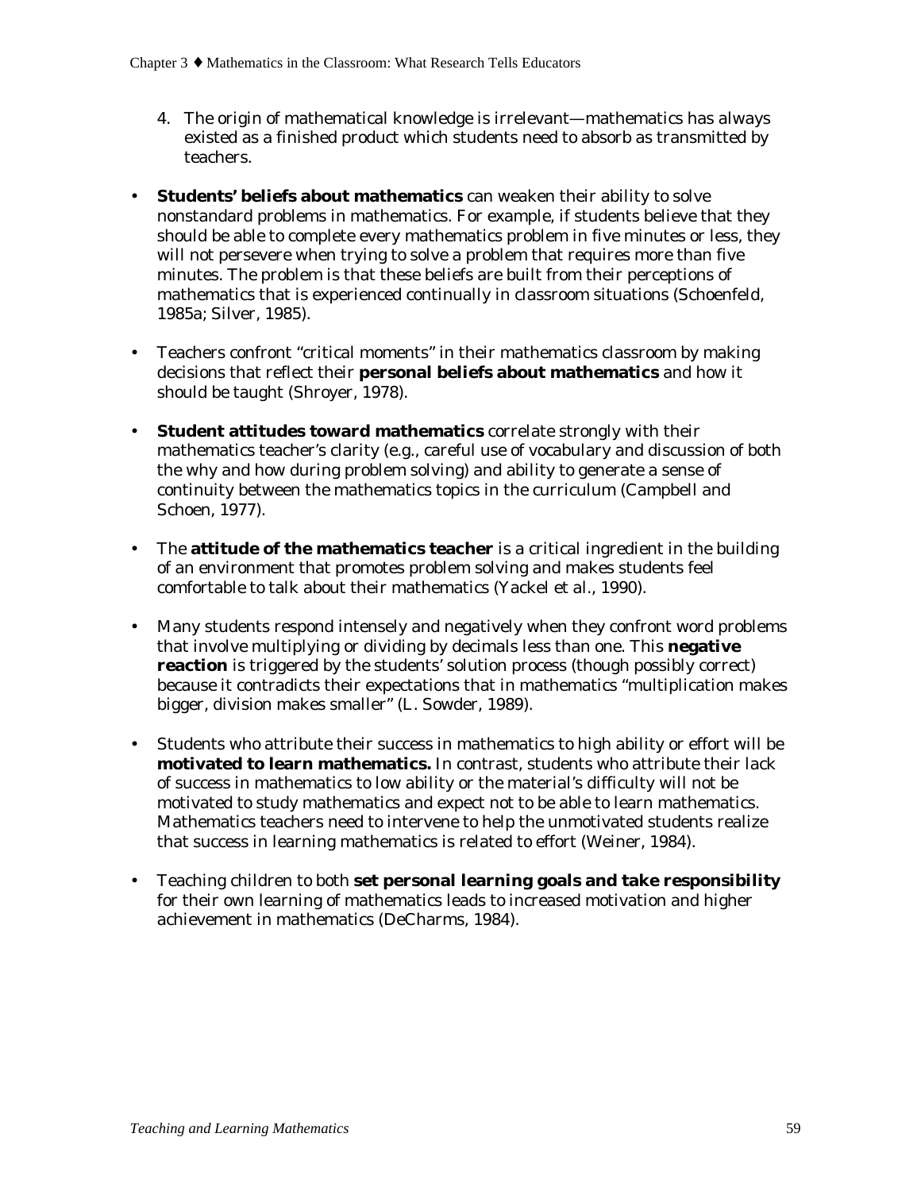4. The origin of mathematical knowledge is irrelevant—mathematics has always existed as a finished product which students need to absorb as transmitted by teachers.

- **Students' beliefs about mathematics** can weaken their ability to solve nonstandard problems in mathematics. For example, if students believe that they should be able to complete every mathematics problem in five minutes or less, they will not persevere when trying to solve a problem that requires more than five minutes. The problem is that these beliefs are built from their perceptions of mathematics that is experienced continually in classroom situations (Schoenfeld, 1985a; Silver, 1985).

- Teachers confront "critical moments" in their mathematics classroom by making decisions that reflect their **personal beliefs about mathematics** and how it should be taught (Shroyer, 1978).

- **Student attitudes toward mathematics** correlate strongly with their mathematics teacher's clarity (e.g., careful use of vocabulary and discussion of both the why and how during problem solving) and ability to generate a sense of continuity between the mathematics topics in the curriculum (Campbell and Schoen, 1977).

- The **attitude of the mathematics teacher** is a critical ingredient in the building of an environment that promotes problem solving and makes students feel comfortable to talk about their mathematics (Yackel et al., 1990).

- Many students respond intensely and negatively when they confront word problems that involve multiplying or dividing by decimals less than one. This **negative reaction** is triggered by the students' solution process (though possibly correct) because it contradicts their expectations that in mathematics "multiplication makes bigger, division makes smaller" (L. Sowder, 1989).

- Students who attribute their success in mathematics to high ability or effort will be **motivated to learn mathematics.** In contrast, students who attribute their lack of success in mathematics to low ability or the material's difficulty will not be motivated to study mathematics and expect not to be able to learn mathematics. Mathematics teachers need to intervene to help the unmotivated students realize that success in learning mathematics is related to effort (Weiner, 1984).

- Teaching children to both **set personal learning goals and take responsibility** for their own learning of mathematics leads to increased motivation and higher achievement in mathematics (DeCharms, 1984).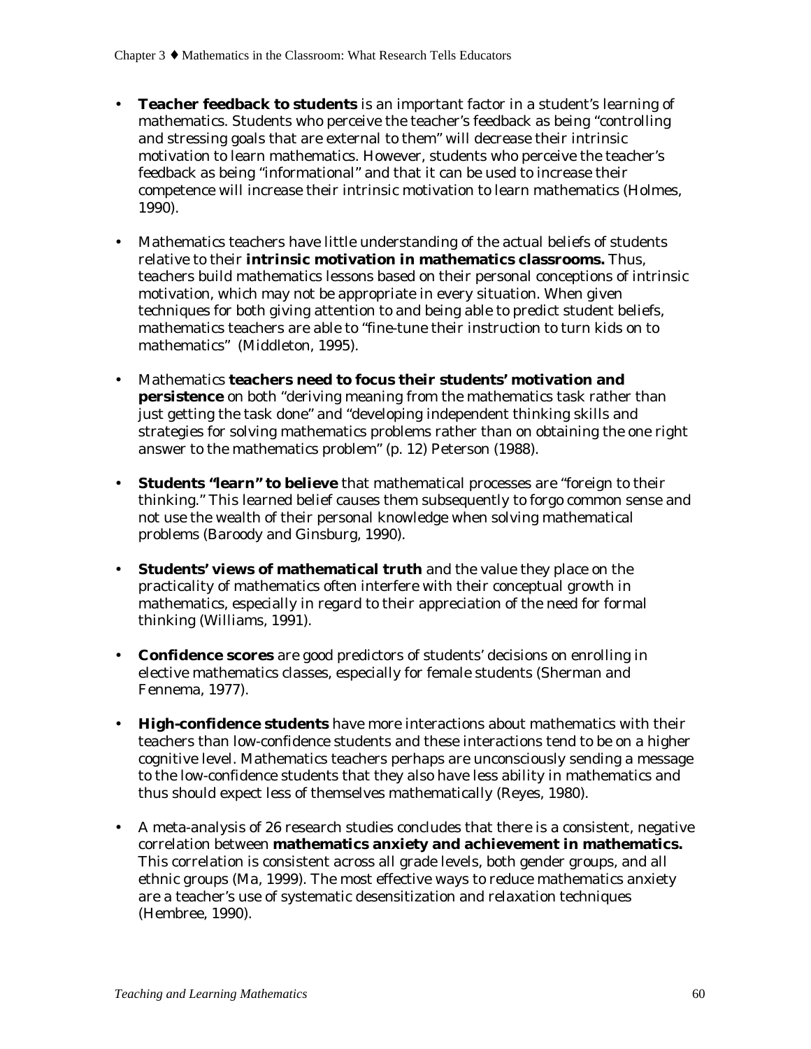- **Teacher feedback to students** is an important factor in a student's learning of mathematics. Students who perceive the teacher's feedback as being "controlling and stressing goals that are external to them" will decrease their intrinsic motivation to learn mathematics. However, students who perceive the teacher's feedback as being "informational" and that it can be used to increase their competence will increase their intrinsic motivation to learn mathematics (Holmes, 1990).

- Mathematics teachers have little understanding of the actual beliefs of students relative to their **intrinsic motivation in mathematics classrooms.** Thus, teachers build mathematics lessons based on their personal conceptions of intrinsic motivation, which may not be appropriate in every situation. When given techniques for both giving attention to and being able to predict student beliefs, mathematics teachers are able to "fine-tune their instruction to turn kids on to mathematics" (Middleton, 1995).

- Mathematics **teachers need to focus their students' motivation and persistence** on both "deriving meaning from the mathematics task rather than just getting the task done" and "developing independent thinking skills and strategies for solving mathematics problems rather than on obtaining the one right answer to the mathematics problem" (p. 12) Peterson (1988).

- **Students "learn" to believe** that mathematical processes are "foreign to their thinking." This learned belief causes them subsequently to forgo common sense and not use the wealth of their personal knowledge when solving mathematical problems (Baroody and Ginsburg, 1990).

- **Students' views of mathematical truth** and the value they place on the practicality of mathematics often interfere with their conceptual growth in mathematics, especially in regard to their appreciation of the need for formal thinking (Williams, 1991).

- **Confidence scores** are good predictors of students' decisions on enrolling in elective mathematics classes, especially for female students (Sherman and Fennema, 1977).

- **High-confidence students** have more interactions about mathematics with their teachers than low-confidence students and these interactions tend to be on a higher cognitive level. Mathematics teachers perhaps are unconsciously sending a message to the low-confidence students that they also have less ability in mathematics and thus should expect less of themselves mathematically (Reyes, 1980).

- A meta-analysis of 26 research studies concludes that there is a consistent, negative correlation between **mathematics anxiety and achievement in mathematics.** This correlation is consistent across all grade levels, both gender groups, and all ethnic groups (Ma, 1999). The most effective ways to reduce mathematics anxiety are a teacher's use of systematic desensitization and relaxation techniques (Hembree, 1990).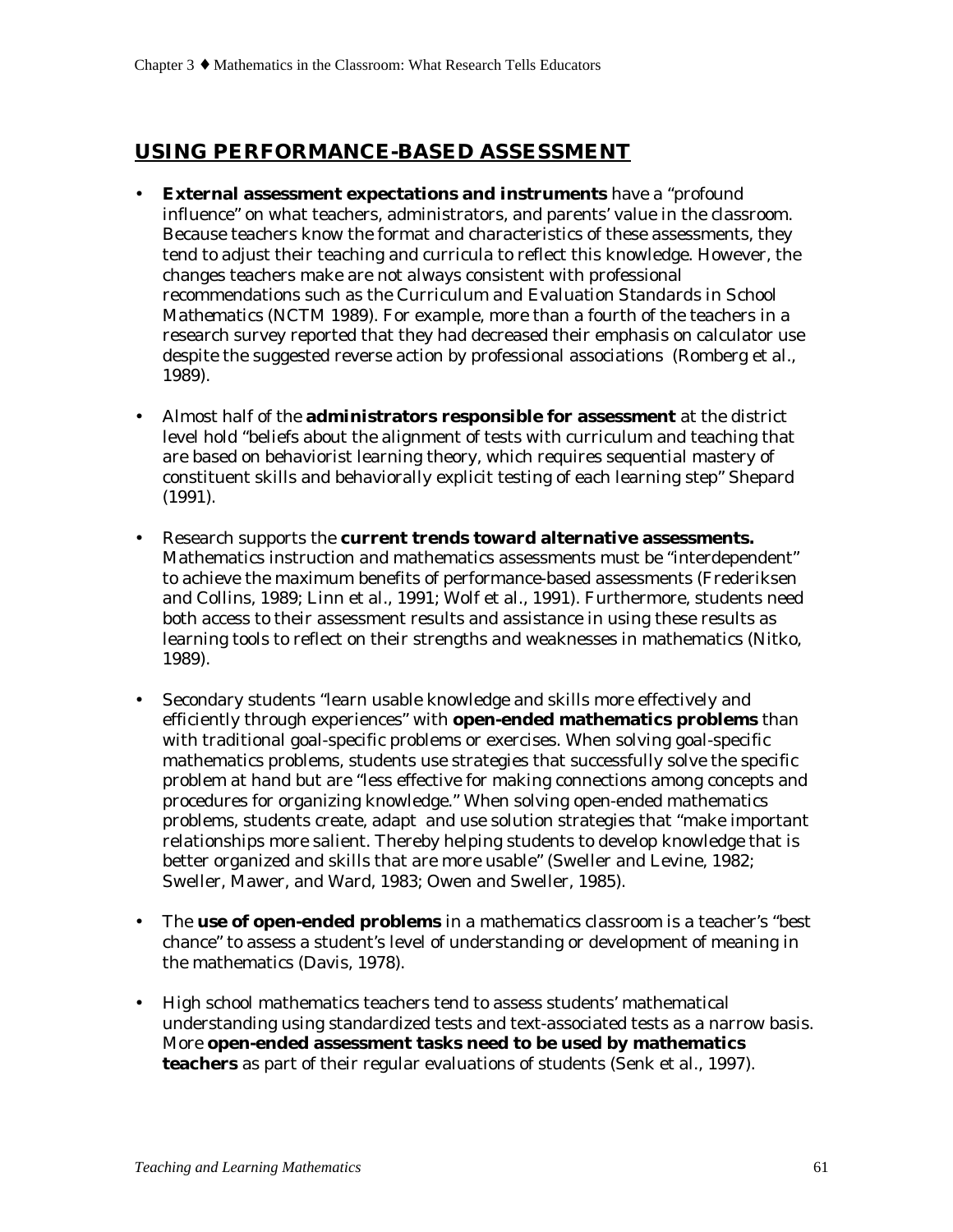## USING PERFORMANCE-BASED ASSESSMENT

- **External assessment expectations and instruments** have a "profound influence" on what teachers, administrators, and parents' value in the classroom. Because teachers know the format and characteristics of these assessments, they tend to adjust their teaching and curricula to reflect this knowledge. However, the changes teachers make are not always consistent with professional recommendations such as the *Curriculum and Evaluation Standards in School Mathematics* (NCTM 1989). For example, more than a fourth of the teachers in a research survey reported that they had decreased their emphasis on calculator use despite the suggested reverse action by professional associations (Romberg et al., 1989).

- Almost half of the **administrators responsible for assessment** at the district level hold "beliefs about the alignment of tests with curriculum and teaching that are based on behaviorist learning theory, which requires sequential mastery of constituent skills and behaviorally explicit testing of each learning step" Shepard (1991).

- Research supports the **current trends toward alternative assessments.** Mathematics instruction and mathematics assessments must be "interdependent" to achieve the maximum benefits of performance-based assessments (Frederiksen and Collins, 1989; Linn et al., 1991; Wolf et al., 1991). Furthermore, students need both access to their assessment results and assistance in using these results as learning tools to reflect on their strengths and weaknesses in mathematics (Nitko, 1989).

- Secondary students "learn usable knowledge and skills more effectively and efficiently through experiences" with **open-ended mathematics problems** than with traditional goal-specific problems or exercises. When solving goal-specific mathematics problems, students use strategies that successfully solve the specific problem at hand but are "less effective for making connections among concepts and procedures for organizing knowledge." When solving open-ended mathematics problems, students create, adapt and use solution strategies that "make important relationships more salient. Thereby helping students to develop knowledge that is better organized and skills that are more usable" (Sweller and Levine, 1982; Sweller, Mawer, and Ward, 1983; Owen and Sweller, 1985).

- The **use of open-ended problems** in a mathematics classroom is a teacher's "best chance" to assess a student's level of understanding or development of meaning in the mathematics (Davis, 1978).

- High school mathematics teachers tend to assess students' mathematical understanding using standardized tests and text-associated tests as a narrow basis. More **open-ended assessment tasks need to be used by mathematics teachers** as part of their regular evaluations of students (Senk et al., 1997).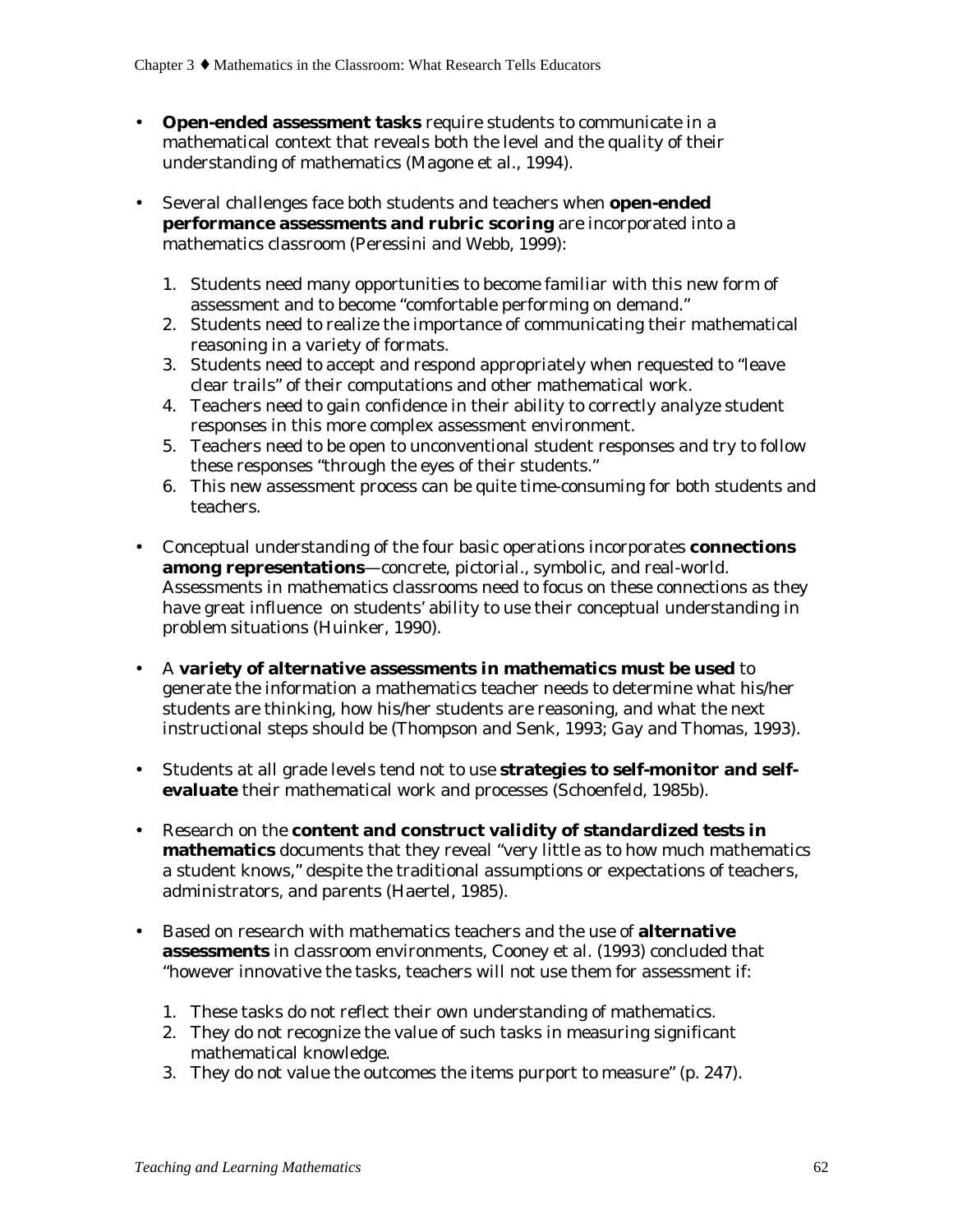- **Open-ended assessment tasks** require students to communicate in a mathematical context that reveals both the level and the quality of their understanding of mathematics (Magone et al., 1994).

- Several challenges face both students and teachers when **open-ended performance assessments and rubric scoring** are incorporated into a mathematics classroom (Peressini and Webb, 1999):

  1. Students need many opportunities to become familiar with this new form of assessment and to become "comfortable performing on demand."
  2. Students need to realize the importance of communicating their mathematical reasoning in a variety of formats.
  3. Students need to accept and respond appropriately when requested to "leave clear trails" of their computations and other mathematical work.
  4. Teachers need to gain confidence in their ability to correctly analyze student responses in this more complex assessment environment.
  5. Teachers need to be open to unconventional student responses and try to follow these responses "through the eyes of their students."
  6. This new assessment process can be quite time-consuming for both students and teachers.

- Conceptual understanding of the four basic operations incorporates **connections among representations**—concrete, pictorial., symbolic, and real-world. Assessments in mathematics classrooms need to focus on these connections as they have great influence on students' ability to use their conceptual understanding in problem situations (Huinker, 1990).

- A **variety of alternative assessments in mathematics must be used** to generate the information a mathematics teacher needs to determine what his/her students are thinking, how his/her students are reasoning, and what the next instructional steps should be (Thompson and Senk, 1993; Gay and Thomas, 1993).

- Students at all grade levels tend not to use **strategies to self-monitor and self-evaluate** their mathematical work and processes (Schoenfeld, 1985b).

- Research on the **content and construct validity of standardized tests in mathematics** documents that they reveal "very little as to how much mathematics a student knows," despite the traditional assumptions or expectations of teachers, administrators, and parents (Haertel, 1985).

- Based on research with mathematics teachers and the use of **alternative assessments** in classroom environments, Cooney et al. (1993) concluded that "however innovative the tasks, teachers will not use them for assessment if:

  1. These tasks do not reflect their own understanding of mathematics.
  2. They do not recognize the value of such tasks in measuring significant mathematical knowledge.
  3. They do not value the outcomes the items purport to measure" (p. 247).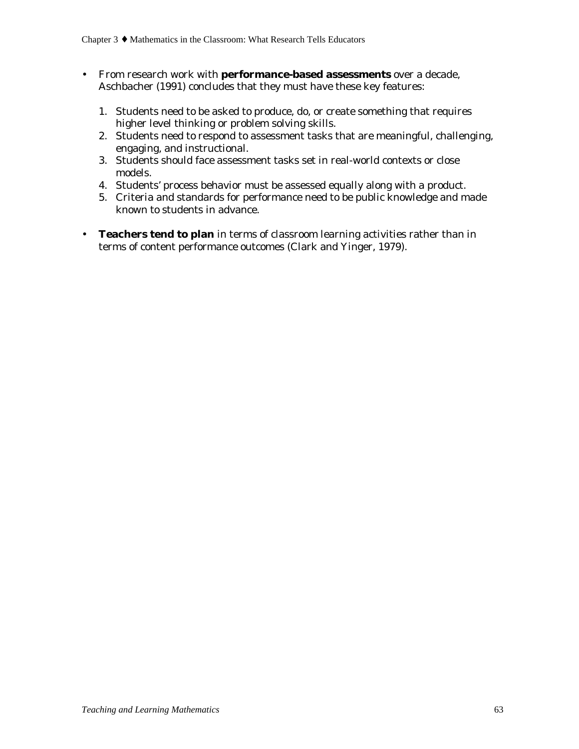- From research work with **performance-based assessments** over a decade, Aschbacher (1991) concludes that they must have these key features:

  1. Students need to be asked to produce, do, or create something that requires higher level thinking or problem solving skills.
  2. Students need to respond to assessment tasks that are meaningful, challenging, engaging, and instructional.
  3. Students should face assessment tasks set in real-world contexts or close models.
  4. Students' process behavior must be assessed equally along with a product.
  5. Criteria and standards for performance need to be public knowledge and made known to students in advance.

- **Teachers tend to plan** in terms of classroom learning activities rather than in terms of content performance outcomes (Clark and Yinger, 1979).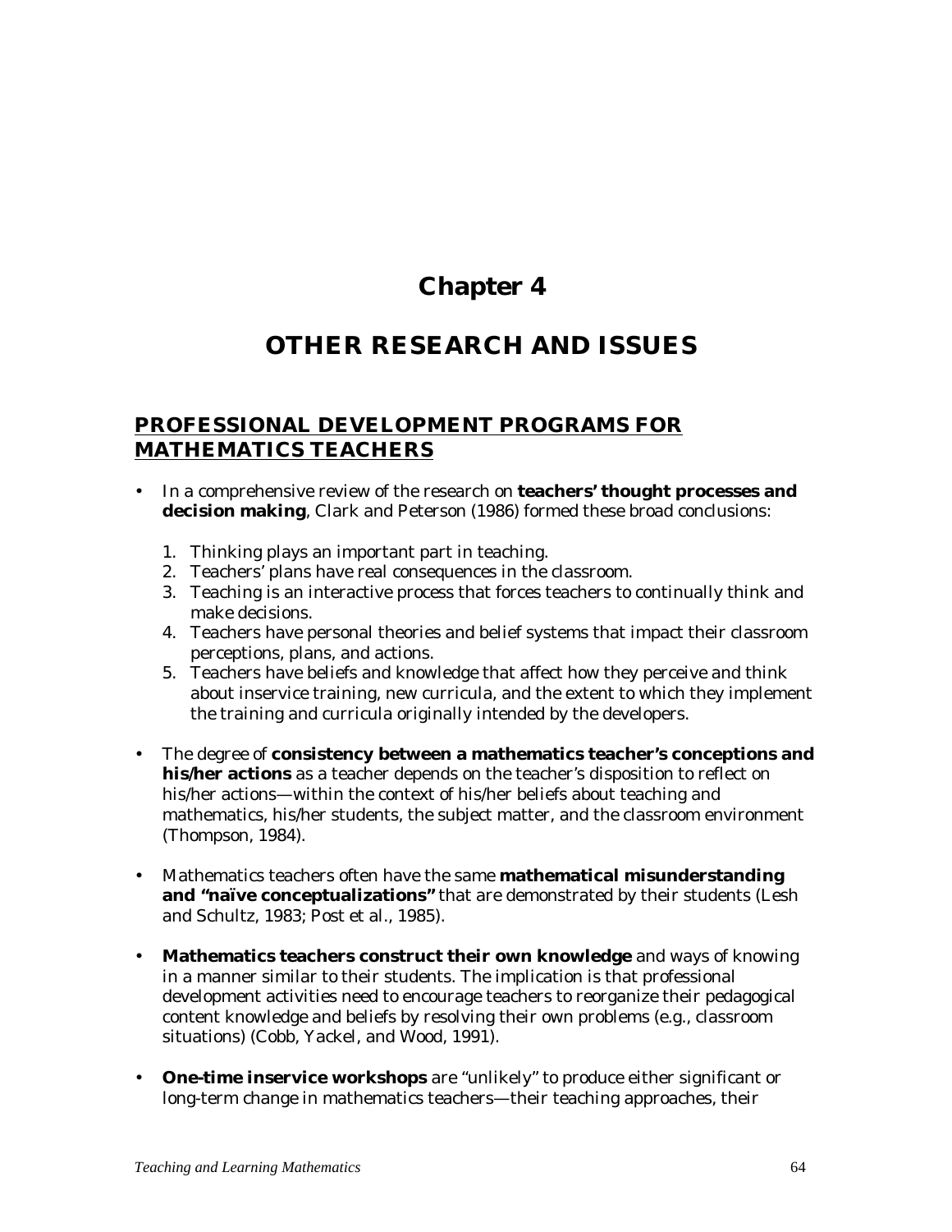# Chapter 4

# OTHER RESEARCH AND ISSUES

## PROFESSIONAL DEVELOPMENT PROGRAMS FOR MATHEMATICS TEACHERS

- In a comprehensive review of the research on **teachers' thought processes and decision making**, Clark and Peterson (1986) formed these broad conclusions:

  1. Thinking plays an important part in teaching.
  2. Teachers' plans have real consequences in the classroom.
  3. Teaching is an interactive process that forces teachers to continually think and make decisions.
  4. Teachers have personal theories and belief systems that impact their classroom perceptions, plans, and actions.
  5. Teachers have beliefs and knowledge that affect how they perceive and think about inservice training, new curricula, and the extent to which they implement the training and curricula originally intended by the developers.

- The degree of **consistency between a mathematics teacher's conceptions and his/her actions** as a teacher depends on the teacher's disposition to reflect on his/her actions—within the context of his/her beliefs about teaching and mathematics, his/her students, the subject matter, and the classroom environment (Thompson, 1984).

- Mathematics teachers often have the same **mathematical misunderstanding and "naïve conceptualizations"** that are demonstrated by their students (Lesh and Schultz, 1983; Post et al., 1985).

- **Mathematics teachers construct their own knowledge** and ways of knowing in a manner similar to their students. The implication is that professional development activities need to encourage teachers to reorganize their pedagogical content knowledge and beliefs by resolving their own problems (e.g., classroom situations) (Cobb, Yackel, and Wood, 1991).

- **One-time inservice workshops** are "unlikely" to produce either significant or long-term change in mathematics teachers—their teaching approaches, their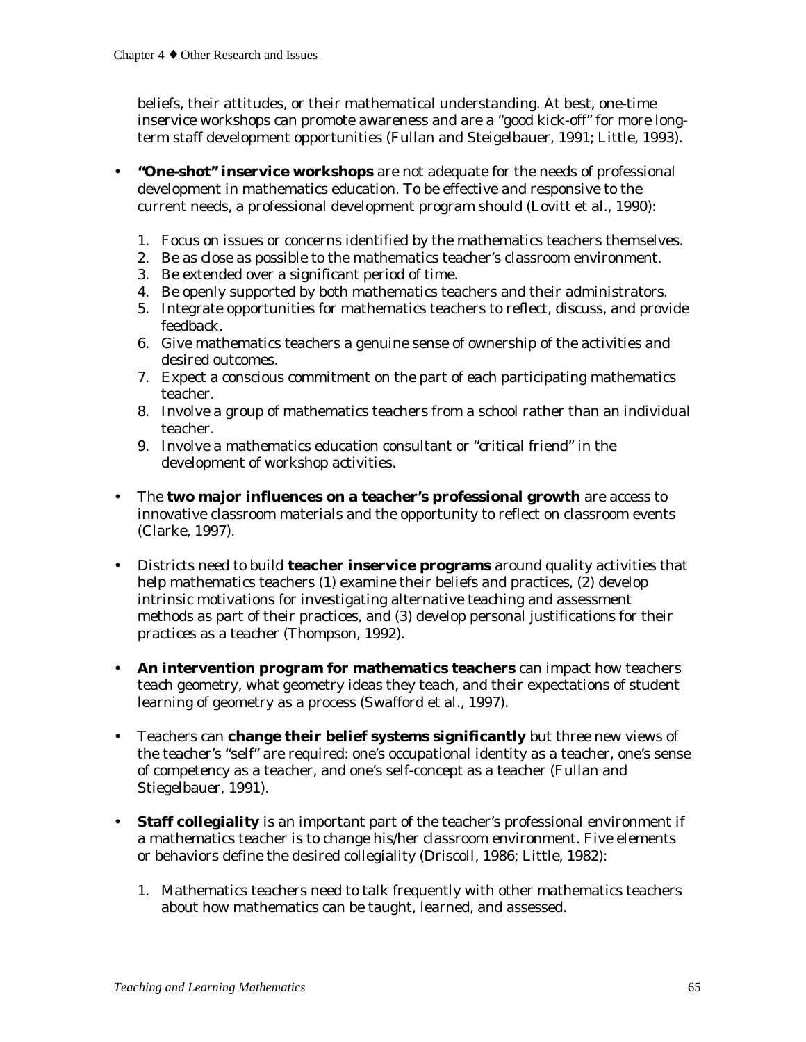beliefs, their attitudes, or their mathematical understanding. At best, one-time inservice workshops can promote awareness and are a "good kick-off" for more long-term staff development opportunities (Fullan and Steigelbauer, 1991; Little, 1993).

- **"One-shot" inservice workshops** are not adequate for the needs of professional development in mathematics education. To be effective and responsive to the current needs, a professional development program should (Lovitt et al., 1990):

  1. Focus on issues or concerns identified by the mathematics teachers themselves.
  2. Be as close as possible to the mathematics teacher's classroom environment.
  3. Be extended over a significant period of time.
  4. Be openly supported by both mathematics teachers and their administrators.
  5. Integrate opportunities for mathematics teachers to reflect, discuss, and provide feedback.
  6. Give mathematics teachers a genuine sense of ownership of the activities and desired outcomes.
  7. Expect a conscious commitment on the part of each participating mathematics teacher.
  8. Involve a group of mathematics teachers from a school rather than an individual teacher.
  9. Involve a mathematics education consultant or "critical friend" in the development of workshop activities.

- The **two major influences on a teacher's professional growth** are access to innovative classroom materials and the opportunity to reflect on classroom events (Clarke, 1997).

- Districts need to build **teacher inservice programs** around quality activities that help mathematics teachers (1) examine their beliefs and practices, (2) develop intrinsic motivations for investigating alternative teaching and assessment methods as part of their practices, and (3) develop personal justifications for their practices as a teacher (Thompson, 1992).

- **An intervention program for mathematics teachers** can impact how teachers teach geometry, what geometry ideas they teach, and their expectations of student learning of geometry as a process (Swafford et al., 1997).

- Teachers can **change their belief systems significantly** but three new views of the teacher's "self" are required: one's occupational identity as a teacher, one's sense of competency as a teacher, and one's self-concept as a teacher (Fullan and Stiegelbauer, 1991).

- **Staff collegiality** is an important part of the teacher's professional environment if a mathematics teacher is to change his/her classroom environment. Five elements or behaviors define the desired collegiality (Driscoll, 1986; Little, 1982):

  1. Mathematics teachers need to talk frequently with other mathematics teachers about how mathematics can be taught, learned, and assessed.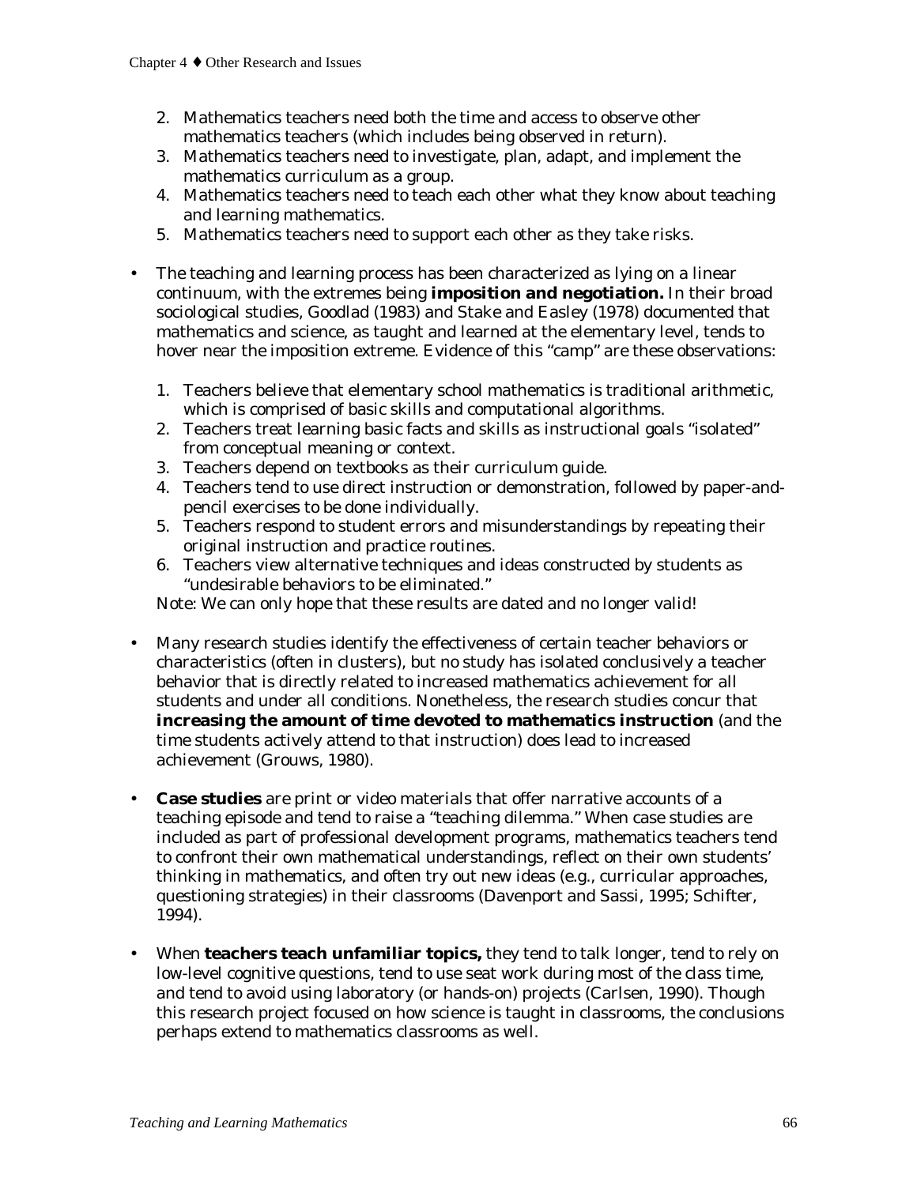2. Mathematics teachers need both the time and access to observe other mathematics teachers (which includes being observed in return).
3. Mathematics teachers need to investigate, plan, adapt, and implement the mathematics curriculum as a group.
4. Mathematics teachers need to teach each other what they know about teaching and learning mathematics.
5. Mathematics teachers need to support each other as they take risks.

- The teaching and learning process has been characterized as lying on a linear continuum, with the extremes being **imposition and negotiation.** In their broad sociological studies, Goodlad (1983) and Stake and Easley (1978) documented that mathematics and science, as taught and learned at the elementary level, tends to hover near the imposition extreme. Evidence of this "camp" are these observations:

  1. Teachers believe that elementary school mathematics is traditional arithmetic, which is comprised of basic skills and computational algorithms.
  2. Teachers treat learning basic facts and skills as instructional goals "isolated" from conceptual meaning or context.
  3. Teachers depend on textbooks as their curriculum guide.
  4. Teachers tend to use direct instruction or demonstration, followed by paper-and-pencil exercises to be done individually.
  5. Teachers respond to student errors and misunderstandings by repeating their original instruction and practice routines.
  6. Teachers view alternative techniques and ideas constructed by students as "undesirable behaviors to be eliminated."

  Note: We can only hope that these results are dated and no longer valid!

- Many research studies identify the effectiveness of certain teacher behaviors or characteristics (often in clusters), but no study has isolated conclusively a teacher behavior that is directly related to increased mathematics achievement for all students and under all conditions. Nonetheless, the research studies concur that **increasing the amount of time devoted to mathematics instruction** (and the time students actively attend to that instruction) does lead to increased achievement (Grouws, 1980).

- **Case studies** are print or video materials that offer narrative accounts of a teaching episode and tend to raise a "teaching dilemma." When case studies are included as part of professional development programs, mathematics teachers tend to confront their own mathematical understandings, reflect on their own students' thinking in mathematics, and often try out new ideas (e.g., curricular approaches, questioning strategies) in their classrooms (Davenport and Sassi, 1995; Schifter, 1994).

- When **teachers teach unfamiliar topics,** they tend to talk longer, tend to rely on low-level cognitive questions, tend to use seat work during most of the class time, and tend to avoid using laboratory (or hands-on) projects (Carlsen, 1990). Though this research project focused on how science is taught in classrooms, the conclusions perhaps extend to mathematics classrooms as well.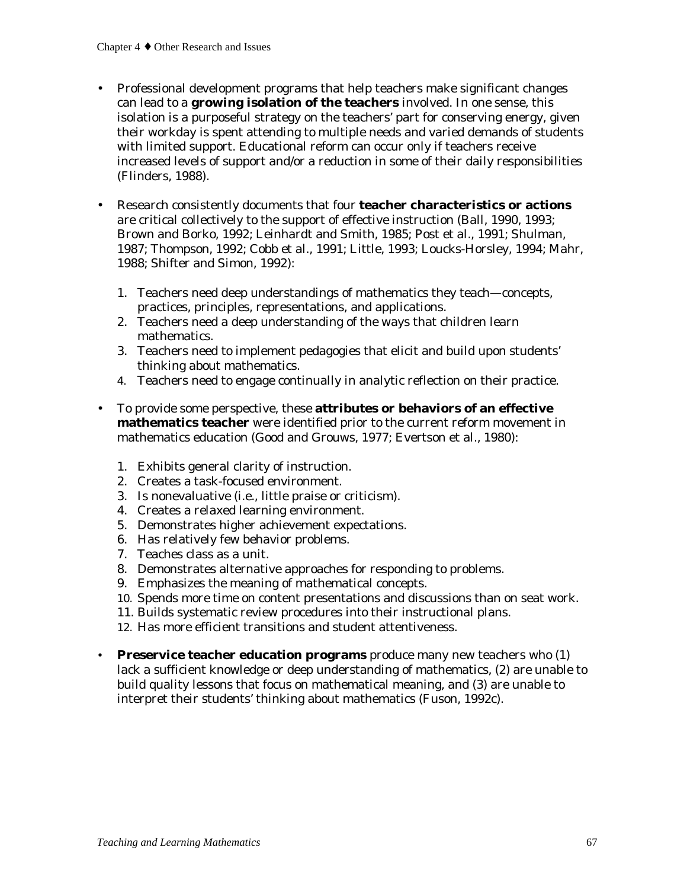- Professional development programs that help teachers make significant changes can lead to a **growing isolation of the teachers** involved. In one sense, this isolation is a purposeful strategy on the teachers' part for conserving energy, given their workday is spent attending to multiple needs and varied demands of students with limited support. Educational reform can occur only if teachers receive increased levels of support and/or a reduction in some of their daily responsibilities (Flinders, 1988).

- Research consistently documents that four **teacher characteristics or actions** are critical collectively to the support of effective instruction (Ball, 1990, 1993; Brown and Borko, 1992; Leinhardt and Smith, 1985; Post et al., 1991; Shulman, 1987; Thompson, 1992; Cobb et al., 1991; Little, 1993; Loucks-Horsley, 1994; Mahr, 1988; Shifter and Simon, 1992):

  1. Teachers need deep understandings of mathematics they teach—concepts, practices, principles, representations, and applications.
  2. Teachers need a deep understanding of the ways that children learn mathematics.
  3. Teachers need to implement pedagogies that elicit and build upon students' thinking about mathematics.
  4. Teachers need to engage continually in analytic reflection on their practice.

- To provide some perspective, these **attributes or behaviors of an effective mathematics teacher** were identified prior to the current reform movement in mathematics education (Good and Grouws, 1977; Evertson et al., 1980):

  1. Exhibits general clarity of instruction.
  2. Creates a task-focused environment.
  3. Is nonevaluative (i.e., little praise or criticism).
  4. Creates a relaxed learning environment.
  5. Demonstrates higher achievement expectations.
  6. Has relatively few behavior problems.
  7. Teaches class as a unit.
  8. Demonstrates alternative approaches for responding to problems.
  9. Emphasizes the meaning of mathematical concepts.
  10. Spends more time on content presentations and discussions than on seat work.
  11. Builds systematic review procedures into their instructional plans.
  12. Has more efficient transitions and student attentiveness.

- **Preservice teacher education programs** produce many new teachers who (1) lack a sufficient knowledge or deep understanding of mathematics, (2) are unable to build quality lessons that focus on mathematical meaning, and (3) are unable to interpret their students' thinking about mathematics (Fuson, 1992c).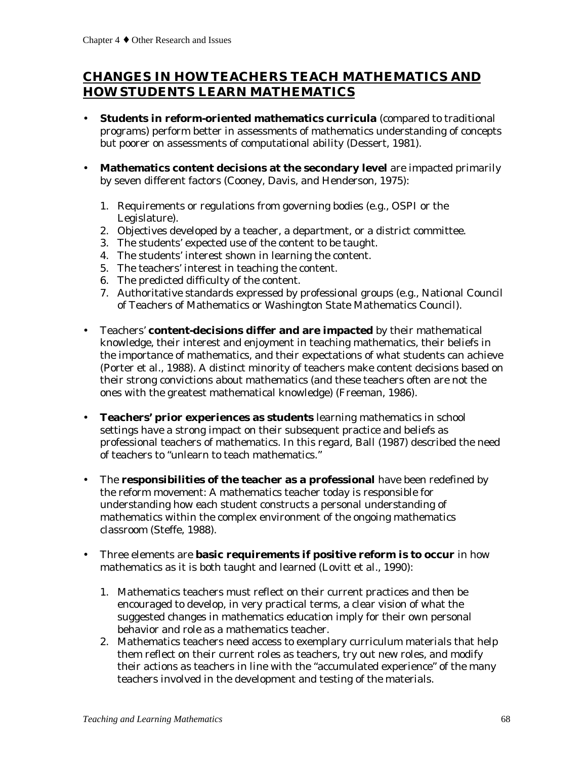## CHANGES IN HOW TEACHERS TEACH MATHEMATICS AND HOW STUDENTS LEARN MATHEMATICS

- **Students in reform-oriented mathematics curricula** (compared to traditional programs) perform better in assessments of mathematics understanding of concepts but poorer on assessments of computational ability (Dessert, 1981).

- **Mathematics content decisions at the secondary level** are impacted primarily by seven different factors (Cooney, Davis, and Henderson, 1975):

  1. Requirements or regulations from governing bodies (e.g., OSPI or the Legislature).
  2. Objectives developed by a teacher, a department, or a district committee.
  3. The students' expected use of the content to be taught.
  4. The students' interest shown in learning the content.
  5. The teachers' interest in teaching the content.
  6. The predicted difficulty of the content.
  7. Authoritative standards expressed by professional groups (e.g., National Council of Teachers of Mathematics or Washington State Mathematics Council).

- Teachers' **content-decisions differ and are impacted** by their mathematical knowledge, their interest and enjoyment in teaching mathematics, their beliefs in the importance of mathematics, and their expectations of what students can achieve (Porter et al., 1988). A distinct minority of teachers make content decisions based on their strong convictions about mathematics (and these teachers often are not the ones with the greatest mathematical knowledge) (Freeman, 1986).

- **Teachers' prior experiences as students** learning mathematics in school settings have a strong impact on their subsequent practice and beliefs as professional teachers of mathematics. In this regard, Ball (1987) described the need of teachers to "unlearn to teach mathematics."

- The **responsibilities of the teacher as a professional** have been redefined by the reform movement: A mathematics teacher today is responsible for understanding how each student constructs a personal understanding of mathematics within the complex environment of the ongoing mathematics classroom (Steffe, 1988).

- Three elements are **basic requirements if positive reform is to occur** in how mathematics as it is both taught and learned (Lovitt et al., 1990):

  1. Mathematics teachers must reflect on their current practices and then be encouraged to develop, in very practical terms, a clear vision of what the suggested changes in mathematics education imply for their own personal behavior and role as a mathematics teacher.
  2. Mathematics teachers need access to exemplary curriculum materials that help them reflect on their current roles as teachers, try out new roles, and modify their actions as teachers in line with the "accumulated experience" of the many teachers involved in the development and testing of the materials.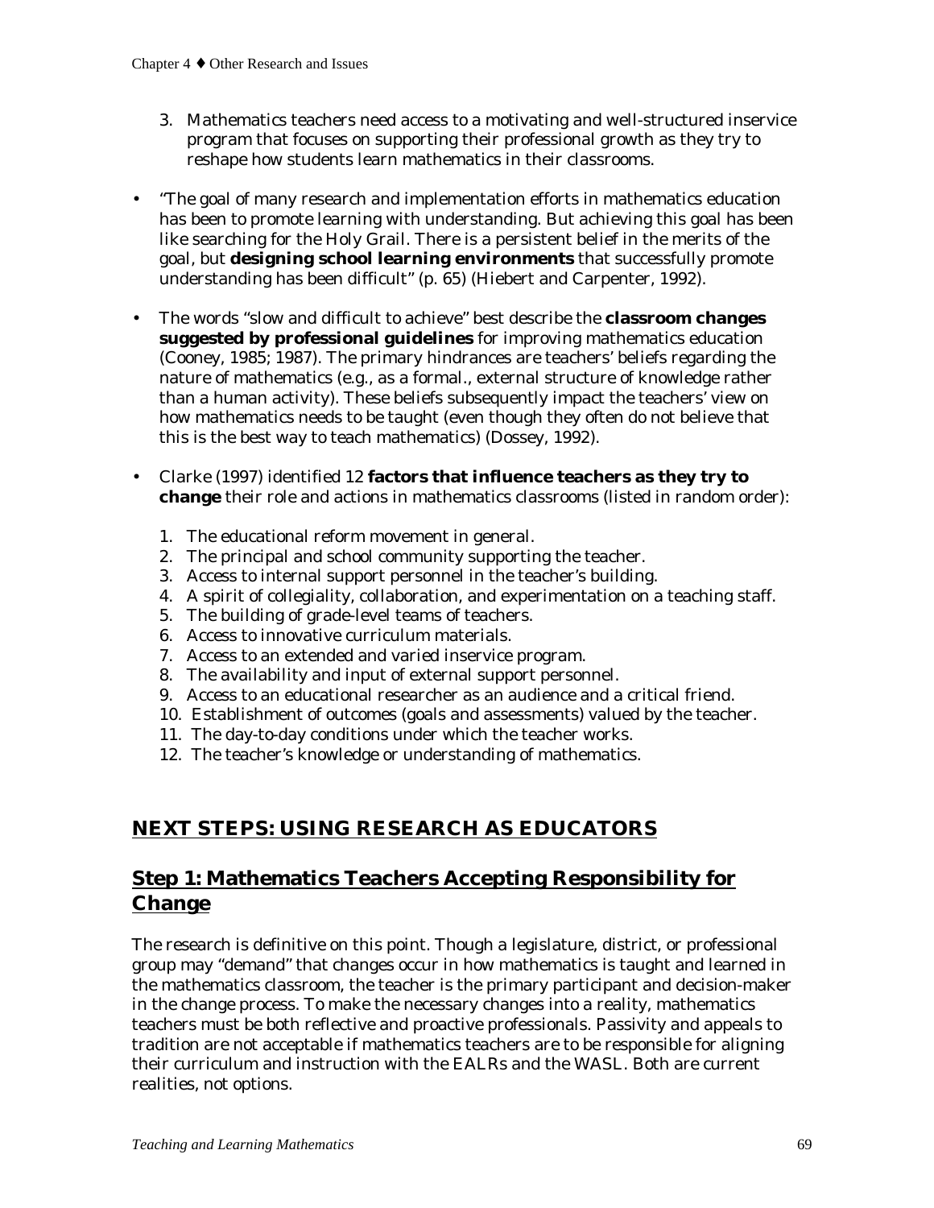3. Mathematics teachers need access to a motivating and well-structured inservice program that focuses on supporting their professional growth as they try to reshape how students learn mathematics in their classrooms.

- "The goal of many research and implementation efforts in mathematics education has been to promote learning with understanding. But achieving this goal has been like searching for the Holy Grail. There is a persistent belief in the merits of the goal, but **designing school learning environments** that successfully promote understanding has been difficult" (p. 65) (Hiebert and Carpenter, 1992).

- The words "slow and difficult to achieve" best describe the **classroom changes suggested by professional guidelines** for improving mathematics education (Cooney, 1985; 1987). The primary hindrances are teachers' beliefs regarding the nature of mathematics (e.g., as a formal., external structure of knowledge rather than a human activity). These beliefs subsequently impact the teachers' view on how mathematics needs to be taught (even though they often do not believe that this is the best way to teach mathematics) (Dossey, 1992).

- Clarke (1997) identified 12 **factors that influence teachers as they try to change** their role and actions in mathematics classrooms (listed in random order):

  1. The educational reform movement in general.
  2. The principal and school community supporting the teacher.
  3. Access to internal support personnel in the teacher's building.
  4. A spirit of collegiality, collaboration, and experimentation on a teaching staff.
  5. The building of grade-level teams of teachers.
  6. Access to innovative curriculum materials.
  7. Access to an extended and varied inservice program.
  8. The availability and input of external support personnel.
  9. Access to an educational researcher as an audience and a critical friend.
  10. Establishment of outcomes (goals and assessments) valued by the teacher.
  11. The day-to-day conditions under which the teacher works.
  12. The teacher's knowledge or understanding of mathematics.

## NEXT STEPS: USING RESEARCH AS EDUCATORS

### Step 1: Mathematics Teachers Accepting Responsibility for Change

The research is definitive on this point. Though a legislature, district, or professional group may "demand" that changes occur in how mathematics is taught and learned in the mathematics classroom, the teacher is the primary participant and decision-maker in the change process. To make the necessary changes into a reality, mathematics teachers must be both reflective and proactive professionals. Passivity and appeals to tradition are not acceptable if mathematics teachers are to be responsible for aligning their curriculum and instruction with the EALRs and the WASL. Both are current realities, not options.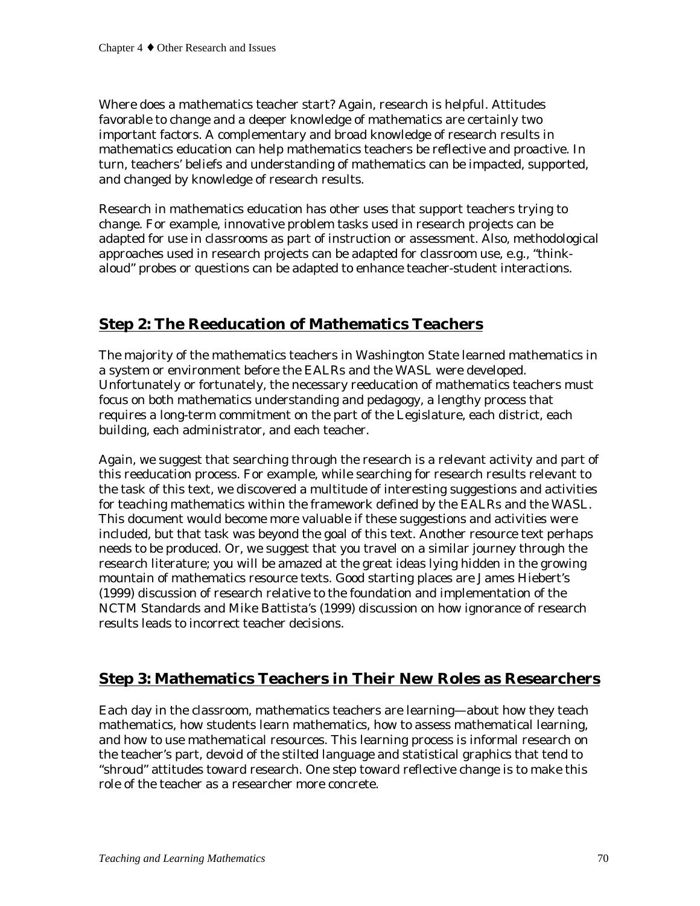Where does a mathematics teacher start? Again, research is helpful. Attitudes favorable to change and a deeper knowledge of mathematics are certainly two important factors. A complementary and broad knowledge of research results in mathematics education can help mathematics teachers be reflective and proactive. In turn, teachers' beliefs and understanding of mathematics can be impacted, supported, and changed by knowledge of research results.

Research in mathematics education has other uses that support teachers trying to change. For example, innovative problem tasks used in research projects can be adapted for use in classrooms as part of instruction or assessment. Also, methodological approaches used in research projects can be adapted for classroom use, e.g., "think-aloud" probes or questions can be adapted to enhance teacher-student interactions.

## Step 2: The Reeducation of Mathematics Teachers

The majority of the mathematics teachers in Washington State learned mathematics in a system or environment before the EALRs and the WASL were developed. Unfortunately or fortunately, the necessary reeducation of mathematics teachers must focus on both mathematics understanding and pedagogy, a lengthy process that requires a long-term commitment on the part of the Legislature, each district, each building, each administrator, and each teacher.

Again, we suggest that searching through the research is a relevant activity and part of this reeducation process. For example, while searching for research results relevant to the task of this text, we discovered a multitude of interesting suggestions and activities for teaching mathematics within the framework defined by the EALRs and the WASL. This document would become more valuable if these suggestions and activities were included, but that task was beyond the goal of this text. Another resource text perhaps needs to be produced. Or, we suggest that you travel on a similar journey through the research literature; you will be amazed at the great ideas lying hidden in the growing mountain of mathematics resource texts. Good starting places are James Hiebert's (1999) discussion of research relative to the foundation and implementation of the NCTM Standards and Mike Battista's (1999) discussion on how ignorance of research results leads to incorrect teacher decisions.

## Step 3: Mathematics Teachers in Their New Roles as Researchers

Each day in the classroom, mathematics teachers are learning—about how they teach mathematics, how students learn mathematics, how to assess mathematical learning, and how to use mathematical resources. This learning process is informal research on the teacher's part, devoid of the stilted language and statistical graphics that tend to "shroud" attitudes toward research. One step toward reflective change is to make this role of the teacher as a researcher more concrete.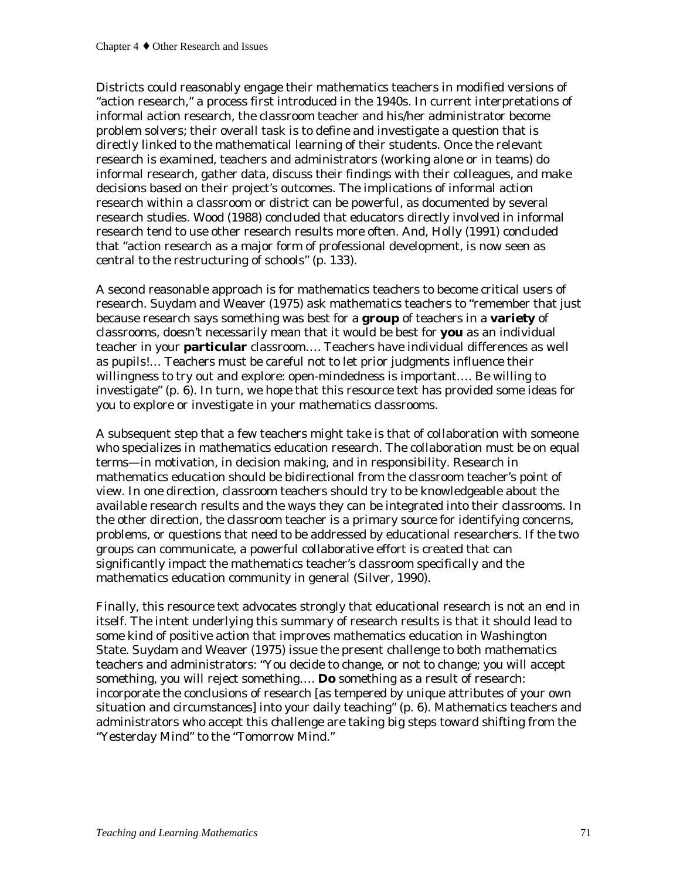Districts could reasonably engage their mathematics teachers in modified versions of "action research," a process first introduced in the 1940s. In current interpretations of informal action research, the classroom teacher and his/her administrator become problem solvers; their overall task is to define and investigate a question that is directly linked to the mathematical learning of their students. Once the relevant research is examined, teachers and administrators (working alone or in teams) do informal research, gather data, discuss their findings with their colleagues, and make decisions based on their project's outcomes. The implications of informal action research within a classroom or district can be powerful, as documented by several research studies. Wood (1988) concluded that educators directly involved in informal research tend to use other research results more often. And, Holly (1991) concluded that "action research as a major form of professional development, is now seen as central to the restructuring of schools" (p. 133).

A second reasonable approach is for mathematics teachers to become critical users of research. Suydam and Weaver (1975) ask mathematics teachers to "remember that just because research says something was best for a **group** of teachers in a **variety** of classrooms, doesn't necessarily mean that it would be best for **you** as an individual teacher in your **particular** classroom.… Teachers have individual differences as well as pupils!… Teachers must be careful not to let prior judgments influence their willingness to try out and explore: open-mindedness is important…. Be willing to investigate" (p. 6). In turn, we hope that this resource text has provided some ideas for you to explore or investigate in your mathematics classrooms.

A subsequent step that a few teachers might take is that of collaboration with someone who specializes in mathematics education research. The collaboration must be on equal terms—in motivation, in decision making, and in responsibility. Research in mathematics education should be bidirectional from the classroom teacher's point of view. In one direction, classroom teachers should try to be knowledgeable about the available research results and the ways they can be integrated into their classrooms. In the other direction, the classroom teacher is a primary source for identifying concerns, problems, or questions that need to be addressed by educational researchers. If the two groups can communicate, a powerful collaborative effort is created that can significantly impact the mathematics teacher's classroom specifically and the mathematics education community in general (Silver, 1990).

Finally, this resource text advocates strongly that educational research is not an end in itself. The intent underlying this summary of research results is that it should lead to some kind of positive action that improves mathematics education in Washington State. Suydam and Weaver (1975) issue the present challenge to both mathematics teachers and administrators: "You decide to change, or not to change; you will accept something, you will reject something…. **Do** something as a result of research: incorporate the conclusions of research [as tempered by unique attributes of your own situation and circumstances] into your daily teaching" (p. 6). Mathematics teachers and administrators who accept this challenge are taking big steps toward shifting from the "Yesterday Mind" to the "Tomorrow Mind."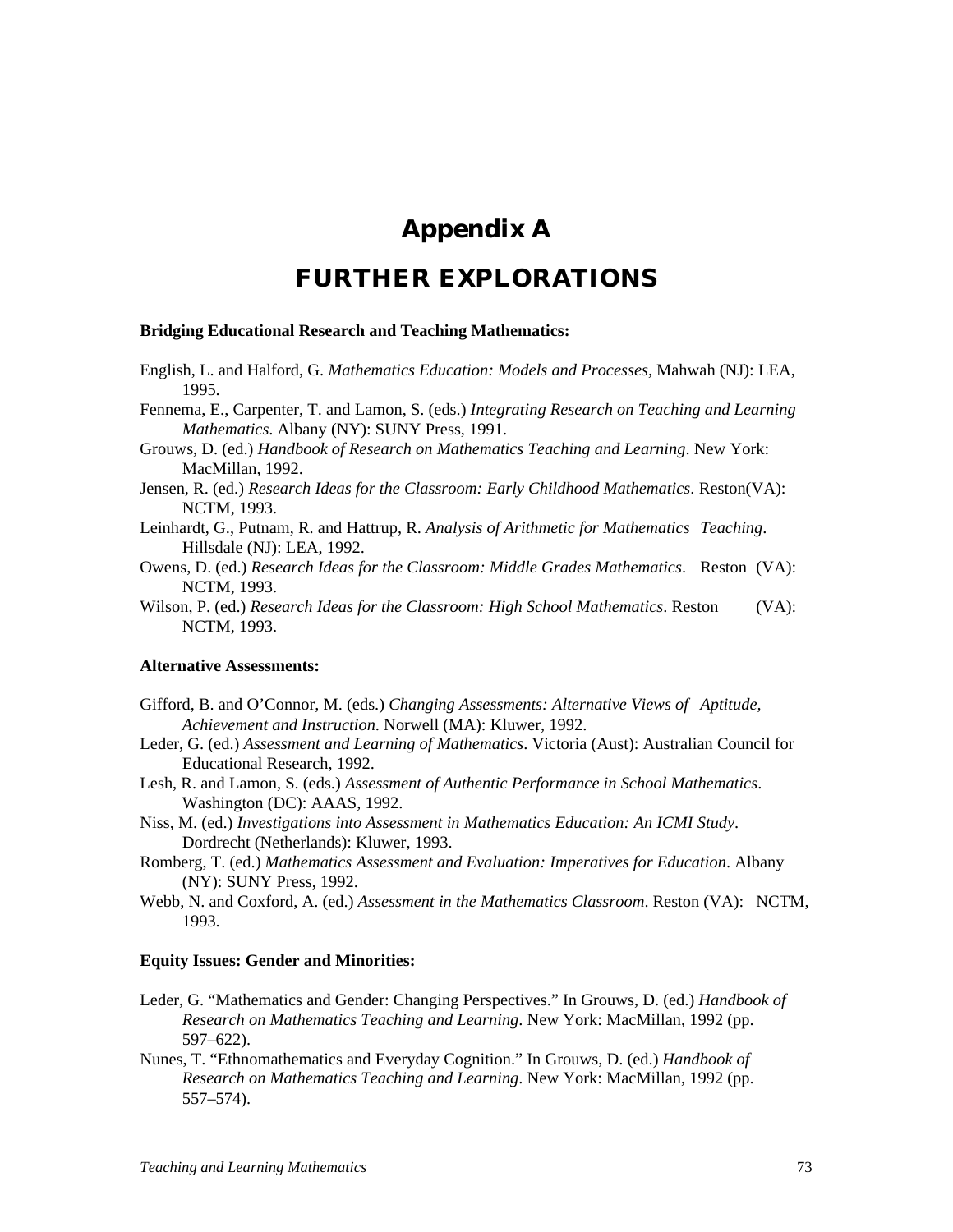# Appendix A

## FURTHER EXPLORATIONS

**Bridging Educational Research and Teaching Mathematics:**

English, L. and Halford, G. *Mathematics Education: Models and Processes,* Mahwah (NJ): LEA, 1995.

Fennema, E., Carpenter, T. and Lamon, S. (eds.) *Integrating Research on Teaching and Learning Mathematics*. Albany (NY): SUNY Press, 1991.

Grouws, D. (ed.) *Handbook of Research on Mathematics Teaching and Learning*. New York: MacMillan, 1992.

Jensen, R. (ed.) *Research Ideas for the Classroom: Early Childhood Mathematics*. Reston(VA): NCTM, 1993.

Leinhardt, G., Putnam, R. and Hattrup, R. *Analysis of Arithmetic for Mathematics Teaching*. Hillsdale (NJ): LEA, 1992.

Owens, D. (ed.) *Research Ideas for the Classroom: Middle Grades Mathematics*. Reston (VA): NCTM, 1993.

Wilson, P. (ed.) *Research Ideas for the Classroom: High School Mathematics*. Reston (VA): NCTM, 1993.

**Alternative Assessments:**

Gifford, B. and O'Connor, M. (eds.) *Changing Assessments: Alternative Views of Aptitude, Achievement and Instruction*. Norwell (MA): Kluwer, 1992.

Leder, G. (ed.) *Assessment and Learning of Mathematics*. Victoria (Aust): Australian Council for Educational Research, 1992.

Lesh, R. and Lamon, S. (eds.) *Assessment of Authentic Performance in School Mathematics*. Washington (DC): AAAS, 1992.

Niss, M. (ed.) *Investigations into Assessment in Mathematics Education: An ICMI Study*. Dordrecht (Netherlands): Kluwer, 1993.

Romberg, T. (ed.) *Mathematics Assessment and Evaluation: Imperatives for Education*. Albany (NY): SUNY Press, 1992.

Webb, N. and Coxford, A. (ed.) *Assessment in the Mathematics Classroom*. Reston (VA): NCTM, 1993.

**Equity Issues: Gender and Minorities:**

Leder, G. "Mathematics and Gender: Changing Perspectives." In Grouws, D. (ed.) *Handbook of Research on Mathematics Teaching and Learning*. New York: MacMillan, 1992 (pp. 597–622).

Nunes, T. "Ethnomathematics and Everyday Cognition." In Grouws, D. (ed.) *Handbook of Research on Mathematics Teaching and Learning*. New York: MacMillan, 1992 (pp. 557–574).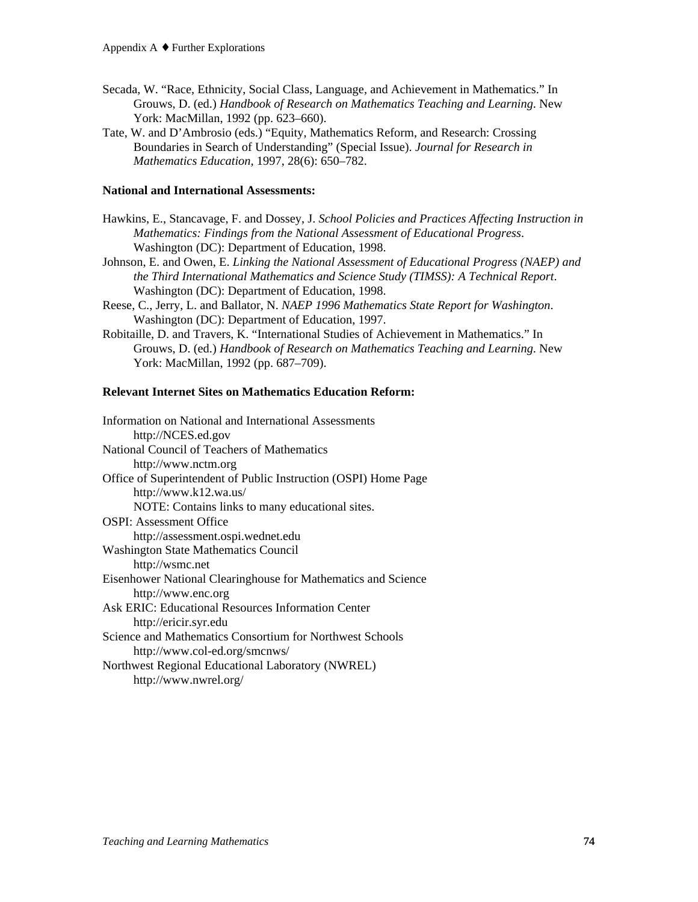Secada, W. "Race, Ethnicity, Social Class, Language, and Achievement in Mathematics." In Grouws, D. (ed.) *Handbook of Research on Mathematics Teaching and Learning*. New York: MacMillan, 1992 (pp. 623–660).

Tate, W. and D'Ambrosio (eds.) "Equity, Mathematics Reform, and Research: Crossing Boundaries in Search of Understanding" (Special Issue). *Journal for Research in Mathematics Education*, 1997, 28(6): 650–782.

**National and International Assessments:**

Hawkins, E., Stancavage, F. and Dossey, J. *School Policies and Practices Affecting Instruction in Mathematics: Findings from the National Assessment of Educational Progress*. Washington (DC): Department of Education, 1998.

Johnson, E. and Owen, E. *Linking the National Assessment of Educational Progress (NAEP) and the Third International Mathematics and Science Study (TIMSS): A Technical Report*. Washington (DC): Department of Education, 1998.

Reese, C., Jerry, L. and Ballator, N. *NAEP 1996 Mathematics State Report for Washington*. Washington (DC): Department of Education, 1997.

Robitaille, D. and Travers, K. "International Studies of Achievement in Mathematics." In Grouws, D. (ed.) *Handbook of Research on Mathematics Teaching and Learning*. New York: MacMillan, 1992 (pp. 687–709).

**Relevant Internet Sites on Mathematics Education Reform:**

Information on National and International Assessments
  http://NCES.ed.gov

National Council of Teachers of Mathematics
  http://www.nctm.org

Office of Superintendent of Public Instruction (OSPI) Home Page
  http://www.k12.wa.us/
  NOTE: Contains links to many educational sites.

OSPI: Assessment Office
  http://assessment.ospi.wednet.edu

Washington State Mathematics Council
  http://wsmc.net

Eisenhower National Clearinghouse for Mathematics and Science
  http://www.enc.org

Ask ERIC: Educational Resources Information Center
  http://ericir.syr.edu

Science and Mathematics Consortium for Northwest Schools
  http://www.col-ed.org/smcnws/

Northwest Regional Educational Laboratory (NWREL)
  http://www.nwrel.org/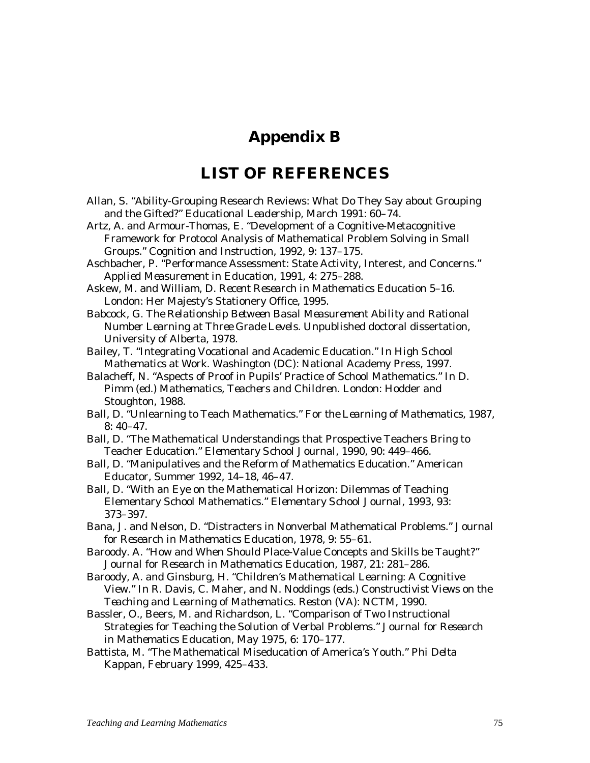# Appendix B

## LIST OF REFERENCES

Allan, S. "Ability-Grouping Research Reviews: What Do They Say about Grouping and the Gifted?" *Educational Leadership*, March 1991: 60–74.

Artz, A. and Armour-Thomas, E. "Development of a Cognitive-Metacognitive Framework for Protocol Analysis of Mathematical Problem Solving in Small Groups." *Cognition and Instruction*, 1992, 9: 137–175.

Aschbacher, P. "Performance Assessment: State Activity, Interest, and Concerns." *Applied Measurement in Education*, 1991, 4: 275–288.

Askew, M. and William, D. *Recent Research in Mathematics Education 5–16*. London: Her Majesty's Stationery Office, 1995.

Babcock, G. *The Relationship Between Basal Measurement Ability and Rational Number Learning at Three Grade Levels*. Unpublished doctoral dissertation, University of Alberta, 1978.

Bailey, T. "Integrating Vocational and Academic Education." In *High School Mathematics at Work*. Washington (DC): National Academy Press, 1997.

Balacheff, N. "Aspects of Proof in Pupils' Practice of School Mathematics." In D. Pimm (ed.) *Mathematics, Teachers and Children*. London: Hodder and Stoughton, 1988.

Ball, D. "Unlearning to Teach Mathematics." *For the Learning of Mathematics*, 1987, 8: 40–47.

Ball, D. "The Mathematical Understandings that Prospective Teachers Bring to Teacher Education." *Elementary School Journal*, 1990, 90: 449–466.

Ball, D. "Manipulatives and the Reform of Mathematics Education." *American Educator*, Summer 1992, 14–18, 46–47.

Ball, D. "With an Eye on the Mathematical Horizon: Dilemmas of Teaching Elementary School Mathematics." *Elementary School Journal*, 1993, 93: 373–397.

Bana, J. and Nelson, D. "Distracters in Nonverbal Mathematical Problems." *Journal for Research in Mathematics Education*, 1978, 9: 55–61.

Baroody. A. "How and When Should Place-Value Concepts and Skills be Taught?" *Journal for Research in Mathematics Education*, 1987, 21: 281–286.

Baroody, A. and Ginsburg, H. "Children's Mathematical Learning: A Cognitive View." In R. Davis, C. Maher, and N. Noddings (eds.) *Constructivist Views on the Teaching and Learning of Mathematics*. Reston (VA): NCTM, 1990.

Bassler, O., Beers, M. and Richardson, L. "Comparison of Two Instructional Strategies for Teaching the Solution of Verbal Problems." *Journal for Research in Mathematics Education*, May 1975, 6: 170–177.

Battista, M. "The Mathematical Miseducation of America's Youth." *Phi Delta Kappan*, February 1999, 425–433.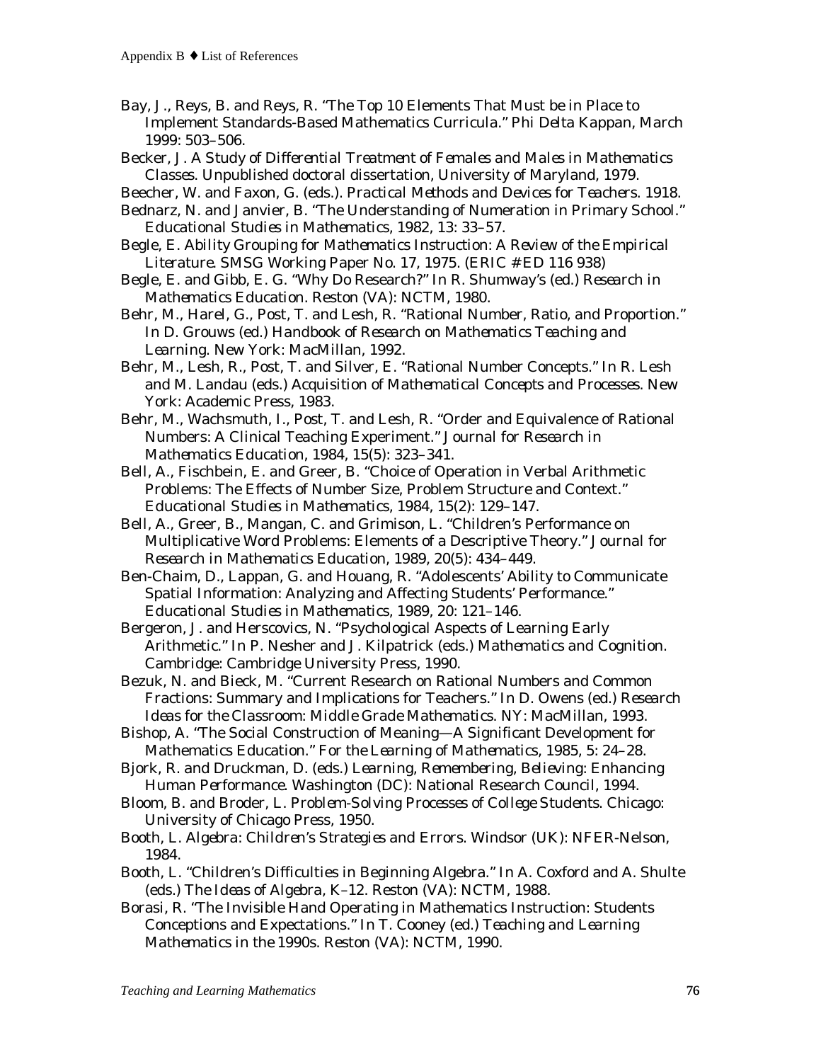Bay, J., Reys, B. and Reys, R. "The Top 10 Elements That Must be in Place to Implement Standards-Based Mathematics Curricula." *Phi Delta Kappan*, March 1999: 503–506.

Becker, J. *A Study of Differential Treatment of Females and Males in Mathematics Classes*. Unpublished doctoral dissertation, University of Maryland, 1979.

Beecher, W. and Faxon, G. (eds.). *Practical Methods and Devices for Teachers*. 1918.

Bednarz, N. and Janvier, B. "The Understanding of Numeration in Primary School." *Educational Studies in Mathematics*, 1982, 13: 33–57.

Begle, E. *Ability Grouping for Mathematics Instruction: A Review of the Empirical Literature*. SMSG Working Paper No. 17, 1975. (ERIC # ED 116 938)

Begle, E. and Gibb, E. G. "Why Do Research?" In R. Shumway's (ed.) *Research in Mathematics Education*. Reston (VA): NCTM, 1980.

Behr, M., Harel, G., Post, T. and Lesh, R. "Rational Number, Ratio, and Proportion." In D. Grouws (ed.) *Handbook of Research on Mathematics Teaching and Learning*. New York: MacMillan, 1992.

Behr, M., Lesh, R., Post, T. and Silver, E. "Rational Number Concepts." In R. Lesh and M. Landau (eds.) *Acquisition of Mathematical Concepts and Processes*. New York: Academic Press, 1983.

Behr, M., Wachsmuth, I., Post, T. and Lesh, R. "Order and Equivalence of Rational Numbers: A Clinical Teaching Experiment." *Journal for Research in Mathematics Education*, 1984, 15(5): 323–341.

Bell, A., Fischbein, E. and Greer, B. "Choice of Operation in Verbal Arithmetic Problems: The Effects of Number Size, Problem Structure and Context." *Educational Studies in Mathematics*, 1984, 15(2): 129–147.

Bell, A., Greer, B., Mangan, C. and Grimison, L. "Children's Performance on Multiplicative Word Problems: Elements of a Descriptive Theory." *Journal for Research in Mathematics Education*, 1989, 20(5): 434–449.

Ben-Chaim, D., Lappan, G. and Houang, R. "Adolescents' Ability to Communicate Spatial Information: Analyzing and Affecting Students' Performance." *Educational Studies in Mathematics*, 1989, 20: 121–146.

Bergeron, J. and Herscovics, N. "Psychological Aspects of Learning Early Arithmetic." In P. Nesher and J. Kilpatrick (eds.) *Mathematics and Cognition*. Cambridge: Cambridge University Press, 1990.

Bezuk, N. and Bieck, M. "Current Research on Rational Numbers and Common Fractions: Summary and Implications for Teachers." In D. Owens (ed.) *Research Ideas for the Classroom: Middle Grade Mathematics*. NY: MacMillan, 1993.

Bishop, A. "The Social Construction of Meaning—A Significant Development for Mathematics Education." *For the Learning of Mathematics*, 1985, 5: 24–28.

Bjork, R. and Druckman, D. (eds.) *Learning, Remembering, Believing: Enhancing Human Performance*. Washington (DC): National Research Council, 1994.

Bloom, B. and Broder, L. *Problem-Solving Processes of College Students*. Chicago: University of Chicago Press, 1950.

Booth, L. *Algebra: Children's Strategies and Errors*. Windsor (UK): NFER-Nelson, 1984.

Booth, L. "Children's Difficulties in Beginning Algebra." In A. Coxford and A. Shulte (eds.) *The Ideas of Algebra, K–12*. Reston (VA): NCTM, 1988.

Borasi, R. "The Invisible Hand Operating in Mathematics Instruction: Students Conceptions and Expectations." In T. Cooney (ed.) *Teaching and Learning Mathematics in the 1990s*. Reston (VA): NCTM, 1990.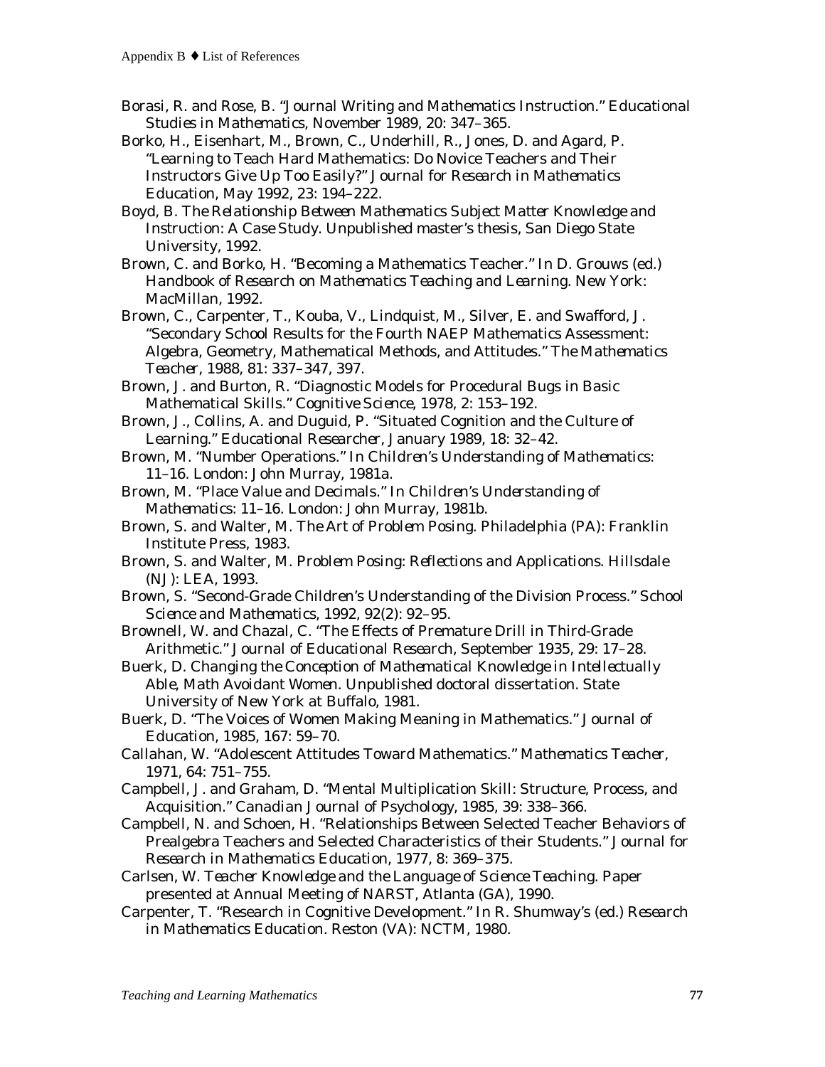Borasi, R. and Rose, B. "Journal Writing and Mathematics Instruction." *Educational Studies in Mathematics*, November 1989, 20: 347–365.

Borko, H., Eisenhart, M., Brown, C., Underhill, R., Jones, D. and Agard, P. "Learning to Teach Hard Mathematics: Do Novice Teachers and Their Instructors Give Up Too Easily?" *Journal for Research in Mathematics Education*, May 1992, 23: 194–222.

Boyd, B. *The Relationship Between Mathematics Subject Matter Knowledge and Instruction: A Case Study.* Unpublished master's thesis, San Diego State University, 1992.

Brown, C. and Borko, H. "Becoming a Mathematics Teacher." In D. Grouws (ed.) *Handbook of Research on Mathematics Teaching and Learning*. New York: MacMillan, 1992.

Brown, C., Carpenter, T., Kouba, V., Lindquist, M., Silver, E. and Swafford, J. "Secondary School Results for the Fourth NAEP Mathematics Assessment: Algebra, Geometry, Mathematical Methods, and Attitudes." *The Mathematics Teacher*, 1988, 81: 337–347, 397.

Brown, J. and Burton, R. "Diagnostic Models for Procedural Bugs in Basic Mathematical Skills." *Cognitive Science*, 1978, 2: 153–192.

Brown, J., Collins, A. and Duguid, P. "Situated Cognition and the Culture of Learning." *Educational Researcher*, January 1989, 18: 32–42.

Brown, M. "Number Operations." In *Children's Understanding of Mathematics: 11–16*. London: John Murray, 1981a.

Brown, M. "Place Value and Decimals." In *Children's Understanding of Mathematics: 11–16*. London: John Murray, 1981b.

Brown, S. and Walter, M. *The Art of Problem Posing*. Philadelphia (PA): Franklin Institute Press, 1983.

Brown, S. and Walter, M. *Problem Posing: Reflections and Applications*. Hillsdale (NJ): LEA, 1993.

Brown, S. "Second-Grade Children's Understanding of the Division Process." *School Science and Mathematics*, 1992, 92(2): 92–95.

Brownell, W. and Chazal, C. "The Effects of Premature Drill in Third-Grade Arithmetic." *Journal of Educational Research*, September 1935, 29: 17–28.

Buerk, D. *Changing the Conception of Mathematical Knowledge in Intellectually Able, Math Avoidant Women*. Unpublished doctoral dissertation. State University of New York at Buffalo, 1981.

Buerk, D. "The Voices of Women Making Meaning in Mathematics." *Journal of Education*, 1985, 167: 59–70.

Callahan, W. "Adolescent Attitudes Toward Mathematics." *Mathematics Teacher*, 1971, 64: 751–755.

Campbell, J. and Graham, D. "Mental Multiplication Skill: Structure, Process, and Acquisition." *Canadian Journal of Psychology*, 1985, 39: 338–366.

Campbell, N. and Schoen, H. "Relationships Between Selected Teacher Behaviors of Prealgebra Teachers and Selected Characteristics of their Students." *Journal for Research in Mathematics Education*, 1977, 8: 369–375.

Carlsen, W. *Teacher Knowledge and the Language of Science Teaching*. Paper presented at Annual Meeting of NARST, Atlanta (GA), 1990.

Carpenter, T. "Research in Cognitive Development." In R. Shumway's (ed.) *Research in Mathematics Education*. Reston (VA): NCTM, 1980.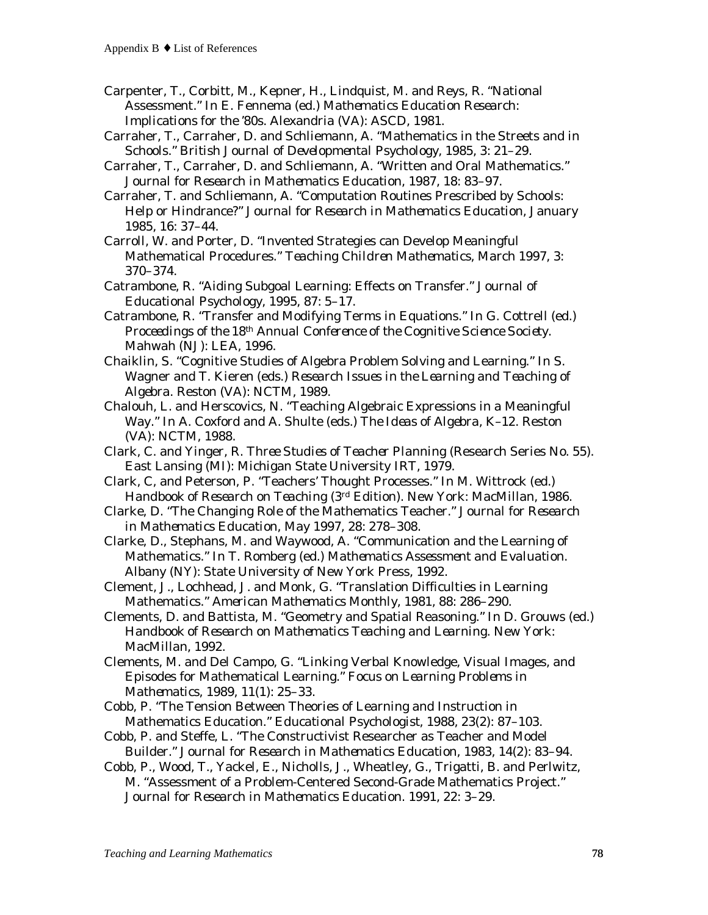Carpenter, T., Corbitt, M., Kepner, H., Lindquist, M. and Reys, R. "National Assessment." In E. Fennema (ed.) *Mathematics Education Research: Implications for the '80s*. Alexandria (VA): ASCD, 1981.

Carraher, T., Carraher, D. and Schliemann, A. "Mathematics in the Streets and in Schools." *British Journal of Developmental Psychology*, 1985, 3: 21–29.

Carraher, T., Carraher, D. and Schliemann, A. "Written and Oral Mathematics." *Journal for Research in Mathematics Education*, 1987, 18: 83–97.

Carraher, T. and Schliemann, A. "Computation Routines Prescribed by Schools: Help or Hindrance?" *Journal for Research in Mathematics Education*, January 1985, 16: 37–44.

Carroll, W. and Porter, D. "Invented Strategies can Develop Meaningful Mathematical Procedures." *Teaching Children Mathematics*, March 1997, 3: 370–374.

Catrambone, R. "Aiding Subgoal Learning: Effects on Transfer." *Journal of Educational Psychology*, 1995, 87: 5–17.

Catrambone, R. "Transfer and Modifying Terms in Equations." In G. Cottrell (ed.) *Proceedings of the 18th Annual Conference of the Cognitive Science Society*. Mahwah (NJ): LEA, 1996.

Chaiklin, S. "Cognitive Studies of Algebra Problem Solving and Learning." In S. Wagner and T. Kieren (eds.) *Research Issues in the Learning and Teaching of Algebra*. Reston (VA): NCTM, 1989.

Chalouh, L. and Herscovics, N. "Teaching Algebraic Expressions in a Meaningful Way." In A. Coxford and A. Shulte (eds.) *The Ideas of Algebra, K–12*. Reston (VA): NCTM, 1988.

Clark, C. and Yinger, R. *Three Studies of Teacher Planning* (Research Series No. 55). East Lansing (MI): Michigan State University IRT, 1979.

Clark, C, and Peterson, P. "Teachers' Thought Processes." In M. Wittrock (ed.) *Handbook of Research on Teaching* (3rd Edition). New York: MacMillan, 1986.

Clarke, D. "The Changing Role of the Mathematics Teacher." *Journal for Research in Mathematics Education*, May 1997, 28: 278–308.

Clarke, D., Stephans, M. and Waywood, A. "Communication and the Learning of Mathematics." In T. Romberg (ed.) *Mathematics Assessment and Evaluation*. Albany (NY): State University of New York Press, 1992.

Clement, J., Lochhead, J. and Monk, G. "Translation Difficulties in Learning Mathematics." *American Mathematics Monthly*, 1981, 88: 286–290.

Clements, D. and Battista, M. "Geometry and Spatial Reasoning." In D. Grouws (ed.) *Handbook of Research on Mathematics Teaching and Learning*. New York: MacMillan, 1992.

Clements, M. and Del Campo, G. "Linking Verbal Knowledge, Visual Images, and Episodes for Mathematical Learning." *Focus on Learning Problems in Mathematics*, 1989, 11(1): 25–33.

Cobb, P. "The Tension Between Theories of Learning and Instruction in Mathematics Education." *Educational Psychologist*, 1988, 23(2): 87–103.

Cobb, P. and Steffe, L. "The Constructivist Researcher as Teacher and Model Builder." *Journal for Research in Mathematics Education*, 1983, 14(2): 83–94.

Cobb, P., Wood, T., Yackel, E., Nicholls, J., Wheatley, G., Trigatti, B. and Perlwitz, M. "Assessment of a Problem-Centered Second-Grade Mathematics Project." *Journal for Research in Mathematics Education*. 1991, 22: 3–29.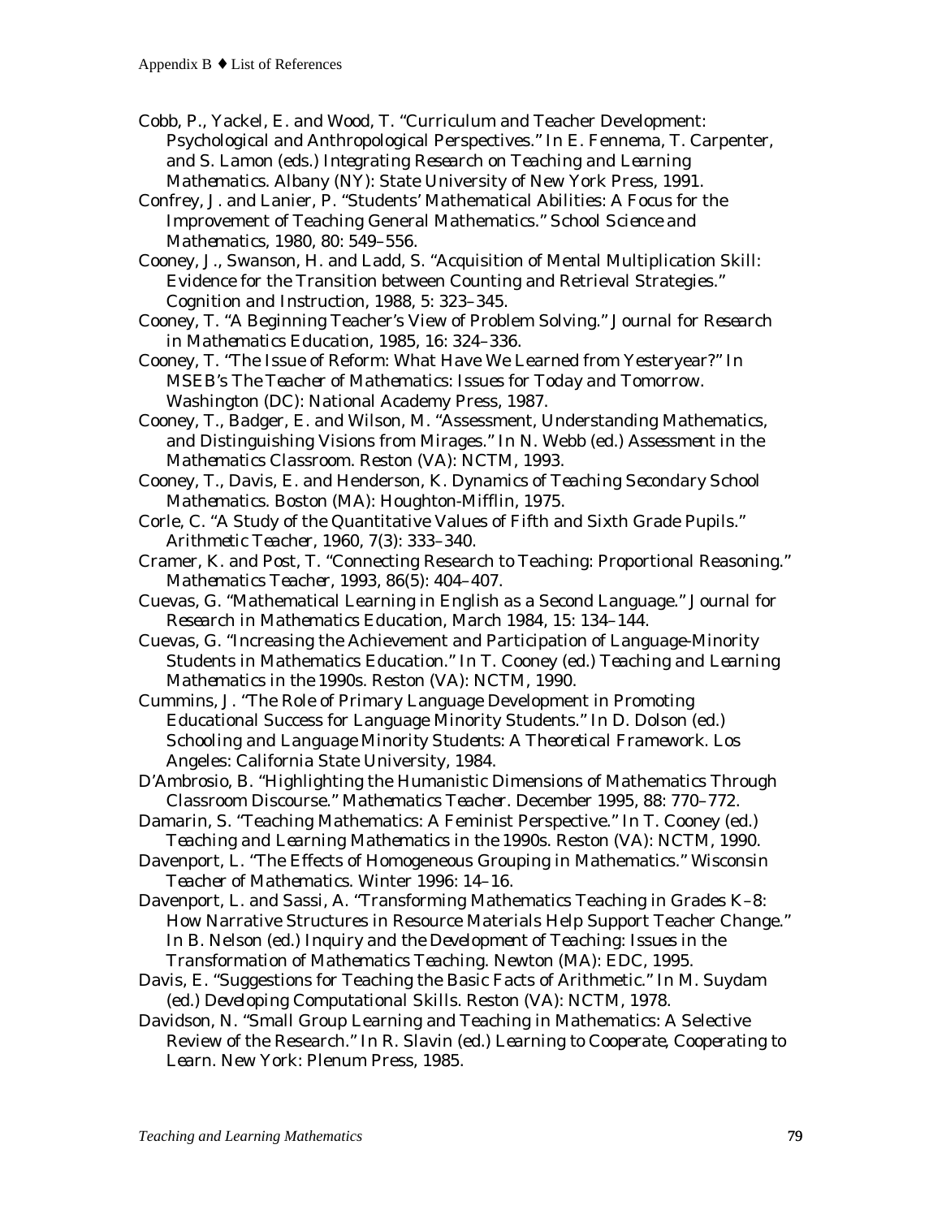Cobb, P., Yackel, E. and Wood, T. "Curriculum and Teacher Development: Psychological and Anthropological Perspectives." In E. Fennema, T. Carpenter, and S. Lamon (eds.) *Integrating Research on Teaching and Learning Mathematics*. Albany (NY): State University of New York Press, 1991.

Confrey, J. and Lanier, P. "Students' Mathematical Abilities: A Focus for the Improvement of Teaching General Mathematics." *School Science and Mathematics*, 1980, 80: 549–556.

Cooney, J., Swanson, H. and Ladd, S. "Acquisition of Mental Multiplication Skill: Evidence for the Transition between Counting and Retrieval Strategies." *Cognition and Instruction*, 1988, 5: 323–345.

Cooney, T. "A Beginning Teacher's View of Problem Solving." *Journal for Research in Mathematics Education*, 1985, 16: 324–336.

Cooney, T. "The Issue of Reform: What Have We Learned from Yesteryear?" In MSEB's *The Teacher of Mathematics: Issues for Today and Tomorrow*. Washington (DC): National Academy Press, 1987.

Cooney, T., Badger, E. and Wilson, M. "Assessment, Understanding Mathematics, and Distinguishing Visions from Mirages." In N. Webb (ed.) *Assessment in the Mathematics Classroom*. Reston (VA): NCTM, 1993.

Cooney, T., Davis, E. and Henderson, K. *Dynamics of Teaching Secondary School Mathematics*. Boston (MA): Houghton-Mifflin, 1975.

Corle, C. "A Study of the Quantitative Values of Fifth and Sixth Grade Pupils." *Arithmetic Teacher*, 1960, 7(3): 333–340.

Cramer, K. and Post, T. "Connecting Research to Teaching: Proportional Reasoning." *Mathematics Teacher*, 1993, 86(5): 404–407.

Cuevas, G. "Mathematical Learning in English as a Second Language." *Journal for Research in Mathematics Education*, March 1984, 15: 134–144.

Cuevas, G. "Increasing the Achievement and Participation of Language-Minority Students in Mathematics Education." In T. Cooney (ed.) *Teaching and Learning Mathematics in the 1990s*. Reston (VA): NCTM, 1990.

Cummins, J. "The Role of Primary Language Development in Promoting Educational Success for Language Minority Students." In D. Dolson (ed.) *Schooling and Language Minority Students: A Theoretical Framework*. Los Angeles: California State University, 1984.

D'Ambrosio, B. "Highlighting the Humanistic Dimensions of Mathematics Through Classroom Discourse." *Mathematics Teacher*. December 1995, 88: 770–772.

Damarin, S. "Teaching Mathematics: A Feminist Perspective." In T. Cooney (ed.) *Teaching and Learning Mathematics in the 1990s*. Reston (VA): NCTM, 1990.

Davenport, L. "The Effects of Homogeneous Grouping in Mathematics." *Wisconsin Teacher of Mathematics*. Winter 1996: 14–16.

Davenport, L. and Sassi, A. "Transforming Mathematics Teaching in Grades K–8: How Narrative Structures in Resource Materials Help Support Teacher Change." In B. Nelson (ed.) *Inquiry and the Development of Teaching: Issues in the Transformation of Mathematics Teaching*. Newton (MA): EDC, 1995.

Davis, E. "Suggestions for Teaching the Basic Facts of Arithmetic." In M. Suydam (ed.) *Developing Computational Skills*. Reston (VA): NCTM, 1978.

Davidson, N. "Small Group Learning and Teaching in Mathematics: A Selective Review of the Research." In R. Slavin (ed.) *Learning to Cooperate, Cooperating to Learn*. New York: Plenum Press, 1985.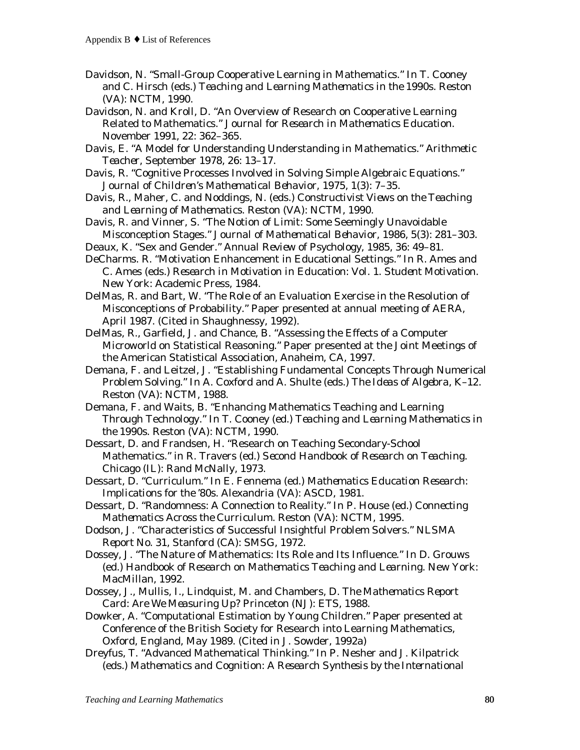Davidson, N. “Small-Group Cooperative Learning in Mathematics.” In T. Cooney and C. Hirsch (eds.) *Teaching and Learning Mathematics in the 1990s*. Reston (VA): NCTM, 1990.

Davidson, N. and Kroll, D. “An Overview of Research on Cooperative Learning Related to Mathematics.” *Journal for Research in Mathematics Education*. November 1991, 22: 362–365.

Davis, E. “A Model for Understanding Understanding in Mathematics.” *Arithmetic Teacher*, September 1978, 26: 13–17.

Davis, R. “Cognitive Processes Involved in Solving Simple Algebraic Equations.” *Journal of Children’s Mathematical Behavior*, 1975, 1(3): 7–35.

Davis, R., Maher, C. and Noddings, N. (eds.) *Constructivist Views on the Teaching and Learning of Mathematics*. Reston (VA): NCTM, 1990.

Davis, R. and Vinner, S. “The Notion of Limit: Some Seemingly Unavoidable Misconception Stages.” *Journal of Mathematical Behavior*, 1986, 5(3): 281–303.

Deaux, K. “Sex and Gender.” *Annual Review of Psychology*, 1985, 36: 49–81.

DeCharms. R. “Motivation Enhancement in Educational Settings.” In R. Ames and C. Ames (eds.) *Research in Motivation in Education: Vol. 1. Student Motivation*. New York: Academic Press, 1984.

DelMas, R. and Bart, W. “The Role of an Evaluation Exercise in the Resolution of Misconceptions of Probability.” Paper presented at annual meeting of AERA, April 1987. (Cited in Shaughnessy, 1992).

DelMas, R., Garfield, J. and Chance, B. “Assessing the Effects of a Computer Microworld on Statistical Reasoning.” Paper presented at the Joint Meetings of the American Statistical Association, Anaheim, CA, 1997.

Demana, F. and Leitzel, J. “Establishing Fundamental Concepts Through Numerical Problem Solving.” In A. Coxford and A. Shulte (eds.) *The Ideas of Algebra, K–12*. Reston (VA): NCTM, 1988.

Demana, F. and Waits, B. “Enhancing Mathematics Teaching and Learning Through Technology.” In T. Cooney (ed.) *Teaching and Learning Mathematics in the 1990s*. Reston (VA): NCTM, 1990.

Dessart, D. and Frandsen, H. “Research on Teaching Secondary-School Mathematics.” in R. Travers (ed.) *Second Handbook of Research on Teaching*. Chicago (IL): Rand McNally, 1973.

Dessart, D. “Curriculum.” In E. Fennema (ed.) *Mathematics Education Research: Implications for the ’80s*. Alexandria (VA): ASCD, 1981.

Dessart, D. “Randomness: A Connection to Reality.” In P. House (ed.) *Connecting Mathematics Across the Curriculum*. Reston (VA): NCTM, 1995.

Dodson, J. “Characteristics of Successful Insightful Problem Solvers.” *NLSMA Report No. 31*, Stanford (CA): SMSG, 1972.

Dossey, J. “The Nature of Mathematics: Its Role and Its Influence.” In D. Grouws (ed.) *Handbook of Research on Mathematics Teaching and Learning*. New York: MacMillan, 1992.

Dossey, J., Mullis, I., Lindquist, M. and Chambers, D. *The Mathematics Report Card: Are We Measuring Up?* Princeton (NJ): ETS, 1988.

Dowker, A. “Computational Estimation by Young Children.” Paper presented at Conference of the British Society for Research into Learning Mathematics, Oxford, England, May 1989. (Cited in J. Sowder, 1992a)

Dreyfus, T. “Advanced Mathematical Thinking.” In P. Nesher and J. Kilpatrick (eds.) *Mathematics and Cognition: A Research Synthesis by the International*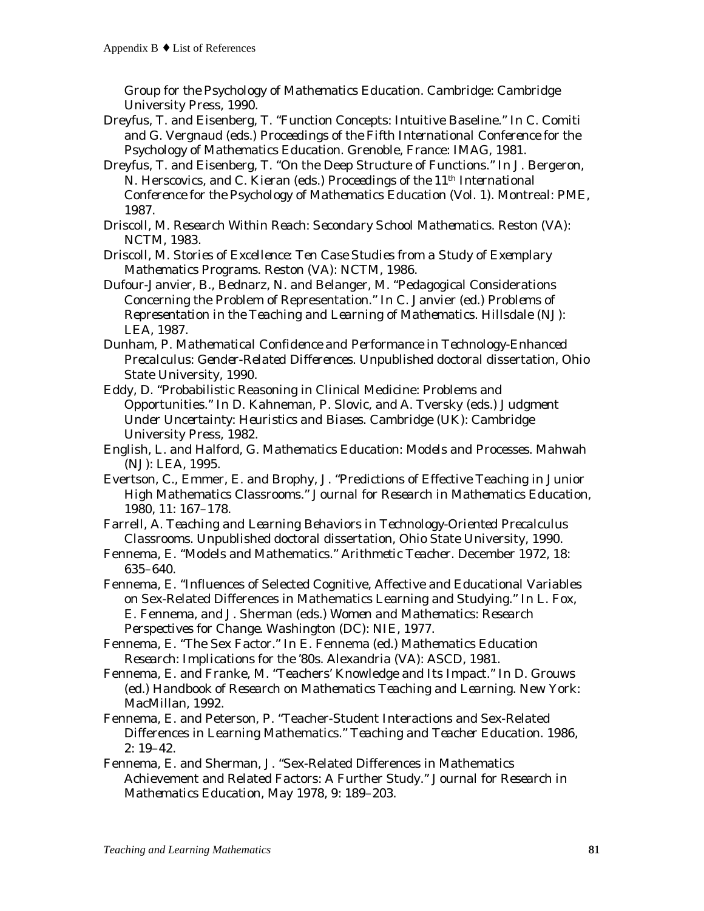Group for the Psychology of Mathematics Education*. Cambridge: Cambridge University Press, 1990.

Dreyfus, T. and Eisenberg, T. "Function Concepts: Intuitive Baseline." In C. Comiti and G. Vergnaud (eds.) *Proceedings of the Fifth International Conference for the Psychology of Mathematics Education*. Grenoble, France: IMAG, 1981.

Dreyfus, T. and Eisenberg, T. "On the Deep Structure of Functions." In J. Bergeron, N. Herscovics, and C. Kieran (eds.) *Proceedings of the 11th International Conference for the Psychology of Mathematics Education* (Vol. 1). Montreal: PME, 1987.

Driscoll, M. *Research Within Reach: Secondary School Mathematics*. Reston (VA): NCTM, 1983.

Driscoll, M. *Stories of Excellence: Ten Case Studies from a Study of Exemplary Mathematics Programs*. Reston (VA): NCTM, 1986.

Dufour-Janvier, B., Bednarz, N. and Belanger, M. "Pedagogical Considerations Concerning the Problem of Representation." In C. Janvier (ed.) *Problems of Representation in the Teaching and Learning of Mathematics*. Hillsdale (NJ): LEA, 1987.

Dunham, P. *Mathematical Confidence and Performance in Technology-Enhanced Precalculus: Gender-Related Differences*. Unpublished doctoral dissertation, Ohio State University, 1990.

Eddy, D. "Probabilistic Reasoning in Clinical Medicine: Problems and Opportunities." In D. Kahneman, P. Slovic, and A. Tversky (eds.) *Judgment Under Uncertainty: Heuristics and Biases*. Cambridge (UK): Cambridge University Press, 1982.

English, L. and Halford, G. *Mathematics Education: Models and Processes*. Mahwah (NJ): LEA, 1995.

Evertson, C., Emmer, E. and Brophy, J. "Predictions of Effective Teaching in Junior High Mathematics Classrooms." *Journal for Research in Mathematics Education*, 1980, 11: 167–178.

Farrell, A. *Teaching and Learning Behaviors in Technology-Oriented Precalculus Classrooms*. Unpublished doctoral dissertation, Ohio State University, 1990.

Fennema, E. "Models and Mathematics." *Arithmetic Teacher*. December 1972, 18: 635–640.

Fennema, E. "Influences of Selected Cognitive, Affective and Educational Variables on Sex-Related Differences in Mathematics Learning and Studying." In L. Fox, E. Fennema, and J. Sherman (eds.) *Women and Mathematics: Research Perspectives for Change*. Washington (DC): NIE, 1977.

Fennema, E. "The Sex Factor." In E. Fennema (ed.) *Mathematics Education Research: Implications for the '80s*. Alexandria (VA): ASCD, 1981.

Fennema, E. and Franke, M. "Teachers' Knowledge and Its Impact." In D. Grouws (ed.) *Handbook of Research on Mathematics Teaching and Learning*. New York: MacMillan, 1992.

Fennema, E. and Peterson, P. "Teacher-Student Interactions and Sex-Related Differences in Learning Mathematics." *Teaching and Teacher Education*. 1986, 2: 19–42.

Fennema, E. and Sherman, J. "Sex-Related Differences in Mathematics Achievement and Related Factors: A Further Study." *Journal for Research in Mathematics Education*, May 1978, 9: 189–203.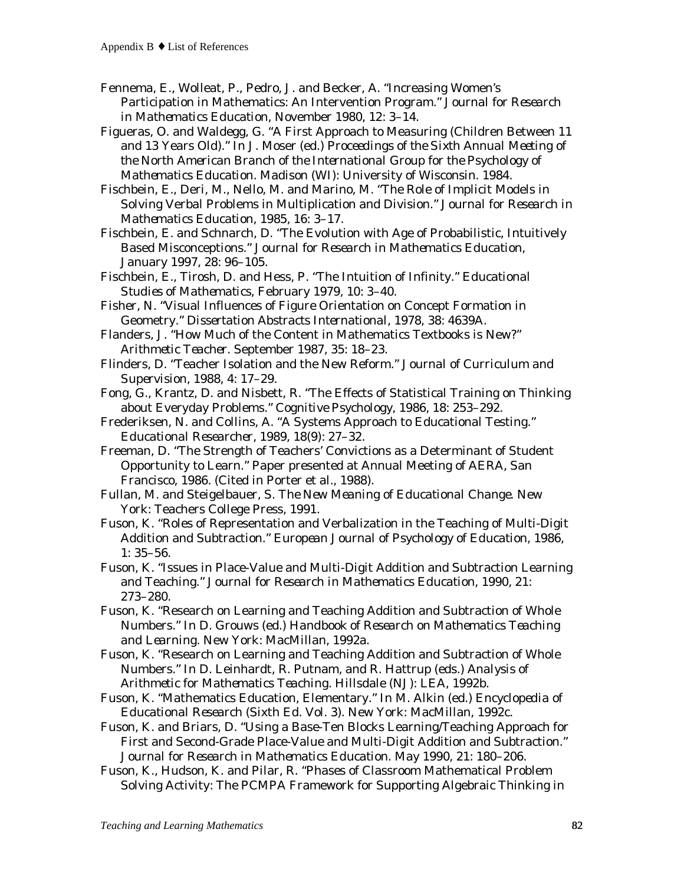Fennema, E., Wolleat, P., Pedro, J. and Becker, A. "Increasing Women's Participation in Mathematics: An Intervention Program." *Journal for Research in Mathematics Education*, November 1980, 12: 3–14.

Figueras, O. and Waldegg, G. "A First Approach to Measuring (Children Between 11 and 13 Years Old)." In J. Moser (ed.) *Proceedings of the Sixth Annual Meeting of the North American Branch of the International Group for the Psychology of Mathematics Education*. Madison (WI): University of Wisconsin. 1984.

Fischbein, E., Deri, M., Nello, M. and Marino, M. "The Role of Implicit Models in Solving Verbal Problems in Multiplication and Division." *Journal for Research in Mathematics Education*, 1985, 16: 3–17.

Fischbein, E. and Schnarch, D. "The Evolution with Age of Probabilistic, Intuitively Based Misconceptions." *Journal for Research in Mathematics Education*, January 1997, 28: 96–105.

Fischbein, E., Tirosh, D. and Hess, P. "The Intuition of Infinity." *Educational Studies of Mathematics*, February 1979, 10: 3–40.

Fisher, N. "Visual Influences of Figure Orientation on Concept Formation in Geometry." *Dissertation Abstracts International*, 1978, 38: 4639A.

Flanders, J. "How Much of the Content in Mathematics Textbooks is New?" *Arithmetic Teacher*. September 1987, 35: 18–23.

Flinders, D. "Teacher Isolation and the New Reform." *Journal of Curriculum and Supervision*, 1988, 4: 17–29.

Fong, G., Krantz, D. and Nisbett, R. "The Effects of Statistical Training on Thinking about Everyday Problems." *Cognitive Psychology*, 1986, 18: 253–292.

Frederiksen, N. and Collins, A. "A Systems Approach to Educational Testing." *Educational Researcher*, 1989, 18(9): 27–32.

Freeman, D. "The Strength of Teachers' Convictions as a Determinant of Student Opportunity to Learn." Paper presented at Annual Meeting of AERA, San Francisco, 1986. (Cited in Porter et al., 1988).

Fullan, M. and Steigelbauer, S. *The New Meaning of Educational Change*. New York: Teachers College Press, 1991.

Fuson, K. "Roles of Representation and Verbalization in the Teaching of Multi-Digit Addition and Subtraction." *European Journal of Psychology of Education*, 1986, 1: 35–56.

Fuson, K. "Issues in Place-Value and Multi-Digit Addition and Subtraction Learning and Teaching." *Journal for Research in Mathematics Education*, 1990, 21: 273–280.

Fuson, K. "Research on Learning and Teaching Addition and Subtraction of Whole Numbers." In D. Grouws (ed.) *Handbook of Research on Mathematics Teaching and Learning*. New York: MacMillan, 1992a.

Fuson, K. "Research on Learning and Teaching Addition and Subtraction of Whole Numbers." In D. Leinhardt, R. Putnam, and R. Hattrup (eds.) *Analysis of Arithmetic for Mathematics Teaching*. Hillsdale (NJ): LEA, 1992b.

Fuson, K. "Mathematics Education, Elementary." In M. Alkin (ed.) *Encyclopedia of Educational Research* (Sixth Ed. Vol. 3). New York: MacMillan, 1992c.

Fuson, K. and Briars, D. "Using a Base-Ten Blocks Learning/Teaching Approach for First and Second-Grade Place-Value and Multi-Digit Addition and Subtraction." *Journal for Research in Mathematics Education*. May 1990, 21: 180–206.

Fuson, K., Hudson, K. and Pilar, R. "Phases of Classroom Mathematical Problem Solving Activity: The PCMPA Framework for Supporting Algebraic Thinking in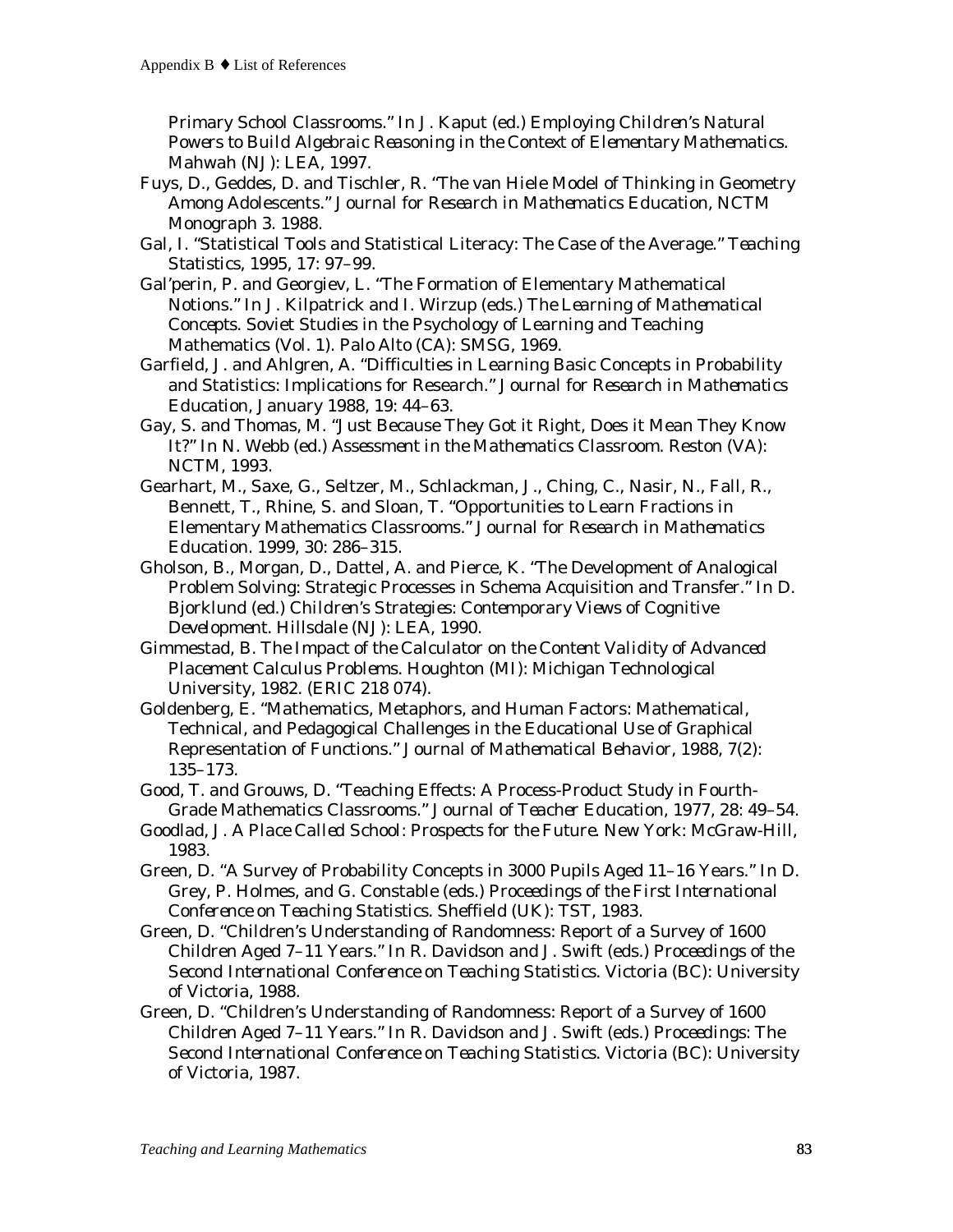Primary School Classrooms." In J. Kaput (ed.) *Employing Children's Natural Powers to Build Algebraic Reasoning in the Context of Elementary Mathematics.* Mahwah (NJ): LEA, 1997.

Fuys, D., Geddes, D. and Tischler, R. "The van Hiele Model of Thinking in Geometry Among Adolescents." *Journal for Research in Mathematics Education,* NCTM Monograph 3. 1988.

Gal, I. "Statistical Tools and Statistical Literacy: The Case of the Average." *Teaching Statistics,* 1995, 17: 97–99.

Gal'perin, P. and Georgiev, L. "The Formation of Elementary Mathematical Notions." In J. Kilpatrick and I. Wirzup (eds.) *The Learning of Mathematical Concepts. Soviet Studies in the Psychology of Learning and Teaching Mathematics* (Vol. 1). Palo Alto (CA): SMSG, 1969.

Garfield, J. and Ahlgren, A. "Difficulties in Learning Basic Concepts in Probability and Statistics: Implications for Research." *Journal for Research in Mathematics Education,* January 1988, 19: 44–63.

Gay, S. and Thomas, M. "Just Because They Got it Right, Does it Mean They Know It?" In N. Webb (ed.) *Assessment in the Mathematics Classroom.* Reston (VA): NCTM, 1993.

Gearhart, M., Saxe, G., Seltzer, M., Schlackman, J., Ching, C., Nasir, N., Fall, R., Bennett, T., Rhine, S. and Sloan, T. "Opportunities to Learn Fractions in Elementary Mathematics Classrooms." *Journal for Research in Mathematics Education.* 1999, 30: 286–315.

Gholson, B., Morgan, D., Dattel, A. and Pierce, K. "The Development of Analogical Problem Solving: Strategic Processes in Schema Acquisition and Transfer." In D. Bjorklund (ed.) *Children's Strategies: Contemporary Views of Cognitive Development.* Hillsdale (NJ): LEA, 1990.

Gimmestad, B. *The Impact of the Calculator on the Content Validity of Advanced Placement Calculus Problems.* Houghton (MI): Michigan Technological University, 1982. (ERIC 218 074).

Goldenberg, E. "Mathematics, Metaphors, and Human Factors: Mathematical, Technical, and Pedagogical Challenges in the Educational Use of Graphical Representation of Functions." *Journal of Mathematical Behavior,* 1988, 7(2): 135–173.

Good, T. and Grouws, D. "Teaching Effects: A Process-Product Study in Fourth-Grade Mathematics Classrooms." *Journal of Teacher Education,* 1977, 28: 49–54.

Goodlad, J. *A Place Called School: Prospects for the Future.* New York: McGraw-Hill, 1983.

Green, D. "A Survey of Probability Concepts in 3000 Pupils Aged 11–16 Years." In D. Grey, P. Holmes, and G. Constable (eds.) *Proceedings of the First International Conference on Teaching Statistics.* Sheffield (UK): TST, 1983.

Green, D. "Children's Understanding of Randomness: Report of a Survey of 1600 Children Aged 7–11 Years." In R. Davidson and J. Swift (eds.) *Proceedings of the Second International Conference on Teaching Statistics.* Victoria (BC): University of Victoria, 1988.

Green, D. "Children's Understanding of Randomness: Report of a Survey of 1600 Children Aged 7–11 Years." In R. Davidson and J. Swift (eds.) *Proceedings: The Second International Conference on Teaching Statistics.* Victoria (BC): University of Victoria, 1987.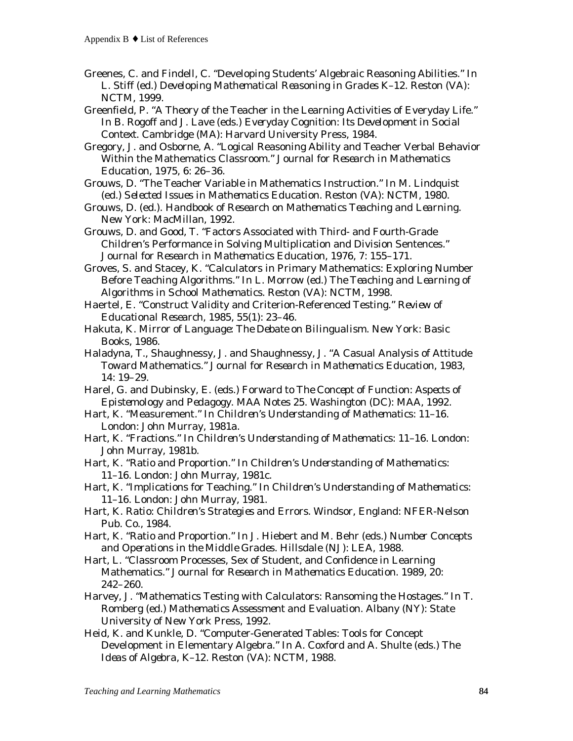Greenes, C. and Findell, C. "Developing Students' Algebraic Reasoning Abilities." In L. Stiff (ed.) *Developing Mathematical Reasoning in Grades K–12*. Reston (VA): NCTM, 1999.

Greenfield, P. "A Theory of the Teacher in the Learning Activities of Everyday Life." In B. Rogoff and J. Lave (eds.) *Everyday Cognition: Its Development in Social Context*. Cambridge (MA): Harvard University Press, 1984.

Gregory, J. and Osborne, A. "Logical Reasoning Ability and Teacher Verbal Behavior Within the Mathematics Classroom." *Journal for Research in Mathematics Education*, 1975, 6: 26–36.

Grouws, D. "The Teacher Variable in Mathematics Instruction." In M. Lindquist (ed.) *Selected Issues in Mathematics Education*. Reston (VA): NCTM, 1980.

Grouws, D. (ed.). *Handbook of Research on Mathematics Teaching and Learning*. New York: MacMillan, 1992.

Grouws, D. and Good, T. "Factors Associated with Third- and Fourth-Grade Children's Performance in Solving Multiplication and Division Sentences." *Journal for Research in Mathematics Education*, 1976, 7: 155–171.

Groves, S. and Stacey, K. "Calculators in Primary Mathematics: Exploring Number Before Teaching Algorithms." In L. Morrow (ed.) *The Teaching and Learning of Algorithms in School Mathematics*. Reston (VA): NCTM, 1998.

Haertel, E. "Construct Validity and Criterion-Referenced Testing." *Review of Educational Research*, 1985, 55(1): 23–46.

Hakuta, K. *Mirror of Language: The Debate on Bilingualism*. New York: Basic Books, 1986.

Haladyna, T., Shaughnessy, J. and Shaughnessy, J. "A Casual Analysis of Attitude Toward Mathematics." *Journal for Research in Mathematics Education*, 1983, 14: 19–29.

Harel, G. and Dubinsky, E. (eds.) Forward to *The Concept of Function: Aspects of Epistemology and Pedagogy*. MAA Notes 25. Washington (DC): MAA, 1992.

Hart, K. "Measurement." In *Children's Understanding of Mathematics: 11–16*. London: John Murray, 1981a.

Hart, K. "Fractions." In *Children's Understanding of Mathematics: 11–16*. London: John Murray, 1981b.

Hart, K. "Ratio and Proportion." In *Children's Understanding of Mathematics: 11–16*. London: John Murray, 1981c.

Hart, K. "Implications for Teaching." In *Children's Understanding of Mathematics: 11–16*. London: John Murray, 1981.

Hart, K. *Ratio: Children's Strategies and Errors*. Windsor, England: NFER-Nelson Pub. Co., 1984.

Hart, K. "Ratio and Proportion." In J. Hiebert and M. Behr (eds.) *Number Concepts and Operations in the Middle Grades*. Hillsdale (NJ): LEA, 1988.

Hart, L. "Classroom Processes, Sex of Student, and Confidence in Learning Mathematics." *Journal for Research in Mathematics Education*. 1989, 20: 242–260.

Harvey, J. "Mathematics Testing with Calculators: Ransoming the Hostages." In T. Romberg (ed.) *Mathematics Assessment and Evaluation*. Albany (NY): State University of New York Press, 1992.

Heid, K. and Kunkle, D. "Computer-Generated Tables: Tools for Concept Development in Elementary Algebra." In A. Coxford and A. Shulte (eds.) *The Ideas of Algebra, K–12*. Reston (VA): NCTM, 1988.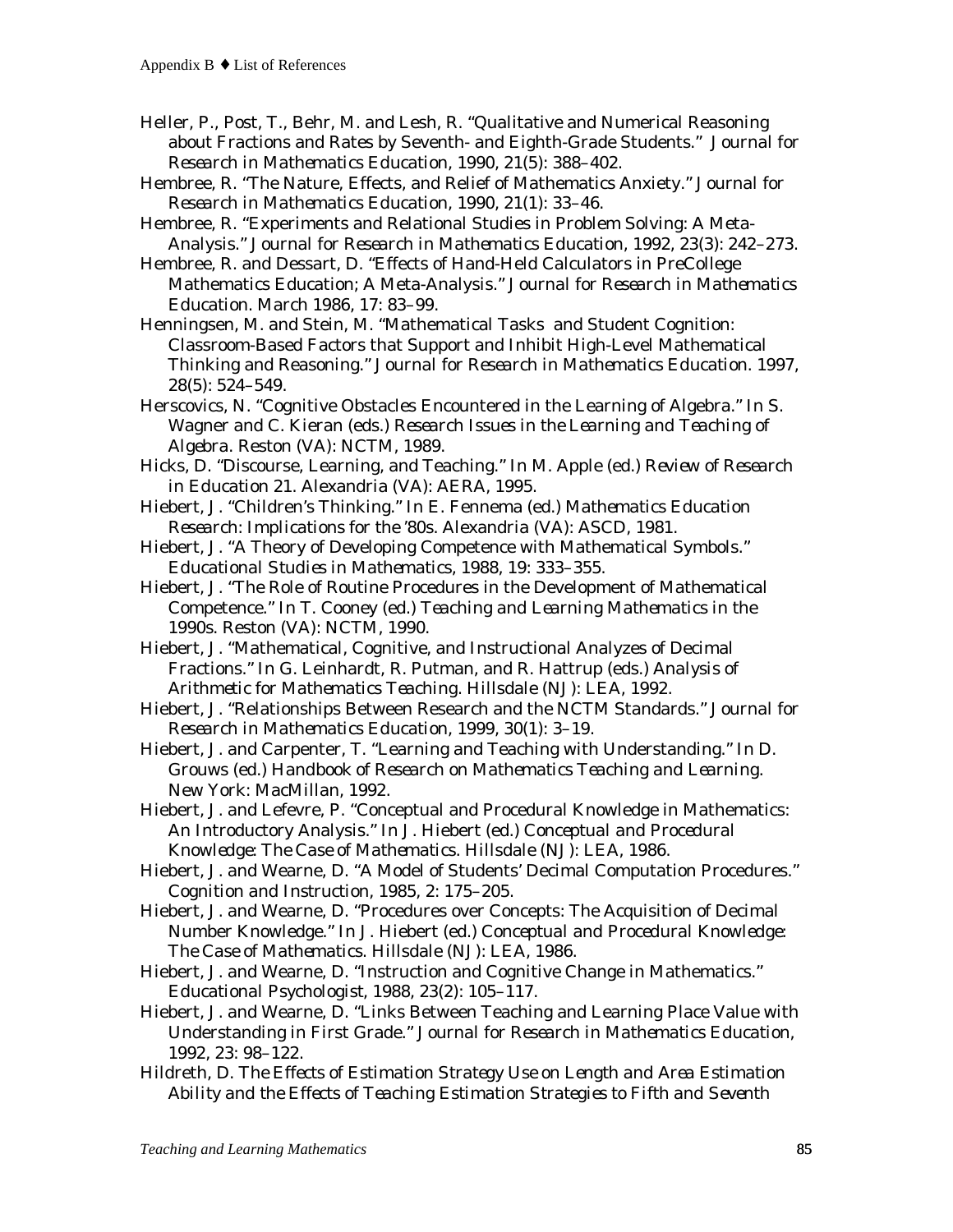Heller, P., Post, T., Behr, M. and Lesh, R. "Qualitative and Numerical Reasoning about Fractions and Rates by Seventh- and Eighth-Grade Students." *Journal for Research in Mathematics Education*, 1990, 21(5): 388–402.

Hembree, R. "The Nature, Effects, and Relief of Mathematics Anxiety." *Journal for Research in Mathematics Education*, 1990, 21(1): 33–46.

Hembree, R. "Experiments and Relational Studies in Problem Solving: A Meta-Analysis." *Journal for Research in Mathematics Education*, 1992, 23(3): 242–273.

Hembree, R. and Dessart, D. "Effects of Hand-Held Calculators in PreCollege Mathematics Education; A Meta-Analysis." *Journal for Research in Mathematics Education*. March 1986, 17: 83–99.

Henningsen, M. and Stein, M. "Mathematical Tasks and Student Cognition: Classroom-Based Factors that Support and Inhibit High-Level Mathematical Thinking and Reasoning." *Journal for Research in Mathematics Education*. 1997, 28(5): 524–549.

Herscovics, N. "Cognitive Obstacles Encountered in the Learning of Algebra." In S. Wagner and C. Kieran (eds.) *Research Issues in the Learning and Teaching of Algebra*. Reston (VA): NCTM, 1989.

Hicks, D. "Discourse, Learning, and Teaching." In M. Apple (ed.) *Review of Research in Education 21*. Alexandria (VA): AERA, 1995.

Hiebert, J. "Children's Thinking." In E. Fennema (ed.) *Mathematics Education Research: Implications for the '80s*. Alexandria (VA): ASCD, 1981.

Hiebert, J. "A Theory of Developing Competence with Mathematical Symbols." *Educational Studies in Mathematics*, 1988, 19: 333–355.

Hiebert, J. "The Role of Routine Procedures in the Development of Mathematical Competence." In T. Cooney (ed.) *Teaching and Learning Mathematics in the 1990s*. Reston (VA): NCTM, 1990.

Hiebert, J. "Mathematical, Cognitive, and Instructional Analyzes of Decimal Fractions." In G. Leinhardt, R. Putman, and R. Hattrup (eds.) *Analysis of Arithmetic for Mathematics Teaching*. Hillsdale (NJ): LEA, 1992.

Hiebert, J. "Relationships Between Research and the NCTM Standards." *Journal for Research in Mathematics Education*, 1999, 30(1): 3–19.

Hiebert, J. and Carpenter, T. "Learning and Teaching with Understanding." In D. Grouws (ed.) *Handbook of Research on Mathematics Teaching and Learning*. New York: MacMillan, 1992.

Hiebert, J. and Lefevre, P. "Conceptual and Procedural Knowledge in Mathematics: An Introductory Analysis." In J. Hiebert (ed.) *Conceptual and Procedural Knowledge: The Case of Mathematics*. Hillsdale (NJ): LEA, 1986.

Hiebert, J. and Wearne, D. "A Model of Students' Decimal Computation Procedures." *Cognition and Instruction*, 1985, 2: 175–205.

Hiebert, J. and Wearne, D. "Procedures over Concepts: The Acquisition of Decimal Number Knowledge." In J. Hiebert (ed.) *Conceptual and Procedural Knowledge: The Case of Mathematics*. Hillsdale (NJ): LEA, 1986.

Hiebert, J. and Wearne, D. "Instruction and Cognitive Change in Mathematics." *Educational Psychologist*, 1988, 23(2): 105–117.

Hiebert, J. and Wearne, D. "Links Between Teaching and Learning Place Value with Understanding in First Grade." *Journal for Research in Mathematics Education*, 1992, 23: 98–122.

Hildreth, D. *The Effects of Estimation Strategy Use on Length and Area Estimation Ability and the Effects of Teaching Estimation Strategies to Fifth and Seventh*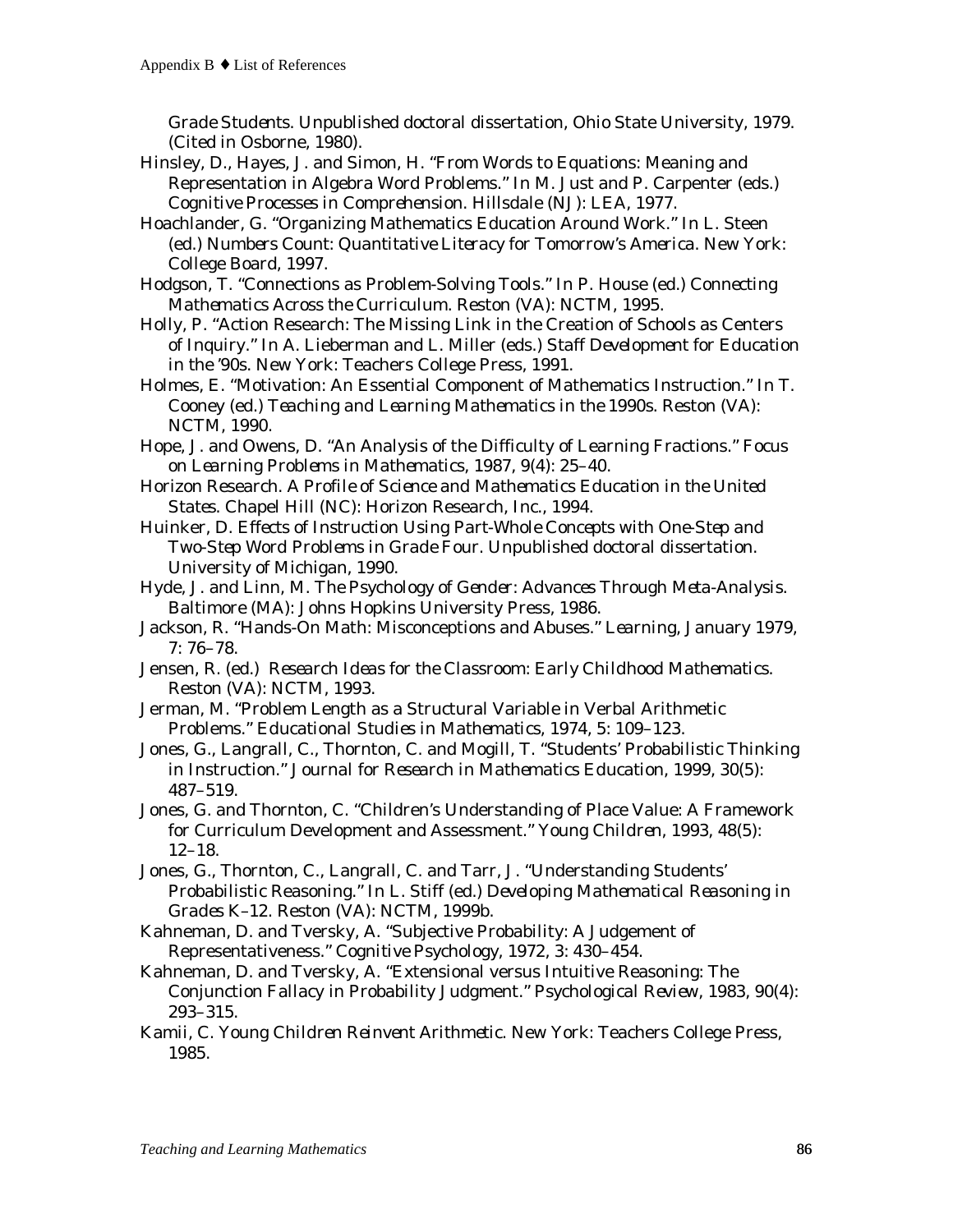*Grade Students*. Unpublished doctoral dissertation, Ohio State University, 1979. (Cited in Osborne, 1980).

Hinsley, D., Hayes, J. and Simon, H. "From Words to Equations: Meaning and Representation in Algebra Word Problems." In M. Just and P. Carpenter (eds.) *Cognitive Processes in Comprehension*. Hillsdale (NJ): LEA, 1977.

Hoachlander, G. "Organizing Mathematics Education Around Work." In L. Steen (ed.) *Numbers Count: Quantitative Literacy for Tomorrow's America*. New York: College Board, 1997.

Hodgson, T. "Connections as Problem-Solving Tools." In P. House (ed.) *Connecting Mathematics Across the Curriculum*. Reston (VA): NCTM, 1995.

Holly, P. "Action Research: The Missing Link in the Creation of Schools as Centers of Inquiry." In A. Lieberman and L. Miller (eds.) *Staff Development for Education in the '90s*. New York: Teachers College Press, 1991.

Holmes, E. "Motivation: An Essential Component of Mathematics Instruction." In T. Cooney (ed.) *Teaching and Learning Mathematics in the 1990s*. Reston (VA): NCTM, 1990.

Hope, J. and Owens, D. "An Analysis of the Difficulty of Learning Fractions." *Focus on Learning Problems in Mathematics*, 1987, 9(4): 25–40.

Horizon Research. *A Profile of Science and Mathematics Education in the United States*. Chapel Hill (NC): Horizon Research, Inc., 1994.

Huinker, D. *Effects of Instruction Using Part-Whole Concepts with One-Step and Two-Step Word Problems in Grade Four*. Unpublished doctoral dissertation. University of Michigan, 1990.

Hyde, J. and Linn, M. *The Psychology of Gender: Advances Through Meta-Analysis*. Baltimore (MA): Johns Hopkins University Press, 1986.

Jackson, R. "Hands-On Math: Misconceptions and Abuses." *Learning*, January 1979, 7: 76–78.

Jensen, R. (ed.) *Research Ideas for the Classroom: Early Childhood Mathematics*. Reston (VA): NCTM, 1993.

Jerman, M. "Problem Length as a Structural Variable in Verbal Arithmetic Problems." *Educational Studies in Mathematics*, 1974, 5: 109–123.

Jones, G., Langrall, C., Thornton, C. and Mogill, T. "Students' Probabilistic Thinking in Instruction." *Journal for Research in Mathematics Education*, 1999, 30(5): 487–519.

Jones, G. and Thornton, C. "Children's Understanding of Place Value: A Framework for Curriculum Development and Assessment." *Young Children*, 1993, 48(5): 12–18.

Jones, G., Thornton, C., Langrall, C. and Tarr, J. "Understanding Students' Probabilistic Reasoning." In L. Stiff (ed.) *Developing Mathematical Reasoning in Grades K–12*. Reston (VA): NCTM, 1999b.

Kahneman, D. and Tversky, A. "Subjective Probability: A Judgement of Representativeness." *Cognitive Psychology*, 1972, 3: 430–454.

Kahneman, D. and Tversky, A. "Extensional versus Intuitive Reasoning: The Conjunction Fallacy in Probability Judgment." *Psychological Review*, 1983, 90(4): 293–315.

Kamii, C. *Young Children Reinvent Arithmetic*. New York: Teachers College Press, 1985.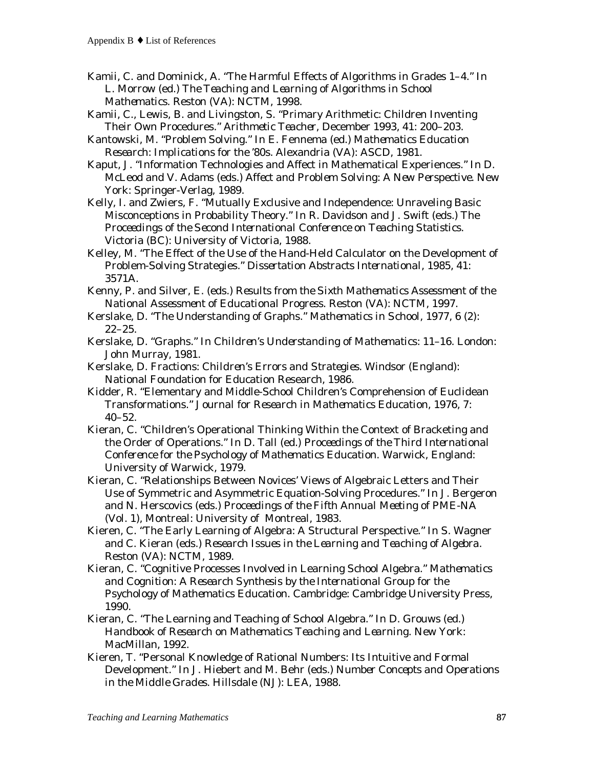Kamii, C. and Dominick, A. "The Harmful Effects of Algorithms in Grades 1–4." In L. Morrow (ed.) *The Teaching and Learning of Algorithms in School Mathematics*. Reston (VA): NCTM, 1998.

Kamii, C., Lewis, B. and Livingston, S. "Primary Arithmetic: Children Inventing Their Own Procedures." *Arithmetic Teacher*, December 1993, 41: 200–203.

Kantowski, M. "Problem Solving." In E. Fennema (ed.) *Mathematics Education Research: Implications for the '80s*. Alexandria (VA): ASCD, 1981.

Kaput, J. "Information Technologies and Affect in Mathematical Experiences." In D. McLeod and V. Adams (eds.) *Affect and Problem Solving: A New Perspective*. New York: Springer-Verlag, 1989.

Kelly, I. and Zwiers, F. "Mutually Exclusive and Independence: Unraveling Basic Misconceptions in Probability Theory." In R. Davidson and J. Swift (eds.) *The Proceedings of the Second International Conference on Teaching Statistics*. Victoria (BC): University of Victoria, 1988.

Kelley, M. "The Effect of the Use of the Hand-Held Calculator on the Development of Problem-Solving Strategies." *Dissertation Abstracts International*, 1985, 41: 3571A.

Kenny, P. and Silver, E. (eds.) *Results from the Sixth Mathematics Assessment of the National Assessment of Educational Progress*. Reston (VA): NCTM, 1997.

Kerslake, D. "The Understanding of Graphs." *Mathematics in School*, 1977, 6 (2): 22–25.

Kerslake, D. "Graphs." In *Children's Understanding of Mathematics: 11–16*. London: John Murray, 1981.

Kerslake, D. *Fractions: Children's Errors and Strategies*. Windsor (England): National Foundation for Education Research, 1986.

Kidder, R. "Elementary and Middle-School Children's Comprehension of Euclidean Transformations." *Journal for Research in Mathematics Education*, 1976, 7: 40–52.

Kieran, C. "Children's Operational Thinking Within the Context of Bracketing and the Order of Operations." In D. Tall (ed.) *Proceedings of the Third International Conference for the Psychology of Mathematics Education*. Warwick, England: University of Warwick, 1979.

Kieran, C. "Relationships Between Novices' Views of Algebraic Letters and Their Use of Symmetric and Asymmetric Equation-Solving Procedures." In J. Bergeron and N. Herscovics (eds.) *Proceedings of the Fifth Annual Meeting of PME-NA* (Vol. 1), Montreal: University of Montreal, 1983.

Kieren, C. "The Early Learning of Algebra: A Structural Perspective." In S. Wagner and C. Kieran (eds.) *Research Issues in the Learning and Teaching of Algebra*. Reston (VA): NCTM, 1989.

Kieran, C. "Cognitive Processes Involved in Learning School Algebra." *Mathematics and Cognition: A Research Synthesis by the International Group for the Psychology of Mathematics Education*. Cambridge: Cambridge University Press, 1990.

Kieran, C. "The Learning and Teaching of School Algebra." In D. Grouws (ed.) *Handbook of Research on Mathematics Teaching and Learning*. New York: MacMillan, 1992.

Kieren, T. "Personal Knowledge of Rational Numbers: Its Intuitive and Formal Development." In J. Hiebert and M. Behr (eds.) *Number Concepts and Operations in the Middle Grades*. Hillsdale (NJ): LEA, 1988.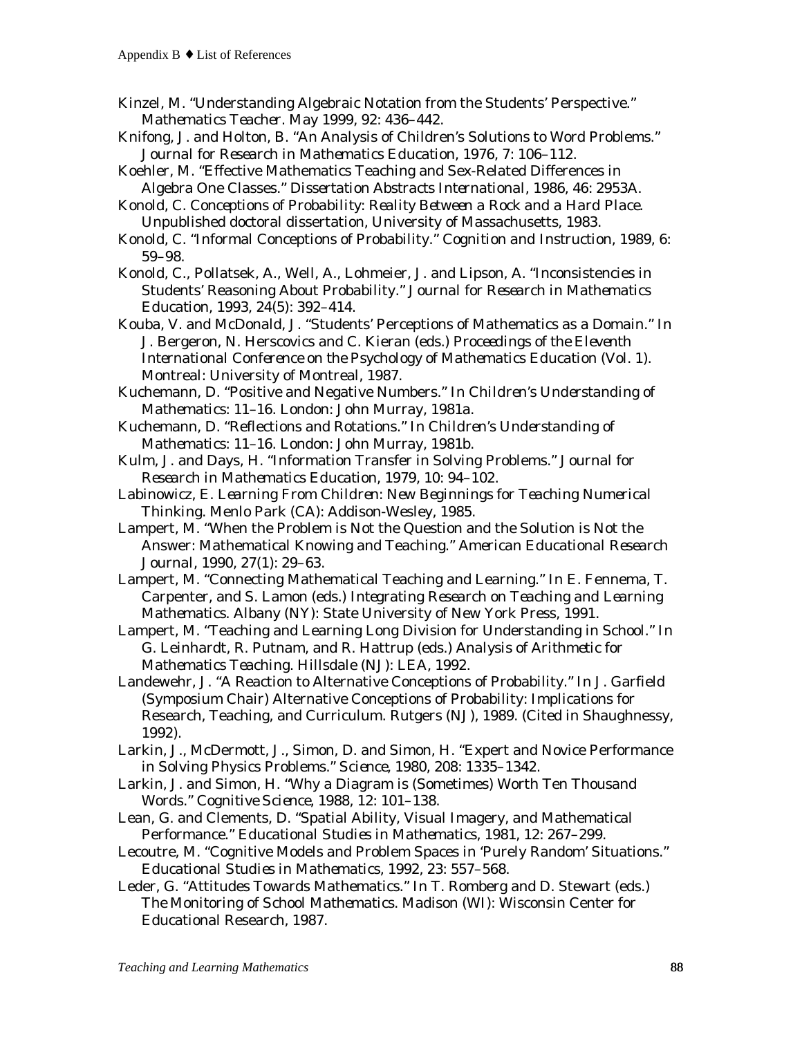Kinzel, M. "Understanding Algebraic Notation from the Students' Perspective." *Mathematics Teacher*. May 1999, 92: 436–442.

Knifong, J. and Holton, B. "An Analysis of Children's Solutions to Word Problems." *Journal for Research in Mathematics Education*, 1976, 7: 106–112.

Koehler, M. "Effective Mathematics Teaching and Sex-Related Differences in Algebra One Classes." *Dissertation Abstracts International*, 1986, 46: 2953A.

Konold, C. *Conceptions of Probability: Reality Between a Rock and a Hard Place*. Unpublished doctoral dissertation, University of Massachusetts, 1983.

Konold, C. "Informal Conceptions of Probability." *Cognition and Instruction*, 1989, 6: 59–98.

Konold, C., Pollatsek, A., Well, A., Lohmeier, J. and Lipson, A. "Inconsistencies in Students' Reasoning About Probability." *Journal for Research in Mathematics Education*, 1993, 24(5): 392–414.

Kouba, V. and McDonald, J. "Students' Perceptions of Mathematics as a Domain." In J. Bergeron, N. Herscovics and C. Kieran (eds.) *Proceedings of the Eleventh International Conference on the Psychology of Mathematics Education* (Vol. 1). Montreal: University of Montreal, 1987.

Kuchemann, D. "Positive and Negative Numbers." In *Children's Understanding of Mathematics: 11–16*. London: John Murray, 1981a.

Kuchemann, D. "Reflections and Rotations." In *Children's Understanding of Mathematics: 11–16*. London: John Murray, 1981b.

Kulm, J. and Days, H. "Information Transfer in Solving Problems." *Journal for Research in Mathematics Education*, 1979, 10: 94–102.

Labinowicz, E. *Learning From Children: New Beginnings for Teaching Numerical Thinking*. Menlo Park (CA): Addison-Wesley, 1985.

Lampert, M. "When the Problem is Not the Question and the Solution is Not the Answer: Mathematical Knowing and Teaching." *American Educational Research Journal*, 1990, 27(1): 29–63.

Lampert, M. "Connecting Mathematical Teaching and Learning." In E. Fennema, T. Carpenter, and S. Lamon (eds.) *Integrating Research on Teaching and Learning Mathematics*. Albany (NY): State University of New York Press, 1991.

Lampert, M. "Teaching and Learning Long Division for Understanding in School." In G. Leinhardt, R. Putnam, and R. Hattrup (eds.) *Analysis of Arithmetic for Mathematics Teaching*. Hillsdale (NJ): LEA, 1992.

Landewehr, J. "A Reaction to Alternative Conceptions of Probability." In J. Garfield (Symposium Chair) Alternative Conceptions of Probability: Implications for Research, Teaching, and Curriculum. Rutgers (NJ), 1989. (Cited in Shaughnessy, 1992).

Larkin, J., McDermott, J., Simon, D. and Simon, H. "Expert and Novice Performance in Solving Physics Problems." *Science*, 1980, 208: 1335–1342.

Larkin, J. and Simon, H. "Why a Diagram is (Sometimes) Worth Ten Thousand Words." *Cognitive Science*, 1988, 12: 101–138.

Lean, G. and Clements, D. "Spatial Ability, Visual Imagery, and Mathematical Performance." *Educational Studies in Mathematics*, 1981, 12: 267–299.

Lecoutre, M. "Cognitive Models and Problem Spaces in 'Purely Random' Situations." *Educational Studies in Mathematics*, 1992, 23: 557–568.

Leder, G. "Attitudes Towards Mathematics." In T. Romberg and D. Stewart (eds.) *The Monitoring of School Mathematics*. Madison (WI): Wisconsin Center for Educational Research, 1987.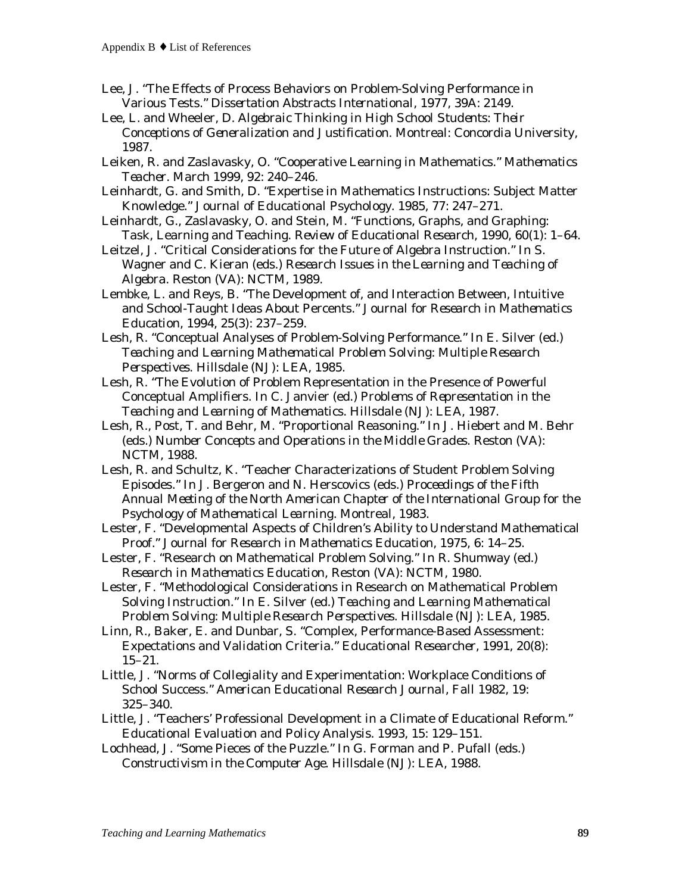Lee, J. "The Effects of Process Behaviors on Problem-Solving Performance in Various Tests." *Dissertation Abstracts International*, 1977, 39A: 2149.

Lee, L. and Wheeler, D. *Algebraic Thinking in High School Students: Their Conceptions of Generalization and Justification*. Montreal: Concordia University, 1987.

Leiken, R. and Zaslavasky, O. "Cooperative Learning in Mathematics." *Mathematics Teacher*. March 1999, 92: 240–246.

Leinhardt, G. and Smith, D. "Expertise in Mathematics Instructions: Subject Matter Knowledge." *Journal of Educational Psychology*. 1985, 77: 247–271.

Leinhardt, G., Zaslavasky, O. and Stein, M. "Functions, Graphs, and Graphing: Task, Learning and Teaching. *Review of Educational Research*, 1990, 60(1): 1–64.

Leitzel, J. "Critical Considerations for the Future of Algebra Instruction." In S. Wagner and C. Kieran (eds.) *Research Issues in the Learning and Teaching of Algebra*. Reston (VA): NCTM, 1989.

Lembke, L. and Reys, B. "The Development of, and Interaction Between, Intuitive and School-Taught Ideas About Percents." *Journal for Research in Mathematics Education*, 1994, 25(3): 237–259.

Lesh, R. "Conceptual Analyses of Problem-Solving Performance." In E. Silver (ed.) *Teaching and Learning Mathematical Problem Solving: Multiple Research Perspectives*. Hillsdale (NJ): LEA, 1985.

Lesh, R. "The Evolution of Problem Representation in the Presence of Powerful Conceptual Amplifiers. In C. Janvier (ed.) *Problems of Representation in the Teaching and Learning of Mathematics*. Hillsdale (NJ): LEA, 1987.

Lesh, R., Post, T. and Behr, M. "Proportional Reasoning." In J. Hiebert and M. Behr (eds.) *Number Concepts and Operations in the Middle Grades*. Reston (VA): NCTM, 1988.

Lesh, R. and Schultz, K. "Teacher Characterizations of Student Problem Solving Episodes." In J. Bergeron and N. Herscovics (eds.) *Proceedings of the Fifth Annual Meeting of the North American Chapter of the International Group for the Psychology of Mathematical Learning*. Montreal, 1983.

Lester, F. "Developmental Aspects of Children's Ability to Understand Mathematical Proof." *Journal for Research in Mathematics Education*, 1975, 6: 14–25.

Lester, F. "Research on Mathematical Problem Solving." In R. Shumway (ed.) *Research in Mathematics Education*, Reston (VA): NCTM, 1980.

Lester, F. "Methodological Considerations in Research on Mathematical Problem Solving Instruction." In E. Silver (ed.) *Teaching and Learning Mathematical Problem Solving: Multiple Research Perspectives*. Hillsdale (NJ): LEA, 1985.

Linn, R., Baker, E. and Dunbar, S. "Complex, Performance-Based Assessment: Expectations and Validation Criteria." *Educational Researcher*, 1991, 20(8): 15–21.

Little, J. "Norms of Collegiality and Experimentation: Workplace Conditions of School Success." *American Educational Research Journal*, Fall 1982, 19: 325–340.

Little, J. "Teachers' Professional Development in a Climate of Educational Reform." *Educational Evaluation and Policy Analysis*. 1993, 15: 129–151.

Lochhead, J. "Some Pieces of the Puzzle." In G. Forman and P. Pufall (eds.) *Constructivism in the Computer Age*. Hillsdale (NJ): LEA, 1988.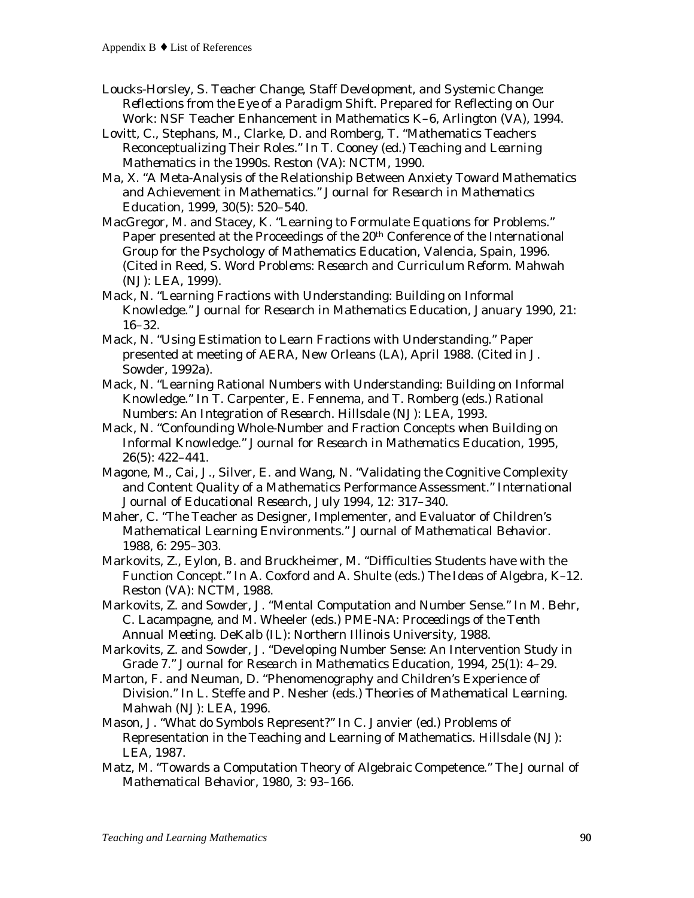Loucks-Horsley, S. *Teacher Change, Staff Development, and Systemic Change: Reflections from the Eye of a Paradigm Shift.* Prepared for Reflecting on Our Work: NSF Teacher Enhancement in Mathematics K–6, Arlington (VA), 1994.

Lovitt, C., Stephans, M., Clarke, D. and Romberg, T. "Mathematics Teachers Reconceptualizing Their Roles." In T. Cooney (ed.) *Teaching and Learning Mathematics in the 1990s.* Reston (VA): NCTM, 1990.

Ma, X. "A Meta-Analysis of the Relationship Between Anxiety Toward Mathematics and Achievement in Mathematics." *Journal for Research in Mathematics Education,* 1999, 30(5): 520–540.

MacGregor, M. and Stacey, K. "Learning to Formulate Equations for Problems." Paper presented at the Proceedings of the 20th Conference of the International Group for the Psychology of Mathematics Education, Valencia, Spain, 1996. (Cited in Reed, S. *Word Problems: Research and Curriculum Reform.* Mahwah (NJ): LEA, 1999).

Mack, N. "Learning Fractions with Understanding: Building on Informal Knowledge." *Journal for Research in Mathematics Education,* January 1990, 21: 16–32.

Mack, N. "Using Estimation to Learn Fractions with Understanding." Paper presented at meeting of AERA, New Orleans (LA), April 1988. (Cited in J. Sowder, 1992a).

Mack, N. "Learning Rational Numbers with Understanding: Building on Informal Knowledge." In T. Carpenter, E. Fennema, and T. Romberg (eds.) *Rational Numbers: An Integration of Research.* Hillsdale (NJ): LEA, 1993.

Mack, N. "Confounding Whole-Number and Fraction Concepts when Building on Informal Knowledge." *Journal for Research in Mathematics Education,* 1995, 26(5): 422–441.

Magone, M., Cai, J., Silver, E. and Wang, N. "Validating the Cognitive Complexity and Content Quality of a Mathematics Performance Assessment." *International Journal of Educational Research,* July 1994, 12: 317–340.

Maher, C. "The Teacher as Designer, Implementer, and Evaluator of Children's Mathematical Learning Environments." *Journal of Mathematical Behavior.* 1988, 6: 295–303.

Markovits, Z., Eylon, B. and Bruckheimer, M. "Difficulties Students have with the Function Concept." In A. Coxford and A. Shulte (eds.) *The Ideas of Algebra, K–12.* Reston (VA): NCTM, 1988.

Markovits, Z. and Sowder, J. "Mental Computation and Number Sense." In M. Behr, C. Lacampagne, and M. Wheeler (eds.) *PME-NA: Proceedings of the Tenth Annual Meeting.* DeKalb (IL): Northern Illinois University, 1988.

Markovits, Z. and Sowder, J. "Developing Number Sense: An Intervention Study in Grade 7." *Journal for Research in Mathematics Education,* 1994, 25(1): 4–29.

Marton, F. and Neuman, D. "Phenomenography and Children's Experience of Division." In L. Steffe and P. Nesher (eds.) *Theories of Mathematical Learning.* Mahwah (NJ): LEA, 1996.

Mason, J. "What do Symbols Represent?" In C. Janvier (ed.) *Problems of Representation in the Teaching and Learning of Mathematics.* Hillsdale (NJ): LEA, 1987.

Matz, M. "Towards a Computation Theory of Algebraic Competence." *The Journal of Mathematical Behavior,* 1980, 3: 93–166.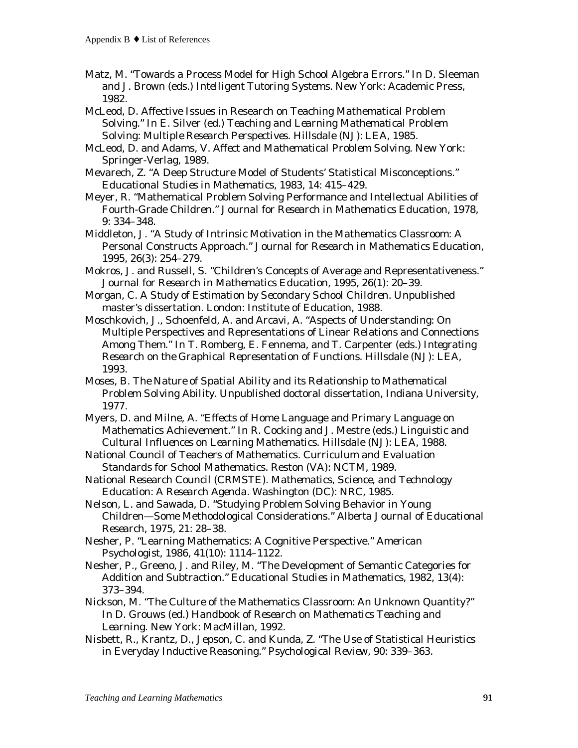Matz, M. “Towards a Process Model for High School Algebra Errors.” In D. Sleeman and J. Brown (eds.) *Intelligent Tutoring Systems*. New York: Academic Press, 1982.

McLeod, D. Affective Issues in Research on Teaching Mathematical Problem Solving.” In E. Silver (ed.) *Teaching and Learning Mathematical Problem Solving: Multiple Research Perspectives*. Hillsdale (NJ): LEA, 1985.

McLeod, D. and Adams, V. *Affect and Mathematical Problem Solving*. New York: Springer-Verlag, 1989.

Mevarech, Z. “A Deep Structure Model of Students’ Statistical Misconceptions.” *Educational Studies in Mathematics*, 1983, 14: 415–429.

Meyer, R. “Mathematical Problem Solving Performance and Intellectual Abilities of Fourth-Grade Children.” *Journal for Research in Mathematics Education*, 1978, 9: 334–348.

Middleton, J. “A Study of Intrinsic Motivation in the Mathematics Classroom: A Personal Constructs Approach.” *Journal for Research in Mathematics Education*, 1995, 26(3): 254–279.

Mokros, J. and Russell, S. “Children’s Concepts of Average and Representativeness.” *Journal for Research in Mathematics Education*, 1995, 26(1): 20–39.

Morgan, C. *A Study of Estimation by Secondary School Children*. Unpublished master’s dissertation. London: Institute of Education, 1988.

Moschkovich, J., Schoenfeld, A. and Arcavi, A. “Aspects of Understanding: On Multiple Perspectives and Representations of Linear Relations and Connections Among Them.” In T. Romberg, E. Fennema, and T. Carpenter (eds.) *Integrating Research on the Graphical Representation of Functions*. Hillsdale (NJ): LEA, 1993.

Moses, B. *The Nature of Spatial Ability and its Relationship to Mathematical Problem Solving Ability*. Unpublished doctoral dissertation, Indiana University, 1977.

Myers, D. and Milne, A. “Effects of Home Language and Primary Language on Mathematics Achievement.” In R. Cocking and J. Mestre (eds.) *Linguistic and Cultural Influences on Learning Mathematics*. Hillsdale (NJ): LEA, 1988.

National Council of Teachers of Mathematics. *Curriculum and Evaluation Standards for School Mathematics*. Reston (VA): NCTM, 1989.

National Research Council (CRMSTE). *Mathematics, Science, and Technology Education: A Research Agenda*. Washington (DC): NRC, 1985.

Nelson, L. and Sawada, D. “Studying Problem Solving Behavior in Young Children—Some Methodological Considerations.” *Alberta Journal of Educational Research*, 1975, 21: 28–38.

Nesher, P. “Learning Mathematics: A Cognitive Perspective.” *American Psychologist*, 1986, 41(10): 1114–1122.

Nesher, P., Greeno, J. and Riley, M. “The Development of Semantic Categories for Addition and Subtraction.” *Educational Studies in Mathematics*, 1982, 13(4): 373–394.

Nickson, M. “The Culture of the Mathematics Classroom: An Unknown Quantity?” In D. Grouws (ed.) *Handbook of Research on Mathematics Teaching and Learning*. New York: MacMillan, 1992.

Nisbett, R., Krantz, D., Jepson, C. and Kunda, Z. “The Use of Statistical Heuristics in Everyday Inductive Reasoning.” *Psychological Review*, 90: 339–363.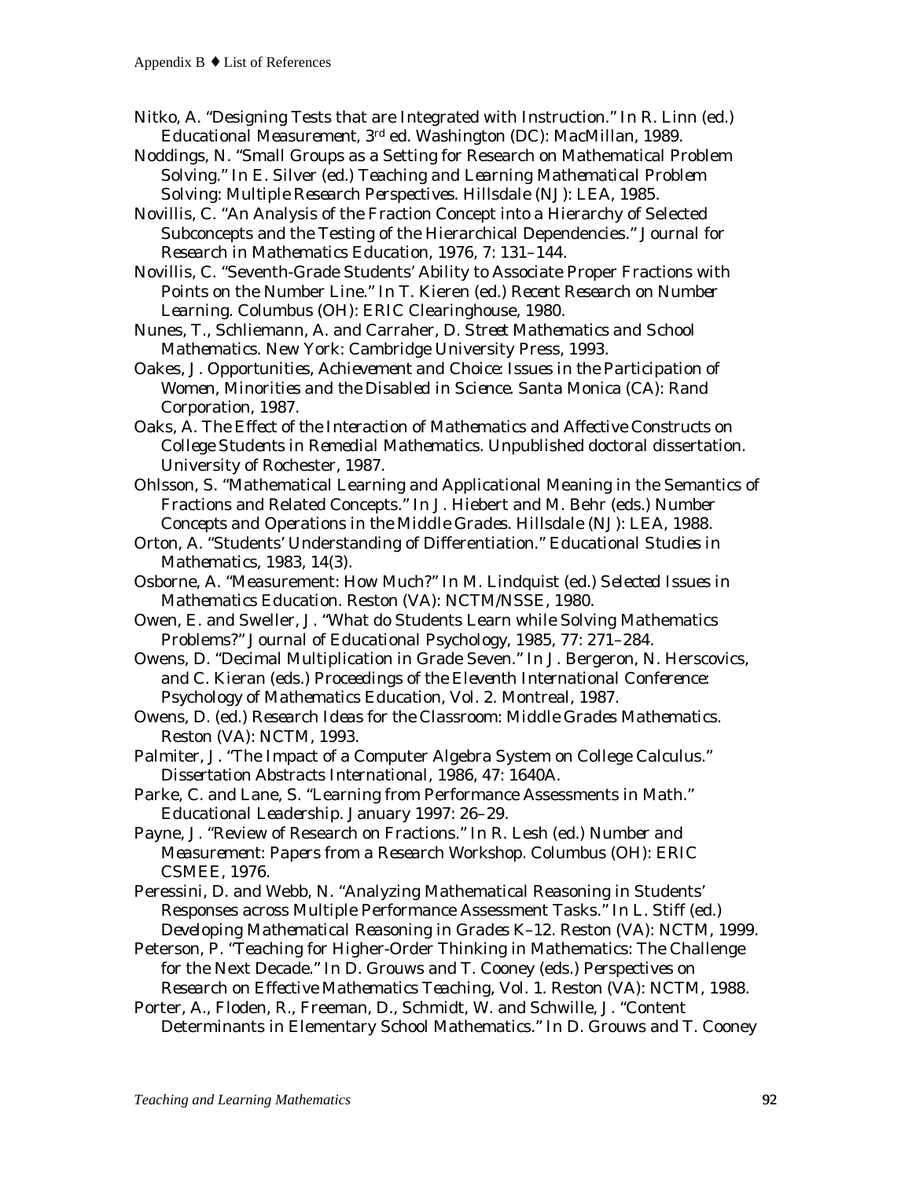Nitko, A. "Designing Tests that are Integrated with Instruction." In R. Linn (ed.) *Educational Measurement*, 3rd ed. Washington (DC): MacMillan, 1989.

Noddings, N. "Small Groups as a Setting for Research on Mathematical Problem Solving." In E. Silver (ed.) *Teaching and Learning Mathematical Problem Solving: Multiple Research Perspectives.* Hillsdale (NJ): LEA, 1985.

Novillis, C. "An Analysis of the Fraction Concept into a Hierarchy of Selected Subconcepts and the Testing of the Hierarchical Dependencies." *Journal for Research in Mathematics Education*, 1976, 7: 131–144.

Novillis, C. "Seventh-Grade Students' Ability to Associate Proper Fractions with Points on the Number Line." In T. Kieren (ed.) *Recent Research on Number Learning.* Columbus (OH): ERIC Clearinghouse, 1980.

Nunes, T., Schliemann, A. and Carraher, D. *Street Mathematics and School Mathematics.* New York: Cambridge University Press, 1993.

Oakes, J. *Opportunities, Achievement and Choice: Issues in the Participation of Women, Minorities and the Disabled in Science.* Santa Monica (CA): Rand Corporation, 1987.

Oaks, A. *The Effect of the Interaction of Mathematics and Affective Constructs on College Students in Remedial Mathematics.* Unpublished doctoral dissertation. University of Rochester, 1987.

Ohlsson, S. "Mathematical Learning and Applicational Meaning in the Semantics of Fractions and Related Concepts." In J. Hiebert and M. Behr (eds.) *Number Concepts and Operations in the Middle Grades.* Hillsdale (NJ): LEA, 1988.

Orton, A. "Students' Understanding of Differentiation." *Educational Studies in Mathematics*, 1983, 14(3).

Osborne, A. "Measurement: How Much?" In M. Lindquist (ed.) *Selected Issues in Mathematics Education.* Reston (VA): NCTM/NSSE, 1980.

Owen, E. and Sweller, J. "What do Students Learn while Solving Mathematics Problems?" *Journal of Educational Psychology*, 1985, 77: 271–284.

Owens, D. "Decimal Multiplication in Grade Seven." In J. Bergeron, N. Herscovics, and C. Kieran (eds.) *Proceedings of the Eleventh International Conference: Psychology of Mathematics Education*, Vol. 2. Montreal, 1987.

Owens, D. (ed.) *Research Ideas for the Classroom: Middle Grades Mathematics.* Reston (VA): NCTM, 1993.

Palmiter, J. "The Impact of a Computer Algebra System on College Calculus." *Dissertation Abstracts International*, 1986, 47: 1640A.

Parke, C. and Lane, S. "Learning from Performance Assessments in Math." *Educational Leadership.* January 1997: 26–29.

Payne, J. "Review of Research on Fractions." In R. Lesh (ed.) *Number and Measurement: Papers from a Research Workshop.* Columbus (OH): ERIC CSMEE, 1976.

Peressini, D. and Webb, N. "Analyzing Mathematical Reasoning in Students' Responses across Multiple Performance Assessment Tasks." In L. Stiff (ed.) *Developing Mathematical Reasoning in Grades K–12.* Reston (VA): NCTM, 1999.

Peterson, P. "Teaching for Higher-Order Thinking in Mathematics: The Challenge for the Next Decade." In D. Grouws and T. Cooney (eds.) *Perspectives on Research on Effective Mathematics Teaching*, Vol. 1. Reston (VA): NCTM, 1988.

Porter, A., Floden, R., Freeman, D., Schmidt, W. and Schwille, J. "Content Determinants in Elementary School Mathematics." In D. Grouws and T. Cooney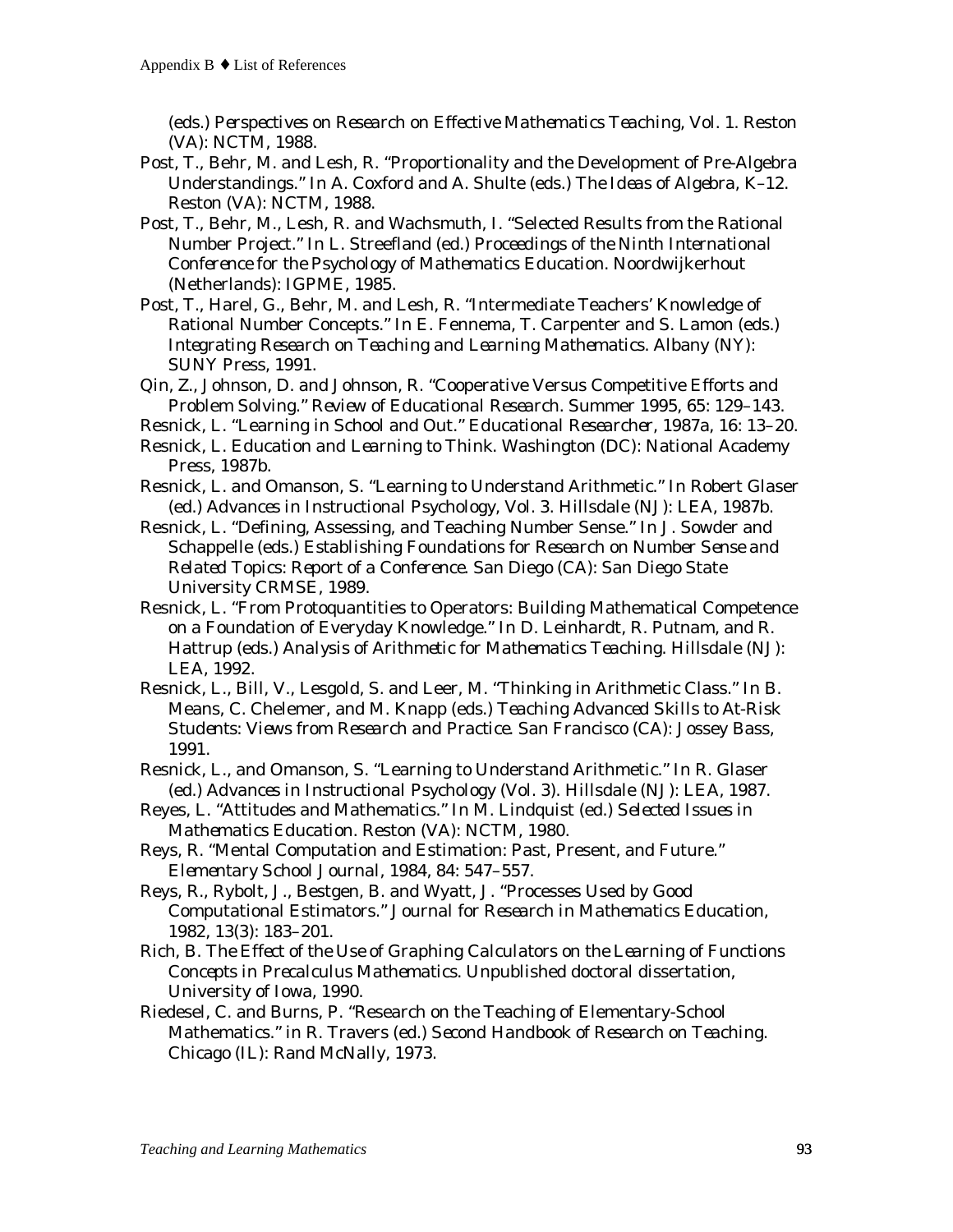(eds.) *Perspectives on Research on Effective Mathematics Teaching*, Vol. 1. Reston (VA): NCTM, 1988.

Post, T., Behr, M. and Lesh, R. "Proportionality and the Development of Pre-Algebra Understandings." In A. Coxford and A. Shulte (eds.) *The Ideas of Algebra, K–12*. Reston (VA): NCTM, 1988.

Post, T., Behr, M., Lesh, R. and Wachsmuth, I. "Selected Results from the Rational Number Project." In L. Streefland (ed.) *Proceedings of the Ninth International Conference for the Psychology of Mathematics Education*. Noordwijkerhout (Netherlands): IGPME, 1985.

Post, T., Harel, G., Behr, M. and Lesh, R. "Intermediate Teachers' Knowledge of Rational Number Concepts." In E. Fennema, T. Carpenter and S. Lamon (eds.) *Integrating Research on Teaching and Learning Mathematics*. Albany (NY): SUNY Press, 1991.

Qin, Z., Johnson, D. and Johnson, R. "Cooperative Versus Competitive Efforts and Problem Solving." *Review of Educational Research*. Summer 1995, 65: 129–143.

Resnick, L. "Learning in School and Out." *Educational Researcher*, 1987a, 16: 13–20.

Resnick, L. *Education and Learning to Think*. Washington (DC): National Academy Press, 1987b.

Resnick, L. and Omanson, S. "Learning to Understand Arithmetic." In Robert Glaser (ed.) *Advances in Instructional Psychology*, Vol. 3. Hillsdale (NJ): LEA, 1987b.

Resnick, L. "Defining, Assessing, and Teaching Number Sense." In J. Sowder and Schappelle (eds.) *Establishing Foundations for Research on Number Sense and Related Topics: Report of a Conference*. San Diego (CA): San Diego State University CRMSE, 1989.

Resnick, L. "From Protoquantities to Operators: Building Mathematical Competence on a Foundation of Everyday Knowledge." In D. Leinhardt, R. Putnam, and R. Hattrup (eds.) *Analysis of Arithmetic for Mathematics Teaching*. Hillsdale (NJ): LEA, 1992.

Resnick, L., Bill, V., Lesgold, S. and Leer, M. "Thinking in Arithmetic Class." In B. Means, C. Chelemer, and M. Knapp (eds.) *Teaching Advanced Skills to At-Risk Students: Views from Research and Practice*. San Francisco (CA): Jossey Bass, 1991.

Resnick, L., and Omanson, S. "Learning to Understand Arithmetic." In R. Glaser (ed.) *Advances in Instructional Psychology* (Vol. 3). Hillsdale (NJ): LEA, 1987.

Reyes, L. "Attitudes and Mathematics." In M. Lindquist (ed.) *Selected Issues in Mathematics Education*. Reston (VA): NCTM, 1980.

Reys, R. "Mental Computation and Estimation: Past, Present, and Future." *Elementary School Journal*, 1984, 84: 547–557.

Reys, R., Rybolt, J., Bestgen, B. and Wyatt, J. "Processes Used by Good Computational Estimators." *Journal for Research in Mathematics Education*, 1982, 13(3): 183–201.

Rich, B. *The Effect of the Use of Graphing Calculators on the Learning of Functions Concepts in Precalculus Mathematics*. Unpublished doctoral dissertation, University of Iowa, 1990.

Riedesel, C. and Burns, P. "Research on the Teaching of Elementary-School Mathematics." in R. Travers (ed.) *Second Handbook of Research on Teaching*. Chicago (IL): Rand McNally, 1973.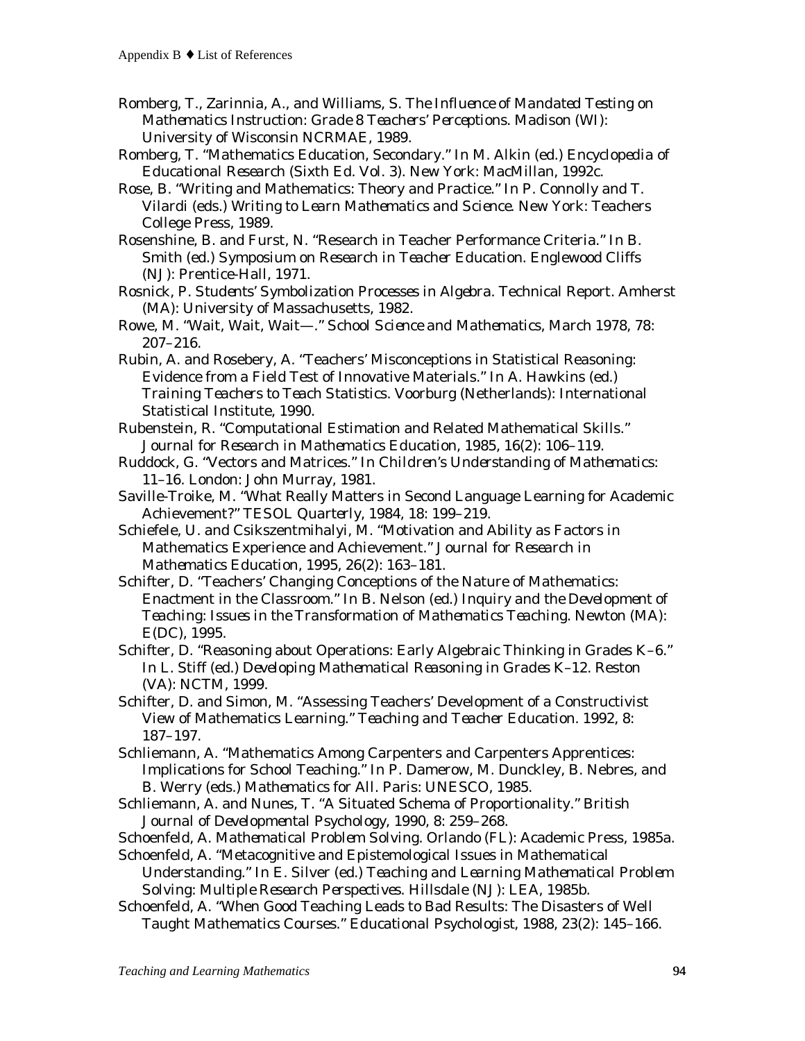Romberg, T., Zarinnia, A., and Williams, S. *The Influence of Mandated Testing on Mathematics Instruction: Grade 8 Teachers' Perceptions*. Madison (WI): University of Wisconsin NCRMAE, 1989.

Romberg, T. "Mathematics Education, Secondary." In M. Alkin (ed.) *Encyclopedia of Educational Research* (Sixth Ed. Vol. 3). New York: MacMillan, 1992c.

Rose, B. "Writing and Mathematics: Theory and Practice." In P. Connolly and T. Vilardi (eds.) *Writing to Learn Mathematics and Science*. New York: Teachers College Press, 1989.

Rosenshine, B. and Furst, N. "Research in Teacher Performance Criteria." In B. Smith (ed.) *Symposium on Research in Teacher Education*. Englewood Cliffs (NJ): Prentice-Hall, 1971.

Rosnick, P. *Students' Symbolization Processes in Algebra*. Technical Report. Amherst (MA): University of Massachusetts, 1982.

Rowe, M. "Wait, Wait, Wait—." *School Science and Mathematics*, March 1978, 78: 207–216.

Rubin, A. and Rosebery, A. "Teachers' Misconceptions in Statistical Reasoning: Evidence from a Field Test of Innovative Materials." In A. Hawkins (ed.) *Training Teachers to Teach Statistics*. Voorburg (Netherlands): International Statistical Institute, 1990.

Rubenstein, R. "Computational Estimation and Related Mathematical Skills." *Journal for Research in Mathematics Education*, 1985, 16(2): 106–119.

Ruddock, G. "Vectors and Matrices." In *Children's Understanding of Mathematics: 11–16*. London: John Murray, 1981.

Saville-Troike, M. "What Really Matters in Second Language Learning for Academic Achievement?" *TESOL Quarterly*, 1984, 18: 199–219.

Schiefele, U. and Csikszentmihalyi, M. "Motivation and Ability as Factors in Mathematics Experience and Achievement." *Journal for Research in Mathematics Education*, 1995, 26(2): 163–181.

Schifter, D. "Teachers' Changing Conceptions of the Nature of Mathematics: Enactment in the Classroom." In B. Nelson (ed.) *Inquiry and the Development of Teaching: Issues in the Transformation of Mathematics Teaching*. Newton (MA): E(DC), 1995.

Schifter, D. "Reasoning about Operations: Early Algebraic Thinking in Grades K–6." In L. Stiff (ed.) *Developing Mathematical Reasoning in Grades K–12*. Reston (VA): NCTM, 1999.

Schifter, D. and Simon, M. "Assessing Teachers' Development of a Constructivist View of Mathematics Learning." *Teaching and Teacher Education*. 1992, 8: 187–197.

Schliemann, A. "Mathematics Among Carpenters and Carpenters Apprentices: Implications for School Teaching." In P. Damerow, M. Dunckley, B. Nebres, and B. Werry (eds.) *Mathematics for All*. Paris: UNESCO, 1985.

Schliemann, A. and Nunes, T. "A Situated Schema of Proportionality." *British Journal of Developmental Psychology*, 1990, 8: 259–268.

Schoenfeld, A. *Mathematical Problem Solving*. Orlando (FL): Academic Press, 1985a.

Schoenfeld, A. "Metacognitive and Epistemological Issues in Mathematical Understanding." In E. Silver (ed.) *Teaching and Learning Mathematical Problem Solving: Multiple Research Perspectives*. Hillsdale (NJ): LEA, 1985b.

Schoenfeld, A. "When Good Teaching Leads to Bad Results: The Disasters of Well Taught Mathematics Courses." *Educational Psychologist*, 1988, 23(2): 145–166.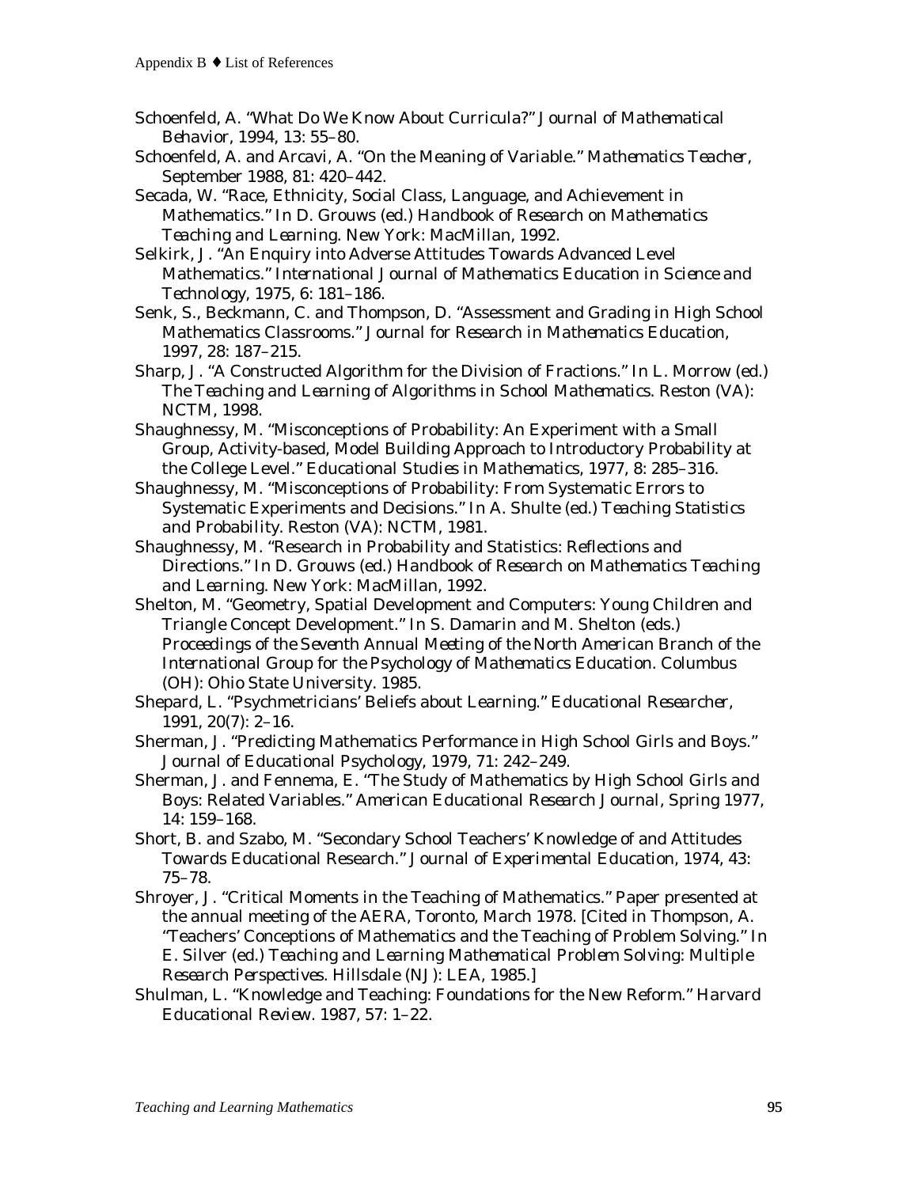Schoenfeld, A. "What Do We Know About Curricula?" *Journal of Mathematical Behavior*, 1994, 13: 55–80.

Schoenfeld, A. and Arcavi, A. "On the Meaning of Variable." *Mathematics Teacher*, September 1988, 81: 420–442.

Secada, W. "Race, Ethnicity, Social Class, Language, and Achievement in Mathematics." In D. Grouws (ed.) *Handbook of Research on Mathematics Teaching and Learning*. New York: MacMillan, 1992.

Selkirk, J. "An Enquiry into Adverse Attitudes Towards Advanced Level Mathematics." *International Journal of Mathematics Education in Science and Technology*, 1975, 6: 181–186.

Senk, S., Beckmann, C. and Thompson, D. "Assessment and Grading in High School Mathematics Classrooms." *Journal for Research in Mathematics Education*, 1997, 28: 187–215.

Sharp, J. "A Constructed Algorithm for the Division of Fractions." In L. Morrow (ed.) *The Teaching and Learning of Algorithms in School Mathematics*. Reston (VA): NCTM, 1998.

Shaughnessy, M. "Misconceptions of Probability: An Experiment with a Small Group, Activity-based, Model Building Approach to Introductory Probability at the College Level." *Educational Studies in Mathematics*, 1977, 8: 285–316.

Shaughnessy, M. "Misconceptions of Probability: From Systematic Errors to Systematic Experiments and Decisions." In A. Shulte (ed.) *Teaching Statistics and Probability*. Reston (VA): NCTM, 1981.

Shaughnessy, M. "Research in Probability and Statistics: Reflections and Directions." In D. Grouws (ed.) *Handbook of Research on Mathematics Teaching and Learning*. New York: MacMillan, 1992.

Shelton, M. "Geometry, Spatial Development and Computers: Young Children and Triangle Concept Development." In S. Damarin and M. Shelton (eds.) *Proceedings of the Seventh Annual Meeting of the North American Branch of the International Group for the Psychology of Mathematics Education*. Columbus (OH): Ohio State University. 1985.

Shepard, L. "Psychmetricians' Beliefs about Learning." *Educational Researcher*, 1991, 20(7): 2–16.

Sherman, J. "Predicting Mathematics Performance in High School Girls and Boys." *Journal of Educational Psychology*, 1979, 71: 242–249.

Sherman, J. and Fennema, E. "The Study of Mathematics by High School Girls and Boys: Related Variables." *American Educational Research Journal*, Spring 1977, 14: 159–168.

Short, B. and Szabo, M. "Secondary School Teachers' Knowledge of and Attitudes Towards Educational Research." *Journal of Experimental Education*, 1974, 43: 75–78.

Shroyer, J. "Critical Moments in the Teaching of Mathematics." Paper presented at the annual meeting of the AERA, Toronto, March 1978. [Cited in Thompson, A. "Teachers' Conceptions of Mathematics and the Teaching of Problem Solving." In E. Silver (ed.) *Teaching and Learning Mathematical Problem Solving: Multiple Research Perspectives*. Hillsdale (NJ): LEA, 1985.]

Shulman, L. "Knowledge and Teaching: Foundations for the New Reform." *Harvard Educational Review*. 1987, 57: 1–22.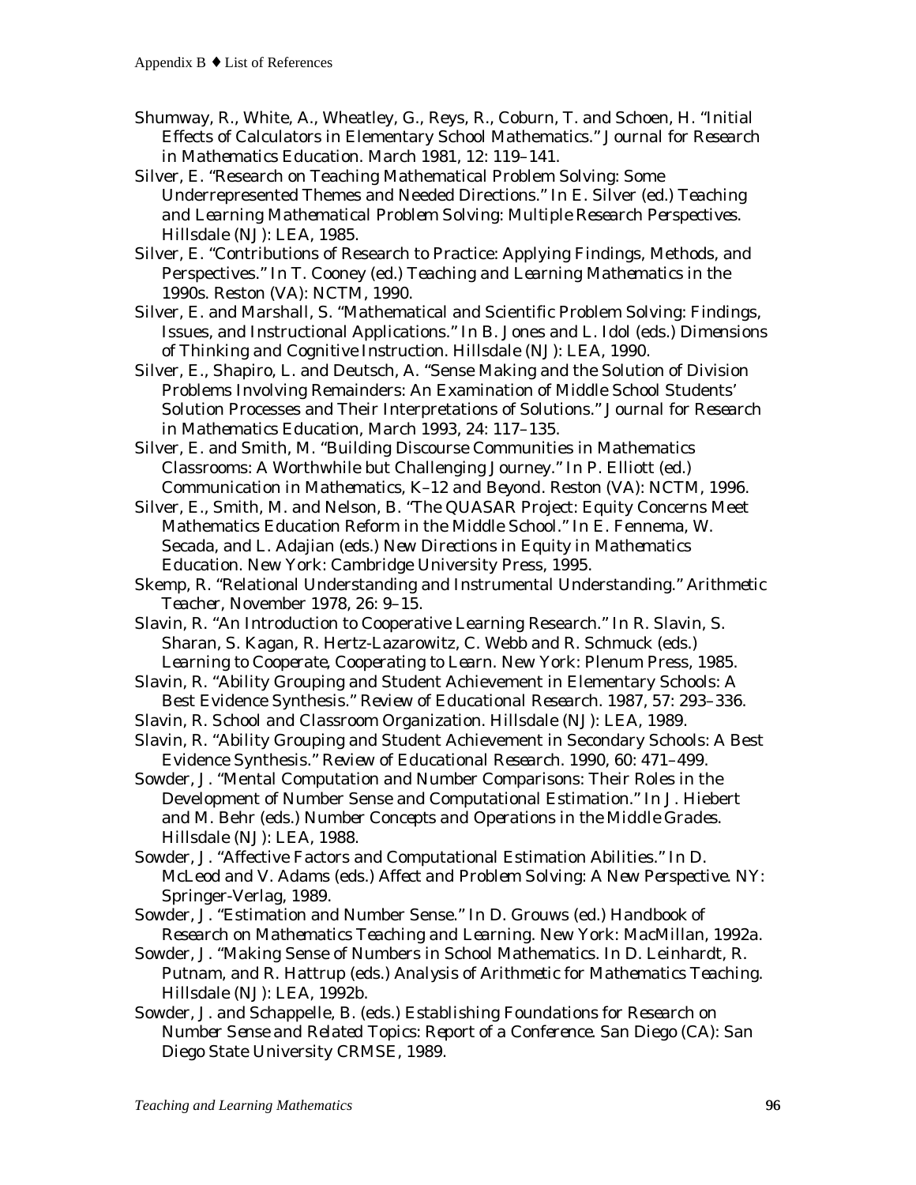Shumway, R., White, A., Wheatley, G., Reys, R., Coburn, T. and Schoen, H. "Initial Effects of Calculators in Elementary School Mathematics." *Journal for Research in Mathematics Education*. March 1981, 12: 119–141.

Silver, E. "Research on Teaching Mathematical Problem Solving: Some Underrepresented Themes and Needed Directions." In E. Silver (ed.) *Teaching and Learning Mathematical Problem Solving: Multiple Research Perspectives*. Hillsdale (NJ): LEA, 1985.

Silver, E. "Contributions of Research to Practice: Applying Findings, Methods, and Perspectives." In T. Cooney (ed.) *Teaching and Learning Mathematics in the 1990s*. Reston (VA): NCTM, 1990.

Silver, E. and Marshall, S. "Mathematical and Scientific Problem Solving: Findings, Issues, and Instructional Applications." In B. Jones and L. Idol (eds.) *Dimensions of Thinking and Cognitive Instruction*. Hillsdale (NJ): LEA, 1990.

Silver, E., Shapiro, L. and Deutsch, A. "Sense Making and the Solution of Division Problems Involving Remainders: An Examination of Middle School Students' Solution Processes and Their Interpretations of Solutions." *Journal for Research in Mathematics Education*, March 1993, 24: 117–135.

Silver, E. and Smith, M. "Building Discourse Communities in Mathematics Classrooms: A Worthwhile but Challenging Journey." In P. Elliott (ed.) *Communication in Mathematics, K–12 and Beyond*. Reston (VA): NCTM, 1996.

Silver, E., Smith, M. and Nelson, B. "The QUASAR Project: Equity Concerns Meet Mathematics Education Reform in the Middle School." In E. Fennema, W. Secada, and L. Adajian (eds.) *New Directions in Equity in Mathematics Education*. New York: Cambridge University Press, 1995.

Skemp, R. "Relational Understanding and Instrumental Understanding." *Arithmetic Teacher*, November 1978, 26: 9–15.

Slavin, R. "An Introduction to Cooperative Learning Research." In R. Slavin, S. Sharan, S. Kagan, R. Hertz-Lazarowitz, C. Webb and R. Schmuck (eds.) *Learning to Cooperate, Cooperating to Learn*. New York: Plenum Press, 1985.

Slavin, R. "Ability Grouping and Student Achievement in Elementary Schools: A Best Evidence Synthesis." *Review of Educational Research*. 1987, 57: 293–336.

Slavin, R. *School and Classroom Organization*. Hillsdale (NJ): LEA, 1989.

Slavin, R. "Ability Grouping and Student Achievement in Secondary Schools: A Best Evidence Synthesis." *Review of Educational Research*. 1990, 60: 471–499.

Sowder, J. "Mental Computation and Number Comparisons: Their Roles in the Development of Number Sense and Computational Estimation." In J. Hiebert and M. Behr (eds.) *Number Concepts and Operations in the Middle Grades*. Hillsdale (NJ): LEA, 1988.

Sowder, J. "Affective Factors and Computational Estimation Abilities." In D. McLeod and V. Adams (eds.) *Affect and Problem Solving: A New Perspective*. NY: Springer-Verlag, 1989.

Sowder, J. "Estimation and Number Sense." In D. Grouws (ed.) *Handbook of Research on Mathematics Teaching and Learning*. New York: MacMillan, 1992a.

Sowder, J. "Making Sense of Numbers in School Mathematics. In D. Leinhardt, R. Putnam, and R. Hattrup (eds.) *Analysis of Arithmetic for Mathematics Teaching*. Hillsdale (NJ): LEA, 1992b.

Sowder, J. and Schappelle, B. (eds.) *Establishing Foundations for Research on Number Sense and Related Topics: Report of a Conference*. San Diego (CA): San Diego State University CRMSE, 1989.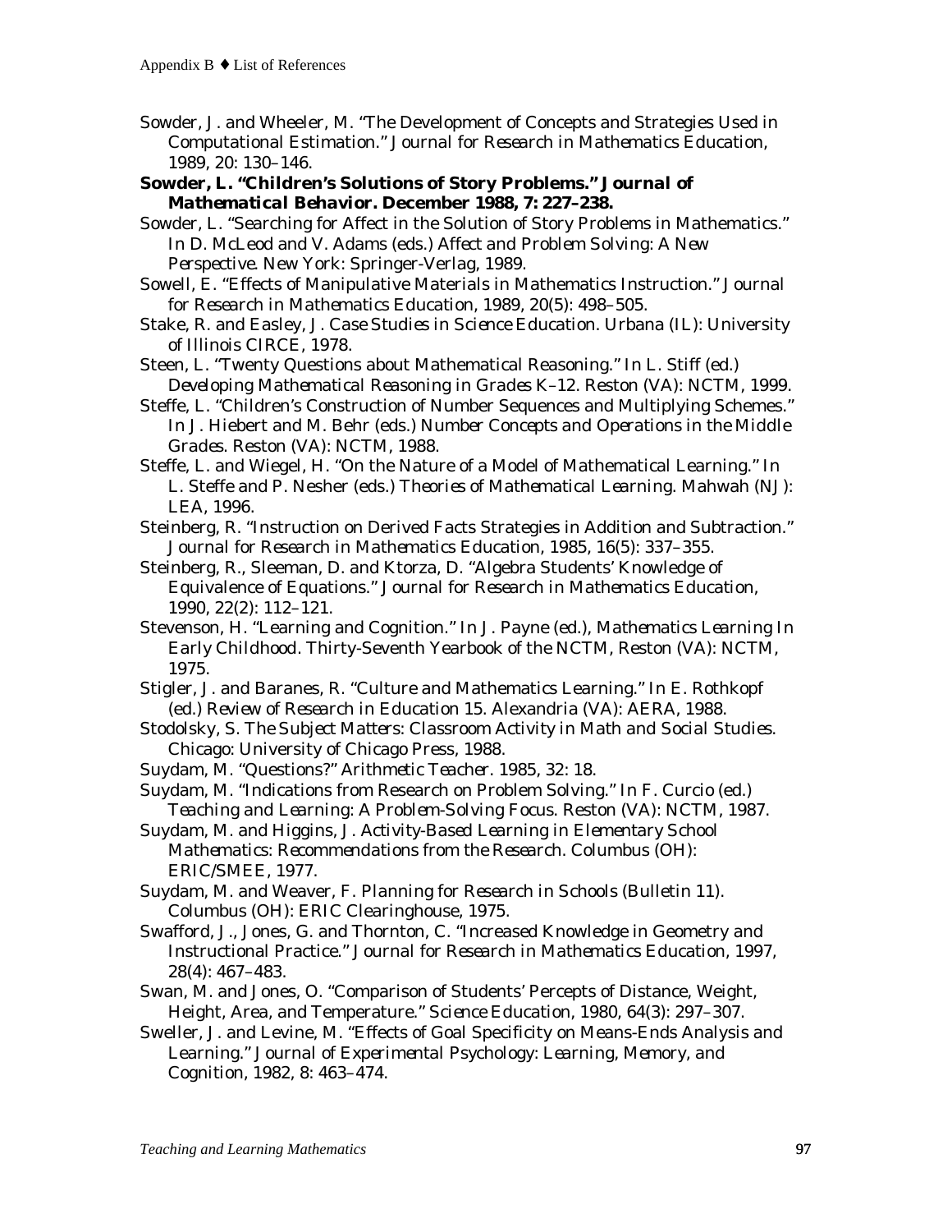Sowder, J. and Wheeler, M. "The Development of Concepts and Strategies Used in Computational Estimation." *Journal for Research in Mathematics Education*, 1989, 20: 130–146.

**Sowder, L. "Children's Solutions of Story Problems." *Journal of Mathematical Behavior*. December 1988, 7: 227–238.**

Sowder, L. "Searching for Affect in the Solution of Story Problems in Mathematics." In D. McLeod and V. Adams (eds.) *Affect and Problem Solving: A New Perspective*. New York: Springer-Verlag, 1989.

Sowell, E. "Effects of Manipulative Materials in Mathematics Instruction." *Journal for Research in Mathematics Education*, 1989, 20(5): 498–505.

Stake, R. and Easley, J. *Case Studies in Science Education*. Urbana (IL): University of Illinois CIRCE, 1978.

Steen, L. "Twenty Questions about Mathematical Reasoning." In L. Stiff (ed.) *Developing Mathematical Reasoning in Grades K–12*. Reston (VA): NCTM, 1999.

Steffe, L. "Children's Construction of Number Sequences and Multiplying Schemes." In J. Hiebert and M. Behr (eds.) *Number Concepts and Operations in the Middle Grades*. Reston (VA): NCTM, 1988.

Steffe, L. and Wiegel, H. "On the Nature of a Model of Mathematical Learning." In L. Steffe and P. Nesher (eds.) *Theories of Mathematical Learning*. Mahwah (NJ): LEA, 1996.

Steinberg, R. "Instruction on Derived Facts Strategies in Addition and Subtraction." *Journal for Research in Mathematics Education*, 1985, 16(5): 337–355.

Steinberg, R., Sleeman, D. and Ktorza, D. "Algebra Students' Knowledge of Equivalence of Equations." *Journal for Research in Mathematics Education*, 1990, 22(2): 112–121.

Stevenson, H. "Learning and Cognition." In J. Payne (ed.), *Mathematics Learning In Early Childhood*. Thirty-Seventh Yearbook of the NCTM, Reston (VA): NCTM, 1975.

Stigler, J. and Baranes, R. "Culture and Mathematics Learning." In E. Rothkopf (ed.) *Review of Research in Education 15*. Alexandria (VA): AERA, 1988.

Stodolsky, S. *The Subject Matters: Classroom Activity in Math and Social Studies*. Chicago: University of Chicago Press, 1988.

Suydam, M. "Questions?" *Arithmetic Teacher*. 1985, 32: 18.

Suydam, M. "Indications from Research on Problem Solving." In F. Curcio (ed.) *Teaching and Learning: A Problem-Solving Focus*. Reston (VA): NCTM, 1987.

Suydam, M. and Higgins, J. *Activity-Based Learning in Elementary School Mathematics: Recommendations from the Research*. Columbus (OH): ERIC/SMEE, 1977.

Suydam, M. and Weaver, F. *Planning for Research in Schools (Bulletin 11)*. Columbus (OH): ERIC Clearinghouse, 1975.

Swafford, J., Jones, G. and Thornton, C. "Increased Knowledge in Geometry and Instructional Practice." *Journal for Research in Mathematics Education*, 1997, 28(4): 467–483.

Swan, M. and Jones, O. "Comparison of Students' Percepts of Distance, Weight, Height, Area, and Temperature." *Science Education*, 1980, 64(3): 297–307.

Sweller, J. and Levine, M. "Effects of Goal Specificity on Means-Ends Analysis and Learning." *Journal of Experimental Psychology: Learning, Memory, and Cognition*, 1982, 8: 463–474.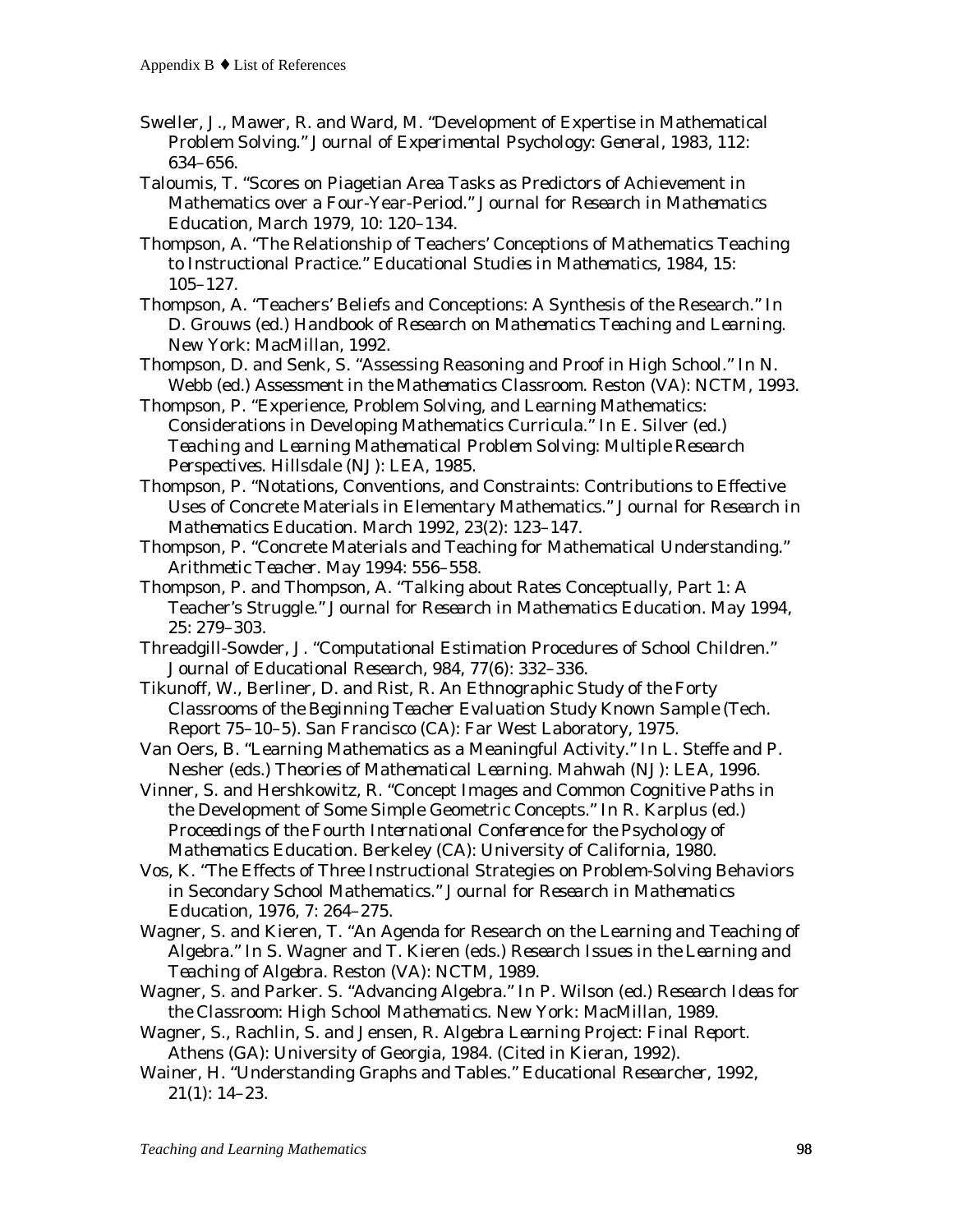Sweller, J., Mawer, R. and Ward, M. "Development of Expertise in Mathematical Problem Solving." *Journal of Experimental Psychology: General*, 1983, 112: 634–656.

Taloumis, T. "Scores on Piagetian Area Tasks as Predictors of Achievement in Mathematics over a Four-Year-Period." *Journal for Research in Mathematics Education*, March 1979, 10: 120–134.

Thompson, A. "The Relationship of Teachers' Conceptions of Mathematics Teaching to Instructional Practice." *Educational Studies in Mathematics*, 1984, 15: 105–127.

Thompson, A. "Teachers' Beliefs and Conceptions: A Synthesis of the Research." In D. Grouws (ed.) *Handbook of Research on Mathematics Teaching and Learning*. New York: MacMillan, 1992.

Thompson, D. and Senk, S. "Assessing Reasoning and Proof in High School." In N. Webb (ed.) *Assessment in the Mathematics Classroom*. Reston (VA): NCTM, 1993.

Thompson, P. "Experience, Problem Solving, and Learning Mathematics: Considerations in Developing Mathematics Curricula." In E. Silver (ed.) *Teaching and Learning Mathematical Problem Solving: Multiple Research Perspectives*. Hillsdale (NJ): LEA, 1985.

Thompson, P. "Notations, Conventions, and Constraints: Contributions to Effective Uses of Concrete Materials in Elementary Mathematics." *Journal for Research in Mathematics Education*. March 1992, 23(2): 123–147.

Thompson, P. "Concrete Materials and Teaching for Mathematical Understanding." *Arithmetic Teacher*. May 1994: 556–558.

Thompson, P. and Thompson, A. "Talking about Rates Conceptually, Part 1: A Teacher's Struggle." *Journal for Research in Mathematics Education*. May 1994, 25: 279–303.

Threadgill-Sowder, J. "Computational Estimation Procedures of School Children." *Journal of Educational Research*, 984, 77(6): 332–336.

Tikunoff, W., Berliner, D. and Rist, R. *An Ethnographic Study of the Forty Classrooms of the Beginning Teacher Evaluation Study Known Sample* (Tech. Report 75–10–5). San Francisco (CA): Far West Laboratory, 1975.

Van Oers, B. "Learning Mathematics as a Meaningful Activity." In L. Steffe and P. Nesher (eds.) *Theories of Mathematical Learning*. Mahwah (NJ): LEA, 1996.

Vinner, S. and Hershkowitz, R. "Concept Images and Common Cognitive Paths in the Development of Some Simple Geometric Concepts." In R. Karplus (ed.) *Proceedings of the Fourth International Conference for the Psychology of Mathematics Education*. Berkeley (CA): University of California, 1980.

Vos, K. "The Effects of Three Instructional Strategies on Problem-Solving Behaviors in Secondary School Mathematics." *Journal for Research in Mathematics Education*, 1976, 7: 264–275.

Wagner, S. and Kieren, T. "An Agenda for Research on the Learning and Teaching of Algebra." In S. Wagner and T. Kieren (eds.) *Research Issues in the Learning and Teaching of Algebra*. Reston (VA): NCTM, 1989.

Wagner, S. and Parker. S. "Advancing Algebra." In P. Wilson (ed.) *Research Ideas for the Classroom: High School Mathematics*. New York: MacMillan, 1989.

Wagner, S., Rachlin, S. and Jensen, R. *Algebra Learning Project: Final Report*. Athens (GA): University of Georgia, 1984. (Cited in Kieran, 1992).

Wainer, H. "Understanding Graphs and Tables." *Educational Researcher*, 1992, 21(1): 14–23.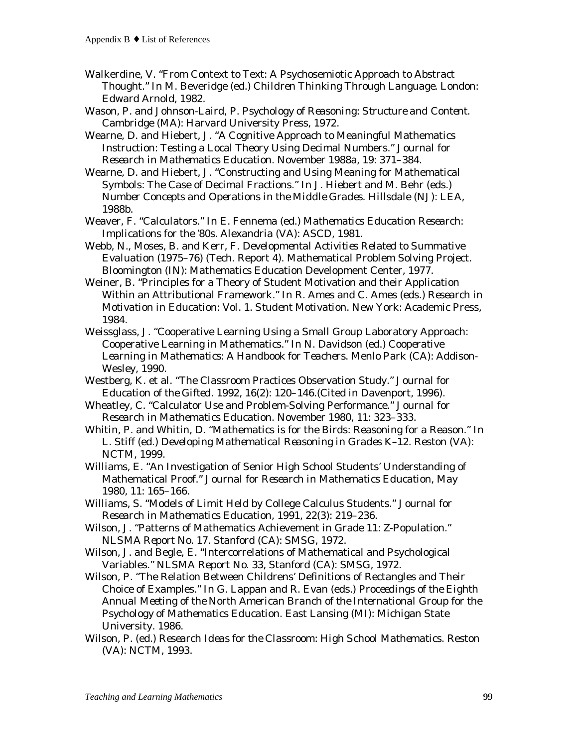Walkerdine, V. "From Context to Text: A Psychosemiotic Approach to Abstract Thought." In M. Beveridge (ed.) *Children Thinking Through Language*. London: Edward Arnold, 1982.

Wason, P. and Johnson-Laird, P. *Psychology of Reasoning: Structure and Content*. Cambridge (MA): Harvard University Press, 1972.

Wearne, D. and Hiebert, J. "A Cognitive Approach to Meaningful Mathematics Instruction: Testing a Local Theory Using Decimal Numbers." *Journal for Research in Mathematics Education*. November 1988a, 19: 371–384.

Wearne, D. and Hiebert, J. "Constructing and Using Meaning for Mathematical Symbols: The Case of Decimal Fractions." In J. Hiebert and M. Behr (eds.) *Number Concepts and Operations in the Middle Grades*. Hillsdale (NJ): LEA, 1988b.

Weaver, F. "Calculators." In E. Fennema (ed.) *Mathematics Education Research: Implications for the '80s*. Alexandria (VA): ASCD, 1981.

Webb, N., Moses, B. and Kerr, F. *Developmental Activities Related to Summative Evaluation (1975–76)* (Tech. Report 4). Mathematical Problem Solving Project. Bloomington (IN): Mathematics Education Development Center, 1977.

Weiner, B. "Principles for a Theory of Student Motivation and their Application Within an Attributional Framework." In R. Ames and C. Ames (eds.) *Research in Motivation in Education: Vol. 1. Student Motivation*. New York: Academic Press, 1984.

Weissglass, J. "Cooperative Learning Using a Small Group Laboratory Approach: Cooperative Learning in Mathematics." In N. Davidson (ed.) *Cooperative Learning in Mathematics: A Handbook for Teachers*. Menlo Park (CA): Addison-Wesley, 1990.

Westberg, K. et al. "The Classroom Practices Observation Study." *Journal for Education of the Gifted*. 1992, 16(2): 120–146.(Cited in Davenport, 1996).

Wheatley, C. "Calculator Use and Problem-Solving Performance." *Journal for Research in Mathematics Education*. November 1980, 11: 323–333.

Whitin, P. and Whitin, D. "Mathematics is for the Birds: Reasoning for a Reason." In L. Stiff (ed.) *Developing Mathematical Reasoning in Grades K–12*. Reston (VA): NCTM, 1999.

Williams, E. "An Investigation of Senior High School Students' Understanding of Mathematical Proof." *Journal for Research in Mathematics Education*, May 1980, 11: 165–166.

Williams, S. "Models of Limit Held by College Calculus Students." *Journal for Research in Mathematics Education*, 1991, 22(3): 219–236.

Wilson, J. "Patterns of Mathematics Achievement in Grade 11: Z-Population." *NLSMA Report No. 17*. Stanford (CA): SMSG, 1972.

Wilson, J. and Begle, E. "Intercorrelations of Mathematical and Psychological Variables." *NLSMA Report No. 33*, Stanford (CA): SMSG, 1972.

Wilson, P. "The Relation Between Childrens' Definitions of Rectangles and Their Choice of Examples." In G. Lappan and R. Evan (eds.) *Proceedings of the Eighth Annual Meeting of the North American Branch of the International Group for the Psychology of Mathematics Education*. East Lansing (MI): Michigan State University. 1986.

Wilson, P. (ed.) *Research Ideas for the Classroom: High School Mathematics*. Reston (VA): NCTM, 1993.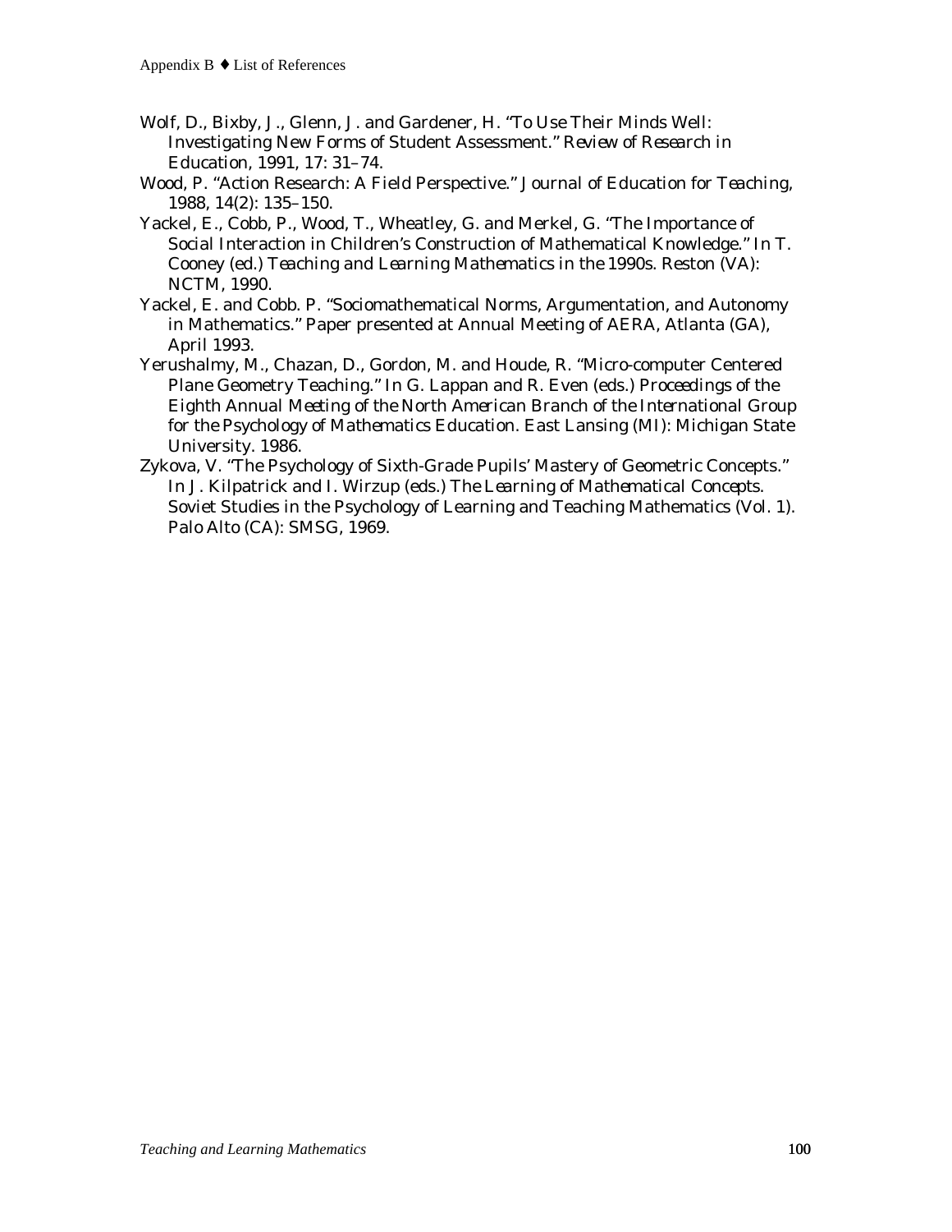Wolf, D., Bixby, J., Glenn, J. and Gardener, H. "To Use Their Minds Well: Investigating New Forms of Student Assessment." *Review of Research in Education*, 1991, 17: 31–74.

Wood, P. "Action Research: A Field Perspective." *Journal of Education for Teaching*, 1988, 14(2): 135–150.

Yackel, E., Cobb, P., Wood, T., Wheatley, G. and Merkel, G. "The Importance of Social Interaction in Children's Construction of Mathematical Knowledge." In T. Cooney (ed.) *Teaching and Learning Mathematics in the 1990s*. Reston (VA): NCTM, 1990.

Yackel, E. and Cobb. P. "Sociomathematical Norms, Argumentation, and Autonomy in Mathematics." Paper presented at Annual Meeting of AERA, Atlanta (GA), April 1993.

Yerushalmy, M., Chazan, D., Gordon, M. and Houde, R. "Micro-computer Centered Plane Geometry Teaching." In G. Lappan and R. Even (eds.) *Proceedings of the Eighth Annual Meeting of the North American Branch of the International Group for the Psychology of Mathematics Education*. East Lansing (MI): Michigan State University. 1986.

Zykova, V. "The Psychology of Sixth-Grade Pupils' Mastery of Geometric Concepts." In J. Kilpatrick and I. Wirzup (eds.) *The Learning of Mathematical Concepts. Soviet Studies in the Psychology of Learning and Teaching Mathematics* (Vol. 1). Palo Alto (CA): SMSG, 1969.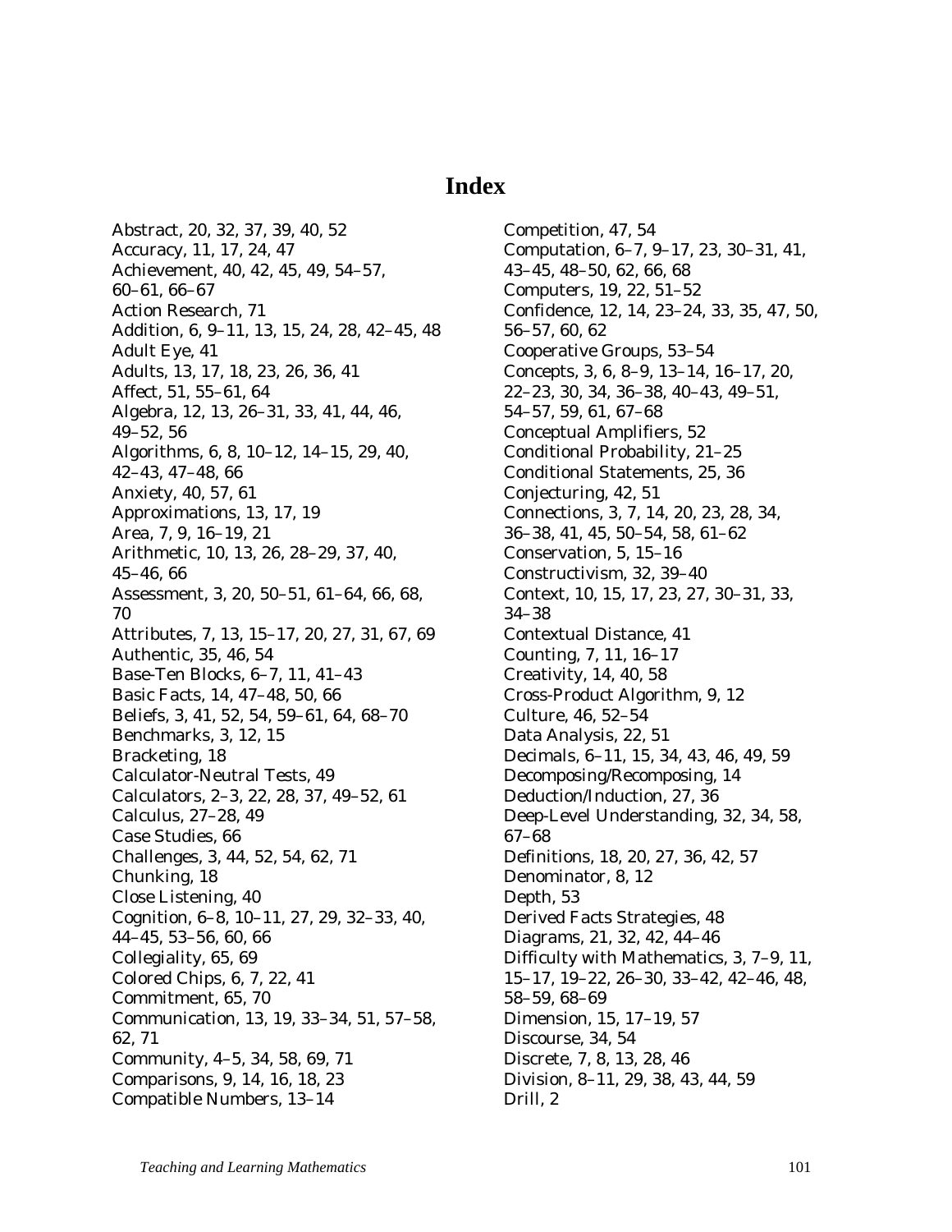# Index

Abstract, 20, 32, 37, 39, 40, 52
Accuracy, 11, 17, 24, 47
Achievement, 40, 42, 45, 49, 54–57, 60–61, 66–67
Action Research, 71
Addition, 6, 9–11, 13, 15, 24, 28, 42–45, 48
Adult Eye, 41
Adults, 13, 17, 18, 23, 26, 36, 41
Affect, 51, 55–61, 64
Algebra, 12, 13, 26–31, 33, 41, 44, 46, 49–52, 56
Algorithms, 6, 8, 10–12, 14–15, 29, 40, 42–43, 47–48, 66
Anxiety, 40, 57, 61
Approximations, 13, 17, 19
Area, 7, 9, 16–19, 21
Arithmetic, 10, 13, 26, 28–29, 37, 40, 45–46, 66
Assessment, 3, 20, 50–51, 61–64, 66, 68, 70
Attributes, 7, 13, 15–17, 20, 27, 31, 67, 69
Authentic, 35, 46, 54
Base-Ten Blocks, 6–7, 11, 41–43
Basic Facts, 14, 47–48, 50, 66
Beliefs, 3, 41, 52, 54, 59–61, 64, 68–70
Benchmarks, 3, 12, 15
Bracketing, 18
Calculator-Neutral Tests, 49
Calculators, 2–3, 22, 28, 37, 49–52, 61
Calculus, 27–28, 49
Case Studies, 66
Challenges, 3, 44, 52, 54, 62, 71
Chunking, 18
Close Listening, 40
Cognition, 6–8, 10–11, 27, 29, 32–33, 40, 44–45, 53–56, 60, 66
Collegiality, 65, 69
Colored Chips, 6, 7, 22, 41
Commitment, 65, 70
Communication, 13, 19, 33–34, 51, 57–58, 62, 71
Community, 4–5, 34, 58, 69, 71
Comparisons, 9, 14, 16, 18, 23
Compatible Numbers, 13–14
Competition, 47, 54
Computation, 6–7, 9–17, 23, 30–31, 41, 43–45, 48–50, 62, 66, 68
Computers, 19, 22, 51–52
Confidence, 12, 14, 23–24, 33, 35, 47, 50, 56–57, 60, 62
Cooperative Groups, 53–54
Concepts, 3, 6, 8–9, 13–14, 16–17, 20, 22–23, 30, 34, 36–38, 40–43, 49–51, 54–57, 59, 61, 67–68
Conceptual Amplifiers, 52
Conditional Probability, 21–25
Conditional Statements, 25, 36
Conjecturing, 42, 51
Connections, 3, 7, 14, 20, 23, 28, 34, 36–38, 41, 45, 50–54, 58, 61–62
Conservation, 5, 15–16
Constructivism, 32, 39–40
Context, 10, 15, 17, 23, 27, 30–31, 33, 34–38
Contextual Distance, 41
Counting, 7, 11, 16–17
Creativity, 14, 40, 58
Cross-Product Algorithm, 9, 12
Culture, 46, 52–54
Data Analysis, 22, 51
Decimals, 6–11, 15, 34, 43, 46, 49, 59
Decomposing/Recomposing, 14
Deduction/Induction, 27, 36
Deep-Level Understanding, 32, 34, 58, 67–68
Definitions, 18, 20, 27, 36, 42, 57
Denominator, 8, 12
Depth, 53
Derived Facts Strategies, 48
Diagrams, 21, 32, 42, 44–46
Difficulty with Mathematics, 3, 7–9, 11, 15–17, 19–22, 26–30, 33–42, 42–46, 48, 58–59, 68–69
Dimension, 15, 17–19, 57
Discourse, 34, 54
Discrete, 7, 8, 13, 28, 46
Division, 8–11, 29, 38, 43, 44, 59
Drill, 2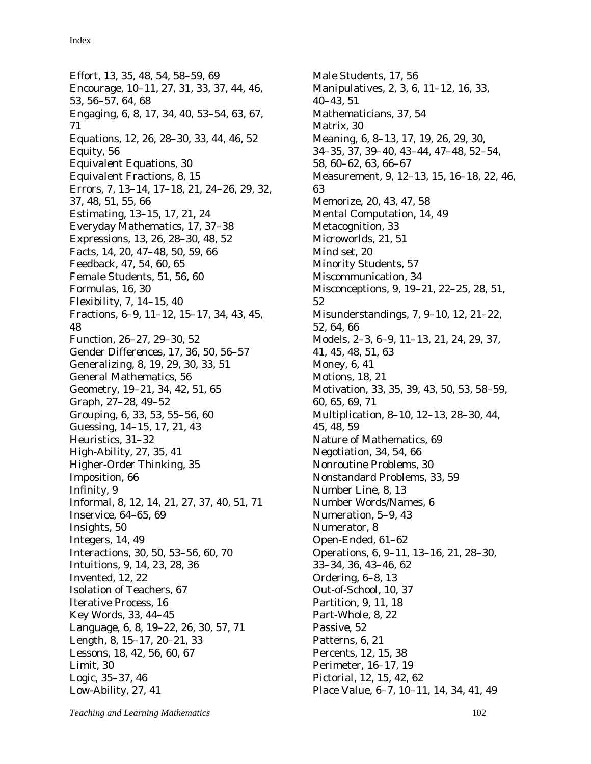Effort, 13, 35, 48, 54, 58–59, 69
Encourage, 10–11, 27, 31, 33, 37, 44, 46, 53, 56–57, 64, 68
Engaging, 6, 8, 17, 34, 40, 53–54, 63, 67, 71
Equations, 12, 26, 28–30, 33, 44, 46, 52
Equity, 56
Equivalent Equations, 30
Equivalent Fractions, 8, 15
Errors, 7, 13–14, 17–18, 21, 24–26, 29, 32, 37, 48, 51, 55, 66
Estimating, 13–15, 17, 21, 24
Everyday Mathematics, 17, 37–38
Expressions, 13, 26, 28–30, 48, 52
Facts, 14, 20, 47–48, 50, 59, 66
Feedback, 47, 54, 60, 65
Female Students, 51, 56, 60
Formulas, 16, 30
Flexibility, 7, 14–15, 40
Fractions, 6–9, 11–12, 15–17, 34, 43, 45, 48
Function, 26–27, 29–30, 52
Gender Differences, 17, 36, 50, 56–57
Generalizing, 8, 19, 29, 30, 33, 51
General Mathematics, 56
Geometry, 19–21, 34, 42, 51, 65
Graph, 27–28, 49–52
Grouping, 6, 33, 53, 55–56, 60
Guessing, 14–15, 17, 21, 43
Heuristics, 31–32
High-Ability, 27, 35, 41
Higher-Order Thinking, 35
Imposition, 66
Infinity, 9
Informal, 8, 12, 14, 21, 27, 37, 40, 51, 71
Inservice, 64–65, 69
Insights, 50
Integers, 14, 49
Interactions, 30, 50, 53–56, 60, 70
Intuitions, 9, 14, 23, 28, 36
Invented, 12, 22
Isolation of Teachers, 67
Iterative Process, 16
Key Words, 33, 44–45
Language, 6, 8, 19–22, 26, 30, 57, 71
Length, 8, 15–17, 20–21, 33
Lessons, 18, 42, 56, 60, 67
Limit, 30
Logic, 35–37, 46
Low-Ability, 27, 41
Male Students, 17, 56
Manipulatives, 2, 3, 6, 11–12, 16, 33, 40–43, 51
Mathematicians, 37, 54
Matrix, 30
Meaning, 6, 8–13, 17, 19, 26, 29, 30, 34–35, 37, 39–40, 43–44, 47–48, 52–54, 58, 60–62, 63, 66–67
Measurement, 9, 12–13, 15, 16–18, 22, 46, 63
Memorize, 20, 43, 47, 58
Mental Computation, 14, 49
Metacognition, 33
Microworlds, 21, 51
Mind set, 20
Minority Students, 57
Miscommunication, 34
Misconceptions, 9, 19–21, 22–25, 28, 51, 52
Misunderstandings, 7, 9–10, 12, 21–22, 52, 64, 66
Models, 2–3, 6–9, 11–13, 21, 24, 29, 37, 41, 45, 48, 51, 63
Money, 6, 41
Motions, 18, 21
Motivation, 33, 35, 39, 43, 50, 53, 58–59, 60, 65, 69, 71
Multiplication, 8–10, 12–13, 28–30, 44, 45, 48, 59
Nature of Mathematics, 69
Negotiation, 34, 54, 66
Nonroutine Problems, 30
Nonstandard Problems, 33, 59
Number Line, 8, 13
Number Words/Names, 6
Numeration, 5–9, 43
Numerator, 8
Open-Ended, 61–62
Operations, 6, 9–11, 13–16, 21, 28–30, 33–34, 36, 43–46, 62
Ordering, 6–8, 13
Out-of-School, 10, 37
Partition, 9, 11, 18
Part-Whole, 8, 22
Passive, 52
Patterns, 6, 21
Percents, 12, 15, 38
Perimeter, 16–17, 19
Pictorial, 12, 15, 42, 62
Place Value, 6–7, 10–11, 14, 34, 41, 49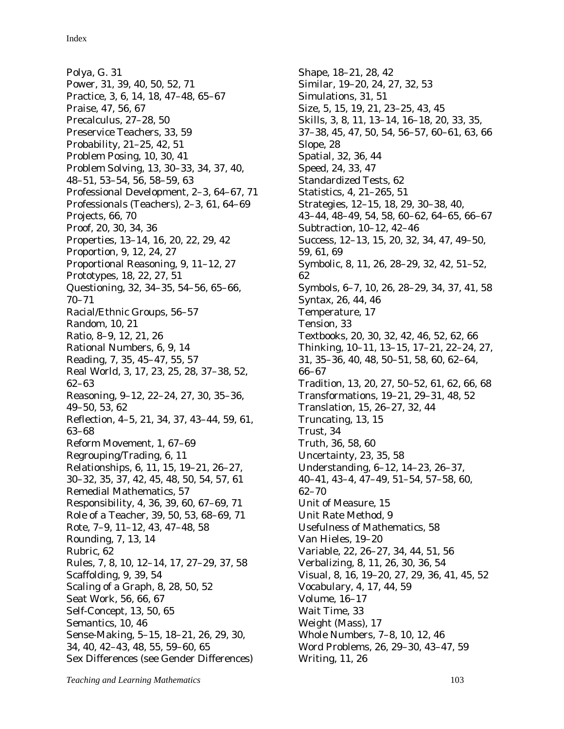Polya, G. 31
Power, 31, 39, 40, 50, 52, 71
Practice, 3, 6, 14, 18, 47–48, 65–67
Praise, 47, 56, 67
Precalculus, 27–28, 50
Preservice Teachers, 33, 59
Probability, 21–25, 42, 51
Problem Posing, 10, 30, 41
Problem Solving, 13, 30–33, 34, 37, 40, 48–51, 53–54, 56, 58–59, 63
Professional Development, 2–3, 64–67, 71
Professionals (Teachers), 2–3, 61, 64–69
Projects, 66, 70
Proof, 20, 30, 34, 36
Properties, 13–14, 16, 20, 22, 29, 42
Proportion, 9, 12, 24, 27
Proportional Reasoning, 9, 11–12, 27
Prototypes, 18, 22, 27, 51
Questioning, 32, 34–35, 54–56, 65–66, 70–71
Racial/Ethnic Groups, 56–57
Random, 10, 21
Ratio, 8–9, 12, 21, 26
Rational Numbers, 6, 9, 14
Reading, 7, 35, 45–47, 55, 57
Real World, 3, 17, 23, 25, 28, 37–38, 52, 62–63
Reasoning, 9–12, 22–24, 27, 30, 35–36, 49–50, 53, 62
Reflection, 4–5, 21, 34, 37, 43–44, 59, 61, 63–68
Reform Movement, 1, 67–69
Regrouping/Trading, 6, 11
Relationships, 6, 11, 15, 19–21, 26–27, 30–32, 35, 37, 42, 45, 48, 50, 54, 57, 61
Remedial Mathematics, 57
Responsibility, 4, 36, 39, 60, 67–69, 71
Role of a Teacher, 39, 50, 53, 68–69, 71
Rote, 7–9, 11–12, 43, 47–48, 58
Rounding, 7, 13, 14
Rubric, 62
Rules, 7, 8, 10, 12–14, 17, 27–29, 37, 58
Scaffolding, 9, 39, 54
Scaling of a Graph, 8, 28, 50, 52
Seat Work, 56, 66, 67
Self-Concept, 13, 50, 65
Semantics, 10, 46
Sense-Making, 5–15, 18–21, 26, 29, 30, 34, 40, 42–43, 48, 55, 59–60, 65
Sex Differences (see Gender Differences)
Shape, 18–21, 28, 42
Similar, 19–20, 24, 27, 32, 53
Simulations, 31, 51
Size, 5, 15, 19, 21, 23–25, 43, 45
Skills, 3, 8, 11, 13–14, 16–18, 20, 33, 35, 37–38, 45, 47, 50, 54, 56–57, 60–61, 63, 66
Slope, 28
Spatial, 32, 36, 44
Speed, 24, 33, 47
Standardized Tests, 62
Statistics, 4, 21–265, 51
Strategies, 12–15, 18, 29, 30–38, 40, 43–44, 48–49, 54, 58, 60–62, 64–65, 66–67
Subtraction, 10–12, 42–46
Success, 12–13, 15, 20, 32, 34, 47, 49–50, 59, 61, 69
Symbolic, 8, 11, 26, 28–29, 32, 42, 51–52, 62
Symbols, 6–7, 10, 26, 28–29, 34, 37, 41, 58
Syntax, 26, 44, 46
Temperature, 17
Tension, 33
Textbooks, 20, 30, 32, 42, 46, 52, 62, 66
Thinking, 10–11, 13–15, 17–21, 22–24, 27, 31, 35–36, 40, 48, 50–51, 58, 60, 62–64, 66–67
Tradition, 13, 20, 27, 50–52, 61, 62, 66, 68
Transformations, 19–21, 29–31, 48, 52
Translation, 15, 26–27, 32, 44
Truncating, 13, 15
Trust, 34
Truth, 36, 58, 60
Uncertainty, 23, 35, 58
Understanding, 6–12, 14–23, 26–37, 40–41, 43–4, 47–49, 51–54, 57–58, 60, 62–70
Unit of Measure, 15
Unit Rate Method, 9
Usefulness of Mathematics, 58
Van Hieles, 19–20
Variable, 22, 26–27, 34, 44, 51, 56
Verbalizing, 8, 11, 26, 30, 36, 54
Visual, 8, 16, 19–20, 27, 29, 36, 41, 45, 52
Vocabulary, 4, 17, 44, 59
Volume, 16–17
Wait Time, 33
Weight (Mass), 17
Whole Numbers, 7–8, 10, 12, 46
Word Problems, 26, 29–30, 43–47, 59
Writing, 11, 26